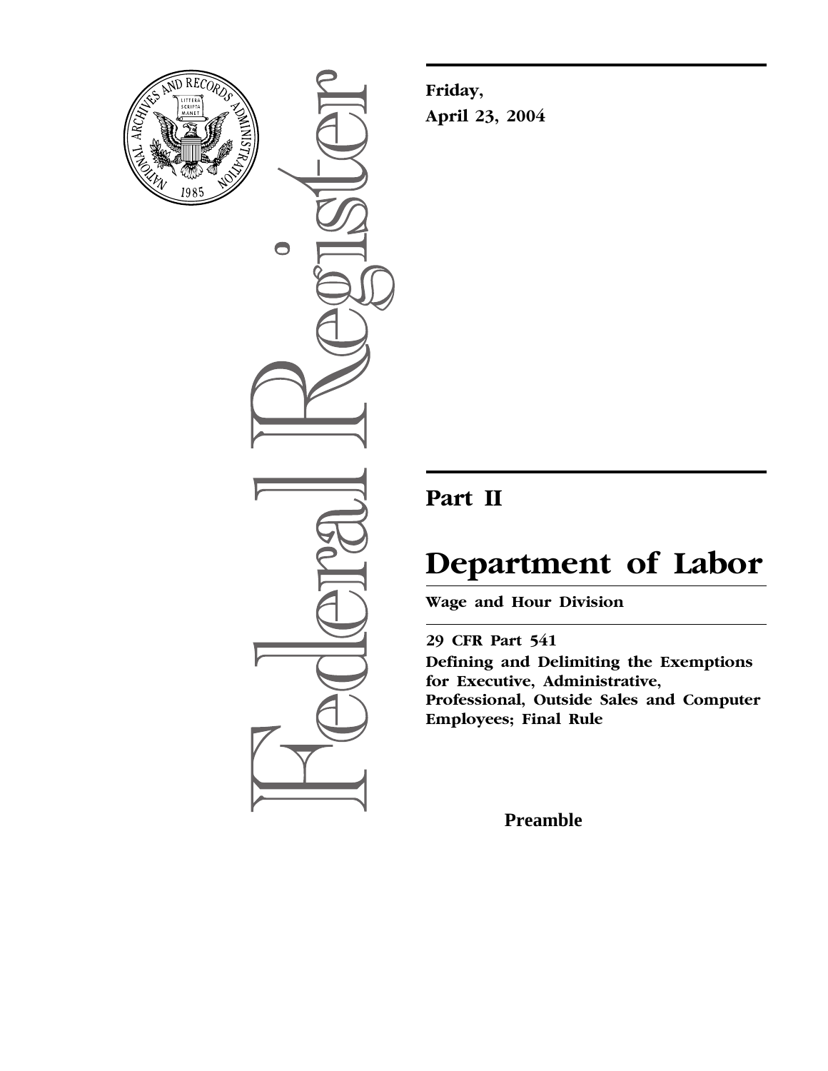**Friday,**

**April 23, 2004**

# Part II

# Department of Labor

**Wage and Hour Division**

**29 CFR Part 541**

**Defining and Delimiting the Exemptions for Executive, Administrative, Professional, Outside Sales and Computer Employees; Final Rule**

**Preamble**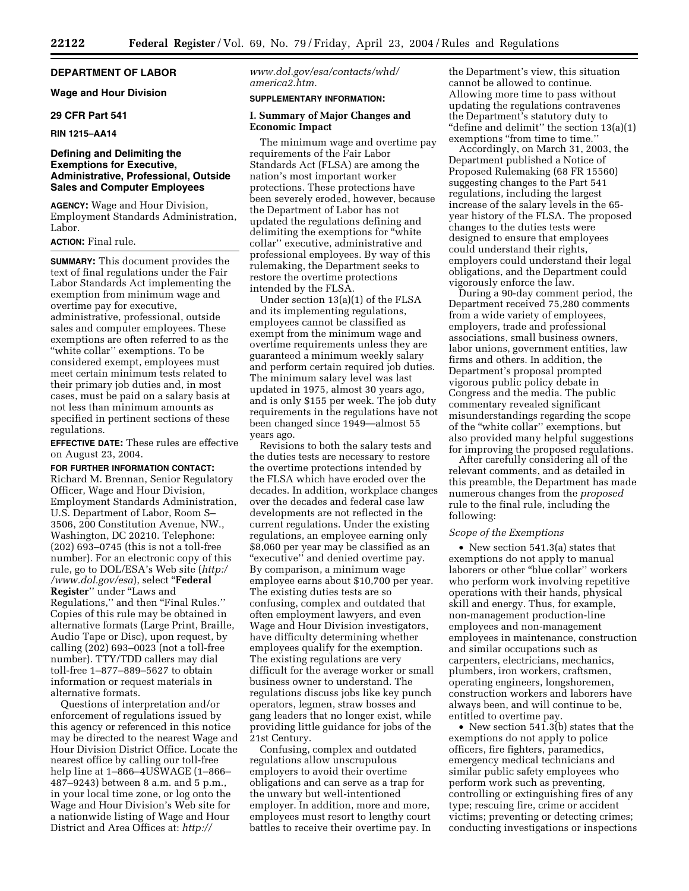## DEPARTMENT OF LABOR

### Wage and Hour Division

### 29 CFR Part 541

### RIN 1215–AA14

## Defining and Delimiting the Exemptions for Executive, Administrative, Professional, Outside Sales and Computer Employees

**AGENCY:** Wage and Hour Division, Employment Standards Administration, Labor.

**ACTION:** Final rule.

**SUMMARY:** This document provides the text of final regulations under the Fair Labor Standards Act implementing the exemption from minimum wage and overtime pay for executive, administrative, professional, outside sales and computer employees. These exemptions are often referred to as the "white collar'' exemptions. To be considered exempt, employees must meet certain minimum tests related to their primary job duties and, in most cases, must be paid on a salary basis at not less than minimum amounts as specified in pertinent sections of these regulations.

**EFFECTIVE DATE:** These rules are effective on August 23, 2004.

**FOR FURTHER INFORMATION CONTACT:** Richard M. Brennan, Senior Regulatory Officer, Wage and Hour Division, Employment Standards Administration, U.S. Department of Labor, Room S–3506, 200 Constitution Avenue, NW., Washington, DC 20210. Telephone: (202) 693–0745 (this is not a toll-free number). For an electronic copy of this rule, go to DOL/ESA's Web site (*http://www.dol.gov/esa*), select "**Federal Register**'' under "Laws and Regulations,'' and then "Final Rules.'' Copies of this rule may be obtained in alternative formats (Large Print, Braille, Audio Tape or Disc), upon request, by calling (202) 693–0023 (not a toll-free number). TTY/TDD callers may dial toll-free 1–877–889–5627 to obtain information or request materials in alternative formats.

Questions of interpretation and/or enforcement of regulations issued by this agency or referenced in this notice may be directed to the nearest Wage and Hour Division District Office. Locate the nearest office by calling our toll-free help line at 1–866–4USWAGE (1–866–487–9243) between 8 a.m. and 5 p.m., in your local time zone, or log onto the Wage and Hour Division's Web site for a nationwide listing of Wage and Hour District and Area Offices at: *http://www.dol.gov/esa/contacts/whd/america2.htm.*

**SUPPLEMENTARY INFORMATION:**

### I. Summary of Major Changes and Economic Impact

The minimum wage and overtime pay requirements of the Fair Labor Standards Act (FLSA) are among the nation's most important worker protections. These protections have been severely eroded, however, because the Department of Labor has not updated the regulations defining and delimiting the exemptions for "white collar'' executive, administrative and professional employees. By way of this rulemaking, the Department seeks to restore the overtime protections intended by the FLSA.

Under section 13(a)(1) of the FLSA and its implementing regulations, employees cannot be classified as exempt from the minimum wage and overtime requirements unless they are guaranteed a minimum weekly salary and perform certain required job duties. The minimum salary level was last updated in 1975, almost 30 years ago, and is only $155 per week. The job duty requirements in the regulations have not been changed since 1949—almost 55 years ago.

Revisions to both the salary tests and the duties tests are necessary to restore the overtime protections intended by the FLSA which have eroded over the decades. In addition, workplace changes over the decades and federal case law developments are not reflected in the current regulations. Under the existing regulations, an employee earning only $8,060 per year may be classified as an "executive'' and denied overtime pay. By comparison, a minimum wage employee earns about $10,700 per year. The existing duties tests are so confusing, complex and outdated that often employment lawyers, and even Wage and Hour Division investigators, have difficulty determining whether employees qualify for the exemption. The existing regulations are very difficult for the average worker or small business owner to understand. The regulations discuss jobs like key punch operators, legmen, straw bosses and gang leaders that no longer exist, while providing little guidance for jobs of the 21st Century.

Confusing, complex and outdated regulations allow unscrupulous employers to avoid their overtime obligations and can serve as a trap for the unwary but well-intentioned employer. In addition, more and more, employees must resort to lengthy court battles to receive their overtime pay. In the Department's view, this situation cannot be allowed to continue. Allowing more time to pass without updating the regulations contravenes the Department's statutory duty to "define and delimit'' the section 13(a)(1) exemptions "from time to time.''

Accordingly, on March 31, 2003, the Department published a Notice of Proposed Rulemaking (68 FR 15560) suggesting changes to the Part 541 regulations, including the largest increase of the salary levels in the 65-year history of the FLSA. The proposed changes to the duties tests were designed to ensure that employees could understand their rights, employers could understand their legal obligations, and the Department could vigorously enforce the law.

During a 90-day comment period, the Department received 75,280 comments from a wide variety of employees, employers, trade and professional associations, small business owners, labor unions, government entities, law firms and others. In addition, the Department's proposal prompted vigorous public policy debate in Congress and the media. The public commentary revealed significant misunderstandings regarding the scope of the "white collar'' exemptions, but also provided many helpful suggestions for improving the proposed regulations.

After carefully considering all of the relevant comments, and as detailed in this preamble, the Department has made numerous changes from the *proposed* rule to the final rule, including the following:

*Scope of the Exemptions*

- New section 541.3(a) states that exemptions do not apply to manual laborers or other "blue collar'' workers who perform work involving repetitive operations with their hands, physical skill and energy. Thus, for example, non-management production-line employees and non-management employees in maintenance, construction and similar occupations such as carpenters, electricians, mechanics, plumbers, iron workers, craftsmen, operating engineers, longshoremen, construction workers and laborers have always been, and will continue to be, entitled to overtime pay.
- New section 541.3(b) states that the exemptions do not apply to police officers, fire fighters, paramedics, emergency medical technicians and similar public safety employees who perform work such as preventing, controlling or extinguishing fires of any type; rescuing fire, crime or accident victims; preventing or detecting crimes; conducting investigations or inspections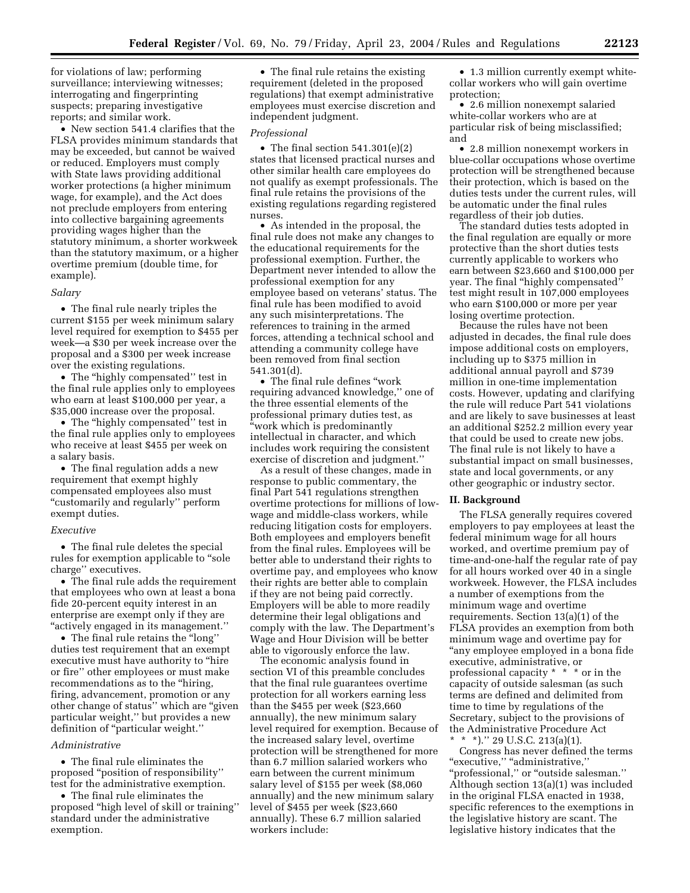for violations of law; performing surveillance; interviewing witnesses; interrogating and fingerprinting suspects; preparing investigative reports; and similar work.

- New section 541.4 clarifies that the FLSA provides minimum standards that may be exceeded, but cannot be waived or reduced. Employers must comply with State laws providing additional worker protections (a higher minimum wage, for example), and the Act does not preclude employers from entering into collective bargaining agreements providing wages higher than the statutory minimum, a shorter workweek than the statutory maximum, or a higher overtime premium (double time, for example).

*Salary*

- The final rule nearly triples the current $155 per week minimum salary level required for exemption to $455 per week—a $30 per week increase over the proposal and a $300 per week increase over the existing regulations.
- The "highly compensated'' test in the final rule applies only to employees who earn at least $100,000 per year, a $35,000 increase over the proposal.
- The "highly compensated'' test in the final rule applies only to employees who receive at least $455 per week on a salary basis.
- The final regulation adds a new requirement that exempt highly compensated employees also must "customarily and regularly'' perform exempt duties.

*Executive*

- The final rule deletes the special rules for exemption applicable to "sole charge'' executives.
- The final rule adds the requirement that employees who own at least a bona fide 20-percent equity interest in an enterprise are exempt only if they are "actively engaged in its management.''
- The final rule retains the "long'' duties test requirement that an exempt executive must have authority to "hire or fire'' other employees or must make recommendations as to the "hiring, firing, advancement, promotion or any other change of status'' which are "given particular weight,'' but provides a new definition of "particular weight.''

*Administrative*

- The final rule eliminates the proposed "position of responsibility'' test for the administrative exemption.
- The final rule eliminates the proposed "high level of skill or training'' standard under the administrative exemption.
- The final rule retains the existing requirement (deleted in the proposed regulations) that exempt administrative employees must exercise discretion and independent judgment.

*Professional*

- The final section 541.301(e)(2) states that licensed practical nurses and other similar health care employees do not qualify as exempt professionals. The final rule retains the provisions of the existing regulations regarding registered nurses.
- As intended in the proposal, the final rule does not make any changes to the educational requirements for the professional exemption. Further, the Department never intended to allow the professional exemption for any employee based on veterans' status. The final rule has been modified to avoid any such misinterpretations. The references to training in the armed forces, attending a technical school and attending a community college have been removed from final section 541.301(d).
- The final rule defines "work requiring advanced knowledge,'' one of the three essential elements of the professional primary duties test, as "work which is predominantly intellectual in character, and which includes work requiring the consistent exercise of discretion and judgment.''

As a result of these changes, made in response to public commentary, the final Part 541 regulations strengthen overtime protections for millions of low-wage and middle-class workers, while reducing litigation costs for employers. Both employees and employers benefit from the final rules. Employees will be better able to understand their rights to overtime pay, and employees who know their rights are better able to complain if they are not being paid correctly. Employers will be able to more readily determine their legal obligations and comply with the law. The Department's Wage and Hour Division will be better able to vigorously enforce the law.

The economic analysis found in section VI of this preamble concludes that the final rule guarantees overtime protection for all workers earning less than the $455 per week ($23,660 annually), the new minimum salary level required for exemption. Because of the increased salary level, overtime protection will be strengthened for more than 6.7 million salaried workers who earn between the current minimum salary level of $155 per week ($8,060 annually) and the new minimum salary level of $455 per week ($23,660 annually). These 6.7 million salaried workers include:

- 1.3 million currently exempt white-collar workers who will gain overtime protection;
- 2.6 million nonexempt salaried white-collar workers who are at particular risk of being misclassified; and
- 2.8 million nonexempt workers in blue-collar occupations whose overtime protection will be strengthened because their protection, which is based on the duties tests under the current rules, will be automatic under the final rules regardless of their job duties.

The standard duties tests adopted in the final regulation are equally or more protective than the short duties tests currently applicable to workers who earn between $23,660 and $100,000 per year. The final "highly compensated'' test might result in 107,000 employees who earn $100,000 or more per year losing overtime protection.

Because the rules have not been adjusted in decades, the final rule does impose additional costs on employers, including up to $375 million in additional annual payroll and $739 million in one-time implementation costs. However, updating and clarifying the rule will reduce Part 541 violations and are likely to save businesses at least an additional $252.2 million every year that could be used to create new jobs. The final rule is not likely to have a substantial impact on small businesses, state and local governments, or any other geographic or industry sector.

## II. Background

The FLSA generally requires covered employers to pay employees at least the federal minimum wage for all hours worked, and overtime premium pay of time-and-one-half the regular rate of pay for all hours worked over 40 in a single workweek. However, the FLSA includes a number of exemptions from the minimum wage and overtime requirements. Section 13(a)(1) of the FLSA provides an exemption from both minimum wage and overtime pay for "any employee employed in a bona fide executive, administrative, or professional capacity * * * or in the capacity of outside salesman (as such terms are defined and delimited from time to time by regulations of the Secretary, subject to the provisions of the Administrative Procedure Act * * *).'' 29 U.S.C. 213(a)(1).

Congress has never defined the terms "executive,'' "administrative,'' "professional,'' or "outside salesman.'' Although section 13(a)(1) was included in the original FLSA enacted in 1938, specific references to the exemptions in the legislative history are scant. The legislative history indicates that the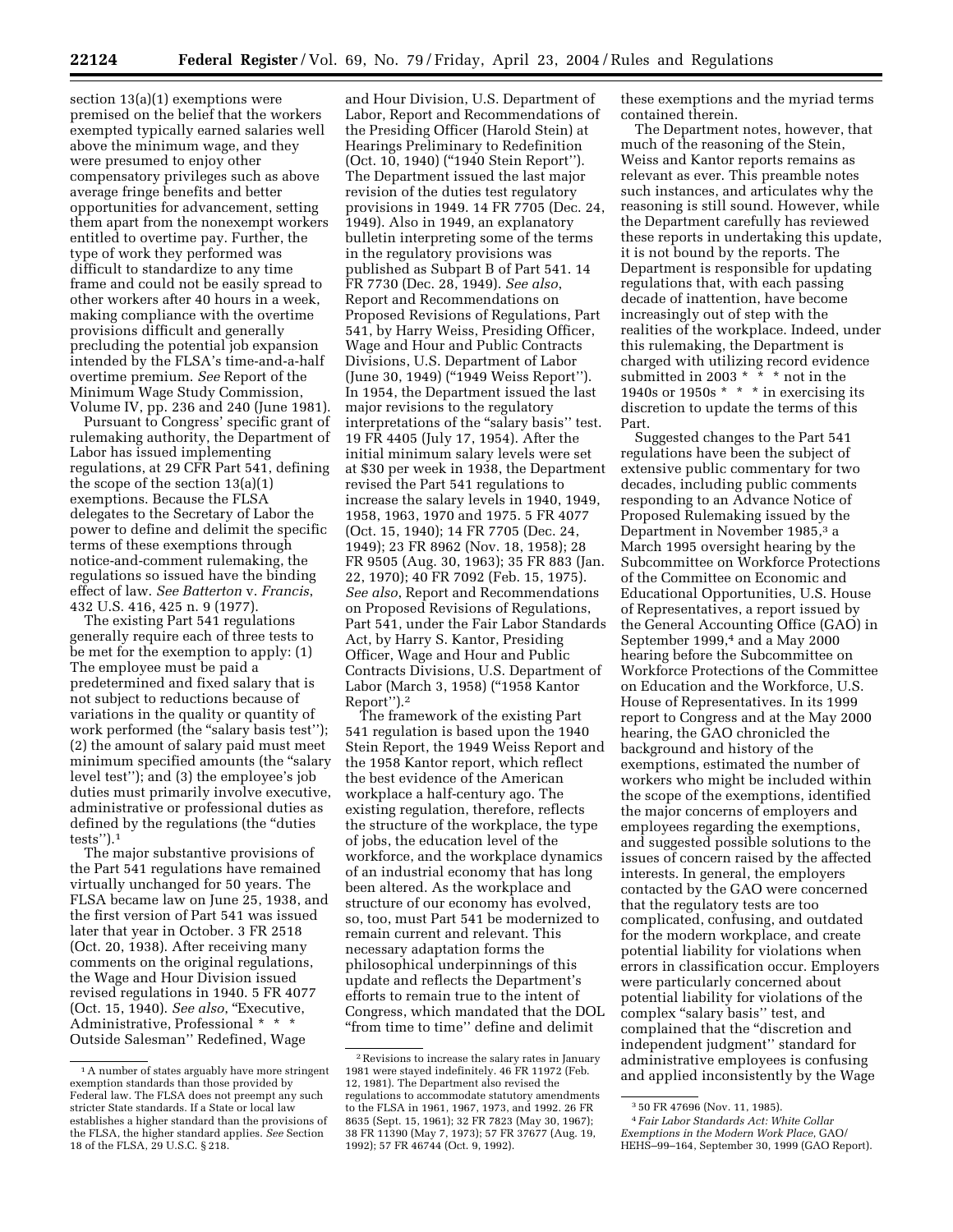section 13(a)(1) exemptions were premised on the belief that the workers exempted typically earned salaries well above the minimum wage, and they were presumed to enjoy other compensatory privileges such as above average fringe benefits and better opportunities for advancement, setting them apart from the nonexempt workers entitled to overtime pay. Further, the type of work they performed was difficult to standardize to any time frame and could not be easily spread to other workers after 40 hours in a week, making compliance with the overtime provisions difficult and generally precluding the potential job expansion intended by the FLSA's time-and-a-half overtime premium. *See* Report of the Minimum Wage Study Commission, Volume IV, pp. 236 and 240 (June 1981).

Pursuant to Congress' specific grant of rulemaking authority, the Department of Labor has issued implementing regulations, at 29 CFR Part 541, defining the scope of the section 13(a)(1) exemptions. Because the FLSA delegates to the Secretary of Labor the power to define and delimit the specific terms of these exemptions through notice-and-comment rulemaking, the regulations so issued have the binding effect of law. *See Batterton* v. *Francis*, 432 U.S. 416, 425 n. 9 (1977).

The existing Part 541 regulations generally require each of three tests to be met for the exemption to apply: (1) The employee must be paid a predetermined and fixed salary that is not subject to reductions because of variations in the quality or quantity of work performed (the "salary basis test"); (2) the amount of salary paid must meet minimum specified amounts (the "salary level test"); and (3) the employee's job duties must primarily involve executive, administrative or professional duties as defined by the regulations (the "duties tests").[1]

The major substantive provisions of the Part 541 regulations have remained virtually unchanged for 50 years. The FLSA became law on June 25, 1938, and the first version of Part 541 was issued later that year in October. 3 FR 2518 (Oct. 20, 1938). After receiving many comments on the original regulations, the Wage and Hour Division issued revised regulations in 1940. 5 FR 4077 (Oct. 15, 1940). *See also*, "Executive, Administrative, Professional * * * Outside Salesman" Redefined, Wage and Hour Division, U.S. Department of Labor, Report and Recommendations of the Presiding Officer (Harold Stein) at Hearings Preliminary to Redefinition (Oct. 10, 1940) ("1940 Stein Report"). The Department issued the last major revision of the duties test regulatory provisions in 1949. 14 FR 7705 (Dec. 24, 1949). Also in 1949, an explanatory bulletin interpreting some of the terms in the regulatory provisions was published as Subpart B of Part 541. 14 FR 7730 (Dec. 28, 1949). *See also*, Report and Recommendations on Proposed Revisions of Regulations, Part 541, by Harry Weiss, Presiding Officer, Wage and Hour and Public Contracts Divisions, U.S. Department of Labor (June 30, 1949) ("1949 Weiss Report"). In 1954, the Department issued the last major revisions to the regulatory interpretations of the "salary basis" test. 19 FR 4405 (July 17, 1954). After the initial minimum salary levels were set at $30 per week in 1938, the Department revised the Part 541 regulations to increase the salary levels in 1940, 1949, 1958, 1963, 1970 and 1975. 5 FR 4077 (Oct. 15, 1940); 14 FR 7705 (Dec. 24, 1949); 23 FR 8962 (Nov. 18, 1958); 28 FR 9505 (Aug. 30, 1963); 35 FR 883 (Jan. 22, 1970); 40 FR 7092 (Feb. 15, 1975). *See also*, Report and Recommendations on Proposed Revisions of Regulations, Part 541, under the Fair Labor Standards Act, by Harry S. Kantor, Presiding Officer, Wage and Hour and Public Contracts Divisions, U.S. Department of Labor (March 3, 1958) ("1958 Kantor Report").[2]

The framework of the existing Part 541 regulation is based upon the 1940 Stein Report, the 1949 Weiss Report and the 1958 Kantor report, which reflect the best evidence of the American workplace a half-century ago. The existing regulation, therefore, reflects the structure of the workplace, the type of jobs, the education level of the workforce, and the workplace dynamics of an industrial economy that has long been altered. As the workplace and structure of our economy has evolved, so, too, must Part 541 be modernized to remain current and relevant. This necessary adaptation forms the philosophical underpinnings of this update and reflects the Department's efforts to remain true to the intent of Congress, which mandated that the DOL "from time to time" define and delimit these exemptions and the myriad terms contained therein.

The Department notes, however, that much of the reasoning of the Stein, Weiss and Kantor reports remains as relevant as ever. This preamble notes such instances, and articulates why the reasoning is still sound. However, while the Department carefully has reviewed these reports in undertaking this update, it is not bound by the reports. The Department is responsible for updating regulations that, with each passing decade of inattention, have become increasingly out of step with the realities of the workplace. Indeed, under this rulemaking, the Department is charged with utilizing record evidence submitted in 2003 * * * not in the 1940s or 1950s * * * in exercising its discretion to update the terms of this Part.

Suggested changes to the Part 541 regulations have been the subject of extensive public commentary for two decades, including public comments responding to an Advance Notice of Proposed Rulemaking issued by the Department in November 1985,[3] a March 1995 oversight hearing by the Subcommittee on Workforce Protections of the Committee on Economic and Educational Opportunities, U.S. House of Representatives, a report issued by the General Accounting Office (GAO) in September 1999,[4] and a May 2000 hearing before the Subcommittee on Workforce Protections of the Committee on Education and the Workforce, U.S. House of Representatives. In its 1999 report to Congress and at the May 2000 hearing, the GAO chronicled the background and history of the exemptions, estimated the number of workers who might be included within the scope of the exemptions, identified the major concerns of employers and employees regarding the exemptions, and suggested possible solutions to the issues of concern raised by the affected interests. In general, the employers contacted by the GAO were concerned that the regulatory tests are too complicated, confusing, and outdated for the modern workplace, and create potential liability for violations when errors in classification occur. Employers were particularly concerned about potential liability for violations of the complex "salary basis" test, and complained that the "discretion and independent judgment" standard for administrative employees is confusing and applied inconsistently by the Wage

---

[1] A number of states arguably have more stringent exemption standards than those provided by Federal law. The FLSA does not preempt any such stricter State standards. If a State or local law establishes a higher standard than the provisions of the FLSA, the higher standard applies. *See* Section 18 of the FLSA, 29 U.S.C. § 218.

[2] Revisions to increase the salary rates in January 1981 were stayed indefinitely. 46 FR 11972 (Feb. 12, 1981). The Department also revised the regulations to accommodate statutory amendments to the FLSA in 1961, 1967, 1973, and 1992. 26 FR 8635 (Sept. 15, 1961); 32 FR 7823 (May 30, 1967); 38 FR 11390 (May 7, 1973); 57 FR 37677 (Aug. 19, 1992); 57 FR 46744 (Oct. 9, 1992).

[3] 50 FR 47696 (Nov. 11, 1985).

[4] *Fair Labor Standards Act: White Collar Exemptions in the Modern Work Place*, GAO/HEHS–99–164, September 30, 1999 (GAO Report).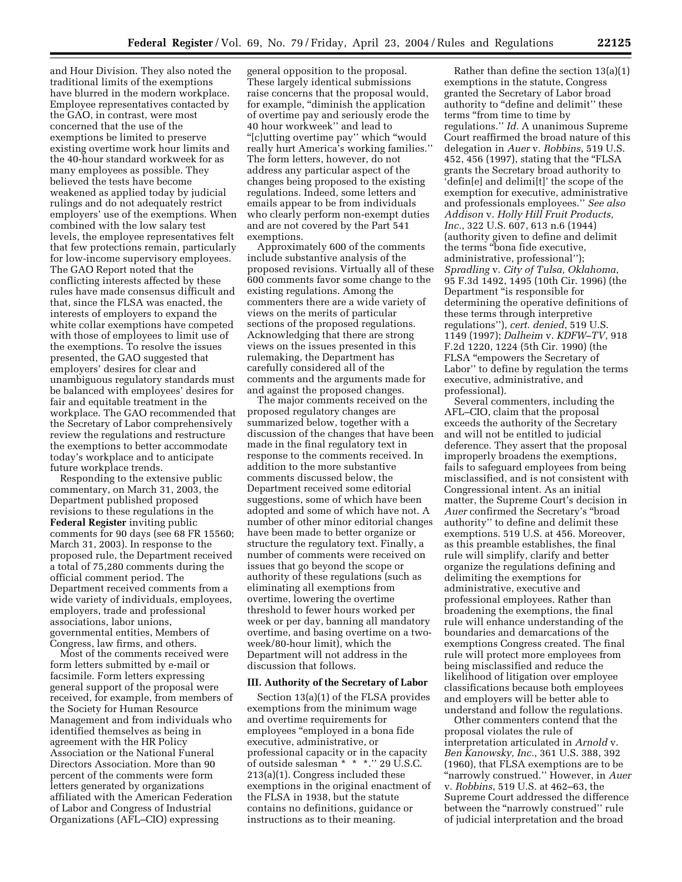and Hour Division. They also noted the traditional limits of the exemptions have blurred in the modern workplace. Employee representatives contacted by the GAO, in contrast, were most concerned that the use of the exemptions be limited to preserve existing overtime work hour limits and the 40-hour standard workweek for as many employees as possible. They believed the tests have become weakened as applied today by judicial rulings and do not adequately restrict employers' use of the exemptions. When combined with the low salary test levels, the employee representatives felt that few protections remain, particularly for low-income supervisory employees. The GAO Report noted that the conflicting interests affected by these rules have made consensus difficult and that, since the FLSA was enacted, the interests of employers to expand the white collar exemptions have competed with those of employees to limit use of the exemptions. To resolve the issues presented, the GAO suggested that employers' desires for clear and unambiguous regulatory standards must be balanced with employees' desires for fair and equitable treatment in the workplace. The GAO recommended that the Secretary of Labor comprehensively review the regulations and restructure the exemptions to better accommodate today's workplace and to anticipate future workplace trends.

Responding to the extensive public commentary, on March 31, 2003, the Department published proposed revisions to these regulations in the **Federal Register** inviting public comments for 90 days (see 68 FR 15560; March 31, 2003). In response to the proposed rule, the Department received a total of 75,280 comments during the official comment period. The Department received comments from a wide variety of individuals, employees, employers, trade and professional associations, labor unions, governmental entities, Members of Congress, law firms, and others.

Most of the comments received were form letters submitted by e-mail or facsimile. Form letters expressing general support of the proposal were received, for example, from members of the Society for Human Resource Management and from individuals who identified themselves as being in agreement with the HR Policy Association or the National Funeral Directors Association. More than 90 percent of the comments were form letters generated by organizations affiliated with the American Federation of Labor and Congress of Industrial Organizations (AFL–CIO) expressing general opposition to the proposal. These largely identical submissions raise concerns that the proposal would, for example, "diminish the application of overtime pay and seriously erode the 40 hour workweek" and lead to "[c]utting overtime pay" which "would really hurt America's working families." The form letters, however, do not address any particular aspect of the changes being proposed to the existing regulations. Indeed, some letters and emails appear to be from individuals who clearly perform non-exempt duties and are not covered by the Part 541 exemptions.

Approximately 600 of the comments include substantive analysis of the proposed revisions. Virtually all of these 600 comments favor some change to the existing regulations. Among the commenters there are a wide variety of views on the merits of particular sections of the proposed regulations. Acknowledging that there are strong views on the issues presented in this rulemaking, the Department has carefully considered all of the comments and the arguments made for and against the proposed changes.

The major comments received on the proposed regulatory changes are summarized below, together with a discussion of the changes that have been made in the final regulatory text in response to the comments received. In addition to the more substantive comments discussed below, the Department received some editorial suggestions, some of which have been adopted and some of which have not. A number of other minor editorial changes have been made to better organize or structure the regulatory text. Finally, a number of comments were received on issues that go beyond the scope or authority of these regulations (such as eliminating all exemptions from overtime, lowering the overtime threshold to fewer hours worked per week or per day, banning all mandatory overtime, and basing overtime on a two-week/80-hour limit), which the Department will not address in the discussion that follows.

## III. Authority of the Secretary of Labor

Section 13(a)(1) of the FLSA provides exemptions from the minimum wage and overtime requirements for employees "employed in a bona fide executive, administrative, or professional capacity or in the capacity of outside salesman * * *." 29 U.S.C. 213(a)(1). Congress included these exemptions in the original enactment of the FLSA in 1938, but the statute contains no definitions, guidance or instructions as to their meaning.

Rather than define the section 13(a)(1) exemptions in the statute, Congress granted the Secretary of Labor broad authority to "define and delimit" these terms "from time to time by regulations." *Id.* A unanimous Supreme Court reaffirmed the broad nature of this delegation in *Auer* v. *Robbins*, 519 U.S. 452, 456 (1997), stating that the "FLSA grants the Secretary broad authority to 'defin[e] and delimi[t]' the scope of the exemption for executive, administrative and professionals employees." *See also Addison* v. *Holly Hill Fruit Products, Inc.*, 322 U.S. 607, 613 n.6 (1944) (authority given to define and delimit the terms "bona fide executive, administrative, professional"); *Spradling* v. *City of Tulsa, Oklahoma*, 95 F.3d 1492, 1495 (10th Cir. 1996) (the Department "is responsible for determining the operative definitions of these terms through interpretive regulations"), *cert. denied*, 519 U.S. 1149 (1997); *Dalheim* v. *KDFW–TV*, 918 F.2d 1220, 1224 (5th Cir. 1990) (the FLSA "empowers the Secretary of Labor" to define by regulation the terms executive, administrative, and professional).

Several commenters, including the AFL–CIO, claim that the proposal exceeds the authority of the Secretary and will not be entitled to judicial deference. They assert that the proposal improperly broadens the exemptions, fails to safeguard employees from being misclassified, and is not consistent with Congressional intent. As an initial matter, the Supreme Court's decision in *Auer* confirmed the Secretary's "broad authority" to define and delimit these exemptions. 519 U.S. at 456. Moreover, as this preamble establishes, the final rule will simplify, clarify and better organize the regulations defining and delimiting the exemptions for administrative, executive and professional employees. Rather than broadening the exemptions, the final rule will enhance understanding of the boundaries and demarcations of the exemptions Congress created. The final rule will protect more employees from being misclassified and reduce the likelihood of litigation over employee classifications because both employees and employers will be better able to understand and follow the regulations.

Other commenters contend that the proposal violates the rule of interpretation articulated in *Arnold* v. *Ben Kanowsky, Inc.*, 361 U.S. 388, 392 (1960), that FLSA exemptions are to be "narrowly construed." However, in *Auer* v. *Robbins*, 519 U.S. at 462–63, the Supreme Court addressed the difference between the "narrowly construed" rule of judicial interpretation and the broad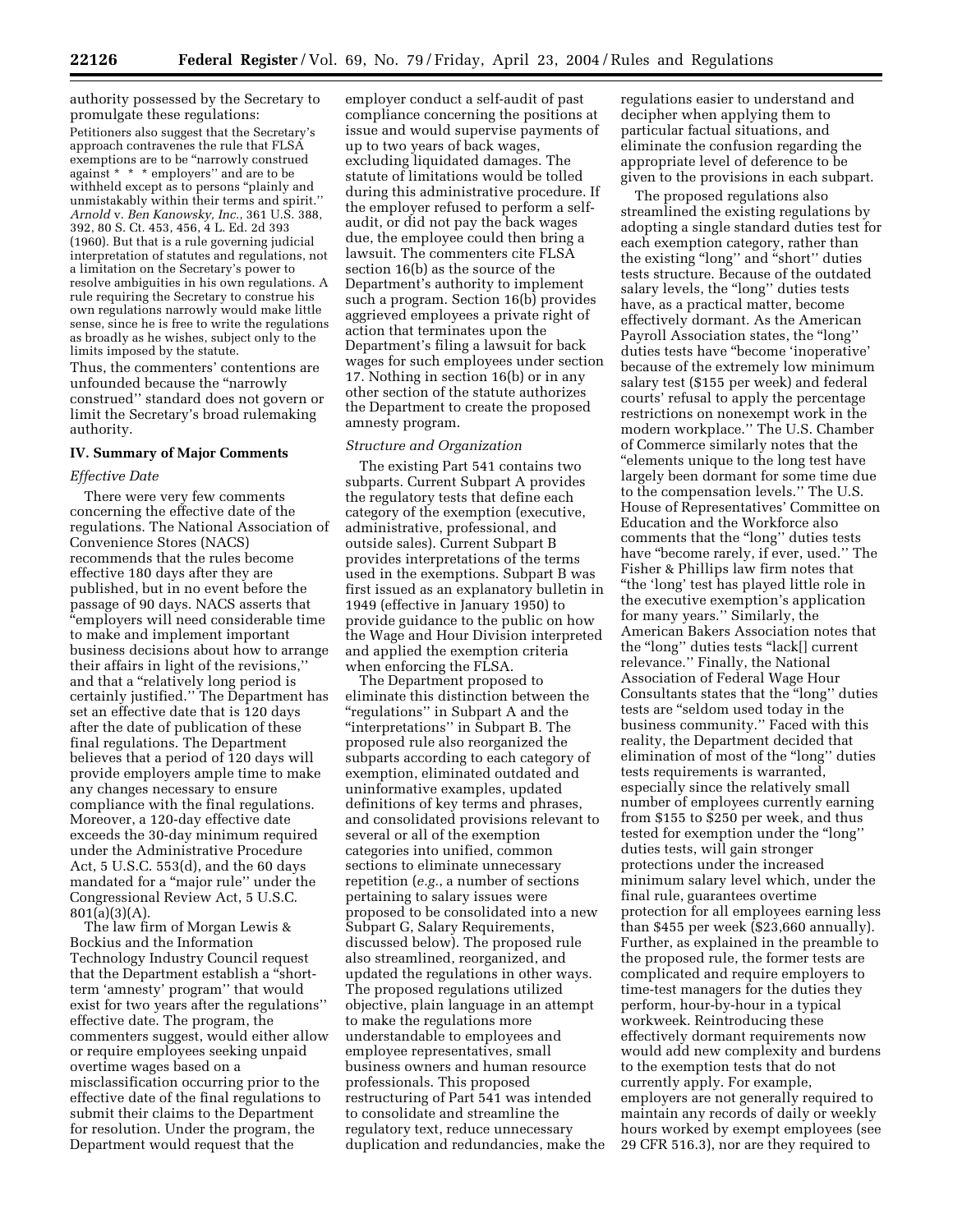authority possessed by the Secretary to promulgate these regulations:

Petitioners also suggest that the Secretary's approach contravenes the rule that FLSA exemptions are to be "narrowly construed against * * * employers" and are to be withheld except as to persons "plainly and unmistakably within their terms and spirit." *Arnold* v. *Ben Kanowsky, Inc.*, 361 U.S. 388, 392, 80 S. Ct. 453, 456, 4 L. Ed. 2d 393 (1960). But that is a rule governing judicial interpretation of statutes and regulations, not a limitation on the Secretary's power to resolve ambiguities in his own regulations. A rule requiring the Secretary to construe his own regulations narrowly would make little sense, since he is free to write the regulations as broadly as he wishes, subject only to the limits imposed by the statute.

Thus, the commenters' contentions are unfounded because the "narrowly construed" standard does not govern or limit the Secretary's broad rulemaking authority.

### IV. Summary of Major Comments

*Effective Date*

There were very few comments concerning the effective date of the regulations. The National Association of Convenience Stores (NACS) recommends that the rules become effective 180 days after they are published, but in no event before the passage of 90 days. NACS asserts that "employers will need considerable time to make and implement important business decisions about how to arrange their affairs in light of the revisions," and that a "relatively long period is certainly justified." The Department has set an effective date that is 120 days after the date of publication of these final regulations. The Department believes that a period of 120 days will provide employers ample time to make any changes necessary to ensure compliance with the final regulations. Moreover, a 120-day effective date exceeds the 30-day minimum required under the Administrative Procedure Act, 5 U.S.C. 553(d), and the 60 days mandated for a "major rule" under the Congressional Review Act, 5 U.S.C. 801(a)(3)(A).

The law firm of Morgan Lewis & Bockius and the Information Technology Industry Council request that the Department establish a "short-term 'amnesty' program" that would exist for two years after the regulations' effective date. The program, the commenters suggest, would either allow or require employees seeking unpaid overtime wages based on a misclassification occurring prior to the effective date of the final regulations to submit their claims to the Department for resolution. Under the program, the Department would request that the employer conduct a self-audit of past compliance concerning the positions at issue and would supervise payments of up to two years of back wages, excluding liquidated damages. The statute of limitations would be tolled during this administrative procedure. If the employer refused to perform a self-audit, or did not pay the back wages due, the employee could then bring a lawsuit. The commenters cite FLSA section 16(b) as the source of the Department's authority to implement such a program. Section 16(b) provides aggrieved employees a private right of action that terminates upon the Department's filing a lawsuit for back wages for such employees under section 17. Nothing in section 16(b) or in any other section of the statute authorizes the Department to create the proposed amnesty program.

*Structure and Organization*

The existing Part 541 contains two subparts. Current Subpart A provides the regulatory tests that define each category of the exemption (executive, administrative, professional, and outside sales). Current Subpart B provides interpretations of the terms used in the exemptions. Subpart B was first issued as an explanatory bulletin in 1949 (effective in January 1950) to provide guidance to the public on how the Wage and Hour Division interpreted and applied the exemption criteria when enforcing the FLSA.

The Department proposed to eliminate this distinction between the "regulations" in Subpart A and the "interpretations" in Subpart B. The proposed rule also reorganized the subparts according to each category of exemption, eliminated outdated and uninformative examples, updated definitions of key terms and phrases, and consolidated provisions relevant to several or all of the exemption categories into unified, common sections to eliminate unnecessary repetition (*e.g.*, a number of sections pertaining to salary issues were proposed to be consolidated into a new Subpart G, Salary Requirements, discussed below). The proposed rule also streamlined, reorganized, and updated the regulations in other ways. The proposed regulations utilized objective, plain language in an attempt to make the regulations more understandable to employees and employee representatives, small business owners and human resource professionals. This proposed restructuring of Part 541 was intended to consolidate and streamline the regulatory text, reduce unnecessary duplication and redundancies, make the regulations easier to understand and decipher when applying them to particular factual situations, and eliminate the confusion regarding the appropriate level of deference to be given to the provisions in each subpart.

The proposed regulations also streamlined the existing regulations by adopting a single standard duties test for each exemption category, rather than the existing "long" and "short" duties tests structure. Because of the outdated salary levels, the "long" duties tests have, as a practical matter, become effectively dormant. As the American Payroll Association states, the "long" duties tests have "become 'inoperative' because of the extremely low minimum salary test ($155 per week) and federal courts' refusal to apply the percentage restrictions on nonexempt work in the modern workplace." The U.S. Chamber of Commerce similarly notes that the "elements unique to the long test have largely been dormant for some time due to the compensation levels." The U.S. House of Representatives' Committee on Education and the Workforce also comments that the "long" duties tests have "become rarely, if ever, used." The Fisher & Phillips law firm notes that "the 'long' test has played little role in the executive exemption's application for many years." Similarly, the American Bakers Association notes that the "long" duties tests "lack[] current relevance." Finally, the National Association of Federal Wage Hour Consultants states that the "long" duties tests are "seldom used today in the business community." Faced with this reality, the Department decided that elimination of most of the "long" duties tests requirements is warranted, especially since the relatively small number of employees currently earning from $155 to $250 per week, and thus tested for exemption under the "long" duties tests, will gain stronger protections under the increased minimum salary level which, under the final rule, guarantees overtime protection for all employees earning less than $455 per week ($23,660 annually). Further, as explained in the preamble to the proposed rule, the former tests are complicated and require employers to time-test managers for the duties they perform, hour-by-hour in a typical workweek. Reintroducing these effectively dormant requirements now would add new complexity and burdens to the exemption tests that do not currently apply. For example, employers are not generally required to maintain any records of daily or weekly hours worked by exempt employees (see 29 CFR 516.3), nor are they required to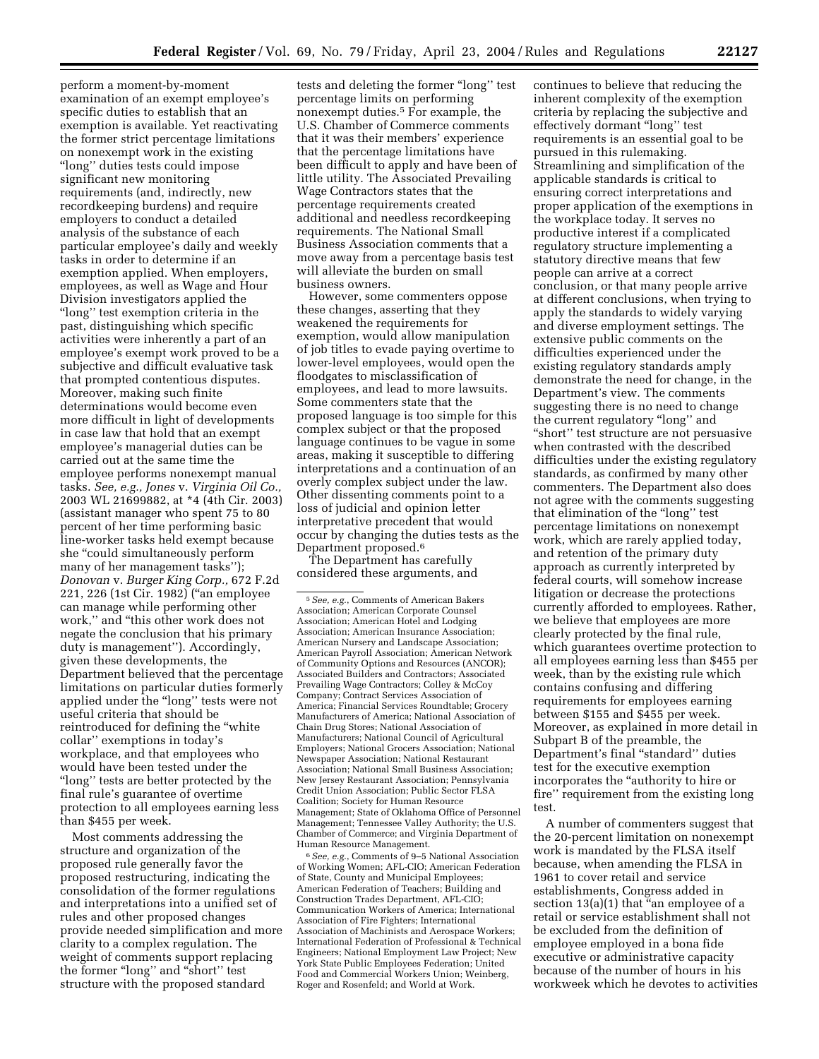perform a moment-by-moment examination of an exempt employee's specific duties to establish that an exemption is available. Yet reactivating the former strict percentage limitations on nonexempt work in the existing "long" duties tests could impose significant new monitoring requirements (and, indirectly, new recordkeeping burdens) and require employers to conduct a detailed analysis of the substance of each particular employee's daily and weekly tasks in order to determine if an exemption applied. When employers, employees, as well as Wage and Hour Division investigators applied the "long" test exemption criteria in the past, distinguishing which specific activities were inherently a part of an employee's exempt work proved to be a subjective and difficult evaluative task that prompted contentious disputes. Moreover, making such finite determinations would become even more difficult in light of developments in case law that hold that an exempt employee's managerial duties can be carried out at the same time the employee performs nonexempt manual tasks. *See, e.g., Jones* v. *Virginia Oil Co.,* 2003 WL 21699882, at *4 (4th Cir. 2003) (assistant manager who spent 75 to 80 percent of her time performing basic line-worker tasks held exempt because she "could simultaneously perform many of her management tasks"); *Donovan* v. *Burger King Corp.,* 672 F.2d 221, 226 (1st Cir. 1982) ("an employee can manage while performing other work," and "this other work does not negate the conclusion that his primary duty is management"). Accordingly, given these developments, the Department believed that the percentage limitations on particular duties formerly applied under the "long" tests were not useful criteria that should be reintroduced for defining the "white collar" exemptions in today's workplace, and that employees who would have been tested under the "long" tests are better protected by the final rule's guarantee of overtime protection to all employees earning less than $455 per week.

Most comments addressing the structure and organization of the proposed rule generally favor the proposed restructuring, indicating the consolidation of the former regulations and interpretations into a unified set of rules and other proposed changes provide needed simplification and more clarity to a complex regulation. The weight of comments support replacing the former "long" and "short" test structure with the proposed standard tests and deleting the former "long" test percentage limits on performing nonexempt duties.[5] For example, the U.S. Chamber of Commerce comments that it was their members' experience that the percentage limitations have been difficult to apply and have been of little utility. The Associated Prevailing Wage Contractors states that the percentage requirements created additional and needless recordkeeping requirements. The National Small Business Association comments that a move away from a percentage basis test will alleviate the burden on small business owners.

However, some commenters oppose these changes, asserting that they weakened the requirements for exemption, would allow manipulation of job titles to evade paying overtime to lower-level employees, would open the floodgates to misclassification of employees, and lead to more lawsuits. Some commenters state that the proposed language is too simple for this complex subject or that the proposed language continues to be vague in some areas, making it susceptible to differing interpretations and a continuation of an overly complex subject under the law. Other dissenting comments point to a loss of judicial and opinion letter interpretative precedent that would occur by changing the duties tests as the Department proposed.[6]

The Department has carefully considered these arguments, and continues to believe that reducing the inherent complexity of the exemption criteria by replacing the subjective and effectively dormant "long" test requirements is an essential goal to be pursued in this rulemaking. Streamlining and simplification of the applicable standards is critical to ensuring correct interpretations and proper application of the exemptions in the workplace today. It serves no productive interest if a complicated regulatory structure implementing a statutory directive means that few people can arrive at a correct conclusion, or that many people arrive at different conclusions, when trying to apply the standards to widely varying and diverse employment settings. The extensive public comments on the difficulties experienced under the existing regulatory standards amply demonstrate the need for change, in the Department's view. The comments suggesting there is no need to change the current regulatory "long" and "short" test structure are not persuasive when contrasted with the described difficulties under the existing regulatory standards, as confirmed by many other commenters. The Department also does not agree with the comments suggesting that elimination of the "long" test percentage limitations on nonexempt work, which are rarely applied today, and retention of the primary duty approach as currently interpreted by federal courts, will somehow increase litigation or decrease the protections currently afforded to employees. Rather, we believe that employees are more clearly protected by the final rule, which guarantees overtime protection to all employees earning less than $455 per week, than by the existing rule which contains confusing and differing requirements for employees earning between $155 and $455 per week. Moreover, as explained in more detail in Subpart B of the preamble, the Department's final "standard" duties test for the executive exemption incorporates the "authority to hire or fire" requirement from the existing long test.

A number of commenters suggest that the 20-percent limitation on nonexempt work is mandated by the FLSA itself because, when amending the FLSA in 1961 to cover retail and service establishments, Congress added in section 13(a)(1) that "an employee of a retail or service establishment shall not be excluded from the definition of employee employed in a bona fide executive or administrative capacity because of the number of hours in his workweek which he devotes to activities

---

[5] *See, e.g.*, Comments of American Bakers Association; American Corporate Counsel Association; American Hotel and Lodging Association; American Insurance Association; American Nursery and Landscape Association; American Payroll Association; American Network of Community Options and Resources (ANCOR); Associated Builders and Contractors; Associated Prevailing Wage Contractors; Colley & McCoy Company; Contract Services Association of America; Financial Services Roundtable; Grocery Manufacturers of America; National Association of Chain Drug Stores; National Association of Manufacturers; National Council of Agricultural Employers; National Grocers Association; National Newspaper Association; National Restaurant Association; National Small Business Association; New Jersey Restaurant Association; Pennsylvania Credit Union Association; Public Sector FLSA Coalition; Society for Human Resource Management; State of Oklahoma Office of Personnel Management; Tennessee Valley Authority; the U.S. Chamber of Commerce; and Virginia Department of Human Resource Management.

[6] *See, e.g.*, Comments of 9–5 National Association of Working Women; AFL-CIO; American Federation of State, County and Municipal Employees; American Federation of Teachers; Building and Construction Trades Department, AFL-CIO; Communication Workers of America; International Association of Fire Fighters; International Association of Machinists and Aerospace Workers; International Federation of Professional & Technical Engineers; National Employment Law Project; New York State Public Employees Federation; United Food and Commercial Workers Union; Weinberg, Roger and Rosenfeld; and World at Work.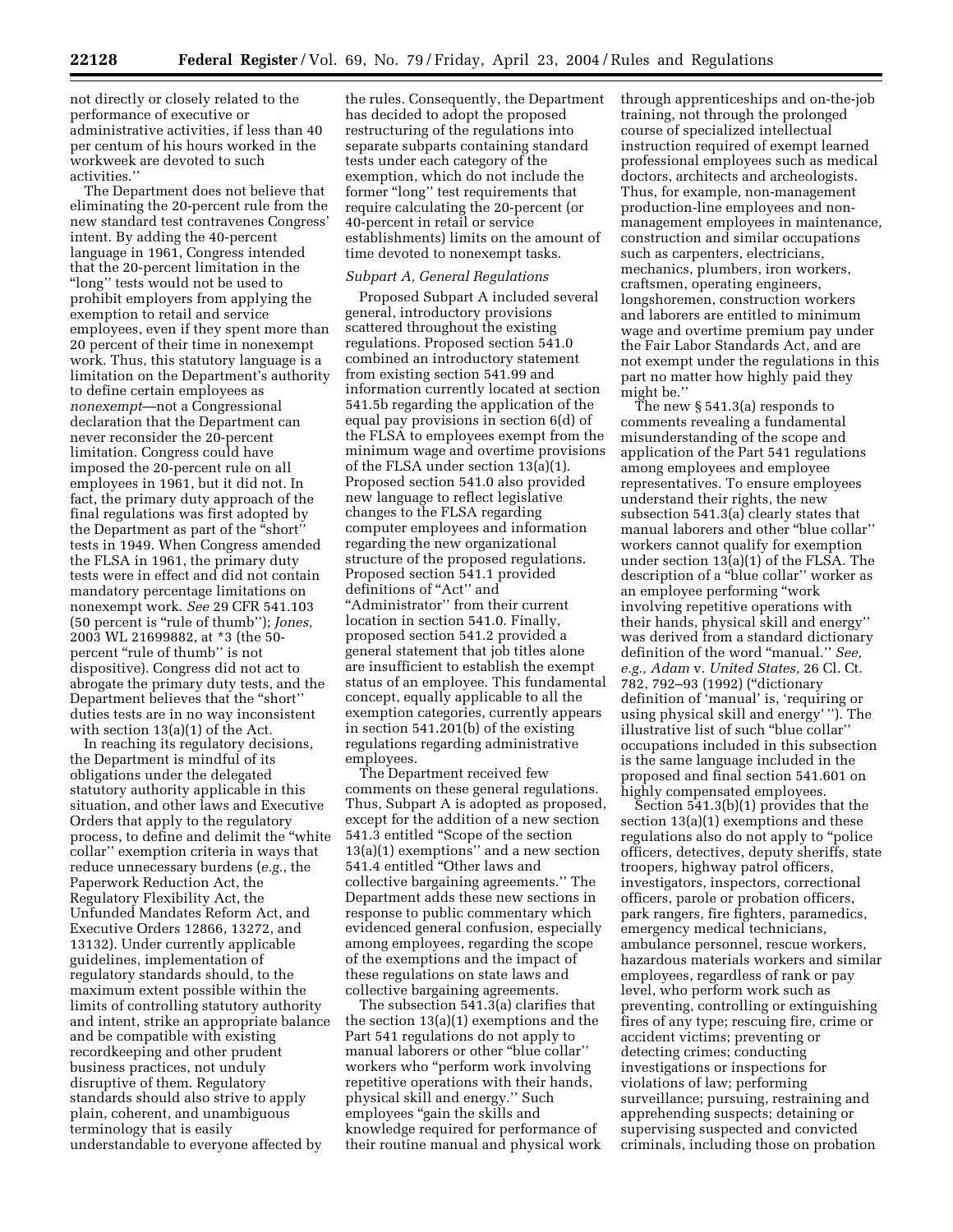not directly or closely related to the performance of executive or administrative activities, if less than 40 per centum of his hours worked in the workweek are devoted to such activities.''

The Department does not believe that eliminating the 20-percent rule from the new standard test contravenes Congress' intent. By adding the 40-percent language in 1961, Congress intended that the 20-percent limitation in the ''long'' tests would not be used to prohibit employers from applying the exemption to retail and service employees, even if they spent more than 20 percent of their time in nonexempt work. Thus, this statutory language is a limitation on the Department's authority to define certain employees as *nonexempt*—not a Congressional declaration that the Department can never reconsider the 20-percent limitation. Congress could have imposed the 20-percent rule on all employees in 1961, but it did not. In fact, the primary duty approach of the final regulations was first adopted by the Department as part of the ''short'' tests in 1949. When Congress amended the FLSA in 1961, the primary duty tests were in effect and did not contain mandatory percentage limitations on nonexempt work. *See* 29 CFR 541.103 (50 percent is ''rule of thumb''); *Jones,* 2003 WL 21699882, at *3 (the 50-percent ''rule of thumb'' is not dispositive). Congress did not act to abrogate the primary duty tests, and the Department believes that the ''short'' duties tests are in no way inconsistent with section 13(a)(1) of the Act.

In reaching its regulatory decisions, the Department is mindful of its obligations under the delegated statutory authority applicable in this situation, and other laws and Executive Orders that apply to the regulatory process, to define and delimit the ''white collar'' exemption criteria in ways that reduce unnecessary burdens (*e.g.*, the Paperwork Reduction Act, the Regulatory Flexibility Act, the Unfunded Mandates Reform Act, and Executive Orders 12866, 13272, and 13132). Under currently applicable guidelines, implementation of regulatory standards should, to the maximum extent possible within the limits of controlling statutory authority and intent, strike an appropriate balance and be compatible with existing recordkeeping and other prudent business practices, not unduly disruptive of them. Regulatory standards should also strive to apply plain, coherent, and unambiguous terminology that is easily understandable to everyone affected by the rules. Consequently, the Department has decided to adopt the proposed restructuring of the regulations into separate subparts containing standard tests under each category of the exemption, which do not include the former ''long'' test requirements that require calculating the 20-percent (or 40-percent in retail or service establishments) limits on the amount of time devoted to nonexempt tasks.

*Subpart A, General Regulations*

Proposed Subpart A included several general, introductory provisions scattered throughout the existing regulations. Proposed section 541.0 combined an introductory statement from existing section 541.99 and information currently located at section 541.5b regarding the application of the equal pay provisions in section 6(d) of the FLSA to employees exempt from the minimum wage and overtime provisions of the FLSA under section 13(a)(1). Proposed section 541.0 also provided new language to reflect legislative changes to the FLSA regarding computer employees and information regarding the new organizational structure of the proposed regulations. Proposed section 541.1 provided definitions of ''Act'' and ''Administrator'' from their current location in section 541.0. Finally, proposed section 541.2 provided a general statement that job titles alone are insufficient to establish the exempt status of an employee. This fundamental concept, equally applicable to all the exemption categories, currently appears in section 541.201(b) of the existing regulations regarding administrative employees.

The Department received few comments on these general regulations. Thus, Subpart A is adopted as proposed, except for the addition of a new section 541.3 entitled ''Scope of the section 13(a)(1) exemptions'' and a new section 541.4 entitled ''Other laws and collective bargaining agreements.'' The Department adds these new sections in response to public commentary which evidenced general confusion, especially among employees, regarding the scope of the exemptions and the impact of these regulations on state laws and collective bargaining agreements.

The subsection 541.3(a) clarifies that the section 13(a)(1) exemptions and the Part 541 regulations do not apply to manual laborers or other ''blue collar'' workers who ''perform work involving repetitive operations with their hands, physical skill and energy.'' Such employees ''gain the skills and knowledge required for performance of their routine manual and physical work through apprenticeships and on-the-job training, not through the prolonged course of specialized intellectual instruction required of exempt learned professional employees such as medical doctors, architects and archeologists. Thus, for example, non-management production-line employees and non-management employees in maintenance, construction and similar occupations such as carpenters, electricians, mechanics, plumbers, iron workers, craftsmen, operating engineers, longshoremen, construction workers and laborers are entitled to minimum wage and overtime premium pay under the Fair Labor Standards Act, and are not exempt under the regulations in this part no matter how highly paid they might be.''

The new § 541.3(a) responds to comments revealing a fundamental misunderstanding of the scope and application of the Part 541 regulations among employees and employee representatives. To ensure employees understand their rights, the new subsection 541.3(a) clearly states that manual laborers and other ''blue collar'' workers cannot qualify for exemption under section 13(a)(1) of the FLSA. The description of a ''blue collar'' worker as an employee performing ''work involving repetitive operations with their hands, physical skill and energy'' was derived from a standard dictionary definition of the word ''manual.'' *See, e.g., Adam* v. *United States,* 26 Cl. Ct. 782, 792–93 (1992) (''dictionary definition of 'manual' is, 'requiring or using physical skill and energy' ''). The illustrative list of such ''blue collar'' occupations included in this subsection is the same language included in the proposed and final section 541.601 on highly compensated employees.

Section 541.3(b)(1) provides that the section 13(a)(1) exemptions and these regulations also do not apply to ''police officers, detectives, deputy sheriffs, state troopers, highway patrol officers, investigators, inspectors, correctional officers, parole or probation officers, park rangers, fire fighters, paramedics, emergency medical technicians, ambulance personnel, rescue workers, hazardous materials workers and similar employees, regardless of rank or pay level, who perform work such as preventing, controlling or extinguishing fires of any type; rescuing fire, crime or accident victims; preventing or detecting crimes; conducting investigations or inspections for violations of law; performing surveillance; pursuing, restraining and apprehending suspects; detaining or supervising suspected and convicted criminals, including those on probation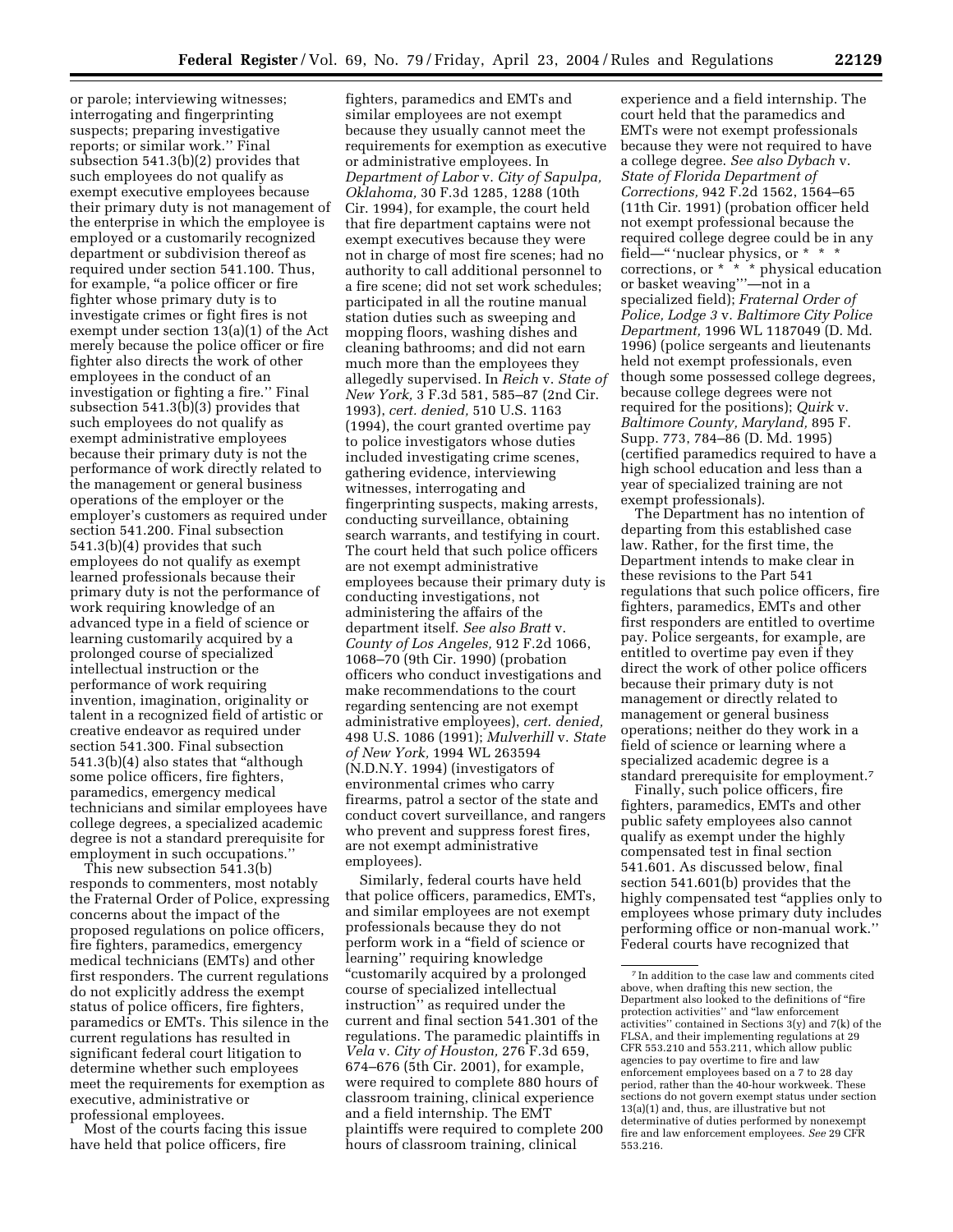or parole; interviewing witnesses; interrogating and fingerprinting suspects; preparing investigative reports; or similar work.'' Final subsection 541.3(b)(2) provides that such employees do not qualify as exempt executive employees because their primary duty is not management of the enterprise in which the employee is employed or a customarily recognized department or subdivision thereof as required under section 541.100. Thus, for example, "a police officer or fire fighter whose primary duty is to investigate crimes or fight fires is not exempt under section 13(a)(1) of the Act merely because the police officer or fire fighter also directs the work of other employees in the conduct of an investigation or fighting a fire.'' Final subsection 541.3(b)(3) provides that such employees do not qualify as exempt administrative employees because their primary duty is not the performance of work directly related to the management or general business operations of the employer or the employer's customers as required under section 541.200. Final subsection 541.3(b)(4) provides that such employees do not qualify as exempt learned professionals because their primary duty is not the performance of work requiring knowledge of an advanced type in a field of science or learning customarily acquired by a prolonged course of specialized intellectual instruction or the performance of work requiring invention, imagination, originality or talent in a recognized field of artistic or creative endeavor as required under section 541.300. Final subsection 541.3(b)(4) also states that "although some police officers, fire fighters, paramedics, emergency medical technicians and similar employees have college degrees, a specialized academic degree is not a standard prerequisite for employment in such occupations.''

This new subsection 541.3(b) responds to commenters, most notably the Fraternal Order of Police, expressing concerns about the impact of the proposed regulations on police officers, fire fighters, paramedics, emergency medical technicians (EMTs) and other first responders. The current regulations do not explicitly address the exempt status of police officers, fire fighters, paramedics or EMTs. This silence in the current regulations has resulted in significant federal court litigation to determine whether such employees meet the requirements for exemption as executive, administrative or professional employees.

Most of the courts facing this issue have held that police officers, fire fighters, paramedics and EMTs and similar employees are not exempt because they usually cannot meet the requirements for exemption as executive or administrative employees. In *Department of Labor* v. *City of Sapulpa, Oklahoma*, 30 F.3d 1285, 1288 (10th Cir. 1994), for example, the court held that fire department captains were not exempt executives because they were not in charge of most fire scenes; had no authority to call additional personnel to a fire scene; did not set work schedules; participated in all the routine manual station duties such as sweeping and mopping floors, washing dishes and cleaning bathrooms; and did not earn much more than the employees they allegedly supervised. In *Reich* v. *State of New York,* 3 F.3d 581, 585–87 (2nd Cir. 1993), *cert. denied,* 510 U.S. 1163 (1994), the court granted overtime pay to police investigators whose duties included investigating crime scenes, gathering evidence, interviewing witnesses, interrogating and fingerprinting suspects, making arrests, conducting surveillance, obtaining search warrants, and testifying in court. The court held that such police officers are not exempt administrative employees because their primary duty is conducting investigations, not administering the affairs of the department itself. *See also Bratt* v. *County of Los Angeles,* 912 F.2d 1066, 1068–70 (9th Cir. 1990) (probation officers who conduct investigations and make recommendations to the court regarding sentencing are not exempt administrative employees), *cert. denied,* 498 U.S. 1086 (1991); *Mulverhill* v. *State of New York,* 1994 WL 263594 (N.D.N.Y. 1994) (investigators of environmental crimes who carry firearms, patrol a sector of the state and conduct covert surveillance, and rangers who prevent and suppress forest fires, are not exempt administrative employees).

Similarly, federal courts have held that police officers, paramedics, EMTs, and similar employees are not exempt professionals because they do not perform work in a "field of science or learning'' requiring knowledge "customarily acquired by a prolonged course of specialized intellectual instruction'' as required under the current and final section 541.301 of the regulations. The paramedic plaintiffs in *Vela* v. *City of Houston,* 276 F.3d 659, 674–676 (5th Cir. 2001), for example, were required to complete 880 hours of classroom training, clinical experience and a field internship. The EMT plaintiffs were required to complete 200 hours of classroom training, clinical experience and a field internship. The court held that the paramedics and EMTs were not exempt professionals because they were not required to have a college degree. *See also Dybach* v. *State of Florida Department of Corrections,* 942 F.2d 1562, 1564–65 (11th Cir. 1991) (probation officer held not exempt professional because the required college degree could be in any field—"'nuclear physics, or * * * corrections, or * * * physical education or basket weaving'''—not in a specialized field); *Fraternal Order of Police, Lodge 3* v. *Baltimore City Police Department,* 1996 WL 1187049 (D. Md. 1996) (police sergeants and lieutenants held not exempt professionals, even though some possessed college degrees, because college degrees were not required for the positions); *Quirk* v. *Baltimore County, Maryland,* 895 F. Supp. 773, 784–86 (D. Md. 1995) (certified paramedics required to have a high school education and less than a year of specialized training are not exempt professionals).

The Department has no intention of departing from this established case law. Rather, for the first time, the Department intends to make clear in these revisions to the Part 541 regulations that such police officers, fire fighters, paramedics, EMTs and other first responders are entitled to overtime pay. Police sergeants, for example, are entitled to overtime pay even if they direct the work of other police officers because their primary duty is not management or directly related to management or general business operations; neither do they work in a field of science or learning where a specialized academic degree is a standard prerequisite for employment.[7]

Finally, such police officers, fire fighters, paramedics, EMTs and other public safety employees also cannot qualify as exempt under the highly compensated test in final section 541.601. As discussed below, final section 541.601(b) provides that the highly compensated test "applies only to employees whose primary duty includes performing office or non-manual work.'' Federal courts have recognized that

[7] In addition to the case law and comments cited above, when drafting this new section, the Department also looked to the definitions of "fire protection activities'' and "law enforcement activities'' contained in Sections 3(y) and 7(k) of the FLSA, and their implementing regulations at 29 CFR 553.210 and 553.211, which allow public agencies to pay overtime to fire and law enforcement employees based on a 7 to 28 day period, rather than the 40-hour workweek. These sections do not govern exempt status under section 13(a)(1) and, thus, are illustrative but not determinative of duties performed by nonexempt fire and law enforcement employees. *See* 29 CFR 553.216.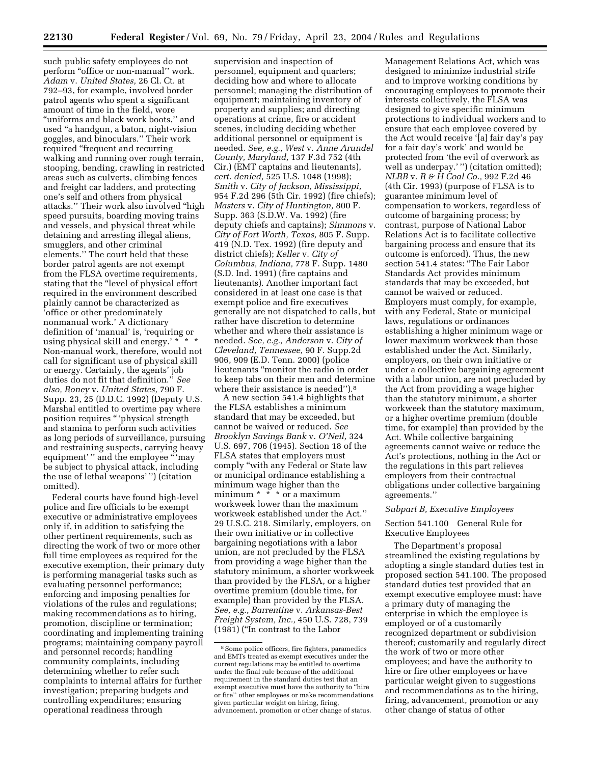such public safety employees do not perform "office or non-manual" work. *Adam* v. *United States,* 26 Cl. Ct. at 792–93, for example, involved border patrol agents who spent a significant amount of time in the field, wore "uniforms and black work boots," and used "a handgun, a baton, night-vision goggles, and binoculars." Their work required "frequent and recurring walking and running over rough terrain, stooping, bending, crawling in restricted areas such as culverts, climbing fences and freight car ladders, and protecting one's self and others from physical attacks." Their work also involved "high speed pursuits, boarding moving trains and vessels, and physical threat while detaining and arresting illegal aliens, smugglers, and other criminal elements." The court held that these border patrol agents are not exempt from the FLSA overtime requirements, stating that the "level of physical effort required in the environment described plainly cannot be characterized as 'office or other predominately nonmanual work.' A dictionary definition of 'manual' is, 'requiring or using physical skill and energy.' * * * Non-manual work, therefore, would not call for significant use of physical skill or energy. Certainly, the agents' job duties do not fit that definition." *See also, Roney* v. *United States,* 790 F. Supp. 23, 25 (D.D.C. 1992) (Deputy U.S. Marshal entitled to overtime pay where position requires "'physical strength and stamina to perform such activities as long periods of surveillance, pursuing and restraining suspects, carrying heavy equipment'" and the employee "'may be subject to physical attack, including the use of lethal weapons'") (citation omitted).

Federal courts have found high-level police and fire officials to be exempt executive or administrative employees only if, in addition to satisfying the other pertinent requirements, such as directing the work of two or more other full time employees as required for the executive exemption, their primary duty is performing managerial tasks such as evaluating personnel performance; enforcing and imposing penalties for violations of the rules and regulations; making recommendations as to hiring, promotion, discipline or termination; coordinating and implementing training programs; maintaining company payroll and personnel records; handling community complaints, including determining whether to refer such complaints to internal affairs for further investigation; preparing budgets and controlling expenditures; ensuring operational readiness through supervision and inspection of personnel, equipment and quarters; deciding how and where to allocate personnel; managing the distribution of equipment; maintaining inventory of property and supplies; and directing operations at crime, fire or accident scenes, including deciding whether additional personnel or equipment is needed. *See, e.g., West* v. *Anne Arundel County, Maryland,* 137 F.3d 752 (4th Cir.) (EMT captains and lieutenants), *cert. denied,* 525 U.S. 1048 (1998); *Smith* v. *City of Jackson, Mississippi,* 954 F.2d 296 (5th Cir. 1992) (fire chiefs); *Masters* v. *City of Huntington,* 800 F. Supp. 363 (S.D.W. Va. 1992) (fire deputy chiefs and captains); *Simmons* v. *City of Fort Worth, Texas,* 805 F. Supp. 419 (N.D. Tex. 1992) (fire deputy and district chiefs); *Keller* v. *City of Columbus, Indiana,* 778 F. Supp. 1480 (S.D. Ind. 1991) (fire captains and lieutenants). Another important fact considered in at least one case is that exempt police and fire executives generally are not dispatched to calls, but rather have discretion to determine whether and where their assistance is needed. *See, e.g., Anderson* v. *City of Cleveland, Tennessee,* 90 F. Supp.2d 906, 909 (E.D. Tenn. 2000) (police lieutenants "monitor the radio in order to keep tabs on their men and determine where their assistance is needed").[8]

A new section 541.4 highlights that the FLSA establishes a minimum standard that may be exceeded, but cannot be waived or reduced. *See Brooklyn Savings Bank* v. *O'Neil,* 324 U.S. 697, 706 (1945). Section 18 of the FLSA states that employers must comply "with any Federal or State law or municipal ordinance establishing a minimum wage higher than the minimum * * * or a maximum workweek lower than the maximum workweek established under the Act." 29 U.S.C. 218. Similarly, employers, on their own initiative or in collective bargaining negotiations with a labor union, are not precluded by the FLSA from providing a wage higher than the statutory minimum, a shorter workweek than provided by the FLSA, or a higher overtime premium (double time, for example) than provided by the FLSA. *See, e.g., Barrentine* v. *Arkansas-Best Freight System, Inc.,* 450 U.S. 728, 739 (1981) ("In contrast to the Labor Management Relations Act, which was designed to minimize industrial strife and to improve working conditions by encouraging employees to promote their interests collectively, the FLSA was designed to give specific minimum protections to individual workers and to ensure that each employee covered by the Act would receive '[a] fair day's pay for a fair day's work' and would be protected from 'the evil of overwork as well as underpay.'") (citation omitted); *NLRB* v. *R & H Coal Co.,* 992 F.2d 46 (4th Cir. 1993) (purpose of FLSA is to guarantee minimum level of compensation to workers, regardless of outcome of bargaining process; by contrast, purpose of National Labor Relations Act is to facilitate collective bargaining process and ensure that its outcome is enforced). Thus, the new section 541.4 states: "The Fair Labor Standards Act provides minimum standards that may be exceeded, but cannot be waived or reduced. Employers must comply, for example, with any Federal, State or municipal laws, regulations or ordinances establishing a higher minimum wage or lower maximum workweek than those established under the Act. Similarly, employers, on their own initiative or under a collective bargaining agreement with a labor union, are not precluded by the Act from providing a wage higher than the statutory minimum, a shorter workweek than the statutory maximum, or a higher overtime premium (double time, for example) than provided by the Act. While collective bargaining agreements cannot waive or reduce the Act's protections, nothing in the Act or the regulations in this part relieves employers from their contractual obligations under collective bargaining agreements."

*Subpart B, Executive Employees*

Section 541.100 General Rule for Executive Employees

The Department's proposal streamlined the existing regulations by adopting a single standard duties test in proposed section 541.100. The proposed standard duties test provided that an exempt executive employee must: have a primary duty of managing the enterprise in which the employee is employed or of a customarily recognized department or subdivision thereof; customarily and regularly direct the work of two or more other employees; and have the authority to hire or fire other employees or have particular weight given to suggestions and recommendations as to the hiring, firing, advancement, promotion or any other change of status of other

[8] Some police officers, fire fighters, paramedics and EMTs treated as exempt executives under the current regulations may be entitled to overtime under the final rule because of the additional requirement in the standard duties test that an exempt executive must have the authority to "hire or fire" other employees or make recommendations given particular weight on hiring, firing, advancement, promotion or other change of status.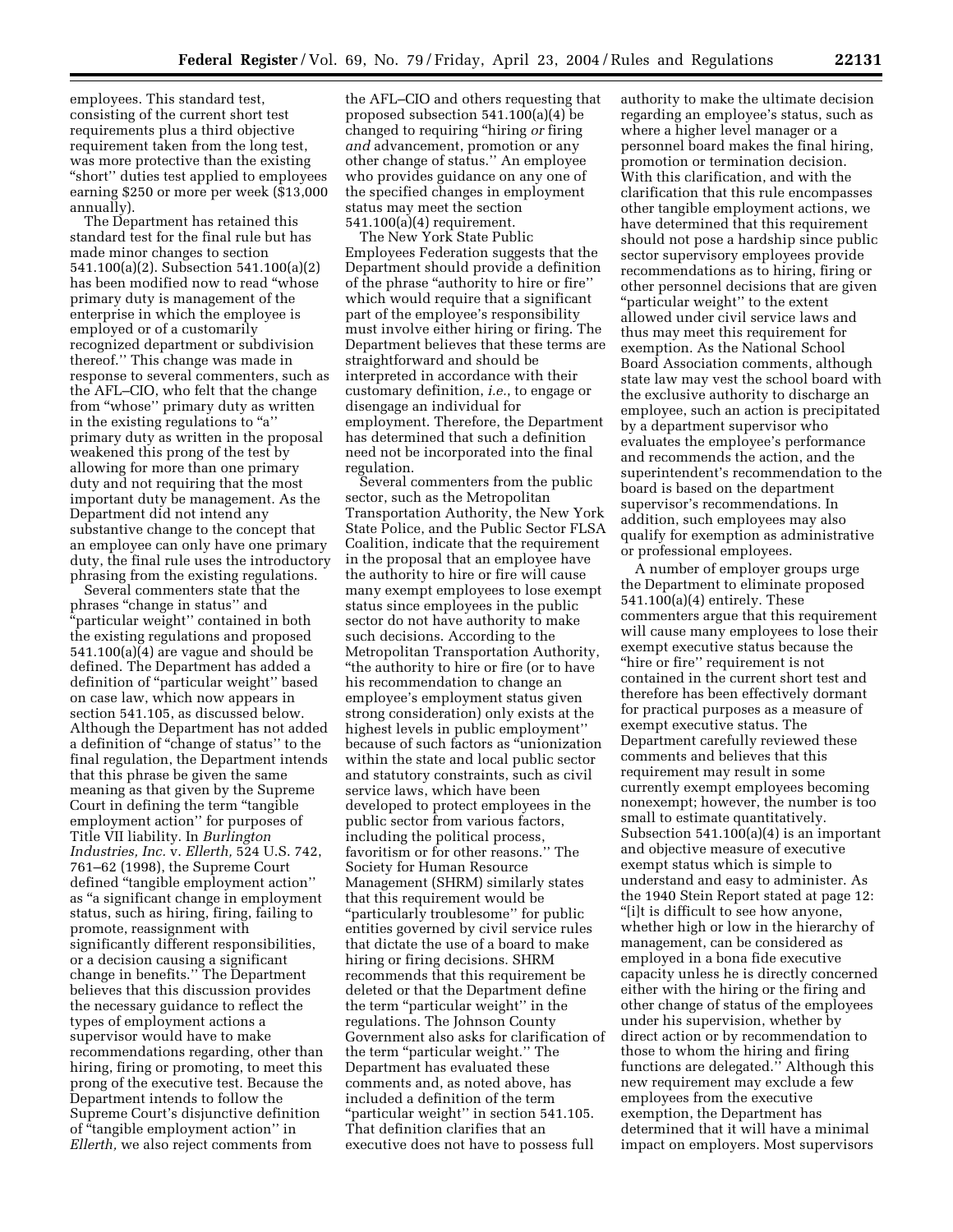employees. This standard test, consisting of the current short test requirements plus a third objective requirement taken from the long test, was more protective than the existing "short'' duties test applied to employees earning $250 or more per week ($13,000 annually).

The Department has retained this standard test for the final rule but has made minor changes to section 541.100(a)(2). Subsection 541.100(a)(2) has been modified now to read "whose primary duty is management of the enterprise in which the employee is employed or of a customarily recognized department or subdivision thereof.'' This change was made in response to several commenters, such as the AFL–CIO, who felt that the change from "whose'' primary duty as written in the existing regulations to "a'' primary duty as written in the proposal weakened this prong of the test by allowing for more than one primary duty and not requiring that the most important duty be management. As the Department did not intend any substantive change to the concept that an employee can only have one primary duty, the final rule uses the introductory phrasing from the existing regulations.

Several commenters state that the phrases "change in status'' and "particular weight'' contained in both the existing regulations and proposed 541.100(a)(4) are vague and should be defined. The Department has added a definition of "particular weight'' based on case law, which now appears in section 541.105, as discussed below. Although the Department has not added a definition of "change of status'' to the final regulation, the Department intends that this phrase be given the same meaning as that given by the Supreme Court in defining the term "tangible employment action'' for purposes of Title VII liability. In *Burlington Industries, Inc.* v. *Ellerth,* 524 U.S. 742, 761–62 (1998), the Supreme Court defined "tangible employment action'' as "a significant change in employment status, such as hiring, firing, failing to promote, reassignment with significantly different responsibilities, or a decision causing a significant change in benefits.'' The Department believes that this discussion provides the necessary guidance to reflect the types of employment actions a supervisor would have to make recommendations regarding, other than hiring, firing or promoting, to meet this prong of the executive test. Because the Department intends to follow the Supreme Court's disjunctive definition of "tangible employment action'' in *Ellerth,* we also reject comments from the AFL–CIO and others requesting that proposed subsection 541.100(a)(4) be changed to requiring "hiring *or* firing *and* advancement, promotion or any other change of status.'' An employee who provides guidance on any one of the specified changes in employment status may meet the section 541.100(a)(4) requirement.

The New York State Public Employees Federation suggests that the Department should provide a definition of the phrase "authority to hire or fire'' which would require that a significant part of the employee's responsibility must involve either hiring or firing. The Department believes that these terms are straightforward and should be interpreted in accordance with their customary definition, *i.e.*, to engage or disengage an individual for employment. Therefore, the Department has determined that such a definition need not be incorporated into the final regulation.

Several commenters from the public sector, such as the Metropolitan Transportation Authority, the New York State Police, and the Public Sector FLSA Coalition, indicate that the requirement in the proposal that an employee have the authority to hire or fire will cause many exempt employees to lose exempt status since employees in the public sector do not have authority to make such decisions. According to the Metropolitan Transportation Authority, "the authority to hire or fire (or to have his recommendation to change an employee's employment status given strong consideration) only exists at the highest levels in public employment'' because of such factors as "unionization within the state and local public sector and statutory constraints, such as civil service laws, which have been developed to protect employees in the public sector from various factors, including the political process, favoritism or for other reasons.'' The Society for Human Resource Management (SHRM) similarly states that this requirement would be "particularly troublesome'' for public entities governed by civil service rules that dictate the use of a board to make hiring or firing decisions. SHRM recommends that this requirement be deleted or that the Department define the term "particular weight'' in the regulations. The Johnson County Government also asks for clarification of the term "particular weight.'' The Department has evaluated these comments and, as noted above, has included a definition of the term "particular weight'' in section 541.105. That definition clarifies that an executive does not have to possess full authority to make the ultimate decision regarding an employee's status, such as where a higher level manager or a personnel board makes the final hiring, promotion or termination decision. With this clarification, and with the clarification that this rule encompasses other tangible employment actions, we have determined that this requirement should not pose a hardship since public sector supervisory employees provide recommendations as to hiring, firing or other personnel decisions that are given "particular weight'' to the extent allowed under civil service laws and thus may meet this requirement for exemption. As the National School Board Association comments, although state law may vest the school board with the exclusive authority to discharge an employee, such an action is precipitated by a department supervisor who evaluates the employee's performance and recommends the action, and the superintendent's recommendation to the board is based on the department supervisor's recommendations. In addition, such employees may also qualify for exemption as administrative or professional employees.

A number of employer groups urge the Department to eliminate proposed 541.100(a)(4) entirely. These commenters argue that this requirement will cause many employees to lose their exempt executive status because the "hire or fire'' requirement is not contained in the current short test and therefore has been effectively dormant for practical purposes as a measure of exempt executive status. The Department carefully reviewed these comments and believes that this requirement may result in some currently exempt employees becoming nonexempt; however, the number is too small to estimate quantitatively. Subsection 541.100(a)(4) is an important and objective measure of executive exempt status which is simple to understand and easy to administer. As the 1940 Stein Report stated at page 12: "[i]t is difficult to see how anyone, whether high or low in the hierarchy of management, can be considered as employed in a bona fide executive capacity unless he is directly concerned either with the hiring or the firing and other change of status of the employees under his supervision, whether by direct action or by recommendation to those to whom the hiring and firing functions are delegated.'' Although this new requirement may exclude a few employees from the executive exemption, the Department has determined that it will have a minimal impact on employers. Most supervisors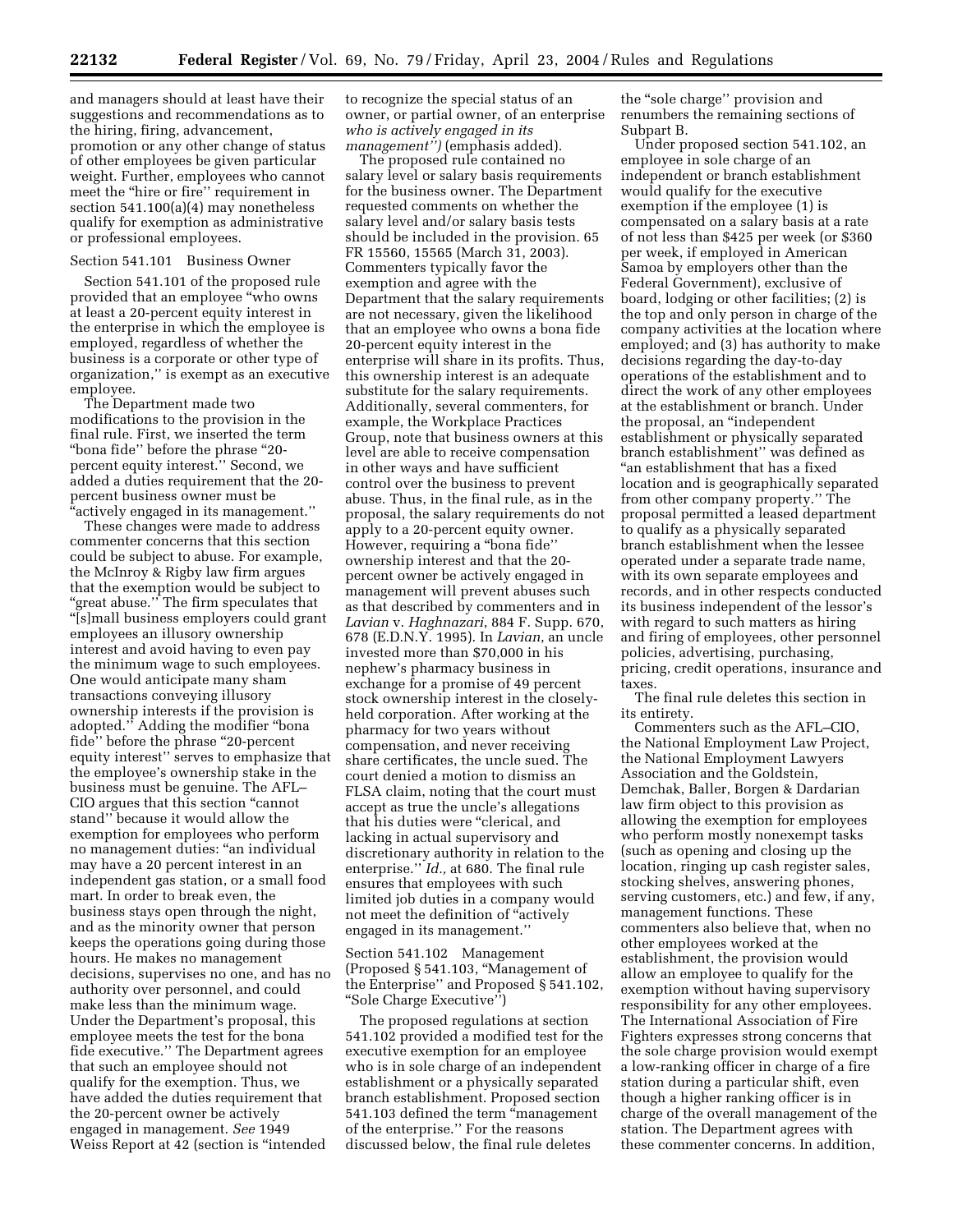and managers should at least have their suggestions and recommendations as to the hiring, firing, advancement, promotion or any other change of status of other employees be given particular weight. Further, employees who cannot meet the "hire or fire'' requirement in section 541.100(a)(4) may nonetheless qualify for exemption as administrative or professional employees.

Section 541.101 Business Owner

Section 541.101 of the proposed rule provided that an employee "who owns at least a 20-percent equity interest in the enterprise in which the employee is employed, regardless of whether the business is a corporate or other type of organization,'' is exempt as an executive employee.

The Department made two modifications to the provision in the final rule. First, we inserted the term "bona fide'' before the phrase "20-percent equity interest.'' Second, we added a duties requirement that the 20-percent business owner must be "actively engaged in its management.''

These changes were made to address commenter concerns that this section could be subject to abuse. For example, the McInroy & Rigby law firm argues that the exemption would be subject to "great abuse.'' The firm speculates that "[s]mall business employers could grant employees an illusory ownership interest and avoid having to even pay the minimum wage to such employees. One would anticipate many sham transactions conveying illusory ownership interests if the provision is adopted.'' Adding the modifier "bona fide'' before the phrase "20-percent equity interest'' serves to emphasize that the employee's ownership stake in the business must be genuine. The AFL–CIO argues that this section "cannot stand'' because it would allow the exemption for employees who perform no management duties: "an individual may have a 20 percent interest in an independent gas station, or a small food mart. In order to break even, the business stays open through the night, and as the minority owner that person keeps the operations going during those hours. He makes no management decisions, supervises no one, and has no authority over personnel, and could make less than the minimum wage. Under the Department's proposal, this employee meets the test for the bona fide executive.'' The Department agrees that such an employee should not qualify for the exemption. Thus, we have added the duties requirement that the 20-percent owner be actively engaged in management. *See* 1949 Weiss Report at 42 (section is "intended to recognize the special status of an owner, or partial owner, of an enterprise *who is actively engaged in its management'')* (emphasis added).

The proposed rule contained no salary level or salary basis requirements for the business owner. The Department requested comments on whether the salary level and/or salary basis tests should be included in the provision. 65 FR 15560, 15565 (March 31, 2003). Commenters typically favor the exemption and agree with the Department that the salary requirements are not necessary, given the likelihood that an employee who owns a bona fide 20-percent equity interest in the enterprise will share in its profits. Thus, this ownership interest is an adequate substitute for the salary requirements. Additionally, several commenters, for example, the Workplace Practices Group, note that business owners at this level are able to receive compensation in other ways and have sufficient control over the business to prevent abuse. Thus, in the final rule, as in the proposal, the salary requirements do not apply to a 20-percent equity owner. However, requiring a "bona fide'' ownership interest and that the 20-percent owner be actively engaged in management will prevent abuses such as that described by commenters and in *Lavian* v. *Haghnazari*, 884 F. Supp. 670, 678 (E.D.N.Y. 1995). In *Lavian*, an uncle invested more than $70,000 in his nephew's pharmacy business in exchange for a promise of 49 percent stock ownership interest in the closely-held corporation. After working at the pharmacy for two years without compensation, and never receiving share certificates, the uncle sued. The court denied a motion to dismiss an FLSA claim, noting that the court must accept as true the uncle's allegations that his duties were "clerical, and lacking in actual supervisory and discretionary authority in relation to the enterprise.'' *Id.*, at 680. The final rule ensures that employees with such limited job duties in a company would not meet the definition of "actively engaged in its management.''

Section 541.102 Management (Proposed § 541.103, "Management of the Enterprise'' and Proposed § 541.102, "Sole Charge Executive'')

The proposed regulations at section 541.102 provided a modified test for the executive exemption for an employee who is in sole charge of an independent establishment or a physically separated branch establishment. Proposed section 541.103 defined the term "management of the enterprise.'' For the reasons discussed below, the final rule deletes the "sole charge'' provision and renumbers the remaining sections of Subpart B.

Under proposed section 541.102, an employee in sole charge of an independent or branch establishment would qualify for the executive exemption if the employee (1) is compensated on a salary basis at a rate of not less than $425 per week (or $360 per week, if employed in American Samoa by employers other than the Federal Government), exclusive of board, lodging or other facilities; (2) is the top and only person in charge of the company activities at the location where employed; and (3) has authority to make decisions regarding the day-to-day operations of the establishment and to direct the work of any other employees at the establishment or branch. Under the proposal, an "independent establishment or physically separated branch establishment'' was defined as "an establishment that has a fixed location and is geographically separated from other company property.'' The proposal permitted a leased department to qualify as a physically separated branch establishment when the lessee operated under a separate trade name, with its own separate employees and records, and in other respects conducted its business independent of the lessor's with regard to such matters as hiring and firing of employees, other personnel policies, advertising, purchasing, pricing, credit operations, insurance and taxes.

The final rule deletes this section in its entirety.

Commenters such as the AFL–CIO, the National Employment Law Project, the National Employment Lawyers Association and the Goldstein, Demchak, Baller, Borgen & Dardarian law firm object to this provision as allowing the exemption for employees who perform mostly nonexempt tasks (such as opening and closing up the location, ringing up cash register sales, stocking shelves, answering phones, serving customers, etc.) and few, if any, management functions. These commenters also believe that, when no other employees worked at the establishment, the provision would allow an employee to qualify for the exemption without having supervisory responsibility for any other employees. The International Association of Fire Fighters expresses strong concerns that the sole charge provision would exempt a low-ranking officer in charge of a fire station during a particular shift, even though a higher ranking officer is in charge of the overall management of the station. The Department agrees with these commenter concerns. In addition,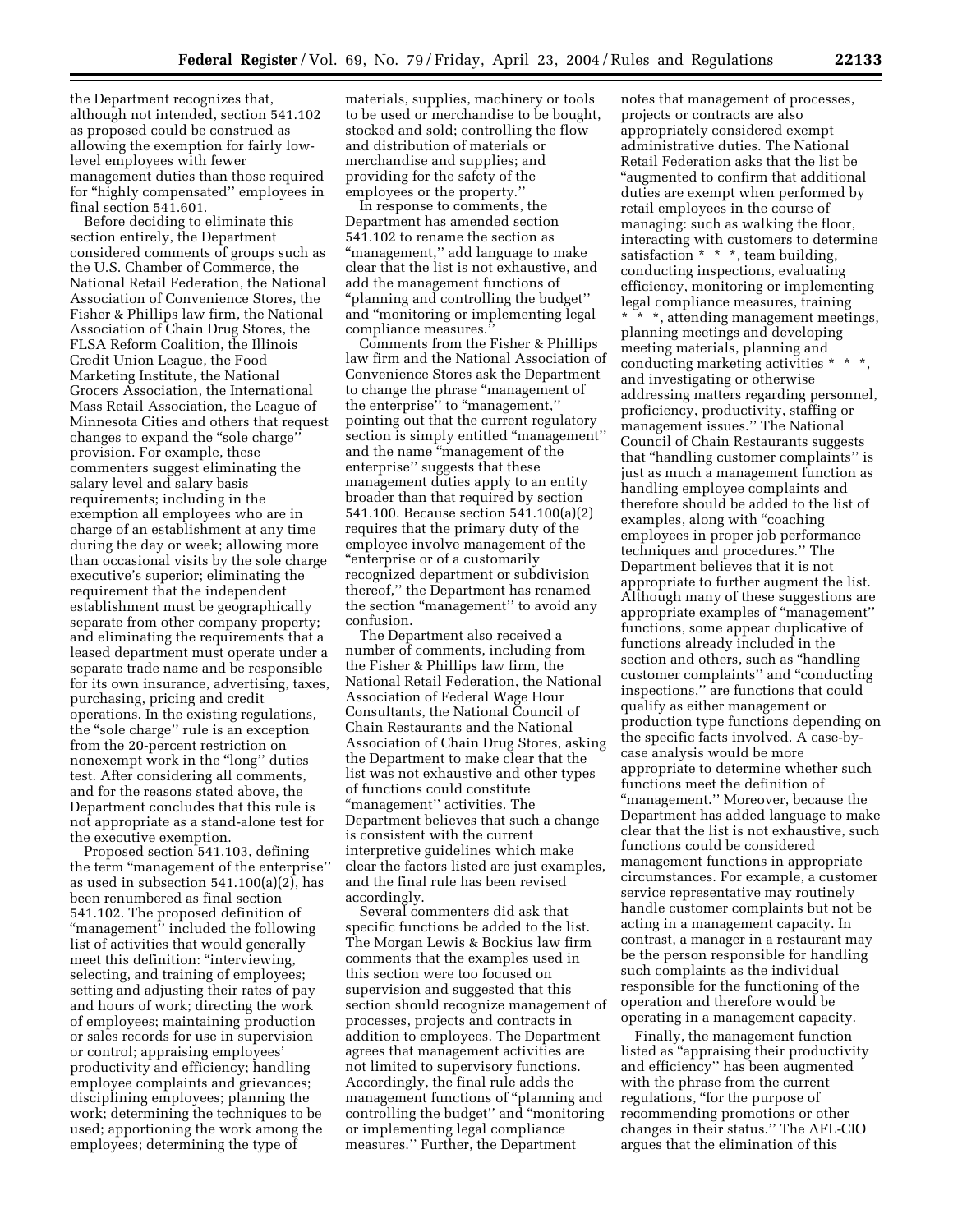the Department recognizes that, although not intended, section 541.102 as proposed could be construed as allowing the exemption for fairly low-level employees with fewer management duties than those required for "highly compensated" employees in final section 541.601.

Before deciding to eliminate this section entirely, the Department considered comments of groups such as the U.S. Chamber of Commerce, the National Retail Federation, the National Association of Convenience Stores, the Fisher & Phillips law firm, the National Association of Chain Drug Stores, the FLSA Reform Coalition, the Illinois Credit Union League, the Food Marketing Institute, the National Grocers Association, the International Mass Retail Association, the League of Minnesota Cities and others that request changes to expand the "sole charge" provision. For example, these commenters suggest eliminating the salary level and salary basis requirements; including in the exemption all employees who are in charge of an establishment at any time during the day or week; allowing more than occasional visits by the sole charge executive's superior; eliminating the requirement that the independent establishment must be geographically separate from other company property; and eliminating the requirements that a leased department must operate under a separate trade name and be responsible for its own insurance, advertising, taxes, purchasing, pricing and credit operations. In the existing regulations, the "sole charge" rule is an exception from the 20-percent restriction on nonexempt work in the "long" duties test. After considering all comments, and for the reasons stated above, the Department concludes that this rule is not appropriate as a stand-alone test for the executive exemption.

Proposed section 541.103, defining the term "management of the enterprise" as used in subsection 541.100(a)(2), has been renumbered as final section 541.102. The proposed definition of "management" included the following list of activities that would generally meet this definition: "interviewing, selecting, and training of employees; setting and adjusting their rates of pay and hours of work; directing the work of employees; maintaining production or sales records for use in supervision or control; appraising employees' productivity and efficiency; handling employee complaints and grievances; disciplining employees; planning the work; determining the techniques to be used; apportioning the work among the employees; determining the type of materials, supplies, machinery or tools to be used or merchandise to be bought, stocked and sold; controlling the flow and distribution of materials or merchandise and supplies; and providing for the safety of the employees or the property."

In response to comments, the Department has amended section 541.102 to rename the section as "management," add language to make clear that the list is not exhaustive, and add the management functions of "planning and controlling the budget" and "monitoring or implementing legal compliance measures."

Comments from the Fisher & Phillips law firm and the National Association of Convenience Stores ask the Department to change the phrase "management of the enterprise" to "management," pointing out that the current regulatory section is simply entitled "management" and the name "management of the enterprise" suggests that these management duties apply to an entity broader than that required by section 541.100. Because section 541.100(a)(2) requires that the primary duty of the employee involve management of the "enterprise or of a customarily recognized department or subdivision thereof," the Department has renamed the section "management" to avoid any confusion.

The Department also received a number of comments, including from the Fisher & Phillips law firm, the National Retail Federation, the National Association of Federal Wage Hour Consultants, the National Council of Chain Restaurants and the National Association of Chain Drug Stores, asking the Department to make clear that the list was not exhaustive and other types of functions could constitute "management" activities. The Department believes that such a change is consistent with the current interpretive guidelines which make clear the factors listed are just examples, and the final rule has been revised accordingly.

Several commenters did ask that specific functions be added to the list. The Morgan Lewis & Bockius law firm comments that the examples used in this section were too focused on supervision and suggested that this section should recognize management of processes, projects and contracts in addition to employees. The Department agrees that management activities are not limited to supervisory functions. Accordingly, the final rule adds the management functions of "planning and controlling the budget" and "monitoring or implementing legal compliance measures." Further, the Department notes that management of processes, projects or contracts are also appropriately considered exempt administrative duties. The National Retail Federation asks that the list be "augmented to confirm that additional duties are exempt when performed by retail employees in the course of managing: such as walking the floor, interacting with customers to determine satisfaction * * *, team building, conducting inspections, evaluating efficiency, monitoring or implementing legal compliance measures, training * * *, attending management meetings, planning meetings and developing meeting materials, planning and conducting marketing activities * * *, and investigating or otherwise addressing matters regarding personnel, proficiency, productivity, staffing or management issues." The National Council of Chain Restaurants suggests that "handling customer complaints" is just as much a management function as handling employee complaints and therefore should be added to the list of examples, along with "coaching employees in proper job performance techniques and procedures." The Department believes that it is not appropriate to further augment the list. Although many of these suggestions are appropriate examples of "management" functions, some appear duplicative of functions already included in the section and others, such as "handling customer complaints" and "conducting inspections," are functions that could qualify as either management or production type functions depending on the specific facts involved. A case-by-case analysis would be more appropriate to determine whether such functions meet the definition of "management." Moreover, because the Department has added language to make clear that the list is not exhaustive, such functions could be considered management functions in appropriate circumstances. For example, a customer service representative may routinely handle customer complaints but not be acting in a management capacity. In contrast, a manager in a restaurant may be the person responsible for handling such complaints as the individual responsible for the functioning of the operation and therefore would be operating in a management capacity.

Finally, the management function listed as "appraising their productivity and efficiency" has been augmented with the phrase from the current regulations, "for the purpose of recommending promotions or other changes in their status." The AFL-CIO argues that the elimination of this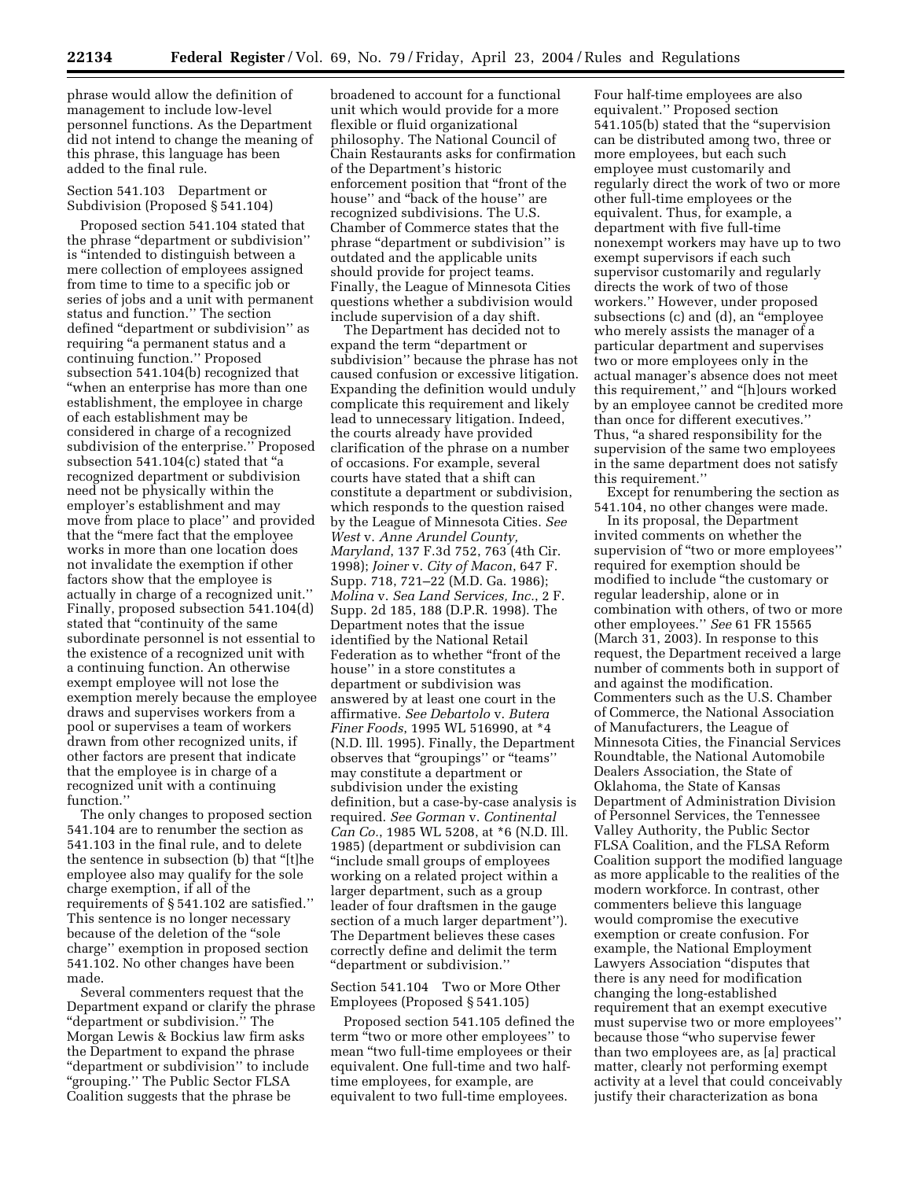phrase would allow the definition of management to include low-level personnel functions. As the Department did not intend to change the meaning of this phrase, this language has been added to the final rule.

### Section 541.103 Department or Subdivision (Proposed § 541.104)

Proposed section 541.104 stated that the phrase "department or subdivision" is "intended to distinguish between a mere collection of employees assigned from time to time to a specific job or series of jobs and a unit with permanent status and function." The section defined "department or subdivision" as requiring "a permanent status and a continuing function." Proposed subsection 541.104(b) recognized that "when an enterprise has more than one establishment, the employee in charge of each establishment may be considered in charge of a recognized subdivision of the enterprise." Proposed subsection 541.104(c) stated that "a recognized department or subdivision need not be physically within the employer's establishment and may move from place to place" and provided that the "mere fact that the employee works in more than one location does not invalidate the exemption if other factors show that the employee is actually in charge of a recognized unit." Finally, proposed subsection 541.104(d) stated that "continuity of the same subordinate personnel is not essential to the existence of a recognized unit with a continuing function. An otherwise exempt employee will not lose the exemption merely because the employee draws and supervises workers from a pool or supervises a team of workers drawn from other recognized units, if other factors are present that indicate that the employee is in charge of a recognized unit with a continuing function."

The only changes to proposed section 541.104 are to renumber the section as 541.103 in the final rule, and to delete the sentence in subsection (b) that "[t]he employee also may qualify for the sole charge exemption, if all of the requirements of § 541.102 are satisfied." This sentence is no longer necessary because of the deletion of the "sole charge" exemption in proposed section 541.102. No other changes have been made.

Several commenters request that the Department expand or clarify the phrase "department or subdivision." The Morgan Lewis & Bockius law firm asks the Department to expand the phrase "department or subdivision" to include "grouping." The Public Sector FLSA Coalition suggests that the phrase be broadened to account for a functional unit which would provide for a more flexible or fluid organizational philosophy. The National Council of Chain Restaurants asks for confirmation of the Department's historic enforcement position that "front of the house" and "back of the house" are recognized subdivisions. The U.S. Chamber of Commerce states that the phrase "department or subdivision" is outdated and the applicable units should provide for project teams. Finally, the League of Minnesota Cities questions whether a subdivision would include supervision of a day shift.

The Department has decided not to expand the term "department or subdivision" because the phrase has not caused confusion or excessive litigation. Expanding the definition would unduly complicate this requirement and likely lead to unnecessary litigation. Indeed, the courts already have provided clarification of the phrase on a number of occasions. For example, several courts have stated that a shift can constitute a department or subdivision, which responds to the question raised by the League of Minnesota Cities. *See West* v. *Anne Arundel County, Maryland*, 137 F.3d 752, 763 (4th Cir. 1998); *Joiner* v. *City of Macon*, 647 F. Supp. 718, 721–22 (M.D. Ga. 1986); *Molina* v. *Sea Land Services, Inc.*, 2 F. Supp. 2d 185, 188 (D.P.R. 1998). The Department notes that the issue identified by the National Retail Federation as to whether "front of the house" in a store constitutes a department or subdivision was answered by at least one court in the affirmative. *See Debartolo* v. *Butera Finer Foods*, 1995 WL 516990, at *4 (N.D. Ill. 1995). Finally, the Department observes that "groupings" or "teams" may constitute a department or subdivision under the existing definition, but a case-by-case analysis is required. *See Gorman* v. *Continental Can Co.*, 1985 WL 5208, at *6 (N.D. Ill. 1985) (department or subdivision can "include small groups of employees working on a related project within a larger department, such as a group leader of four draftsmen in the gauge section of a much larger department"). The Department believes these cases correctly define and delimit the term "department or subdivision."

### Section 541.104 Two or More Other Employees (Proposed § 541.105)

Proposed section 541.105 defined the term "two or more other employees" to mean "two full-time employees or their equivalent. One full-time and two half-time employees, for example, are equivalent to two full-time employees. Four half-time employees are also equivalent." Proposed section 541.105(b) stated that the "supervision can be distributed among two, three or more employees, but each such employee must customarily and regularly direct the work of two or more other full-time employees or the equivalent. Thus, for example, a department with five full-time nonexempt workers may have up to two exempt supervisors if each such supervisor customarily and regularly directs the work of two of those workers." However, under proposed subsections (c) and (d), an "employee who merely assists the manager of a particular department and supervises two or more employees only in the actual manager's absence does not meet this requirement," and "[h]ours worked by an employee cannot be credited more than once for different executives." Thus, "a shared responsibility for the supervision of the same two employees in the same department does not satisfy this requirement."

Except for renumbering the section as 541.104, no other changes were made.

In its proposal, the Department invited comments on whether the supervision of "two or more employees" required for exemption should be modified to include "the customary or regular leadership, alone or in combination with others, of two or more other employees." *See* 61 FR 15565 (March 31, 2003). In response to this request, the Department received a large number of comments both in support of and against the modification. Commenters such as the U.S. Chamber of Commerce, the National Association of Manufacturers, the League of Minnesota Cities, the Financial Services Roundtable, the National Automobile Dealers Association, the State of Oklahoma, the State of Kansas Department of Administration Division of Personnel Services, the Tennessee Valley Authority, the Public Sector FLSA Coalition, and the FLSA Reform Coalition support the modified language as more applicable to the realities of the modern workforce. In contrast, other commenters believe this language would compromise the executive exemption or create confusion. For example, the National Employment Lawyers Association "disputes that there is any need for modification changing the long-established requirement that an exempt executive must supervise two or more employees" because those "who supervise fewer than two employees are, as [a] practical matter, clearly not performing exempt activity at a level that could conceivably justify their characterization as bona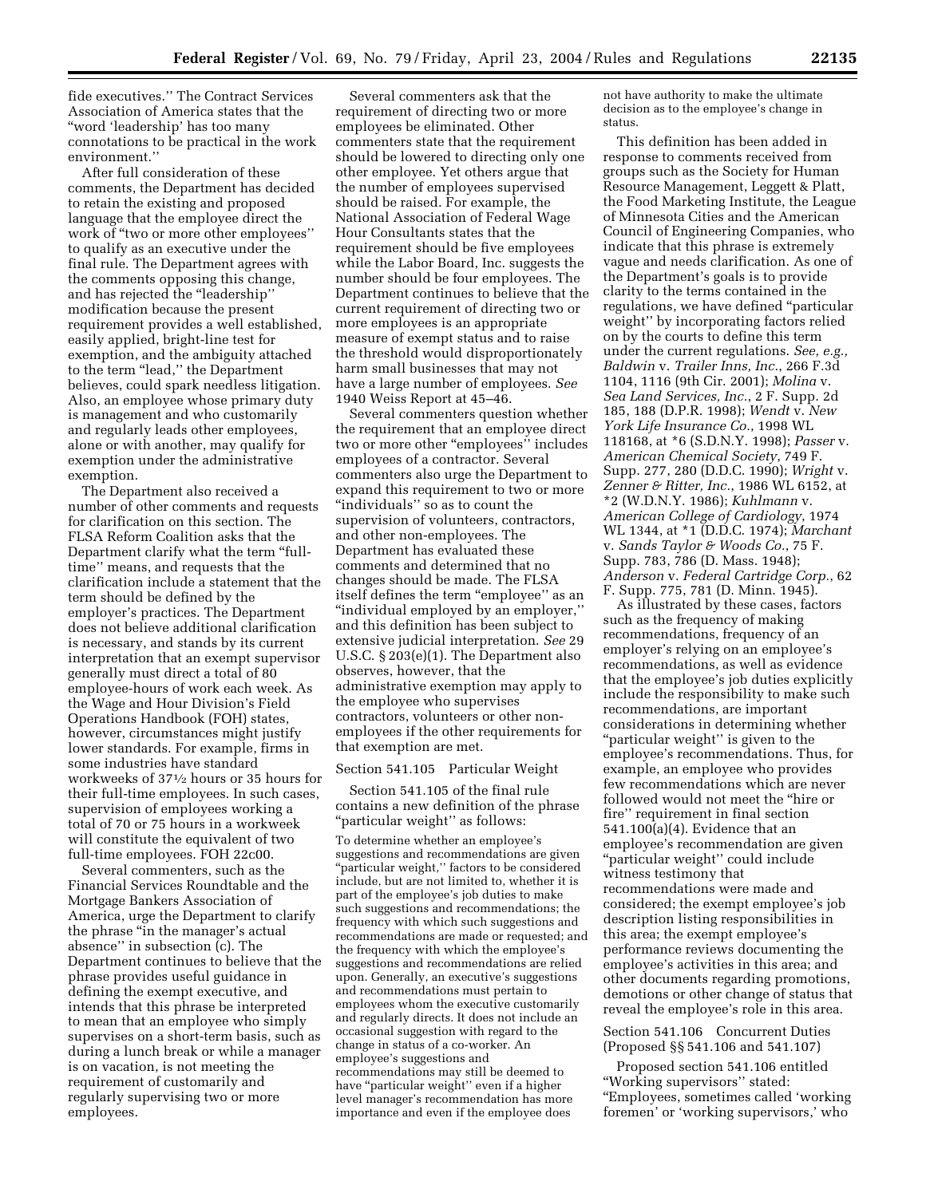fide executives.'' The Contract Services Association of America states that the "word 'leadership' has too many connotations to be practical in the work environment.''

After full consideration of these comments, the Department has decided to retain the existing and proposed language that the employee direct the work of "two or more other employees'' to qualify as an executive under the final rule. The Department agrees with the comments opposing this change, and has rejected the "leadership'' modification because the present requirement provides a well established, easily applied, bright-line test for exemption, and the ambiguity attached to the term "lead,'' the Department believes, could spark needless litigation. Also, an employee whose primary duty is management and who customarily and regularly leads other employees, alone or with another, may qualify for exemption under the administrative exemption.

The Department also received a number of other comments and requests for clarification on this section. The FLSA Reform Coalition asks that the Department clarify what the term "full-time'' means, and requests that the clarification include a statement that the term should be defined by the employer's practices. The Department does not believe additional clarification is necessary, and stands by its current interpretation that an exempt supervisor generally must direct a total of 80 employee-hours of work each week. As the Wage and Hour Division's Field Operations Handbook (FOH) states, however, circumstances might justify lower standards. For example, firms in some industries have standard workweeks of 37½ hours or 35 hours for their full-time employees. In such cases, supervision of employees working a total of 70 or 75 hours in a workweek will constitute the equivalent of two full-time employees. FOH 22c00.

Several commenters, such as the Financial Services Roundtable and the Mortgage Bankers Association of America, urge the Department to clarify the phrase "in the manager's actual absence'' in subsection (c). The Department continues to believe that the phrase provides useful guidance in defining the exempt executive, and intends that this phrase be interpreted to mean that an employee who simply supervises on a short-term basis, such as during a lunch break or while a manager is on vacation, is not meeting the requirement of customarily and regularly supervising two or more employees.

Several commenters ask that the requirement of directing two or more employees be eliminated. Other commenters state that the requirement should be lowered to directing only one other employee. Yet others argue that the number of employees supervised should be raised. For example, the National Association of Federal Wage Hour Consultants states that the requirement should be five employees while the Labor Board, Inc. suggests the number should be four employees. The Department continues to believe that the current requirement of directing two or more employees is an appropriate measure of exempt status and to raise the threshold would disproportionately harm small businesses that may not have a large number of employees. *See* 1940 Weiss Report at 45–46.

Several commenters question whether the requirement that an employee direct two or more other "employees'' includes employees of a contractor. Several commenters also urge the Department to expand this requirement to two or more "individuals'' so as to count the supervision of volunteers, contractors, and other non-employees. The Department has evaluated these comments and determined that no changes should be made. The FLSA itself defines the term "employee'' as an "individual employed by an employer,'' and this definition has been subject to extensive judicial interpretation. *See* 29 U.S.C. § 203(e)(1). The Department also observes, however, that the administrative exemption may apply to the employee who supervises contractors, volunteers or other non-employees if the other requirements for that exemption are met.

Section 541.105 Particular Weight

Section 541.105 of the final rule contains a new definition of the phrase "particular weight'' as follows:

> To determine whether an employee's suggestions and recommendations are given "particular weight,'' factors to be considered include, but are not limited to, whether it is part of the employee's job duties to make such suggestions and recommendations; the frequency with which such suggestions and recommendations are made or requested; and the frequency with which the employee's suggestions and recommendations are relied upon. Generally, an executive's suggestions and recommendations must pertain to employees whom the executive customarily and regularly directs. It does not include an occasional suggestion with regard to the change in status of a co-worker. An employee's suggestions and recommendations may still be deemed to have "particular weight'' even if a higher level manager's recommendation has more importance and even if the employee does not have authority to make the ultimate decision as to the employee's change in status.

This definition has been added in response to comments received from groups such as the Society for Human Resource Management, Leggett & Platt, the Food Marketing Institute, the League of Minnesota Cities and the American Council of Engineering Companies, who indicate that this phrase is extremely vague and needs clarification. As one of the Department's goals is to provide clarity to the terms contained in the regulations, we have defined "particular weight'' by incorporating factors relied on by the courts to define this term under the current regulations. *See, e.g., Baldwin* v. *Trailer Inns, Inc.*, 266 F.3d 1104, 1116 (9th Cir. 2001); *Molina* v. *Sea Land Services, Inc.*, 2 F. Supp. 2d 185, 188 (D.P.R. 1998); *Wendt* v. *New York Life Insurance Co.*, 1998 WL 118168, at *6 (S.D.N.Y. 1998); *Passer* v. *American Chemical Society*, 749 F. Supp. 277, 280 (D.D.C. 1990); *Wright* v. *Zenner & Ritter, Inc.*, 1986 WL 6152, at *2 (W.D.N.Y. 1986); *Kuhlmann* v. *American College of Cardiology*, 1974 WL 1344, at *1 (D.D.C. 1974); *Marchant* v. *Sands Taylor & Woods Co.*, 75 F. Supp. 783, 786 (D. Mass. 1948); *Anderson* v. *Federal Cartridge Corp.*, 62 F. Supp. 775, 781 (D. Minn. 1945).

As illustrated by these cases, factors such as the frequency of making recommendations, frequency of an employer's relying on an employee's recommendations, as well as evidence that the employee's job duties explicitly include the responsibility to make such recommendations, are important considerations in determining whether "particular weight'' is given to the employee's recommendations. Thus, for example, an employee who provides few recommendations which are never followed would not meet the "hire or fire'' requirement in final section 541.100(a)(4). Evidence that an employee's recommendation are given "particular weight'' could include witness testimony that recommendations were made and considered; the exempt employee's job description listing responsibilities in this area; the exempt employee's performance reviews documenting the employee's activities in this area; and other documents regarding promotions, demotions or other change of status that reveal the employee's role in this area.

Section 541.106 Concurrent Duties (Proposed §§ 541.106 and 541.107)

Proposed section 541.106 entitled "Working supervisors'' stated: "Employees, sometimes called 'working foremen' or 'working supervisors,' who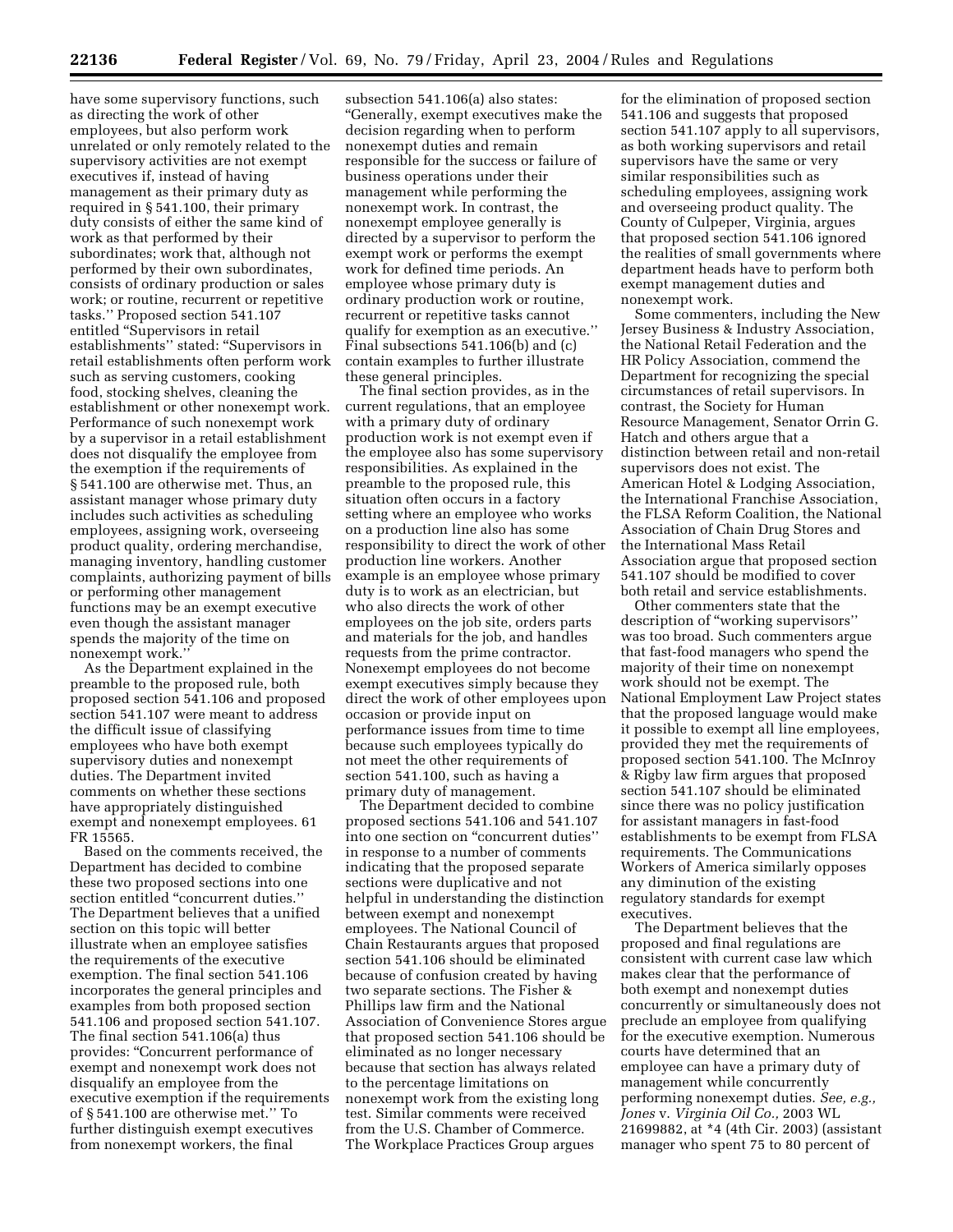have some supervisory functions, such as directing the work of other employees, but also perform work unrelated to the supervisory activities are not exempt executives if, instead of having management as their primary duty as required in § 541.100, their primary duty consists of either the same kind of work as that performed by their subordinates; work that, although not performed by their own subordinates, consists of ordinary production or sales work; or routine, recurrent or repetitive tasks.'' Proposed section 541.107 entitled ''Supervisors in retail establishments'' stated: ''Supervisors in retail establishments often perform work such as serving customers, cooking food, stocking shelves, cleaning the establishment or other nonexempt work. Performance of such nonexempt work by a supervisor in a retail establishment does not disqualify the employee from the exemption if the requirements of § 541.100 are otherwise met. Thus, an assistant manager whose primary duty includes such activities as scheduling employees, assigning work, overseeing product quality, ordering merchandise, managing inventory, handling customer complaints, authorizing payment of bills or performing other management functions may be an exempt executive even though the assistant manager spends the majority of the time on nonexempt work.''

As the Department explained in the preamble to the proposed rule, both proposed section 541.106 and proposed section 541.107 were meant to address the difficult issue of classifying employees who have both exempt supervisory duties and nonexempt duties. The Department invited comments on whether these sections have appropriately distinguished exempt and nonexempt employees. 61 FR 15565.

Based on the comments received, the Department has decided to combine these two proposed sections into one section entitled ''concurrent duties.'' The Department believes that a unified section on this topic will better illustrate when an employee satisfies the requirements of the executive exemption. The final section 541.106 incorporates the general principles and examples from both proposed section 541.106 and proposed section 541.107. The final section 541.106(a) thus provides: ''Concurrent performance of exempt and nonexempt work does not disqualify an employee from the executive exemption if the requirements of § 541.100 are otherwise met.'' To further distinguish exempt executives from nonexempt workers, the final subsection 541.106(a) also states: ''Generally, exempt executives make the decision regarding when to perform nonexempt duties and remain responsible for the success or failure of business operations under their management while performing the nonexempt work. In contrast, the nonexempt employee generally is directed by a supervisor to perform the exempt work or performs the exempt work for defined time periods. An employee whose primary duty is ordinary production work or routine, recurrent or repetitive tasks cannot qualify for exemption as an executive.'' Final subsections 541.106(b) and (c) contain examples to further illustrate these general principles.

The final section provides, as in the current regulations, that an employee with a primary duty of ordinary production work is not exempt even if the employee also has some supervisory responsibilities. As explained in the preamble to the proposed rule, this situation often occurs in a factory setting where an employee who works on a production line also has some responsibility to direct the work of other production line workers. Another example is an employee whose primary duty is to work as an electrician, but who also directs the work of other employees on the job site, orders parts and materials for the job, and handles requests from the prime contractor. Nonexempt employees do not become exempt executives simply because they direct the work of other employees upon occasion or provide input on performance issues from time to time because such employees typically do not meet the other requirements of section 541.100, such as having a primary duty of management.

The Department decided to combine proposed sections 541.106 and 541.107 into one section on ''concurrent duties'' in response to a number of comments indicating that the proposed separate sections were duplicative and not helpful in understanding the distinction between exempt and nonexempt employees. The National Council of Chain Restaurants argues that proposed section 541.106 should be eliminated because of confusion created by having two separate sections. The Fisher & Phillips law firm and the National Association of Convenience Stores argue that proposed section 541.106 should be eliminated as no longer necessary because that section has always related to the percentage limitations on nonexempt work from the existing long test. Similar comments were received from the U.S. Chamber of Commerce. The Workplace Practices Group argues for the elimination of proposed section 541.106 and suggests that proposed section 541.107 apply to all supervisors, as both working supervisors and retail supervisors have the same or very similar responsibilities such as scheduling employees, assigning work and overseeing product quality. The County of Culpeper, Virginia, argues that proposed section 541.106 ignored the realities of small governments where department heads have to perform both exempt management duties and nonexempt work.

Some commenters, including the New Jersey Business & Industry Association, the National Retail Federation and the HR Policy Association, commend the Department for recognizing the special circumstances of retail supervisors. In contrast, the Society for Human Resource Management, Senator Orrin G. Hatch and others argue that a distinction between retail and non-retail supervisors does not exist. The American Hotel & Lodging Association, the International Franchise Association, the FLSA Reform Coalition, the National Association of Chain Drug Stores and the International Mass Retail Association argue that proposed section 541.107 should be modified to cover both retail and service establishments.

Other commenters state that the description of ''working supervisors'' was too broad. Such commenters argue that fast-food managers who spend the majority of their time on nonexempt work should not be exempt. The National Employment Law Project states that the proposed language would make it possible to exempt all line employees, provided they met the requirements of proposed section 541.100. The McInroy & Rigby law firm argues that proposed section 541.107 should be eliminated since there was no policy justification for assistant managers in fast-food establishments to be exempt from FLSA requirements. The Communications Workers of America similarly opposes any diminution of the existing regulatory standards for exempt executives.

The Department believes that the proposed and final regulations are consistent with current case law which makes clear that the performance of both exempt and nonexempt duties concurrently or simultaneously does not preclude an employee from qualifying for the executive exemption. Numerous courts have determined that an employee can have a primary duty of management while concurrently performing nonexempt duties. *See, e.g., Jones* v. *Virginia Oil Co.,* 2003 WL 21699882, at *4 (4th Cir. 2003) (assistant manager who spent 75 to 80 percent of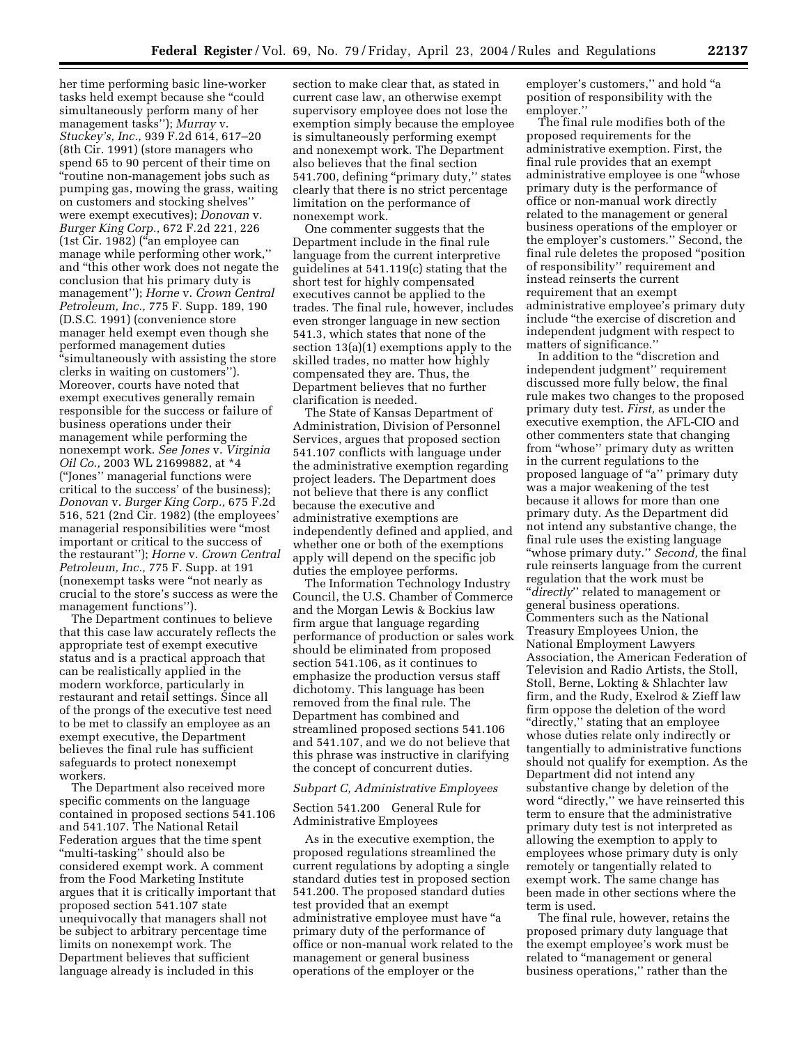her time performing basic line-worker tasks held exempt because she "could simultaneously perform many of her management tasks''); *Murray* v. *Stuckey's, Inc.,* 939 F.2d 614, 617–20 (8th Cir. 1991) (store managers who spend 65 to 90 percent of their time on "routine non-management jobs such as pumping gas, mowing the grass, waiting on customers and stocking shelves'' were exempt executives); *Donovan* v. *Burger King Corp.,* 672 F.2d 221, 226 (1st Cir. 1982) ("an employee can manage while performing other work,'' and "this other work does not negate the conclusion that his primary duty is management''); *Horne* v. *Crown Central Petroleum, Inc.,* 775 F. Supp. 189, 190 (D.S.C. 1991) (convenience store manager held exempt even though she performed management duties "simultaneously with assisting the store clerks in waiting on customers''). Moreover, courts have noted that exempt executives generally remain responsible for the success or failure of business operations under their management while performing the nonexempt work. *See Jones* v. *Virginia Oil Co.,* 2003 WL 21699882, at *4 ("Jones'' managerial functions were critical to the success' of the business); *Donovan* v. *Burger King Corp.,* 675 F.2d 516, 521 (2nd Cir. 1982) (the employees' managerial responsibilities were "most important or critical to the success of the restaurant''); *Horne* v. *Crown Central Petroleum, Inc.,* 775 F. Supp. at 191 (nonexempt tasks were "not nearly as crucial to the store's success as were the management functions'').

The Department continues to believe that this case law accurately reflects the appropriate test of exempt executive status and is a practical approach that can be realistically applied in the modern workforce, particularly in restaurant and retail settings. Since all of the prongs of the executive test need to be met to classify an employee as an exempt executive, the Department believes the final rule has sufficient safeguards to protect nonexempt workers.

The Department also received more specific comments on the language contained in proposed sections 541.106 and 541.107. The National Retail Federation argues that the time spent "multi-tasking'' should also be considered exempt work. A comment from the Food Marketing Institute argues that it is critically important that proposed section 541.107 state unequivocally that managers shall not be subject to arbitrary percentage time limits on nonexempt work. The Department believes that sufficient language already is included in this section to make clear that, as stated in current case law, an otherwise exempt supervisory employee does not lose the exemption simply because the employee is simultaneously performing exempt and nonexempt work. The Department also believes that the final section 541.700, defining "primary duty,'' states clearly that there is no strict percentage limitation on the performance of nonexempt work.

One commenter suggests that the Department include in the final rule language from the current interpretive guidelines at 541.119(c) stating that the short test for highly compensated executives cannot be applied to the trades. The final rule, however, includes even stronger language in new section 541.3, which states that none of the section 13(a)(1) exemptions apply to the skilled trades, no matter how highly compensated they are. Thus, the Department believes that no further clarification is needed.

The State of Kansas Department of Administration, Division of Personnel Services, argues that proposed section 541.107 conflicts with language under the administrative exemption regarding project leaders. The Department does not believe that there is any conflict because the executive and administrative exemptions are independently defined and applied, and whether one or both of the exemptions apply will depend on the specific job duties the employee performs.

The Information Technology Industry Council, the U.S. Chamber of Commerce and the Morgan Lewis & Bockius law firm argue that language regarding performance of production or sales work should be eliminated from proposed section 541.106, as it continues to emphasize the production versus staff dichotomy. This language has been removed from the final rule. The Department has combined and streamlined proposed sections 541.106 and 541.107, and we do not believe that this phrase was instructive in clarifying the concept of concurrent duties.

## *Subpart C, Administrative Employees*

### Section 541.200 General Rule for Administrative Employees

As in the executive exemption, the proposed regulations streamlined the current regulations by adopting a single standard duties test in proposed section 541.200. The proposed standard duties test provided that an exempt administrative employee must have "a primary duty of the performance of office or non-manual work related to the management or general business operations of the employer or the employer's customers,'' and hold "a position of responsibility with the employer.''

The final rule modifies both of the proposed requirements for the administrative exemption. First, the final rule provides that an exempt administrative employee is one "whose primary duty is the performance of office or non-manual work directly related to the management or general business operations of the employer or the employer's customers.'' Second, the final rule deletes the proposed "position of responsibility'' requirement and instead reinserts the current requirement that an exempt administrative employee's primary duty include "the exercise of discretion and independent judgment with respect to matters of significance.''

In addition to the "discretion and independent judgment'' requirement discussed more fully below, the final rule makes two changes to the proposed primary duty test. *First,* as under the executive exemption, the AFL-CIO and other commenters state that changing from "whose'' primary duty as written in the current regulations to the proposed language of "a'' primary duty was a major weakening of the test because it allows for more than one primary duty. As the Department did not intend any substantive change, the final rule uses the existing language "whose primary duty.'' *Second,* the final rule reinserts language from the current regulation that the work must be "*directly*'' related to management or general business operations. Commenters such as the National Treasury Employees Union, the National Employment Lawyers Association, the American Federation of Television and Radio Artists, the Stoll, Stoll, Berne, Lokting & Shlachter law firm, and the Rudy, Exelrod & Zieff law firm oppose the deletion of the word "directly,'' stating that an employee whose duties relate only indirectly or tangentially to administrative functions should not qualify for exemption. As the Department did not intend any substantive change by deletion of the word "directly,'' we have reinserted this term to ensure that the administrative primary duty test is not interpreted as allowing the exemption to apply to employees whose primary duty is only remotely or tangentially related to exempt work. The same change has been made in other sections where the term is used.

The final rule, however, retains the proposed primary duty language that the exempt employee's work must be related to "management or general business operations,'' rather than the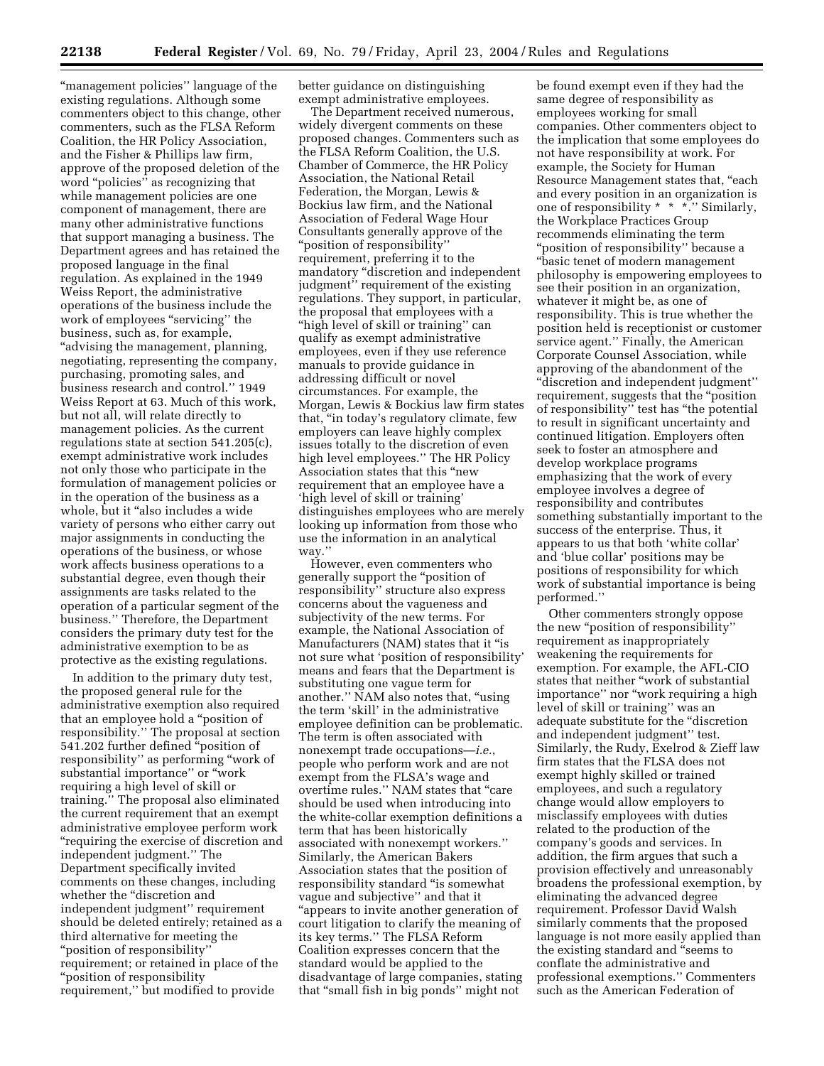"management policies'' language of the existing regulations. Although some commenters object to this change, other commenters, such as the FLSA Reform Coalition, the HR Policy Association, and the Fisher & Phillips law firm, approve of the proposed deletion of the word "policies'' as recognizing that while management policies are one component of management, there are many other administrative functions that support managing a business. The Department agrees and has retained the proposed language in the final regulation. As explained in the 1949 Weiss Report, the administrative operations of the business include the work of employees "servicing'' the business, such as, for example, "advising the management, planning, negotiating, representing the company, purchasing, promoting sales, and business research and control.'' 1949 Weiss Report at 63. Much of this work, but not all, will relate directly to management policies. As the current regulations state at section 541.205(c), exempt administrative work includes not only those who participate in the formulation of management policies or in the operation of the business as a whole, but it "also includes a wide variety of persons who either carry out major assignments in conducting the operations of the business, or whose work affects business operations to a substantial degree, even though their assignments are tasks related to the operation of a particular segment of the business.'' Therefore, the Department considers the primary duty test for the administrative exemption to be as protective as the existing regulations.

In addition to the primary duty test, the proposed general rule for the administrative exemption also required that an employee hold a "position of responsibility.'' The proposal at section 541.202 further defined "position of responsibility'' as performing "work of substantial importance'' or "work requiring a high level of skill or training.'' The proposal also eliminated the current requirement that an exempt administrative employee perform work "requiring the exercise of discretion and independent judgment.'' The Department specifically invited comments on these changes, including whether the "discretion and independent judgment'' requirement should be deleted entirely; retained as a third alternative for meeting the "position of responsibility'' requirement; or retained in place of the "position of responsibility requirement,'' but modified to provide better guidance on distinguishing exempt administrative employees.

The Department received numerous, widely divergent comments on these proposed changes. Commenters such as the FLSA Reform Coalition, the U.S. Chamber of Commerce, the HR Policy Association, the National Retail Federation, the Morgan, Lewis & Bockius law firm, and the National Association of Federal Wage Hour Consultants generally approve of the "position of responsibility'' requirement, preferring it to the mandatory "discretion and independent judgment'' requirement of the existing regulations. They support, in particular, the proposal that employees with a "high level of skill or training'' can qualify as exempt administrative employees, even if they use reference manuals to provide guidance in addressing difficult or novel circumstances. For example, the Morgan, Lewis & Bockius law firm states that, "in today's regulatory climate, few employers can leave highly complex issues totally to the discretion of even high level employees.'' The HR Policy Association states that this "new requirement that an employee have a 'high level of skill or training' distinguishes employees who are merely looking up information from those who use the information in an analytical way.''

However, even commenters who generally support the "position of responsibility'' structure also express concerns about the vagueness and subjectivity of the new terms. For example, the National Association of Manufacturers (NAM) states that it "is not sure what 'position of responsibility' means and fears that the Department is substituting one vague term for another.'' NAM also notes that, "using the term 'skill' in the administrative employee definition can be problematic. The term is often associated with nonexempt trade occupations—*i.e.*, people who perform work and are not exempt from the FLSA's wage and overtime rules.'' NAM states that "care should be used when introducing into the white-collar exemption definitions a term that has been historically associated with nonexempt workers.'' Similarly, the American Bakers Association states that the position of responsibility standard "is somewhat vague and subjective'' and that it "appears to invite another generation of court litigation to clarify the meaning of its key terms.'' The FLSA Reform Coalition expresses concern that the standard would be applied to the disadvantage of large companies, stating that "small fish in big ponds'' might not be found exempt even if they had the same degree of responsibility as employees working for small companies. Other commenters object to the implication that some employees do not have responsibility at work. For example, the Society for Human Resource Management states that, "each and every position in an organization is one of responsibility * * *.'' Similarly, the Workplace Practices Group recommends eliminating the term "position of responsibility'' because a "basic tenet of modern management philosophy is empowering employees to see their position in an organization, whatever it might be, as one of responsibility. This is true whether the position held is receptionist or customer service agent.'' Finally, the American Corporate Counsel Association, while approving of the abandonment of the "discretion and independent judgment'' requirement, suggests that the "position of responsibility'' test has "the potential to result in significant uncertainty and continued litigation. Employers often seek to foster an atmosphere and develop workplace programs emphasizing that the work of every employee involves a degree of responsibility and contributes something substantially important to the success of the enterprise. Thus, it appears to us that both 'white collar' and 'blue collar' positions may be positions of responsibility for which work of substantial importance is being performed.''

Other commenters strongly oppose the new "position of responsibility'' requirement as inappropriately weakening the requirements for exemption. For example, the AFL-CIO states that neither "work of substantial importance'' nor "work requiring a high level of skill or training'' was an adequate substitute for the "discretion and independent judgment'' test. Similarly, the Rudy, Exelrod & Zieff law firm states that the FLSA does not exempt highly skilled or trained employees, and such a regulatory change would allow employers to misclassify employees with duties related to the production of the company's goods and services. In addition, the firm argues that such a provision effectively and unreasonably broadens the professional exemption, by eliminating the advanced degree requirement. Professor David Walsh similarly comments that the proposed language is not more easily applied than the existing standard and "seems to conflate the administrative and professional exemptions.'' Commenters such as the American Federation of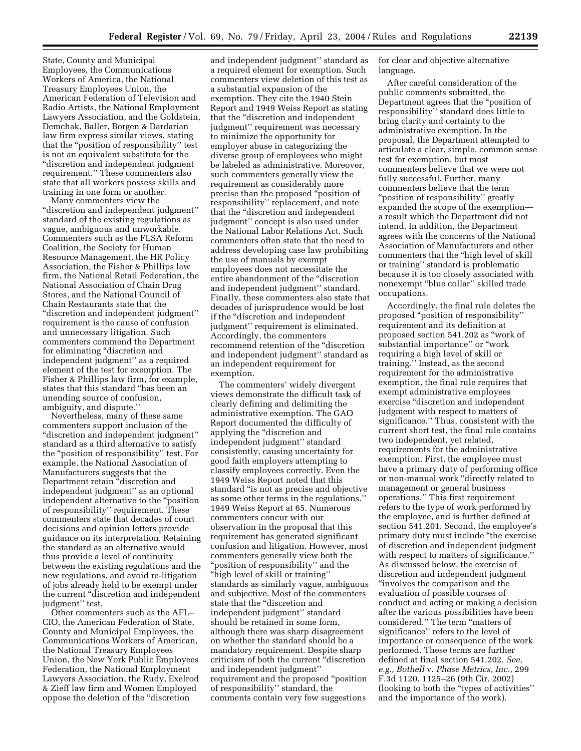State, County and Municipal Employees, the Communications Workers of America, the National Treasury Employees Union, the American Federation of Television and Radio Artists, the National Employment Lawyers Association, and the Goldstein, Demchak, Baller, Borgen & Dardarian law firm express similar views, stating that the "position of responsibility" test is not an equivalent substitute for the "discretion and independent judgment requirement." These commenters also state that all workers possess skills and training in one form or another.

Many commenters view the "discretion and independent judgment" standard of the existing regulations as vague, ambiguous and unworkable. Commenters such as the FLSA Reform Coalition, the Society for Human Resource Management, the HR Policy Association, the Fisher & Phillips law firm, the National Retail Federation, the National Association of Chain Drug Stores, and the National Council of Chain Restaurants state that the "discretion and independent judgment" requirement is the cause of confusion and unnecessary litigation. Such commenters commend the Department for eliminating "discretion and independent judgment" as a required element of the test for exemption. The Fisher & Phillips law firm, for example, states that this standard "has been an unending source of confusion, ambiguity, and dispute."

Nevertheless, many of these same commenters support inclusion of the "discretion and independent judgment" standard as a third alternative to satisfy the "position of responsibility" test. For example, the National Association of Manufacturers suggests that the Department retain "discretion and independent judgment" as an optional independent alternative to the "position of responsibility" requirement. These commenters state that decades of court decisions and opinion letters provide guidance on its interpretation. Retaining the standard as an alternative would thus provide a level of continuity between the existing regulations and the new regulations, and avoid re-litigation of jobs already held to be exempt under the current "discretion and independent judgment" test.

Other commenters such as the AFL–CIO, the American Federation of State, County and Municipal Employees, the Communications Workers of American, the National Treasury Employees Union, the New York Public Employees Federation, the National Employment Lawyers Association, the Rudy, Exelrod & Zieff law firm and Women Employed oppose the deletion of the "discretion and independent judgment" standard as a required element for exemption. Such commenters view deletion of this test as a substantial expansion of the exemption. They cite the 1940 Stein Report and 1949 Weiss Report as stating that the "discretion and independent judgment" requirement was necessary to minimize the opportunity for employer abuse in categorizing the diverse group of employees who might be labeled as administrative. Moreover, such commenters generally view the requirement as considerably more precise than the proposed "position of responsibility" replacement, and note that the "discretion and independent judgment" concept is also used under the National Labor Relations Act. Such commenters often state that the need to address developing case law prohibiting the use of manuals by exempt employees does not necessitate the entire abandonment of the "discretion and independent judgment" standard. Finally, these commenters also state that decades of jurisprudence would be lost if the "discretion and independent judgment" requirement is eliminated. Accordingly, the commenters recommend retention of the "discretion and independent judgment" standard as an independent requirement for exemption.

The commenters' widely divergent views demonstrate the difficult task of clearly defining and delimiting the administrative exemption. The GAO Report documented the difficulty of applying the "discretion and independent judgment" standard consistently, causing uncertainty for good faith employers attempting to classify employees correctly. Even the 1949 Weiss Report noted that this standard "is not as precise and objective as some other terms in the regulations." 1949 Weiss Report at 65. Numerous commenters concur with our observation in the proposal that this requirement has generated significant confusion and litigation. However, most commenters generally view both the "position of responsibility" and the "high level of skill or training" standards as similarly vague, ambiguous and subjective. Most of the commenters state that the "discretion and independent judgment" standard should be retained in some form, although there was sharp disagreement on whether the standard should be a mandatory requirement. Despite sharp criticism of both the current "discretion and independent judgment" requirement and the proposed "position of responsibility" standard, the comments contain very few suggestions for clear and objective alternative language.

After careful consideration of the public comments submitted, the Department agrees that the "position of responsibility" standard does little to bring clarity and certainty to the administrative exemption. In the proposal, the Department attempted to articulate a clear, simple, common sense test for exemption, but most commenters believe that we were not fully successful. Further, many commenters believe that the term "position of responsibility" greatly expanded the scope of the exemption—a result which the Department did not intend. In addition, the Department agrees with the concerns of the National Association of Manufacturers and other commenters that the "high level of skill or training" standard is problematic because it is too closely associated with nonexempt "blue collar" skilled trade occupations.

Accordingly, the final rule deletes the proposed "position of responsibility" requirement and its definition at proposed section 541.202 as "work of substantial importance" or "work requiring a high level of skill or training." Instead, as the second requirement for the administrative exemption, the final rule requires that exempt administrative employees exercise "discretion and independent judgment with respect to matters of significance." Thus, consistent with the current short test, the final rule contains two independent, yet related, requirements for the administrative exemption. First, the employee must have a primary duty of performing office or non-manual work "directly related to management or general business operations." This first requirement refers to the type of work performed by the employee, and is further defined at section 541.201. Second, the employee's primary duty must include "the exercise of discretion and independent judgment with respect to matters of significance." As discussed below, the exercise of discretion and independent judgment "involves the comparison and the evaluation of possible courses of conduct and acting or making a decision after the various possibilities have been considered." The term "matters of significance" refers to the level of importance or consequence of the work performed. These terms are further defined at final section 541.202. *See, e.g., Bothell* v. *Phase Metrics, Inc.,* 299 F.3d 1120, 1125–26 (9th Cir. 2002) (looking to both the "types of activities" and the importance of the work).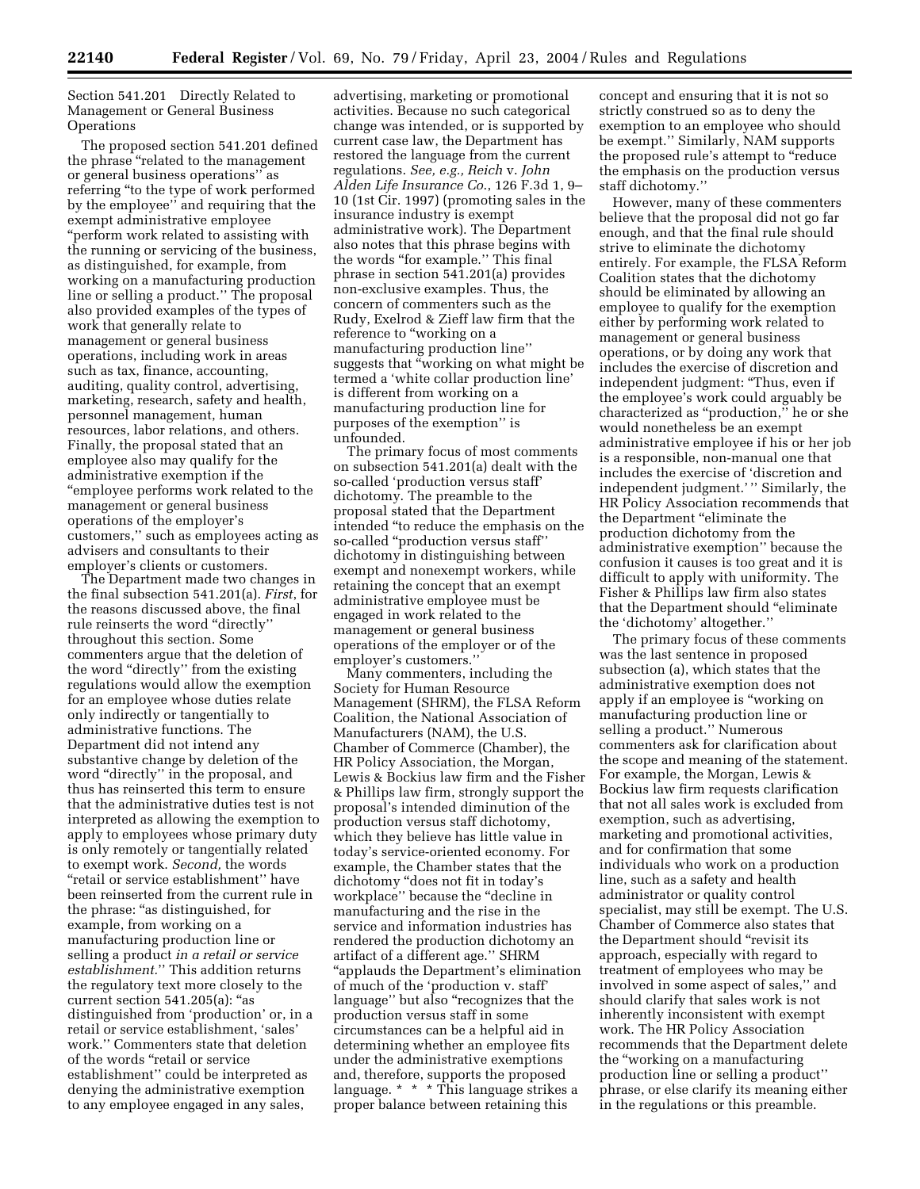Section 541.201 Directly Related to Management or General Business Operations

The proposed section 541.201 defined the phrase "related to the management or general business operations'' as referring "to the type of work performed by the employee'' and requiring that the exempt administrative employee "perform work related to assisting with the running or servicing of the business, as distinguished, for example, from working on a manufacturing production line or selling a product.'' The proposal also provided examples of the types of work that generally relate to management or general business operations, including work in areas such as tax, finance, accounting, auditing, quality control, advertising, marketing, research, safety and health, personnel management, human resources, labor relations, and others. Finally, the proposal stated that an employee also may qualify for the administrative exemption if the "employee performs work related to the management or general business operations of the employer's customers,'' such as employees acting as advisers and consultants to their employer's clients or customers.

The Department made two changes in the final subsection 541.201(a). *First*, for the reasons discussed above, the final rule reinserts the word "directly'' throughout this section. Some commenters argue that the deletion of the word "directly'' from the existing regulations would allow the exemption for an employee whose duties relate only indirectly or tangentially to administrative functions. The Department did not intend any substantive change by deletion of the word "directly'' in the proposal, and thus has reinserted this term to ensure that the administrative duties test is not interpreted as allowing the exemption to apply to employees whose primary duty is only remotely or tangentially related to exempt work. *Second,* the words "retail or service establishment'' have been reinserted from the current rule in the phrase: "as distinguished, for example, from working on a manufacturing production line or selling a product *in a retail or service establishment.*'' This addition returns the regulatory text more closely to the current section 541.205(a): "as distinguished from 'production' or, in a retail or service establishment, 'sales' work.'' Commenters state that deletion of the words "retail or service establishment'' could be interpreted as denying the administrative exemption to any employee engaged in any sales, advertising, marketing or promotional activities. Because no such categorical change was intended, or is supported by current case law, the Department has restored the language from the current regulations. *See, e.g., Reich* v. *John Alden Life Insurance Co.*, 126 F.3d 1, 9–10 (1st Cir. 1997) (promoting sales in the insurance industry is exempt administrative work). The Department also notes that this phrase begins with the words "for example.'' This final phrase in section 541.201(a) provides non-exclusive examples. Thus, the concern of commenters such as the Rudy, Exelrod & Zieff law firm that the reference to "working on a manufacturing production line'' suggests that "working on what might be termed a 'white collar production line' is different from working on a manufacturing production line for purposes of the exemption'' is unfounded.

The primary focus of most comments on subsection 541.201(a) dealt with the so-called 'production versus staff' dichotomy. The preamble to the proposal stated that the Department intended "to reduce the emphasis on the so-called "production versus staff'' dichotomy in distinguishing between exempt and nonexempt workers, while retaining the concept that an exempt administrative employee must be engaged in work related to the management or general business operations of the employer or of the employer's customers.''

Many commenters, including the Society for Human Resource Management (SHRM), the FLSA Reform Coalition, the National Association of Manufacturers (NAM), the U.S. Chamber of Commerce (Chamber), the HR Policy Association, the Morgan, Lewis & Bockius law firm and the Fisher & Phillips law firm, strongly support the proposal's intended diminution of the production versus staff dichotomy, which they believe has little value in today's service-oriented economy. For example, the Chamber states that the dichotomy "does not fit in today's workplace'' because the "decline in manufacturing and the rise in the service and information industries has rendered the production dichotomy an artifact of a different age.'' SHRM "applauds the Department's elimination of much of the 'production v. staff' language'' but also "recognizes that the production versus staff in some circumstances can be a helpful aid in determining whether an employee fits under the administrative exemptions and, therefore, supports the proposed language. * * * This language strikes a proper balance between retaining this concept and ensuring that it is not so strictly construed as to deny the exemption to an employee who should be exempt.'' Similarly, NAM supports the proposed rule's attempt to "reduce the emphasis on the production versus staff dichotomy.''

However, many of these commenters believe that the proposal did not go far enough, and that the final rule should strive to eliminate the dichotomy entirely. For example, the FLSA Reform Coalition states that the dichotomy should be eliminated by allowing an employee to qualify for the exemption either by performing work related to management or general business operations, or by doing any work that includes the exercise of discretion and independent judgment: "Thus, even if the employee's work could arguably be characterized as "production,'' he or she would nonetheless be an exempt administrative employee if his or her job is a responsible, non-manual one that includes the exercise of 'discretion and independent judgment.' '' Similarly, the HR Policy Association recommends that the Department "eliminate the production dichotomy from the administrative exemption'' because the confusion it causes is too great and it is difficult to apply with uniformity. The Fisher & Phillips law firm also states that the Department should "eliminate the 'dichotomy' altogether.''

The primary focus of these comments was the last sentence in proposed subsection (a), which states that the administrative exemption does not apply if an employee is "working on manufacturing production line or selling a product.'' Numerous commenters ask for clarification about the scope and meaning of the statement. For example, the Morgan, Lewis & Bockius law firm requests clarification that not all sales work is excluded from exemption, such as advertising, marketing and promotional activities, and for confirmation that some individuals who work on a production line, such as a safety and health administrator or quality control specialist, may still be exempt. The U.S. Chamber of Commerce also states that the Department should "revisit its approach, especially with regard to treatment of employees who may be involved in some aspect of sales,'' and should clarify that sales work is not inherently inconsistent with exempt work. The HR Policy Association recommends that the Department delete the "working on a manufacturing production line or selling a product'' phrase, or else clarify its meaning either in the regulations or this preamble.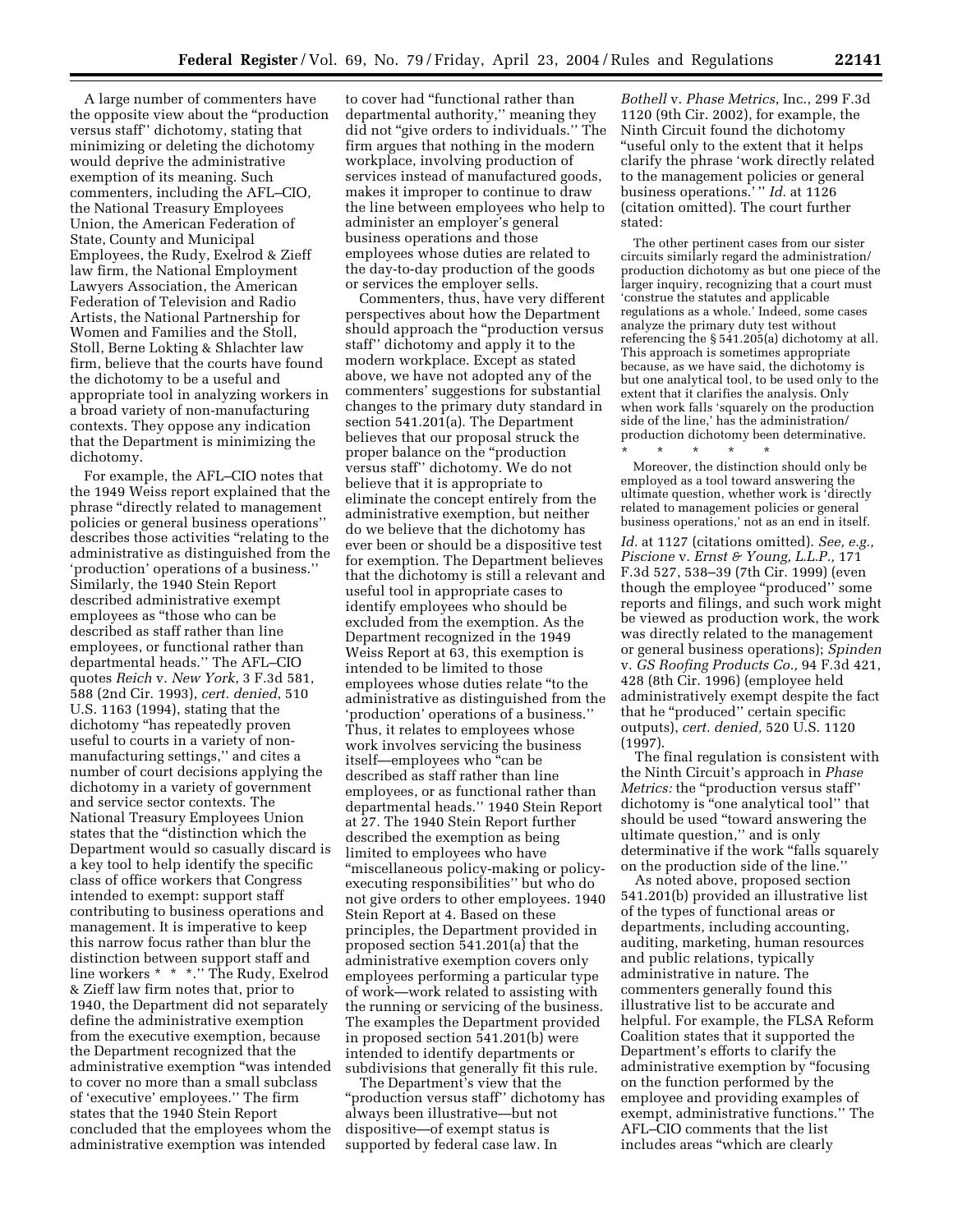A large number of commenters have the opposite view about the "production versus staff" dichotomy, stating that minimizing or deleting the dichotomy would deprive the administrative exemption of its meaning. Such commenters, including the AFL–CIO, the National Treasury Employees Union, the American Federation of State, County and Municipal Employees, the Rudy, Exelrod & Zieff law firm, the National Employment Lawyers Association, the American Federation of Television and Radio Artists, the National Partnership for Women and Families and the Stoll, Stoll, Berne Lokting & Shlachter law firm, believe that the courts have found the dichotomy to be a useful and appropriate tool in analyzing workers in a broad variety of non-manufacturing contexts. They oppose any indication that the Department is minimizing the dichotomy.

For example, the AFL–CIO notes that the 1949 Weiss report explained that the phrase "directly related to management policies or general business operations" describes those activities "relating to the administrative as distinguished from the 'production' operations of a business." Similarly, the 1940 Stein Report described administrative exempt employees as "those who can be described as staff rather than line employees, or functional rather than departmental heads." The AFL–CIO quotes *Reich* v. *New York*, 3 F.3d 581, 588 (2nd Cir. 1993), *cert. denied*, 510 U.S. 1163 (1994), stating that the dichotomy "has repeatedly proven useful to courts in a variety of non-manufacturing settings," and cites a number of court decisions applying the dichotomy in a variety of government and service sector contexts. The National Treasury Employees Union states that the "distinction which the Department would so casually discard is a key tool to help identify the specific class of office workers that Congress intended to exempt: support staff contributing to business operations and management. It is imperative to keep this narrow focus rather than blur the distinction between support staff and line workers * * *." The Rudy, Exelrod & Zieff law firm notes that, prior to 1940, the Department did not separately define the administrative exemption from the executive exemption, because the Department recognized that the administrative exemption "was intended to cover no more than a small subclass of 'executive' employees." The firm states that the 1940 Stein Report concluded that the employees whom the administrative exemption was intended to cover had "functional rather than departmental authority," meaning they did not "give orders to individuals." The firm argues that nothing in the modern workplace, involving production of services instead of manufactured goods, makes it improper to continue to draw the line between employees who help to administer an employer's general business operations and those employees whose duties are related to the day-to-day production of the goods or services the employer sells.

Commenters, thus, have very different perspectives about how the Department should approach the "production versus staff" dichotomy and apply it to the modern workplace. Except as stated above, we have not adopted any of the commenters' suggestions for substantial changes to the primary duty standard in section 541.201(a). The Department believes that our proposal struck the proper balance on the "production versus staff" dichotomy. We do not believe that it is appropriate to eliminate the concept entirely from the administrative exemption, but neither do we believe that the dichotomy has ever been or should be a dispositive test for exemption. The Department believes that the dichotomy is still a relevant and useful tool in appropriate cases to identify employees who should be excluded from the exemption. As the Department recognized in the 1949 Weiss Report at 63, this exemption is intended to be limited to those employees whose duties relate "to the administrative as distinguished from the 'production' operations of a business." Thus, it relates to employees whose work involves servicing the business itself—employees who "can be described as staff rather than line employees, or as functional rather than departmental heads." 1940 Stein Report at 27. The 1940 Stein Report further described the exemption as being limited to employees who have "miscellaneous policy-making or policy-executing responsibilities" but who do not give orders to other employees. 1940 Stein Report at 4. Based on these principles, the Department provided in proposed section 541.201(a) that the administrative exemption covers only employees performing a particular type of work—work related to assisting with the running or servicing of the business. The examples the Department provided in proposed section 541.201(b) were intended to identify departments or subdivisions that generally fit this rule.

The Department's view that the "production versus staff" dichotomy has always been illustrative—but not dispositive—of exempt status is supported by federal case law. In *Bothell* v. *Phase Metrics*, Inc., 299 F.3d 1120 (9th Cir. 2002), for example, the Ninth Circuit found the dichotomy "useful only to the extent that it helps clarify the phrase 'work directly related to the management policies or general business operations.' " *Id.* at 1126 (citation omitted). The court further stated:

> The other pertinent cases from our sister circuits similarly regard the administration/production dichotomy as but one piece of the larger inquiry, recognizing that a court must 'construe the statutes and applicable regulations as a whole.' Indeed, some cases analyze the primary duty test without referencing the § 541.205(a) dichotomy at all. This approach is sometimes appropriate because, as we have said, the dichotomy is but one analytical tool, to be used only to the extent that it clarifies the analysis. Only when work falls 'squarely on the production side of the line,' has the administration/production dichotomy been determinative.
>
> \* \* \* \* \*
>
> Moreover, the distinction should only be employed as a tool toward answering the ultimate question, whether work is 'directly related to management policies or general business operations,' not as an end in itself.

*Id.* at 1127 (citations omitted). *See, e.g., Piscione* v. *Ernst & Young, L.L.P.,* 171 F.3d 527, 538–39 (7th Cir. 1999) (even though the employee "produced" some reports and filings, and such work might be viewed as production work, the work was directly related to the management or general business operations); *Spinden* v. *GS Roofing Products Co.,* 94 F.3d 421, 428 (8th Cir. 1996) (employee held administratively exempt despite the fact that he "produced" certain specific outputs), *cert. denied,* 520 U.S. 1120 (1997).

The final regulation is consistent with the Ninth Circuit's approach in *Phase Metrics:* the "production versus staff" dichotomy is "one analytical tool" that should be used "toward answering the ultimate question," and is only determinative if the work "falls squarely on the production side of the line."

As noted above, proposed section 541.201(b) provided an illustrative list of the types of functional areas or departments, including accounting, auditing, marketing, human resources and public relations, typically administrative in nature. The commenters generally found this illustrative list to be accurate and helpful. For example, the FLSA Reform Coalition states that it supported the Department's efforts to clarify the administrative exemption by "focusing on the function performed by the employee and providing examples of exempt, administrative functions." The AFL–CIO comments that the list includes areas "which are clearly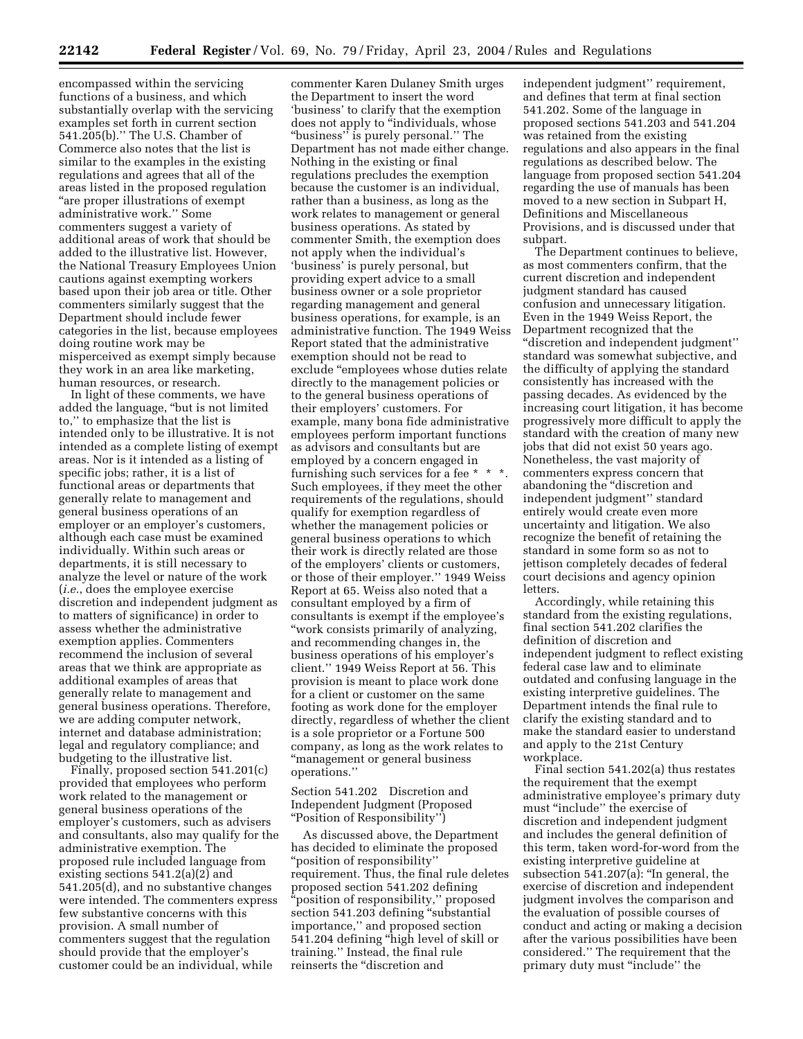encompassed within the servicing functions of a business, and which substantially overlap with the servicing examples set forth in current section 541.205(b).'' The U.S. Chamber of Commerce also notes that the list is similar to the examples in the existing regulations and agrees that all of the areas listed in the proposed regulation "are proper illustrations of exempt administrative work.'' Some commenters suggest a variety of additional areas of work that should be added to the illustrative list. However, the National Treasury Employees Union cautions against exempting workers based upon their job area or title. Other commenters similarly suggest that the Department should include fewer categories in the list, because employees doing routine work may be misperceived as exempt simply because they work in an area like marketing, human resources, or research.

In light of these comments, we have added the language, "but is not limited to,'' to emphasize that the list is intended only to be illustrative. It is not intended as a complete listing of exempt areas. Nor is it intended as a listing of specific jobs; rather, it is a list of functional areas or departments that generally relate to management and general business operations of an employer or an employer's customers, although each case must be examined individually. Within such areas or departments, it is still necessary to analyze the level or nature of the work (*i.e.*, does the employee exercise discretion and independent judgment as to matters of significance) in order to assess whether the administrative exemption applies. Commenters recommend the inclusion of several areas that we think are appropriate as additional examples of areas that generally relate to management and general business operations. Therefore, we are adding computer network, internet and database administration; legal and regulatory compliance; and budgeting to the illustrative list.

Finally, proposed section 541.201(c) provided that employees who perform work related to the management or general business operations of the employer's customers, such as advisers and consultants, also may qualify for the administrative exemption. The proposed rule included language from existing sections 541.2(a)(2) and 541.205(d), and no substantive changes were intended. The commenters express few substantive concerns with this provision. A small number of commenters suggest that the regulation should provide that the employer's customer could be an individual, while commenter Karen Dulaney Smith urges the Department to insert the word 'business' to clarify that the exemption does not apply to "individuals, whose "business'' is purely personal.'' The Department has not made either change. Nothing in the existing or final regulations precludes the exemption because the customer is an individual, rather than a business, as long as the work relates to management or general business operations. As stated by commenter Smith, the exemption does not apply when the individual's 'business' is purely personal, but providing expert advice to a small business owner or a sole proprietor regarding management and general business operations, for example, is an administrative function. The 1949 Weiss Report stated that the administrative exemption should not be read to exclude "employees whose duties relate directly to the management policies or to the general business operations of their employers' customers. For example, many bona fide administrative employees perform important functions as advisors and consultants but are employed by a concern engaged in furnishing such services for a fee * * *. Such employees, if they meet the other requirements of the regulations, should qualify for exemption regardless of whether the management policies or general business operations to which their work is directly related are those of the employers' clients or customers, or those of their employer.'' 1949 Weiss Report at 65. Weiss also noted that a consultant employed by a firm of consultants is exempt if the employee's "work consists primarily of analyzing, and recommending changes in, the business operations of his employer's client.'' 1949 Weiss Report at 56. This provision is meant to place work done for a client or customer on the same footing as work done for the employer directly, regardless of whether the client is a sole proprietor or a Fortune 500 company, as long as the work relates to "management or general business operations.''

### Section 541.202 Discretion and Independent Judgment (Proposed "Position of Responsibility'')

As discussed above, the Department has decided to eliminate the proposed "position of responsibility'' requirement. Thus, the final rule deletes proposed section 541.202 defining "position of responsibility,'' proposed section 541.203 defining "substantial importance,'' and proposed section 541.204 defining "high level of skill or training.'' Instead, the final rule reinserts the "discretion and independent judgment'' requirement, and defines that term at final section 541.202. Some of the language in proposed sections 541.203 and 541.204 was retained from the existing regulations and also appears in the final regulations as described below. The language from proposed section 541.204 regarding the use of manuals has been moved to a new section in Subpart H, Definitions and Miscellaneous Provisions, and is discussed under that subpart.

The Department continues to believe, as most commenters confirm, that the current discretion and independent judgment standard has caused confusion and unnecessary litigation. Even in the 1949 Weiss Report, the Department recognized that the "discretion and independent judgment'' standard was somewhat subjective, and the difficulty of applying the standard consistently has increased with the passing decades. As evidenced by the increasing court litigation, it has become progressively more difficult to apply the standard with the creation of many new jobs that did not exist 50 years ago. Nonetheless, the vast majority of commenters express concern that abandoning the "discretion and independent judgment'' standard entirely would create even more uncertainty and litigation. We also recognize the benefit of retaining the standard in some form so as not to jettison completely decades of federal court decisions and agency opinion letters.

Accordingly, while retaining this standard from the existing regulations, final section 541.202 clarifies the definition of discretion and independent judgment to reflect existing federal case law and to eliminate outdated and confusing language in the existing interpretive guidelines. The Department intends the final rule to clarify the existing standard and to make the standard easier to understand and apply to the 21st Century workplace.

Final section 541.202(a) thus restates the requirement that the exempt administrative employee's primary duty must "include'' the exercise of discretion and independent judgment and includes the general definition of this term, taken word-for-word from the existing interpretive guideline at subsection 541.207(a): "In general, the exercise of discretion and independent judgment involves the comparison and the evaluation of possible courses of conduct and acting or making a decision after the various possibilities have been considered.'' The requirement that the primary duty must "include'' the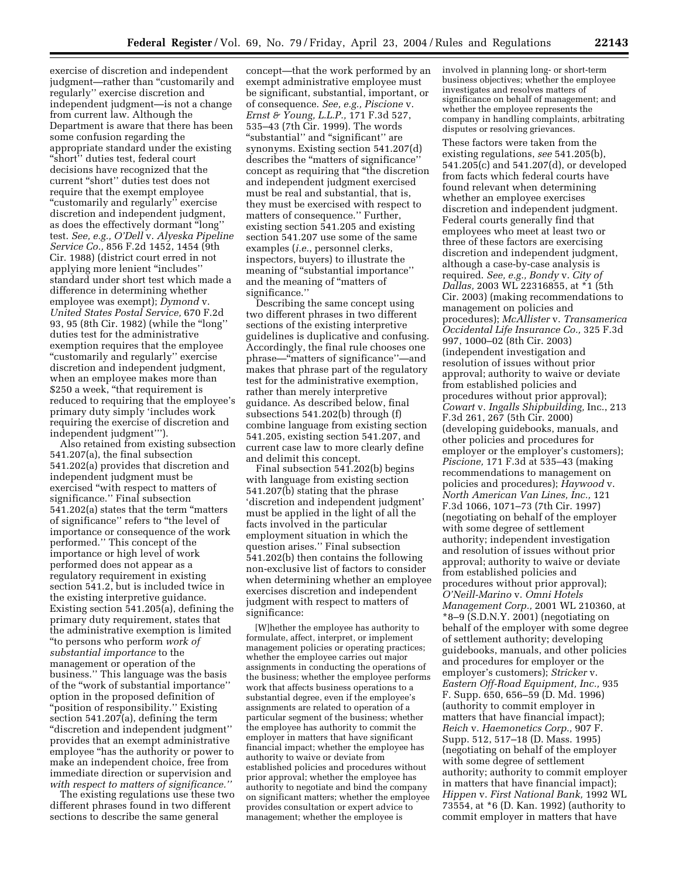exercise of discretion and independent judgment—rather than "customarily and regularly" exercise discretion and independent judgment—is not a change from current law. Although the Department is aware that there has been some confusion regarding the appropriate standard under the existing "short" duties test, federal court decisions have recognized that the current "short" duties test does not require that the exempt employee "customarily and regularly" exercise discretion and independent judgment, as does the effectively dormant "long" test. *See, e.g., O'Dell* v. *Alyeska Pipeline Service Co.,* 856 F.2d 1452, 1454 (9th Cir. 1988) (district court erred in not applying more lenient "includes" standard under short test which made a difference in determining whether employee was exempt); *Dymond* v. *United States Postal Service,* 670 F.2d 93, 95 (8th Cir. 1982) (while the "long" duties test for the administrative exemption requires that the employee "customarily and regularly" exercise discretion and independent judgment, when an employee makes more than $250 a week, "that requirement is reduced to requiring that the employee's primary duty simply 'includes work requiring the exercise of discretion and independent judgment'").

Also retained from existing subsection 541.207(a), the final subsection 541.202(a) provides that discretion and independent judgment must be exercised "with respect to matters of significance." Final subsection 541.202(a) states that the term "matters of significance" refers to "the level of importance or consequence of the work performed." This concept of the importance or high level of work performed does not appear as a regulatory requirement in existing section 541.2, but is included twice in the existing interpretive guidance. Existing section 541.205(a), defining the primary duty requirement, states that the administrative exemption is limited "to persons who perform *work of substantial importance* to the management or operation of the business." This language was the basis of the "work of substantial importance" option in the proposed definition of "position of responsibility." Existing section 541.207(a), defining the term "discretion and independent judgment" provides that an exempt administrative employee "has the authority or power to make an independent choice, free from immediate direction or supervision and *with respect to matters of significance.*"

The existing regulations use these two different phrases found in two different sections to describe the same general concept—that the work performed by an exempt administrative employee must be significant, substantial, important, or of consequence. *See, e.g., Piscione* v. *Ernst & Young, L.L.P.,* 171 F.3d 527, 535–43 (7th Cir. 1999). The words "substantial" and "significant" are synonyms. Existing section 541.207(d) describes the "matters of significance" concept as requiring that "the discretion and independent judgment exercised must be real and substantial, that is, they must be exercised with respect to matters of consequence." Further, existing section 541.205 and existing section 541.207 use some of the same examples (*i.e.*, personnel clerks, inspectors, buyers) to illustrate the meaning of "substantial importance" and the meaning of "matters of significance."

Describing the same concept using two different phrases in two different sections of the existing interpretive guidelines is duplicative and confusing. Accordingly, the final rule chooses one phrase—"matters of significance"—and makes that phrase part of the regulatory test for the administrative exemption, rather than merely interpretive guidance. As described below, final subsections 541.202(b) through (f) combine language from existing section 541.205, existing section 541.207, and current case law to more clearly define and delimit this concept.

Final subsection 541.202(b) begins with language from existing section 541.207(b) stating that the phrase 'discretion and independent judgment' must be applied in the light of all the facts involved in the particular employment situation in which the question arises." Final subsection 541.202(b) then contains the following non-exclusive list of factors to consider when determining whether an employee exercises discretion and independent judgment with respect to matters of significance:

> [W]hether the employee has authority to formulate, affect, interpret, or implement management policies or operating practices; whether the employee carries out major assignments in conducting the operations of the business; whether the employee performs work that affects business operations to a substantial degree, even if the employee's assignments are related to operation of a particular segment of the business; whether the employee has authority to commit the employer in matters that have significant financial impact; whether the employee has authority to waive or deviate from established policies and procedures without prior approval; whether the employee has authority to negotiate and bind the company on significant matters; whether the employee provides consultation or expert advice to management; whether the employee is involved in planning long- or short-term business objectives; whether the employee investigates and resolves matters of significance on behalf of management; and whether the employee represents the company in handling complaints, arbitrating disputes or resolving grievances.

These factors were taken from the existing regulations, *see* 541.205(b), 541.205(c) and 541.207(d), or developed from facts which federal courts have found relevant when determining whether an employee exercises discretion and independent judgment. Federal courts generally find that employees who meet at least two or three of these factors are exercising discretion and independent judgment, although a case-by-case analysis is required. *See, e.g., Bondy* v. *City of Dallas,* 2003 WL 22316855, at *1 (5th Cir. 2003) (making recommendations to management on policies and procedures); *McAllister* v. *Transamerica Occidental Life Insurance Co.,* 325 F.3d 997, 1000–02 (8th Cir. 2003) (independent investigation and resolution of issues without prior approval; authority to waive or deviate from established policies and procedures without prior approval); *Cowart* v. *Ingalls Shipbuilding,* Inc., 213 F.3d 261, 267 (5th Cir. 2000) (developing guidebooks, manuals, and other policies and procedures for employer or the employer's customers); *Piscione,* 171 F.3d at 535–43 (making recommendations to management on policies and procedures); *Haywood* v. *North American Van Lines, Inc.,* 121 F.3d 1066, 1071–73 (7th Cir. 1997) (negotiating on behalf of the employer with some degree of settlement authority; independent investigation and resolution of issues without prior approval; authority to waive or deviate from established policies and procedures without prior approval); *O'Neill-Marino* v. *Omni Hotels Management Corp.,* 2001 WL 210360, at *8–9 (S.D.N.Y. 2001) (negotiating on behalf of the employer with some degree of settlement authority; developing guidebooks, manuals, and other policies and procedures for employer or the employer's customers); *Stricker* v. *Eastern Off-Road Equipment, Inc.,* 935 F. Supp. 650, 656–59 (D. Md. 1996) (authority to commit employer in matters that have financial impact); *Reich* v. *Haemonetics Corp.,* 907 F. Supp. 512, 517–18 (D. Mass. 1995) (negotiating on behalf of the employer with some degree of settlement authority; authority to commit employer in matters that have financial impact); *Hippen* v. *First National Bank,* 1992 WL 73554, at *6 (D. Kan. 1992) (authority to commit employer in matters that have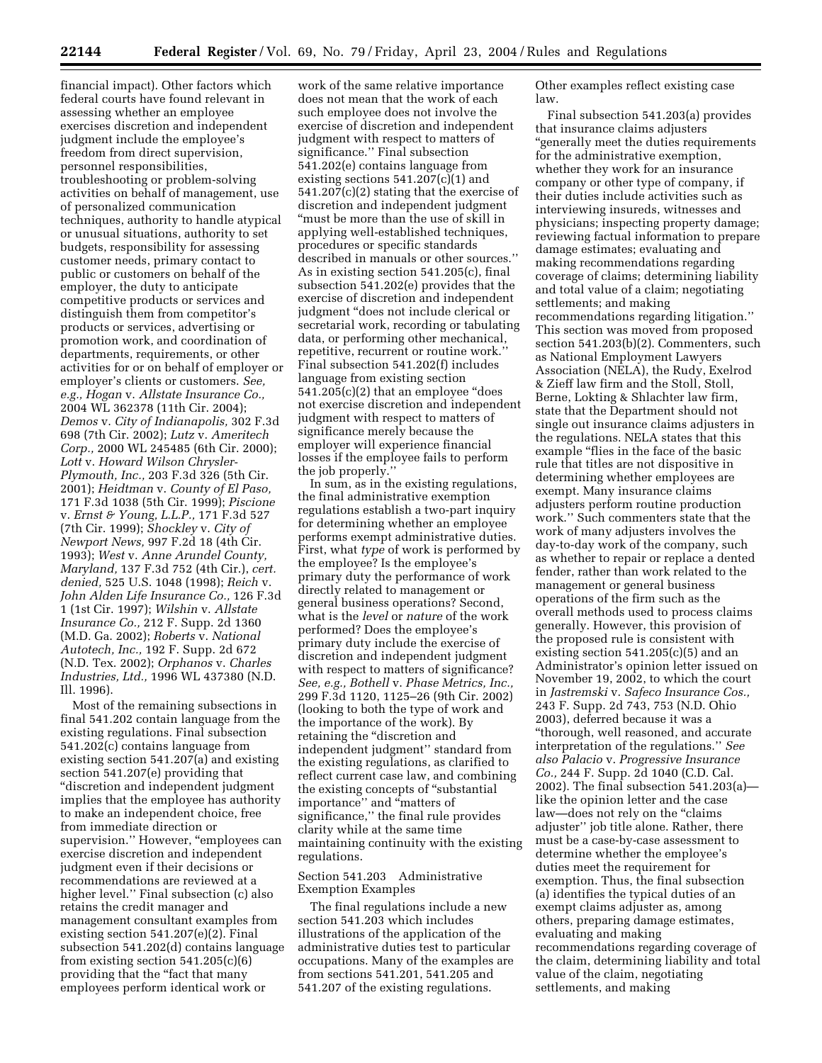financial impact). Other factors which federal courts have found relevant in assessing whether an employee exercises discretion and independent judgment include the employee's freedom from direct supervision, personnel responsibilities, troubleshooting or problem-solving activities on behalf of management, use of personalized communication techniques, authority to handle atypical or unusual situations, authority to set budgets, responsibility for assessing customer needs, primary contact to public or customers on behalf of the employer, the duty to anticipate competitive products or services and distinguish them from competitor's products or services, advertising or promotion work, and coordination of departments, requirements, or other activities for or on behalf of employer or employer's clients or customers. *See, e.g., Hogan* v. *Allstate Insurance Co.,* 2004 WL 362378 (11th Cir. 2004); *Demos* v. *City of Indianapolis,* 302 F.3d 698 (7th Cir. 2002); *Lutz* v. *Ameritech Corp.,* 2000 WL 245485 (6th Cir. 2000); *Lott* v. *Howard Wilson Chrysler-Plymouth, Inc.,* 203 F.3d 326 (5th Cir. 2001); *Heidtman* v. *County of El Paso,* 171 F.3d 1038 (5th Cir. 1999); *Piscione* v. *Ernst & Young, L.L.P.,* 171 F.3d 527 (7th Cir. 1999); *Shockley* v. *City of Newport News,* 997 F.2d 18 (4th Cir. 1993); *West* v. *Anne Arundel County, Maryland,* 137 F.3d 752 (4th Cir.), *cert. denied,* 525 U.S. 1048 (1998); *Reich* v. *John Alden Life Insurance Co.,* 126 F.3d 1 (1st Cir. 1997); *Wilshin* v. *Allstate Insurance Co.,* 212 F. Supp. 2d 1360 (M.D. Ga. 2002); *Roberts* v. *National Autotech, Inc.,* 192 F. Supp. 2d 672 (N.D. Tex. 2002); *Orphanos* v. *Charles Industries, Ltd.,* 1996 WL 437380 (N.D. Ill. 1996).

Most of the remaining subsections in final 541.202 contain language from the existing regulations. Final subsection 541.202(c) contains language from existing section 541.207(a) and existing section 541.207(e) providing that "discretion and independent judgment implies that the employee has authority to make an independent choice, free from immediate direction or supervision." However, "employees can exercise discretion and independent judgment even if their decisions or recommendations are reviewed at a higher level." Final subsection (c) also retains the credit manager and management consultant examples from existing section 541.207(e)(2). Final subsection 541.202(d) contains language from existing section 541.205(c)(6) providing that the "fact that many employees perform identical work or work of the same relative importance does not mean that the work of each such employee does not involve the exercise of discretion and independent judgment with respect to matters of significance." Final subsection 541.202(e) contains language from existing sections 541.207(c)(1) and 541.207(c)(2) stating that the exercise of discretion and independent judgment "must be more than the use of skill in applying well-established techniques, procedures or specific standards described in manuals or other sources." As in existing section 541.205(c), final subsection 541.202(e) provides that the exercise of discretion and independent judgment "does not include clerical or secretarial work, recording or tabulating data, or performing other mechanical, repetitive, recurrent or routine work." Final subsection 541.202(f) includes language from existing section 541.205(c)(2) that an employee "does not exercise discretion and independent judgment with respect to matters of significance merely because the employer will experience financial losses if the employee fails to perform the job properly."

In sum, as in the existing regulations, the final administrative exemption regulations establish a two-part inquiry for determining whether an employee performs exempt administrative duties. First, what *type* of work is performed by the employee? Is the employee's primary duty the performance of work directly related to management or general business operations? Second, what is the *level* or *nature* of the work performed? Does the employee's primary duty include the exercise of discretion and independent judgment with respect to matters of significance? *See, e.g., Bothell* v. *Phase Metrics, Inc.,* 299 F.3d 1120, 1125–26 (9th Cir. 2002) (looking to both the type of work and the importance of the work). By retaining the "discretion and independent judgment" standard from the existing regulations, as clarified to reflect current case law, and combining the existing concepts of "substantial importance" and "matters of significance," the final rule provides clarity while at the same time maintaining continuity with the existing regulations.

Section 541.203 Administrative Exemption Examples

The final regulations include a new section 541.203 which includes illustrations of the application of the administrative duties test to particular occupations. Many of the examples are from sections 541.201, 541.205 and 541.207 of the existing regulations. Other examples reflect existing case law.

Final subsection 541.203(a) provides that insurance claims adjusters "generally meet the duties requirements for the administrative exemption, whether they work for an insurance company or other type of company, if their duties include activities such as interviewing insureds, witnesses and physicians; inspecting property damage; reviewing factual information to prepare damage estimates; evaluating and making recommendations regarding coverage of claims; determining liability and total value of a claim; negotiating settlements; and making recommendations regarding litigation." This section was moved from proposed section 541.203(b)(2). Commenters, such as National Employment Lawyers Association (NELA), the Rudy, Exelrod & Zieff law firm and the Stoll, Stoll, Berne, Lokting & Shlachter law firm, state that the Department should not single out insurance claims adjusters in the regulations. NELA states that this example "flies in the face of the basic rule that titles are not dispositive in determining whether employees are exempt. Many insurance claims adjusters perform routine production work." Such commenters state that the work of many adjusters involves the day-to-day work of the company, such as whether to repair or replace a dented fender, rather than work related to the management or general business operations of the firm such as the overall methods used to process claims generally. However, this provision of the proposed rule is consistent with existing section 541.205(c)(5) and an Administrator's opinion letter issued on November 19, 2002, to which the court in *Jastremski* v. *Safeco Insurance Cos.,* 243 F. Supp. 2d 743, 753 (N.D. Ohio 2003), deferred because it was a "thorough, well reasoned, and accurate interpretation of the regulations." *See also Palacio* v. *Progressive Insurance Co.,* 244 F. Supp. 2d 1040 (C.D. Cal. 2002). The final subsection 541.203(a)—like the opinion letter and the case law—does not rely on the "claims adjuster" job title alone. Rather, there must be a case-by-case assessment to determine whether the employee's duties meet the requirement for exemption. Thus, the final subsection (a) identifies the typical duties of an exempt claims adjuster as, among others, preparing damage estimates, evaluating and making recommendations regarding coverage of the claim, determining liability and total value of the claim, negotiating settlements, and making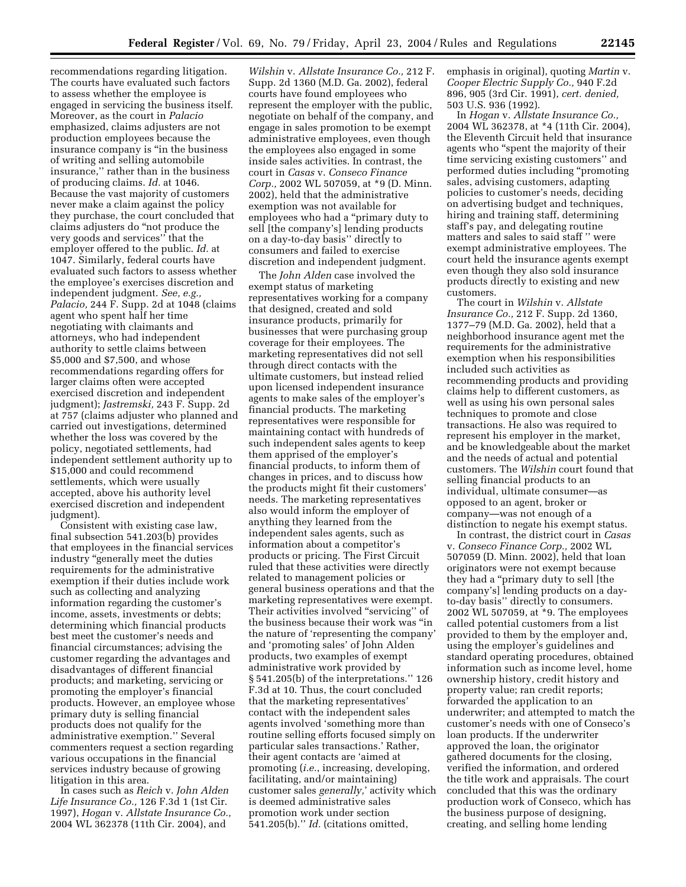recommendations regarding litigation. The courts have evaluated such factors to assess whether the employee is engaged in servicing the business itself. Moreover, as the court in *Palacio* emphasized, claims adjusters are not production employees because the insurance company is "in the business of writing and selling automobile insurance," rather than in the business of producing claims. *Id.* at 1046. Because the vast majority of customers never make a claim against the policy they purchase, the court concluded that claims adjusters do "not produce the very goods and services" that the employer offered to the public. *Id.* at 1047. Similarly, federal courts have evaluated such factors to assess whether the employee's exercises discretion and independent judgment. *See, e.g., Palacio,* 244 F. Supp. 2d at 1048 (claims agent who spent half her time negotiating with claimants and attorneys, who had independent authority to settle claims between $5,000 and $7,500, and whose recommendations regarding offers for larger claims often were accepted exercised discretion and independent judgment); *Jastremski,* 243 F. Supp. 2d at 757 (claims adjuster who planned and carried out investigations, determined whether the loss was covered by the policy, negotiated settlements, had independent settlement authority up to $15,000 and could recommend settlements, which were usually accepted, above his authority level exercised discretion and independent judgment).

Consistent with existing case law, final subsection 541.203(b) provides that employees in the financial services industry "generally meet the duties requirements for the administrative exemption if their duties include work such as collecting and analyzing information regarding the customer's income, assets, investments or debts; determining which financial products best meet the customer's needs and financial circumstances; advising the customer regarding the advantages and disadvantages of different financial products; and marketing, servicing or promoting the employer's financial products. However, an employee whose primary duty is selling financial products does not qualify for the administrative exemption." Several commenters request a section regarding various occupations in the financial services industry because of growing litigation in this area.

In cases such as *Reich* v. *John Alden Life Insurance Co.,* 126 F.3d 1 (1st Cir. 1997), *Hogan* v. *Allstate Insurance Co.,* 2004 WL 362378 (11th Cir. 2004), and *Wilshin* v. *Allstate Insurance Co.,* 212 F. Supp. 2d 1360 (M.D. Ga. 2002), federal courts have found employees who represent the employer with the public, negotiate on behalf of the company, and engage in sales promotion to be exempt administrative employees, even though the employees also engaged in some inside sales activities. In contrast, the court in *Casas* v. *Conseco Finance Corp.,* 2002 WL 507059, at *9 (D. Minn. 2002), held that the administrative exemption was not available for employees who had a "primary duty to sell [the company's] lending products on a day-to-day basis" directly to consumers and failed to exercise discretion and independent judgment.

The *John Alden* case involved the exempt status of marketing representatives working for a company that designed, created and sold insurance products, primarily for businesses that were purchasing group coverage for their employees. The marketing representatives did not sell through direct contacts with the ultimate customers, but instead relied upon licensed independent insurance agents to make sales of the employer's financial products. The marketing representatives were responsible for maintaining contact with hundreds of such independent sales agents to keep them apprised of the employer's financial products, to inform them of changes in prices, and to discuss how the products might fit their customers' needs. The marketing representatives also would inform the employer of anything they learned from the independent sales agents, such as information about a competitor's products or pricing. The First Circuit ruled that these activities were directly related to management policies or general business operations and that the marketing representatives were exempt. Their activities involved "servicing" of the business because their work was "in the nature of 'representing the company' and 'promoting sales' of John Alden products, two examples of exempt administrative work provided by § 541.205(b) of the interpretations." 126 F.3d at 10. Thus, the court concluded that the marketing representatives' contact with the independent sales agents involved 'something more than routine selling efforts focused simply on particular sales transactions.' Rather, their agent contacts are 'aimed at promoting (*i.e.,* increasing, developing, facilitating, and/or maintaining) customer sales *generally,*' activity which is deemed administrative sales promotion work under section 541.205(b)." *Id.* (citations omitted, emphasis in original), quoting *Martin* v. *Cooper Electric Supply Co.,* 940 F.2d 896, 905 (3rd Cir. 1991), *cert. denied,* 503 U.S. 936 (1992).

In *Hogan* v. *Allstate Insurance Co.,* 2004 WL 362378, at *4 (11th Cir. 2004), the Eleventh Circuit held that insurance agents who "spent the majority of their time servicing existing customers" and performed duties including "promoting sales, advising customers, adapting policies to customer's needs, deciding on advertising budget and techniques, hiring and training staff, determining staff's pay, and delegating routine matters and sales to said staff " were exempt administrative employees. The court held the insurance agents exempt even though they also sold insurance products directly to existing and new customers.

The court in *Wilshin* v. *Allstate Insurance Co.,* 212 F. Supp. 2d 1360, 1377–79 (M.D. Ga. 2002), held that a neighborhood insurance agent met the requirements for the administrative exemption when his responsibilities included such activities as recommending products and providing claims help to different customers, as well as using his own personal sales techniques to promote and close transactions. He also was required to represent his employer in the market, and be knowledgeable about the market and the needs of actual and potential customers. The *Wilshin* court found that selling financial products to an individual, ultimate consumer—as opposed to an agent, broker or company—was not enough of a distinction to negate his exempt status.

In contrast, the district court in *Casas* v. *Conseco Finance Corp.,* 2002 WL 507059 (D. Minn. 2002), held that loan originators were not exempt because they had a "primary duty to sell [the company's] lending products on a day-to-day basis" directly to consumers. 2002 WL 507059, at *9. The employees called potential customers from a list provided to them by the employer and, using the employer's guidelines and standard operating procedures, obtained information such as income level, home ownership history, credit history and property value; ran credit reports; forwarded the application to an underwriter; and attempted to match the customer's needs with one of Conseco's loan products. If the underwriter approved the loan, the originator gathered documents for the closing, verified the information, and ordered the title work and appraisals. The court concluded that this was the ordinary production work of Conseco, which has the business purpose of designing, creating, and selling home lending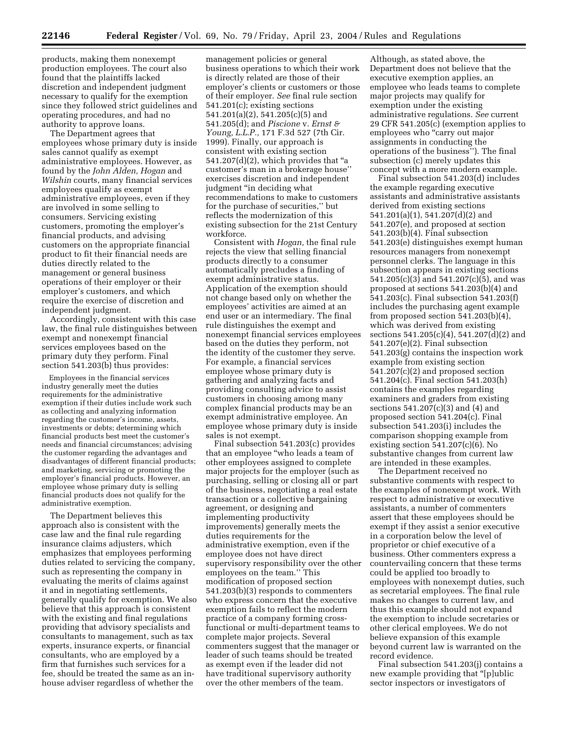products, making them nonexempt production employees. The court also found that the plaintiffs lacked discretion and independent judgment necessary to qualify for the exemption since they followed strict guidelines and operating procedures, and had no authority to approve loans.

The Department agrees that employees whose primary duty is inside sales cannot qualify as exempt administrative employees. However, as found by the *John Alden, Hogan* and *Wilshin* courts, many financial services employees qualify as exempt administrative employees, even if they are involved in some selling to consumers. Servicing existing customers, promoting the employer's financial products, and advising customers on the appropriate financial product to fit their financial needs are duties directly related to the management or general business operations of their employer or their employer's customers, and which require the exercise of discretion and independent judgment.

Accordingly, consistent with this case law, the final rule distinguishes between exempt and nonexempt financial services employees based on the primary duty they perform. Final section 541.203(b) thus provides:

> Employees in the financial services industry generally meet the duties requirements for the administrative exemption if their duties include work such as collecting and analyzing information regarding the customer's income, assets, investments or debts; determining which financial products best meet the customer's needs and financial circumstances; advising the customer regarding the advantages and disadvantages of different financial products; and marketing, servicing or promoting the employer's financial products. However, an employee whose primary duty is selling financial products does not qualify for the administrative exemption.

The Department believes this approach also is consistent with the case law and the final rule regarding insurance claims adjusters, which emphasizes that employees performing duties related to servicing the company, such as representing the company in evaluating the merits of claims against it and in negotiating settlements, generally qualify for exemption. We also believe that this approach is consistent with the existing and final regulations providing that advisory specialists and consultants to management, such as tax experts, insurance experts, or financial consultants, who are employed by a firm that furnishes such services for a fee, should be treated the same as an in-house adviser regardless of whether the management policies or general business operations to which their work is directly related are those of their employer's clients or customers or those of their employer. *See* final rule section 541.201(c); existing sections 541.201(a)(2), 541.205(c)(5) and 541.205(d); and *Piscione* v. *Ernst & Young, L.L.P.,* 171 F.3d 527 (7th Cir. 1999). Finally, our approach is consistent with existing section 541.207(d)(2), which provides that "a customer's man in a brokerage house" exercises discretion and independent judgment "in deciding what recommendations to make to customers for the purchase of securities," but reflects the modernization of this existing subsection for the 21st Century workforce.

Consistent with *Hogan,* the final rule rejects the view that selling financial products directly to a consumer automatically precludes a finding of exempt administrative status. Application of the exemption should not change based only on whether the employees' activities are aimed at an end user or an intermediary. The final rule distinguishes the exempt and nonexempt financial services employees based on the duties they perform, not the identity of the customer they serve. For example, a financial services employee whose primary duty is gathering and analyzing facts and providing consulting advice to assist customers in choosing among many complex financial products may be an exempt administrative employee. An employee whose primary duty is inside sales is not exempt.

Final subsection 541.203(c) provides that an employee "who leads a team of other employees assigned to complete major projects for the employer (such as purchasing, selling or closing all or part of the business, negotiating a real estate transaction or a collective bargaining agreement, or designing and implementing productivity improvements) generally meets the duties requirements for the administrative exemption, even if the employee does not have direct supervisory responsibility over the other employees on the team." This modification of proposed section 541.203(b)(3) responds to commenters who express concern that the executive exemption fails to reflect the modern practice of a company forming cross-functional or multi-department teams to complete major projects. Several commenters suggest that the manager or leader of such teams should be treated as exempt even if the leader did not have traditional supervisory authority over the other members of the team. Although, as stated above, the Department does not believe that the executive exemption applies, an employee who leads teams to complete major projects may qualify for exemption under the existing administrative regulations. *See* current 29 CFR 541.205(c) (exemption applies to employees who "carry out major assignments in conducting the operations of the business"). The final subsection (c) merely updates this concept with a more modern example.

Final subsection 541.203(d) includes the example regarding executive assistants and administrative assistants derived from existing sections 541.201(a)(1), 541.207(d)(2) and 541.207(e), and proposed at section 541.203(b)(4). Final subsection 541.203(e) distinguishes exempt human resources managers from nonexempt personnel clerks. The language in this subsection appears in existing sections 541.205(c)(3) and 541.207(c)(5), and was proposed at sections 541.203(b)(4) and 541.203(c). Final subsection 541.203(f) includes the purchasing agent example from proposed section 541.203(b)(4), which was derived from existing sections 541.205(c)(4), 541.207(d)(2) and 541.207(e)(2). Final subsection 541.203(g) contains the inspection work example from existing section 541.207(c)(2) and proposed section 541.204(c). Final section 541.203(h) contains the examples regarding examiners and graders from existing sections 541.207(c)(3) and (4) and proposed section 541.204(c). Final subsection 541.203(i) includes the comparison shopping example from existing section 541.207(c)(6). No substantive changes from current law are intended in these examples.

The Department received no substantive comments with respect to the examples of nonexempt work. With respect to administrative or executive assistants, a number of commenters assert that these employees should be exempt if they assist a senior executive in a corporation below the level of proprietor or chief executive of a business. Other commenters express a countervailing concern that these terms could be applied too broadly to employees with nonexempt duties, such as secretarial employees. The final rule makes no changes to current law, and thus this example should not expand the exemption to include secretaries or other clerical employees. We do not believe expansion of this example beyond current law is warranted on the record evidence.

Final subsection 541.203(j) contains a new example providing that "[p]ublic sector inspectors or investigators of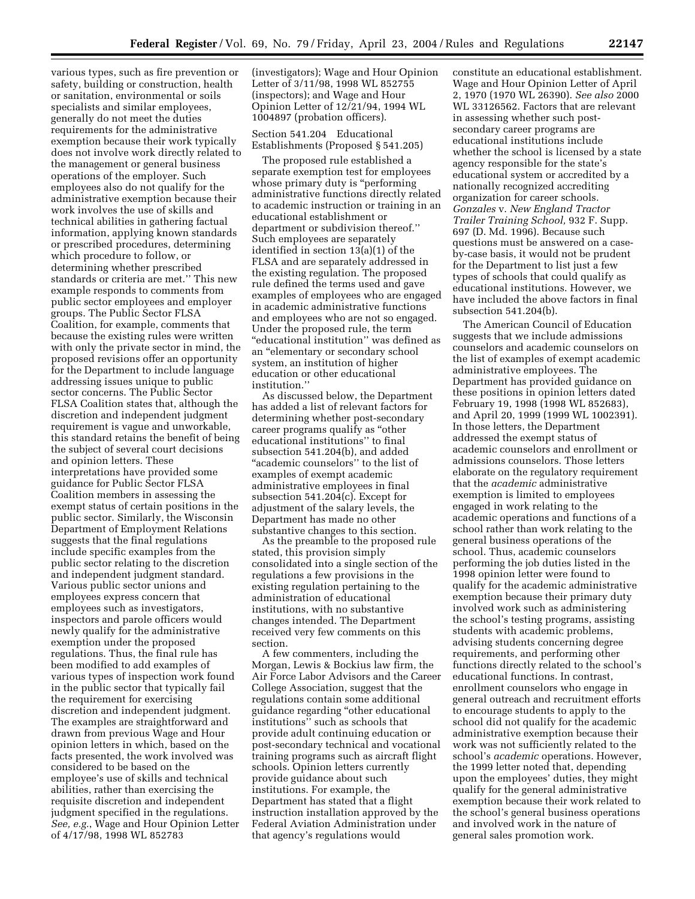various types, such as fire prevention or safety, building or construction, health or sanitation, environmental or soils specialists and similar employees, generally do not meet the duties requirements for the administrative exemption because their work typically does not involve work directly related to the management or general business operations of the employer. Such employees also do not qualify for the administrative exemption because their work involves the use of skills and technical abilities in gathering factual information, applying known standards or prescribed procedures, determining which procedure to follow, or determining whether prescribed standards or criteria are met.'' This new example responds to comments from public sector employees and employer groups. The Public Sector FLSA Coalition, for example, comments that because the existing rules were written with only the private sector in mind, the proposed revisions offer an opportunity for the Department to include language addressing issues unique to public sector concerns. The Public Sector FLSA Coalition states that, although the discretion and independent judgment requirement is vague and unworkable, this standard retains the benefit of being the subject of several court decisions and opinion letters. These interpretations have provided some guidance for Public Sector FLSA Coalition members in assessing the exempt status of certain positions in the public sector. Similarly, the Wisconsin Department of Employment Relations suggests that the final regulations include specific examples from the public sector relating to the discretion and independent judgment standard. Various public sector unions and employees express concern that employees such as investigators, inspectors and parole officers would newly qualify for the administrative exemption under the proposed regulations. Thus, the final rule has been modified to add examples of various types of inspection work found in the public sector that typically fail the requirement for exercising discretion and independent judgment. The examples are straightforward and drawn from previous Wage and Hour opinion letters in which, based on the facts presented, the work involved was considered to be based on the employee's use of skills and technical abilities, rather than exercising the requisite discretion and independent judgment specified in the regulations. *See, e.g.*, Wage and Hour Opinion Letter of 4/17/98, 1998 WL 852783 (investigators); Wage and Hour Opinion Letter of 3/11/98, 1998 WL 852755 (inspectors); and Wage and Hour Opinion Letter of 12/21/94, 1994 WL 1004897 (probation officers).

Section 541.204 Educational Establishments (Proposed § 541.205)

The proposed rule established a separate exemption test for employees whose primary duty is "performing administrative functions directly related to academic instruction or training in an educational establishment or department or subdivision thereof.'' Such employees are separately identified in section 13(a)(1) of the FLSA and are separately addressed in the existing regulation. The proposed rule defined the terms used and gave examples of employees who are engaged in academic administrative functions and employees who are not so engaged. Under the proposed rule, the term "educational institution'' was defined as an "elementary or secondary school system, an institution of higher education or other educational institution.''

As discussed below, the Department has added a list of relevant factors for determining whether post-secondary career programs qualify as "other educational institutions'' to final subsection 541.204(b), and added "academic counselors'' to the list of examples of exempt academic administrative employees in final subsection 541.204(c). Except for adjustment of the salary levels, the Department has made no other substantive changes to this section.

As the preamble to the proposed rule stated, this provision simply consolidated into a single section of the regulations a few provisions in the existing regulation pertaining to the administration of educational institutions, with no substantive changes intended. The Department received very few comments on this section.

A few commenters, including the Morgan, Lewis & Bockius law firm, the Air Force Labor Advisors and the Career College Association, suggest that the regulations contain some additional guidance regarding "other educational institutions'' such as schools that provide adult continuing education or post-secondary technical and vocational training programs such as aircraft flight schools. Opinion letters currently provide guidance about such institutions. For example, the Department has stated that a flight instruction installation approved by the Federal Aviation Administration under that agency's regulations would constitute an educational establishment. Wage and Hour Opinion Letter of April 2, 1970 (1970 WL 26390). *See also* 2000 WL 33126562. Factors that are relevant in assessing whether such post-secondary career programs are educational institutions include whether the school is licensed by a state agency responsible for the state's educational system or accredited by a nationally recognized accrediting organization for career schools. *Gonzales* v. *New England Tractor Trailer Training School,* 932 F. Supp. 697 (D. Md. 1996). Because such questions must be answered on a case-by-case basis, it would not be prudent for the Department to list just a few types of schools that could qualify as educational institutions. However, we have included the above factors in final subsection 541.204(b).

The American Council of Education suggests that we include admissions counselors and academic counselors on the list of examples of exempt academic administrative employees. The Department has provided guidance on these positions in opinion letters dated February 19, 1998 (1998 WL 852683), and April 20, 1999 (1999 WL 1002391). In those letters, the Department addressed the exempt status of academic counselors and enrollment or admissions counselors. Those letters elaborate on the regulatory requirement that the *academic* administrative exemption is limited to employees engaged in work relating to the academic operations and functions of a school rather than work relating to the general business operations of the school. Thus, academic counselors performing the job duties listed in the 1998 opinion letter were found to qualify for the academic administrative exemption because their primary duty involved work such as administering the school's testing programs, assisting students with academic problems, advising students concerning degree requirements, and performing other functions directly related to the school's educational functions. In contrast, enrollment counselors who engage in general outreach and recruitment efforts to encourage students to apply to the school did not qualify for the academic administrative exemption because their work was not sufficiently related to the school's *academic* operations. However, the 1999 letter noted that, depending upon the employees' duties, they might qualify for the general administrative exemption because their work related to the school's general business operations and involved work in the nature of general sales promotion work.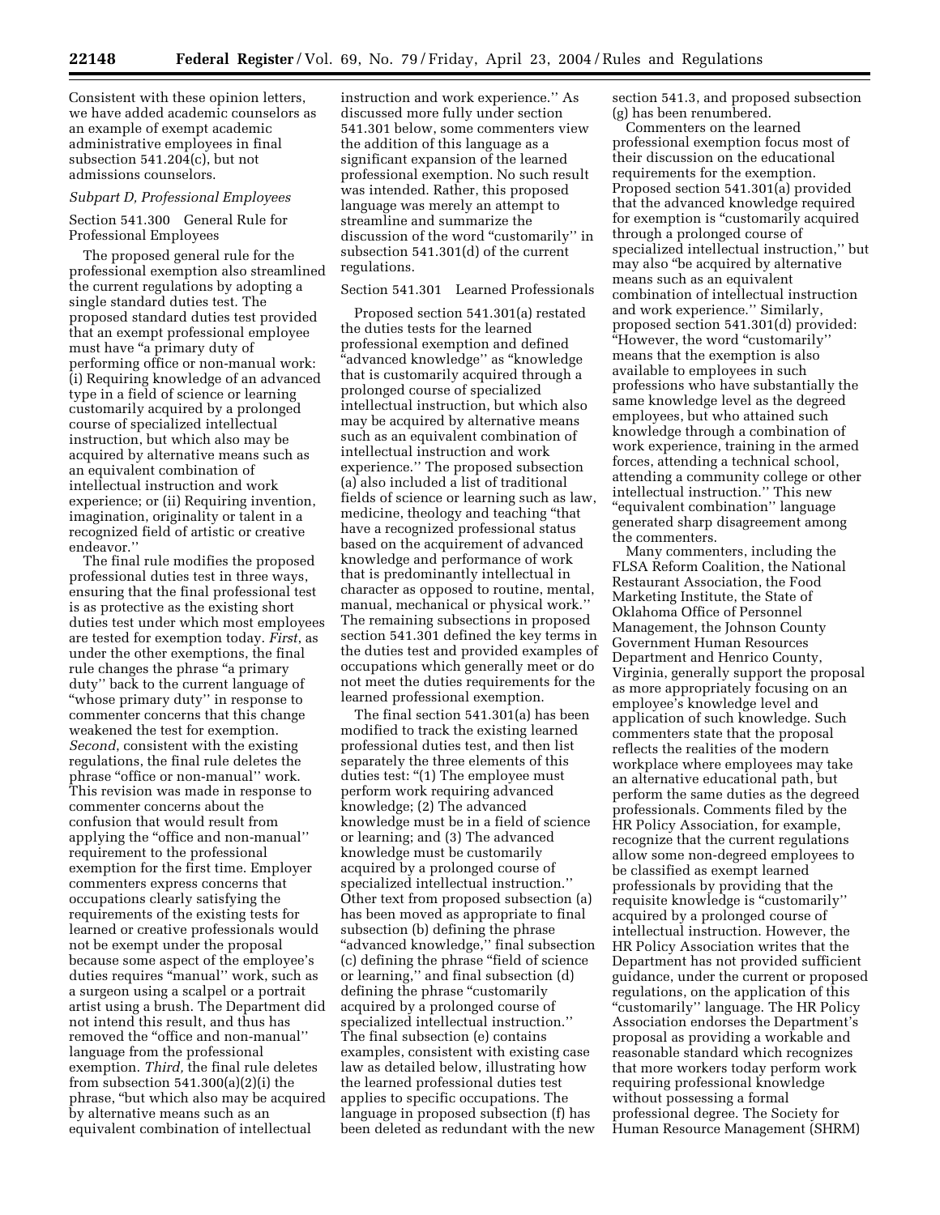Consistent with these opinion letters, we have added academic counselors as an example of exempt academic administrative employees in final subsection 541.204(c), but not admissions counselors.

*Subpart D, Professional Employees*

Section 541.300 General Rule for Professional Employees

The proposed general rule for the professional exemption also streamlined the current regulations by adopting a single standard duties test. The proposed standard duties test provided that an exempt professional employee must have "a primary duty of performing office or non-manual work: (i) Requiring knowledge of an advanced type in a field of science or learning customarily acquired by a prolonged course of specialized intellectual instruction, but which also may be acquired by alternative means such as an equivalent combination of intellectual instruction and work experience; or (ii) Requiring invention, imagination, originality or talent in a recognized field of artistic or creative endeavor.''

The final rule modifies the proposed professional duties test in three ways, ensuring that the final professional test is as protective as the existing short duties test under which most employees are tested for exemption today. *First*, as under the other exemptions, the final rule changes the phrase "a primary duty'' back to the current language of "whose primary duty'' in response to commenter concerns that this change weakened the test for exemption. *Second*, consistent with the existing regulations, the final rule deletes the phrase "office or non-manual'' work. This revision was made in response to commenter concerns about the confusion that would result from applying the "office and non-manual'' requirement to the professional exemption for the first time. Employer commenters express concerns that occupations clearly satisfying the requirements of the existing tests for learned or creative professionals would not be exempt under the proposal because some aspect of the employee's duties requires "manual'' work, such as a surgeon using a scalpel or a portrait artist using a brush. The Department did not intend this result, and thus has removed the "office and non-manual'' language from the professional exemption. *Third,* the final rule deletes from subsection 541.300(a)(2)(i) the phrase, "but which also may be acquired by alternative means such as an equivalent combination of intellectual instruction and work experience.'' As discussed more fully under section 541.301 below, some commenters view the addition of this language as a significant expansion of the learned professional exemption. No such result was intended. Rather, this proposed language was merely an attempt to streamline and summarize the discussion of the word "customarily'' in subsection 541.301(d) of the current regulations.

Section 541.301 Learned Professionals

Proposed section 541.301(a) restated the duties tests for the learned professional exemption and defined "advanced knowledge'' as "knowledge that is customarily acquired through a prolonged course of specialized intellectual instruction, but which also may be acquired by alternative means such as an equivalent combination of intellectual instruction and work experience.'' The proposed subsection (a) also included a list of traditional fields of science or learning such as law, medicine, theology and teaching "that have a recognized professional status based on the acquirement of advanced knowledge and performance of work that is predominantly intellectual in character as opposed to routine, mental, manual, mechanical or physical work.'' The remaining subsections in proposed section 541.301 defined the key terms in the duties test and provided examples of occupations which generally meet or do not meet the duties requirements for the learned professional exemption.

The final section 541.301(a) has been modified to track the existing learned professional duties test, and then list separately the three elements of this duties test: "(1) The employee must perform work requiring advanced knowledge; (2) The advanced knowledge must be in a field of science or learning; and (3) The advanced knowledge must be customarily acquired by a prolonged course of specialized intellectual instruction.'' Other text from proposed subsection (a) has been moved as appropriate to final subsection (b) defining the phrase "advanced knowledge,'' final subsection (c) defining the phrase "field of science or learning,'' and final subsection (d) defining the phrase "customarily acquired by a prolonged course of specialized intellectual instruction.'' The final subsection (e) contains examples, consistent with existing case law as detailed below, illustrating how the learned professional duties test applies to specific occupations. The language in proposed subsection (f) has been deleted as redundant with the new section 541.3, and proposed subsection (g) has been renumbered.

Commenters on the learned professional exemption focus most of their discussion on the educational requirements for the exemption. Proposed section 541.301(a) provided that the advanced knowledge required for exemption is "customarily acquired through a prolonged course of specialized intellectual instruction,'' but may also "be acquired by alternative means such as an equivalent combination of intellectual instruction and work experience.'' Similarly, proposed section 541.301(d) provided: "However, the word "customarily'' means that the exemption is also available to employees in such professions who have substantially the same knowledge level as the degreed employees, but who attained such knowledge through a combination of work experience, training in the armed forces, attending a technical school, attending a community college or other intellectual instruction.'' This new "equivalent combination'' language generated sharp disagreement among the commenters.

Many commenters, including the FLSA Reform Coalition, the National Restaurant Association, the Food Marketing Institute, the State of Oklahoma Office of Personnel Management, the Johnson County Government Human Resources Department and Henrico County, Virginia, generally support the proposal as more appropriately focusing on an employee's knowledge level and application of such knowledge. Such commenters state that the proposal reflects the realities of the modern workplace where employees may take an alternative educational path, but perform the same duties as the degreed professionals. Comments filed by the HR Policy Association, for example, recognize that the current regulations allow some non-degreed employees to be classified as exempt learned professionals by providing that the requisite knowledge is "customarily'' acquired by a prolonged course of intellectual instruction. However, the HR Policy Association writes that the Department has not provided sufficient guidance, under the current or proposed regulations, on the application of this "customarily'' language. The HR Policy Association endorses the Department's proposal as providing a workable and reasonable standard which recognizes that more workers today perform work requiring professional knowledge without possessing a formal professional degree. The Society for Human Resource Management (SHRM)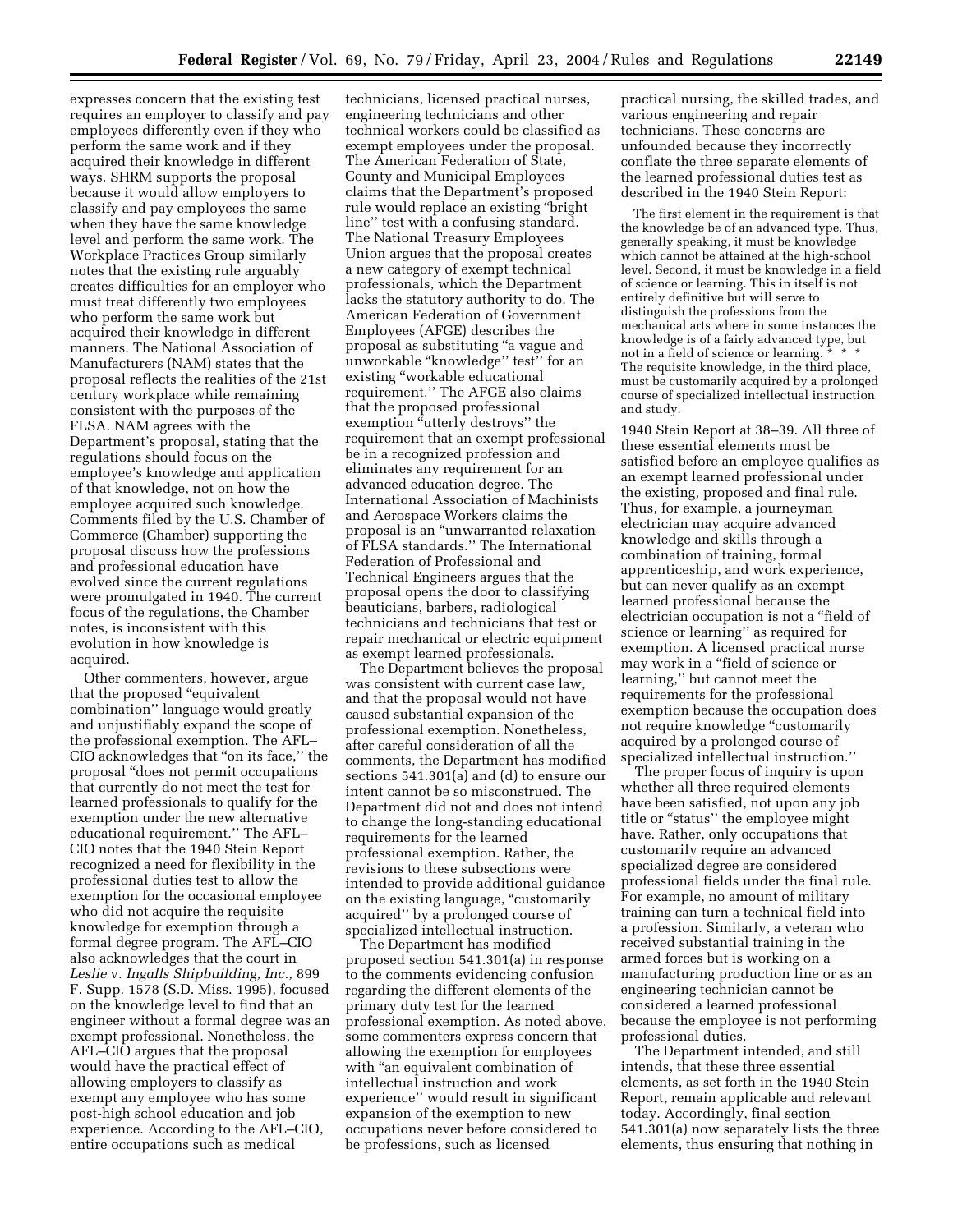expresses concern that the existing test requires an employer to classify and pay employees differently even if they who perform the same work and if they acquired their knowledge in different ways. SHRM supports the proposal because it would allow employers to classify and pay employees the same when they have the same knowledge level and perform the same work. The Workplace Practices Group similarly notes that the existing rule arguably creates difficulties for an employer who must treat differently two employees who perform the same work but acquired their knowledge in different manners. The National Association of Manufacturers (NAM) states that the proposal reflects the realities of the 21st century workplace while remaining consistent with the purposes of the FLSA. NAM agrees with the Department's proposal, stating that the regulations should focus on the employee's knowledge and application of that knowledge, not on how the employee acquired such knowledge. Comments filed by the U.S. Chamber of Commerce (Chamber) supporting the proposal discuss how the professions and professional education have evolved since the current regulations were promulgated in 1940. The current focus of the regulations, the Chamber notes, is inconsistent with this evolution in how knowledge is acquired.

Other commenters, however, argue that the proposed "equivalent combination" language would greatly and unjustifiably expand the scope of the professional exemption. The AFL–CIO acknowledges that "on its face," the proposal "does not permit occupations that currently do not meet the test for learned professionals to qualify for the exemption under the new alternative educational requirement." The AFL–CIO notes that the 1940 Stein Report recognized a need for flexibility in the professional duties test to allow the exemption for the occasional employee who did not acquire the requisite knowledge for exemption through a formal degree program. The AFL–CIO also acknowledges that the court in *Leslie* v. *Ingalls Shipbuilding, Inc.,* 899 F. Supp. 1578 (S.D. Miss. 1995), focused on the knowledge level to find that an engineer without a formal degree was an exempt professional. Nonetheless, the AFL–CIO argues that the proposal would have the practical effect of allowing employers to classify as exempt any employee who has some post-high school education and job experience. According to the AFL–CIO, entire occupations such as medical technicians, licensed practical nurses, engineering technicians and other technical workers could be classified as exempt employees under the proposal. The American Federation of State, County and Municipal Employees claims that the Department's proposed rule would replace an existing "bright line" test with a confusing standard. The National Treasury Employees Union argues that the proposal creates a new category of exempt technical professionals, which the Department lacks the statutory authority to do. The American Federation of Government Employees (AFGE) describes the proposal as substituting "a vague and unworkable "knowledge" test" for an existing "workable educational requirement." The AFGE also claims that the proposed professional exemption "utterly destroys" the requirement that an exempt professional be in a recognized profession and eliminates any requirement for an advanced education degree. The International Association of Machinists and Aerospace Workers claims the proposal is an "unwarranted relaxation of FLSA standards." The International Federation of Professional and Technical Engineers argues that the proposal opens the door to classifying beauticians, barbers, radiological technicians and technicians that test or repair mechanical or electric equipment as exempt learned professionals.

The Department believes the proposal was consistent with current case law, and that the proposal would not have caused substantial expansion of the professional exemption. Nonetheless, after careful consideration of all the comments, the Department has modified sections 541.301(a) and (d) to ensure our intent cannot be so misconstrued. The Department did not and does not intend to change the long-standing educational requirements for the learned professional exemption. Rather, the revisions to these subsections were intended to provide additional guidance on the existing language, "customarily acquired" by a prolonged course of specialized intellectual instruction.

The Department has modified proposed section 541.301(a) in response to the comments evidencing confusion regarding the different elements of the primary duty test for the learned professional exemption. As noted above, some commenters express concern that allowing the exemption for employees with "an equivalent combination of intellectual instruction and work experience" would result in significant expansion of the exemption to new occupations never before considered to be professions, such as licensed practical nursing, the skilled trades, and various engineering and repair technicians. These concerns are unfounded because they incorrectly conflate the three separate elements of the learned professional duties test as described in the 1940 Stein Report:

> The first element in the requirement is that the knowledge be of an advanced type. Thus, generally speaking, it must be knowledge which cannot be attained at the high-school level. Second, it must be knowledge in a field of science or learning. This in itself is not entirely definitive but will serve to distinguish the professions from the mechanical arts where in some instances the knowledge is of a fairly advanced type, but not in a field of science or learning. * * * The requisite knowledge, in the third place, must be customarily acquired by a prolonged course of specialized intellectual instruction and study.

1940 Stein Report at 38–39. All three of these essential elements must be satisfied before an employee qualifies as an exempt learned professional under the existing, proposed and final rule. Thus, for example, a journeyman electrician may acquire advanced knowledge and skills through a combination of training, formal apprenticeship, and work experience, but can never qualify as an exempt learned professional because the electrician occupation is not a "field of science or learning" as required for exemption. A licensed practical nurse may work in a "field of science or learning," but cannot meet the requirements for the professional exemption because the occupation does not require knowledge "customarily acquired by a prolonged course of specialized intellectual instruction."

The proper focus of inquiry is upon whether all three required elements have been satisfied, not upon any job title or "status" the employee might have. Rather, only occupations that customarily require an advanced specialized degree are considered professional fields under the final rule. For example, no amount of military training can turn a technical field into a profession. Similarly, a veteran who received substantial training in the armed forces but is working on a manufacturing production line or as an engineering technician cannot be considered a learned professional because the employee is not performing professional duties.

The Department intended, and still intends, that these three essential elements, as set forth in the 1940 Stein Report, remain applicable and relevant today. Accordingly, final section 541.301(a) now separately lists the three elements, thus ensuring that nothing in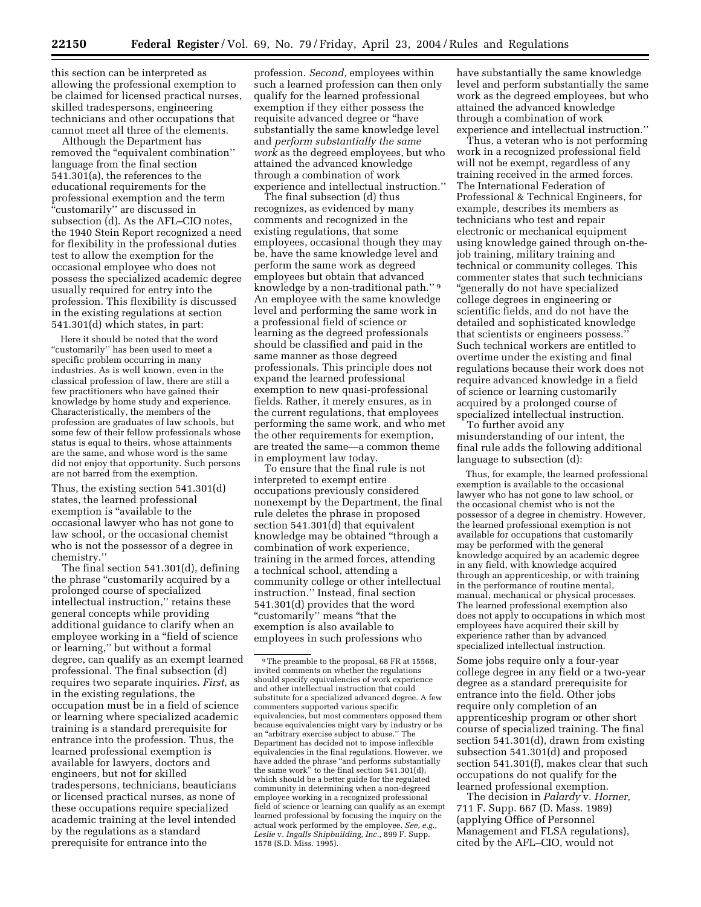this section can be interpreted as allowing the professional exemption to be claimed for licensed practical nurses, skilled tradespersons, engineering technicians and other occupations that cannot meet all three of the elements.

Although the Department has removed the "equivalent combination" language from the final section 541.301(a), the references to the educational requirements for the professional exemption and the term "customarily" are discussed in subsection (d). As the AFL–CIO notes, the 1940 Stein Report recognized a need for flexibility in the professional duties test to allow the exemption for the occasional employee who does not possess the specialized academic degree usually required for entry into the profession. This flexibility is discussed in the existing regulations at section 541.301(d) which states, in part:

> Here it should be noted that the word "customarily" has been used to meet a specific problem occurring in many industries. As is well known, even in the classical profession of law, there are still a few practitioners who have gained their knowledge by home study and experience. Characteristically, the members of the profession are graduates of law schools, but some few of their fellow professionals whose status is equal to theirs, whose attainments are the same, and whose word is the same did not enjoy that opportunity. Such persons are not barred from the exemption.

Thus, the existing section 541.301(d) states, the learned professional exemption is "available to the occasional lawyer who has not gone to law school, or the occasional chemist who is not the possessor of a degree in chemistry."

The final section 541.301(d), defining the phrase "customarily acquired by a prolonged course of specialized intellectual instruction," retains these general concepts while providing additional guidance to clarify when an employee working in a "field of science or learning," but without a formal degree, can qualify as an exempt learned professional. The final subsection (d) requires two separate inquiries. *First,* as in the existing regulations, the occupation must be in a field of science or learning where specialized academic training is a standard prerequisite for entrance into the profession. Thus, the learned professional exemption is available for lawyers, doctors and engineers, but not for skilled tradespersons, technicians, beauticians or licensed practical nurses, as none of these occupations require specialized academic training at the level intended by the regulations as a standard prerequisite for entrance into the profession. *Second,* employees within such a learned profession can then only qualify for the learned professional exemption if they either possess the requisite advanced degree or "have substantially the same knowledge level and *perform substantially the same work* as the degreed employees, but who attained the advanced knowledge through a combination of work experience and intellectual instruction."

The final subsection (d) thus recognizes, as evidenced by many comments and recognized in the existing regulations, that some employees, occasional though they may be, have the same knowledge level and perform the same work as degreed employees but obtain that advanced knowledge by a non-traditional path."[9] An employee with the same knowledge level and performing the same work in a professional field of science or learning as the degreed professionals should be classified and paid in the same manner as those degreed professionals. This principle does not expand the learned professional exemption to new quasi-professional fields. Rather, it merely ensures, as in the current regulations, that employees performing the same work, and who met the other requirements for exemption, are treated the same—a common theme in employment law today.

To ensure that the final rule is not interpreted to exempt entire occupations previously considered nonexempt by the Department, the final rule deletes the phrase in proposed section 541.301(d) that equivalent knowledge may be obtained "through a combination of work experience, training in the armed forces, attending a technical school, attending a community college or other intellectual instruction." Instead, final section 541.301(d) provides that the word "customarily" means "that the exemption is also available to employees in such professions who have substantially the same knowledge level and perform substantially the same work as the degreed employees, but who attained the advanced knowledge through a combination of work experience and intellectual instruction."

Thus, a veteran who is not performing work in a recognized professional field will not be exempt, regardless of any training received in the armed forces. The International Federation of Professional & Technical Engineers, for example, describes its members as technicians who test and repair electronic or mechanical equipment using knowledge gained through on-the-job training, military training and technical or community colleges. This commenter states that such technicians "generally do not have specialized college degrees in engineering or scientific fields, and do not have the detailed and sophisticated knowledge that scientists or engineers possess." Such technical workers are entitled to overtime under the existing and final regulations because their work does not require advanced knowledge in a field of science or learning customarily acquired by a prolonged course of specialized intellectual instruction.

To further avoid any misunderstanding of our intent, the final rule adds the following additional language to subsection (d):

> Thus, for example, the learned professional exemption is available to the occasional lawyer who has not gone to law school, or the occasional chemist who is not the possessor of a degree in chemistry. However, the learned professional exemption is not available for occupations that customarily may be performed with the general knowledge acquired by an academic degree in any field, with knowledge acquired through an apprenticeship, or with training in the performance of routine mental, manual, mechanical or physical processes. The learned professional exemption also does not apply to occupations in which most employees have acquired their skill by experience rather than by advanced specialized intellectual instruction.

Some jobs require only a four-year college degree in any field or a two-year degree as a standard prerequisite for entrance into the field. Other jobs require only completion of an apprenticeship program or other short course of specialized training. The final section 541.301(d), drawn from existing subsection 541.301(d) and proposed section 541.301(f), makes clear that such occupations do not qualify for the learned professional exemption.

The decision in *Palardy* v. *Horner,* 711 F. Supp. 667 (D. Mass. 1989) (applying Office of Personnel Management and FLSA regulations), cited by the AFL–CIO, would not

---

[9] The preamble to the proposal, 68 FR at 15568, invited comments on whether the regulations should specify equivalencies of work experience and other intellectual instruction that could substitute for a specialized advanced degree. A few commenters supported various specific equivalencies, but most commenters opposed them because equivalencies might vary by industry or be an "arbitrary exercise subject to abuse." The Department has decided not to impose inflexible equivalencies in the final regulations. However, we have added the phrase "and performs substantially the same work" to the final section 541.301(d), which should be a better guide for the regulated community in determining when a non-degreed employee working in a recognized professional field of science or learning can qualify as an exempt learned professional by focusing the inquiry on the actual work performed by the employee. *See, e.g., Leslie* v. *Ingalls Shipbuilding, Inc.,* 899 F. Supp. 1578 (S.D. Miss. 1995).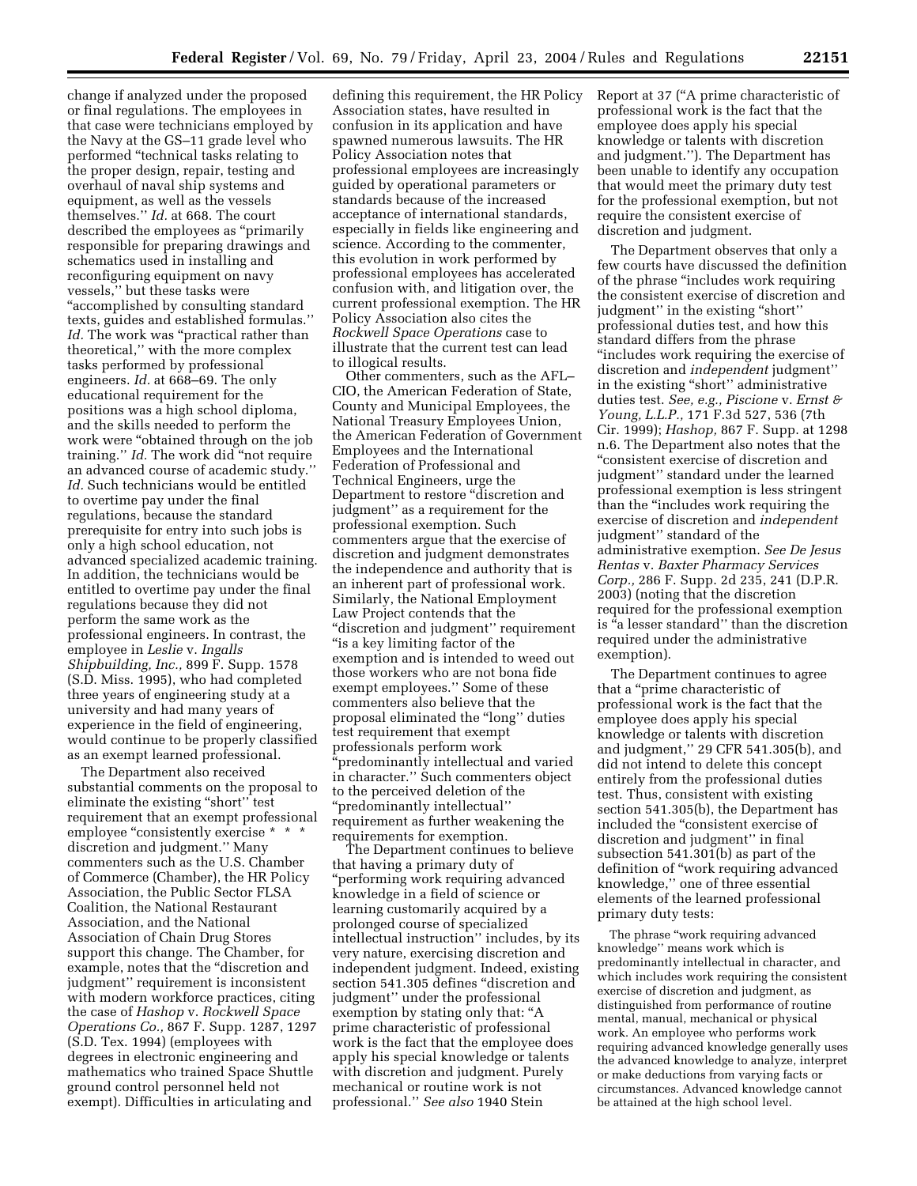change if analyzed under the proposed or final regulations. The employees in that case were technicians employed by the Navy at the GS–11 grade level who performed "technical tasks relating to the proper design, repair, testing and overhaul of naval ship systems and equipment, as well as the vessels themselves." *Id.* at 668. The court described the employees as "primarily responsible for preparing drawings and schematics used in installing and reconfiguring equipment on navy vessels," but these tasks were "accomplished by consulting standard texts, guides and established formulas." *Id.* The work was "practical rather than theoretical," with the more complex tasks performed by professional engineers. *Id.* at 668–69. The only educational requirement for the positions was a high school diploma, and the skills needed to perform the work were "obtained through on the job training." *Id.* The work did "not require an advanced course of academic study." *Id.* Such technicians would be entitled to overtime pay under the final regulations, because the standard prerequisite for entry into such jobs is only a high school education, not advanced specialized academic training. In addition, the technicians would be entitled to overtime pay under the final regulations because they did not perform the same work as the professional engineers. In contrast, the employee in *Leslie* v. *Ingalls Shipbuilding, Inc.,* 899 F. Supp. 1578 (S.D. Miss. 1995), who had completed three years of engineering study at a university and had many years of experience in the field of engineering, would continue to be properly classified as an exempt learned professional.

The Department also received substantial comments on the proposal to eliminate the existing "short" test requirement that an exempt professional employee "consistently exercise * * * discretion and judgment." Many commenters such as the U.S. Chamber of Commerce (Chamber), the HR Policy Association, the Public Sector FLSA Coalition, the National Restaurant Association, and the National Association of Chain Drug Stores support this change. The Chamber, for example, notes that the "discretion and judgment" requirement is inconsistent with modern workforce practices, citing the case of *Hashop* v. *Rockwell Space Operations Co.,* 867 F. Supp. 1287, 1297 (S.D. Tex. 1994) (employees with degrees in electronic engineering and mathematics who trained Space Shuttle ground control personnel held not exempt). Difficulties in articulating and defining this requirement, the HR Policy Association states, have resulted in confusion in its application and have spawned numerous lawsuits. The HR Policy Association notes that professional employees are increasingly guided by operational parameters or standards because of the increased acceptance of international standards, especially in fields like engineering and science. According to the commenter, this evolution in work performed by professional employees has accelerated confusion with, and litigation over, the current professional exemption. The HR Policy Association also cites the *Rockwell Space Operations* case to illustrate that the current test can lead to illogical results.

Other commenters, such as the AFL–CIO, the American Federation of State, County and Municipal Employees, the National Treasury Employees Union, the American Federation of Government Employees and the International Federation of Professional and Technical Engineers, urge the Department to restore "discretion and judgment" as a requirement for the professional exemption. Such commenters argue that the exercise of discretion and judgment demonstrates the independence and authority that is an inherent part of professional work. Similarly, the National Employment Law Project contends that the "discretion and judgment" requirement "is a key limiting factor of the exemption and is intended to weed out those workers who are not bona fide exempt employees." Some of these commenters also believe that the proposal eliminated the "long" duties test requirement that exempt professionals perform work "predominantly intellectual and varied in character." Such commenters object to the perceived deletion of the "predominantly intellectual" requirement as further weakening the requirements for exemption.

The Department continues to believe that having a primary duty of "performing work requiring advanced knowledge in a field of science or learning customarily acquired by a prolonged course of specialized intellectual instruction" includes, by its very nature, exercising discretion and independent judgment. Indeed, existing section 541.305 defines "discretion and judgment" under the professional exemption by stating only that: "A prime characteristic of professional work is the fact that the employee does apply his special knowledge or talents with discretion and judgment. Purely mechanical or routine work is not professional." *See also* 1940 Stein Report at 37 ("A prime characteristic of professional work is the fact that the employee does apply his special knowledge or talents with discretion and judgment."). The Department has been unable to identify any occupation that would meet the primary duty test for the professional exemption, but not require the consistent exercise of discretion and judgment.

The Department observes that only a few courts have discussed the definition of the phrase "includes work requiring the consistent exercise of discretion and judgment" in the existing "short" professional duties test, and how this standard differs from the phrase "includes work requiring the exercise of discretion and *independent* judgment" in the existing "short" administrative duties test. *See, e.g., Piscione* v. *Ernst & Young, L.L.P.,* 171 F.3d 527, 536 (7th Cir. 1999); *Hashop,* 867 F. Supp. at 1298 n.6. The Department also notes that the "consistent exercise of discretion and judgment" standard under the learned professional exemption is less stringent than the "includes work requiring the exercise of discretion and *independent* judgment" standard of the administrative exemption. *See De Jesus Rentas* v. *Baxter Pharmacy Services Corp.,* 286 F. Supp. 2d 235, 241 (D.P.R. 2003) (noting that the discretion required for the professional exemption is "a lesser standard" than the discretion required under the administrative exemption).

The Department continues to agree that a "prime characteristic of professional work is the fact that the employee does apply his special knowledge or talents with discretion and judgment," 29 CFR 541.305(b), and did not intend to delete this concept entirely from the professional duties test. Thus, consistent with existing section 541.305(b), the Department has included the "consistent exercise of discretion and judgment" in final subsection 541.301(b) as part of the definition of "work requiring advanced knowledge," one of three essential elements of the learned professional primary duty tests:

> The phrase "work requiring advanced knowledge" means work which is predominantly intellectual in character, and which includes work requiring the consistent exercise of discretion and judgment, as distinguished from performance of routine mental, manual, mechanical or physical work. An employee who performs work requiring advanced knowledge generally uses the advanced knowledge to analyze, interpret or make deductions from varying facts or circumstances. Advanced knowledge cannot be attained at the high school level.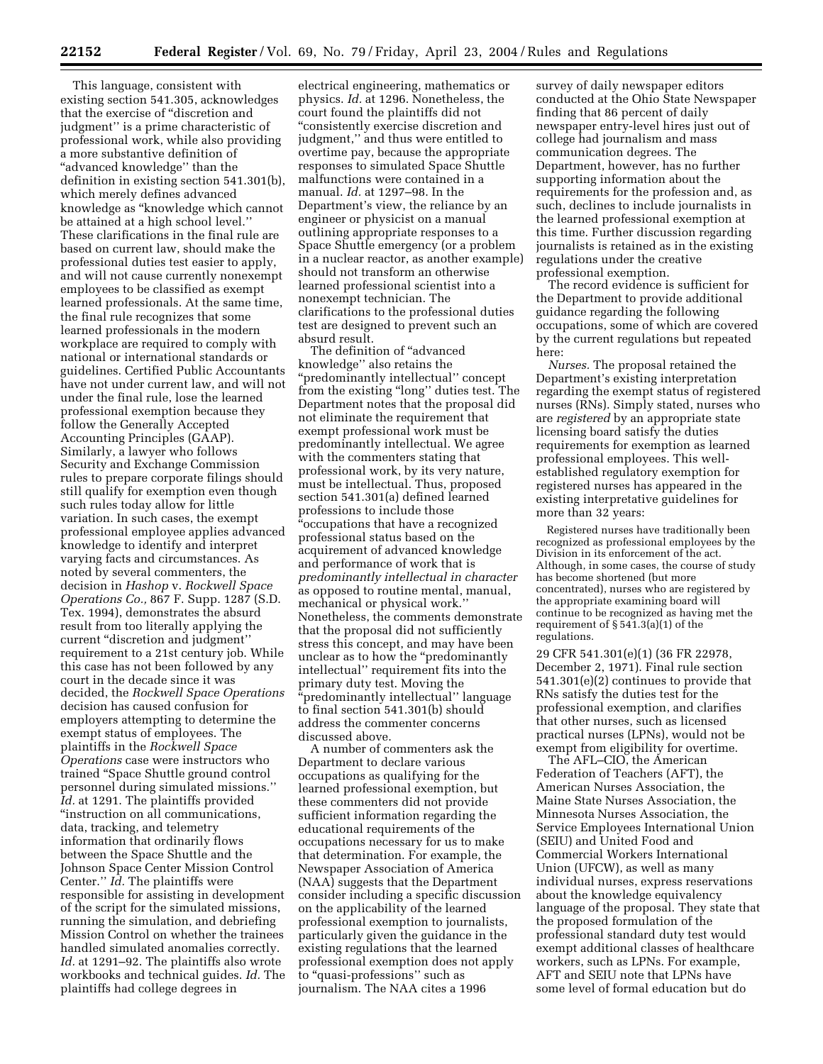This language, consistent with existing section 541.305, acknowledges that the exercise of "discretion and judgment" is a prime characteristic of professional work, while also providing a more substantive definition of "advanced knowledge" than the definition in existing section 541.301(b), which merely defines advanced knowledge as "knowledge which cannot be attained at a high school level." These clarifications in the final rule are based on current law, should make the professional duties test easier to apply, and will not cause currently nonexempt employees to be classified as exempt learned professionals. At the same time, the final rule recognizes that some learned professionals in the modern workplace are required to comply with national or international standards or guidelines. Certified Public Accountants have not under current law, and will not under the final rule, lose the learned professional exemption because they follow the Generally Accepted Accounting Principles (GAAP). Similarly, a lawyer who follows Security and Exchange Commission rules to prepare corporate filings should still qualify for exemption even though such rules today allow for little variation. In such cases, the exempt professional employee applies advanced knowledge to identify and interpret varying facts and circumstances. As noted by several commenters, the decision in *Hashop* v. *Rockwell Space Operations Co.,* 867 F. Supp. 1287 (S.D. Tex. 1994), demonstrates the absurd result from too literally applying the current "discretion and judgment" requirement to a 21st century job. While this case has not been followed by any court in the decade since it was decided, the *Rockwell Space Operations* decision has caused confusion for employers attempting to determine the exempt status of employees. The plaintiffs in the *Rockwell Space Operations* case were instructors who trained "Space Shuttle ground control personnel during simulated missions." *Id.* at 1291. The plaintiffs provided "instruction on all communications, data, tracking, and telemetry information that ordinarily flows between the Space Shuttle and the Johnson Space Center Mission Control Center." *Id.* The plaintiffs were responsible for assisting in development of the script for the simulated missions, running the simulation, and debriefing Mission Control on whether the trainees handled simulated anomalies correctly. *Id.* at 1291–92. The plaintiffs also wrote workbooks and technical guides. *Id.* The plaintiffs had college degrees in electrical engineering, mathematics or physics. *Id.* at 1296. Nonetheless, the court found the plaintiffs did not "consistently exercise discretion and judgment," and thus were entitled to overtime pay, because the appropriate responses to simulated Space Shuttle malfunctions were contained in a manual. *Id.* at 1297–98. In the Department's view, the reliance by an engineer or physicist on a manual outlining appropriate responses to a Space Shuttle emergency (or a problem in a nuclear reactor, as another example) should not transform an otherwise learned professional scientist into a nonexempt technician. The clarifications to the professional duties test are designed to prevent such an absurd result.

The definition of "advanced knowledge" also retains the "predominantly intellectual" concept from the existing "long" duties test. The Department notes that the proposal did not eliminate the requirement that exempt professional work must be predominantly intellectual. We agree with the commenters stating that professional work, by its very nature, must be intellectual. Thus, proposed section 541.301(a) defined learned professions to include those "occupations that have a recognized professional status based on the acquirement of advanced knowledge and performance of work that is *predominantly intellectual in character* as opposed to routine mental, manual, mechanical or physical work." Nonetheless, the comments demonstrate that the proposal did not sufficiently stress this concept, and may have been unclear as to how the "predominantly intellectual" requirement fits into the primary duty test. Moving the "predominantly intellectual" language to final section 541.301(b) should address the commenter concerns discussed above.

A number of commenters ask the Department to declare various occupations as qualifying for the learned professional exemption, but these commenters did not provide sufficient information regarding the educational requirements of the occupations necessary for us to make that determination. For example, the Newspaper Association of America (NAA) suggests that the Department consider including a specific discussion on the applicability of the learned professional exemption to journalists, particularly given the guidance in the existing regulations that the learned professional exemption does not apply to "quasi-professions" such as journalism. The NAA cites a 1996 survey of daily newspaper editors conducted at the Ohio State Newspaper finding that 86 percent of daily newspaper entry-level hires just out of college had journalism and mass communication degrees. The Department, however, has no further supporting information about the requirements for the profession and, as such, declines to include journalists in the learned professional exemption at this time. Further discussion regarding journalists is retained as in the existing regulations under the creative professional exemption.

The record evidence is sufficient for the Department to provide additional guidance regarding the following occupations, some of which are covered by the current regulations but repeated here:

*Nurses.* The proposal retained the Department's existing interpretation regarding the exempt status of registered nurses (RNs). Simply stated, nurses who are *registered* by an appropriate state licensing board satisfy the duties requirements for exemption as learned professional employees. This well-established regulatory exemption for registered nurses has appeared in the existing interpretative guidelines for more than 32 years:

> Registered nurses have traditionally been recognized as professional employees by the Division in its enforcement of the act. Although, in some cases, the course of study has become shortened (but more concentrated), nurses who are registered by the appropriate examining board will continue to be recognized as having met the requirement of § 541.3(a)(1) of the regulations.

29 CFR 541.301(e)(1) (36 FR 22978, December 2, 1971). Final rule section 541.301(e)(2) continues to provide that RNs satisfy the duties test for the professional exemption, and clarifies that other nurses, such as licensed practical nurses (LPNs), would not be exempt from eligibility for overtime.

The AFL–CIO, the American Federation of Teachers (AFT), the American Nurses Association, the Maine State Nurses Association, the Minnesota Nurses Association, the Service Employees International Union (SEIU) and United Food and Commercial Workers International Union (UFCW), as well as many individual nurses, express reservations about the knowledge equivalency language of the proposal. They state that the proposed formulation of the professional standard duty test would exempt additional classes of healthcare workers, such as LPNs. For example, AFT and SEIU note that LPNs have some level of formal education but do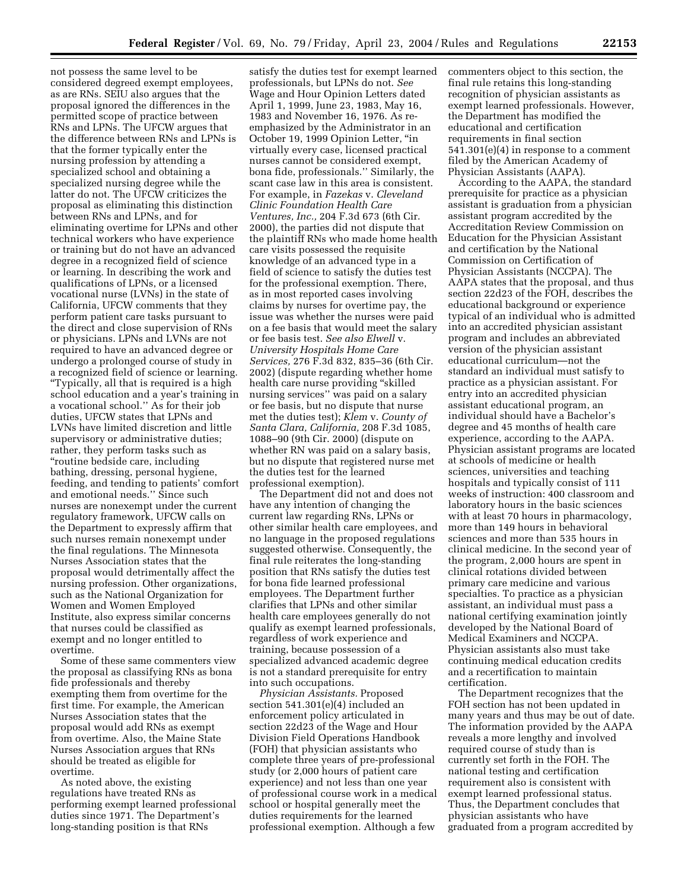not possess the same level to be considered degreed exempt employees, as are RNs. SEIU also argues that the proposal ignored the differences in the permitted scope of practice between RNs and LPNs. The UFCW argues that the difference between RNs and LPNs is that the former typically enter the nursing profession by attending a specialized school and obtaining a specialized nursing degree while the latter do not. The UFCW criticizes the proposal as eliminating this distinction between RNs and LPNs, and for eliminating overtime for LPNs and other technical workers who have experience or training but do not have an advanced degree in a recognized field of science or learning. In describing the work and qualifications of LPNs, or a licensed vocational nurse (LVNs) in the state of California, UFCW comments that they perform patient care tasks pursuant to the direct and close supervision of RNs or physicians. LPNs and LVNs are not required to have an advanced degree or undergo a prolonged course of study in a recognized field of science or learning. "Typically, all that is required is a high school education and a year's training in a vocational school.'' As for their job duties, UFCW states that LPNs and LVNs have limited discretion and little supervisory or administrative duties; rather, they perform tasks such as "routine bedside care, including bathing, dressing, personal hygiene, feeding, and tending to patients' comfort and emotional needs.'' Since such nurses are nonexempt under the current regulatory framework, UFCW calls on the Department to expressly affirm that such nurses remain nonexempt under the final regulations. The Minnesota Nurses Association states that the proposal would detrimentally affect the nursing profession. Other organizations, such as the National Organization for Women and Women Employed Institute, also express similar concerns that nurses could be classified as exempt and no longer entitled to overtime.

Some of these same commenters view the proposal as classifying RNs as bona fide professionals and thereby exempting them from overtime for the first time. For example, the American Nurses Association states that the proposal would add RNs as exempt from overtime. Also, the Maine State Nurses Association argues that RNs should be treated as eligible for overtime.

As noted above, the existing regulations have treated RNs as performing exempt learned professional duties since 1971. The Department's long-standing position is that RNs satisfy the duties test for exempt learned professionals, but LPNs do not. *See* Wage and Hour Opinion Letters dated April 1, 1999, June 23, 1983, May 16, 1983 and November 16, 1976. As re-emphasized by the Administrator in an October 19, 1999 Opinion Letter, "in virtually every case, licensed practical nurses cannot be considered exempt, bona fide, professionals.'' Similarly, the scant case law in this area is consistent. For example, in *Fazekas* v. *Cleveland Clinic Foundation Health Care Ventures, Inc.,* 204 F.3d 673 (6th Cir. 2000), the parties did not dispute that the plaintiff RNs who made home health care visits possessed the requisite knowledge of an advanced type in a field of science to satisfy the duties test for the professional exemption. There, as in most reported cases involving claims by nurses for overtime pay, the issue was whether the nurses were paid on a fee basis that would meet the salary or fee basis test. *See also Elwell* v. *University Hospitals Home Care Services,* 276 F.3d 832, 835–36 (6th Cir. 2002) (dispute regarding whether home health care nurse providing "skilled nursing services'' was paid on a salary or fee basis, but no dispute that nurse met the duties test); *Klem* v. *County of Santa Clara, California,* 208 F.3d 1085, 1088–90 (9th Cir. 2000) (dispute on whether RN was paid on a salary basis, but no dispute that registered nurse met the duties test for the learned professional exemption).

The Department did not and does not have any intention of changing the current law regarding RNs, LPNs or other similar health care employees, and no language in the proposed regulations suggested otherwise. Consequently, the final rule reiterates the long-standing position that RNs satisfy the duties test for bona fide learned professional employees. The Department further clarifies that LPNs and other similar health care employees generally do not qualify as exempt learned professionals, regardless of work experience and training, because possession of a specialized advanced academic degree is not a standard prerequisite for entry into such occupations.

*Physician Assistants.* Proposed section 541.301(e)(4) included an enforcement policy articulated in section 22d23 of the Wage and Hour Division Field Operations Handbook (FOH) that physician assistants who complete three years of pre-professional study (or 2,000 hours of patient care experience) and not less than one year of professional course work in a medical school or hospital generally meet the duties requirements for the learned professional exemption. Although a few commenters object to this section, the final rule retains this long-standing recognition of physician assistants as exempt learned professionals. However, the Department has modified the educational and certification requirements in final section 541.301(e)(4) in response to a comment filed by the American Academy of Physician Assistants (AAPA).

According to the AAPA, the standard prerequisite for practice as a physician assistant is graduation from a physician assistant program accredited by the Accreditation Review Commission on Education for the Physician Assistant and certification by the National Commission on Certification of Physician Assistants (NCCPA). The AAPA states that the proposal, and thus section 22d23 of the FOH, describes the educational background or experience typical of an individual who is admitted into an accredited physician assistant program and includes an abbreviated version of the physician assistant educational curriculum—not the standard an individual must satisfy to practice as a physician assistant. For entry into an accredited physician assistant educational program, an individual should have a Bachelor's degree and 45 months of health care experience, according to the AAPA. Physician assistant programs are located at schools of medicine or health sciences, universities and teaching hospitals and typically consist of 111 weeks of instruction: 400 classroom and laboratory hours in the basic sciences with at least 70 hours in pharmacology, more than 149 hours in behavioral sciences and more than 535 hours in clinical medicine. In the second year of the program, 2,000 hours are spent in clinical rotations divided between primary care medicine and various specialties. To practice as a physician assistant, an individual must pass a national certifying examination jointly developed by the National Board of Medical Examiners and NCCPA. Physician assistants also must take continuing medical education credits and a recertification to maintain certification.

The Department recognizes that the FOH section has not been updated in many years and thus may be out of date. The information provided by the AAPA reveals a more lengthy and involved required course of study than is currently set forth in the FOH. The national testing and certification requirement also is consistent with exempt learned professional status. Thus, the Department concludes that physician assistants who have graduated from a program accredited by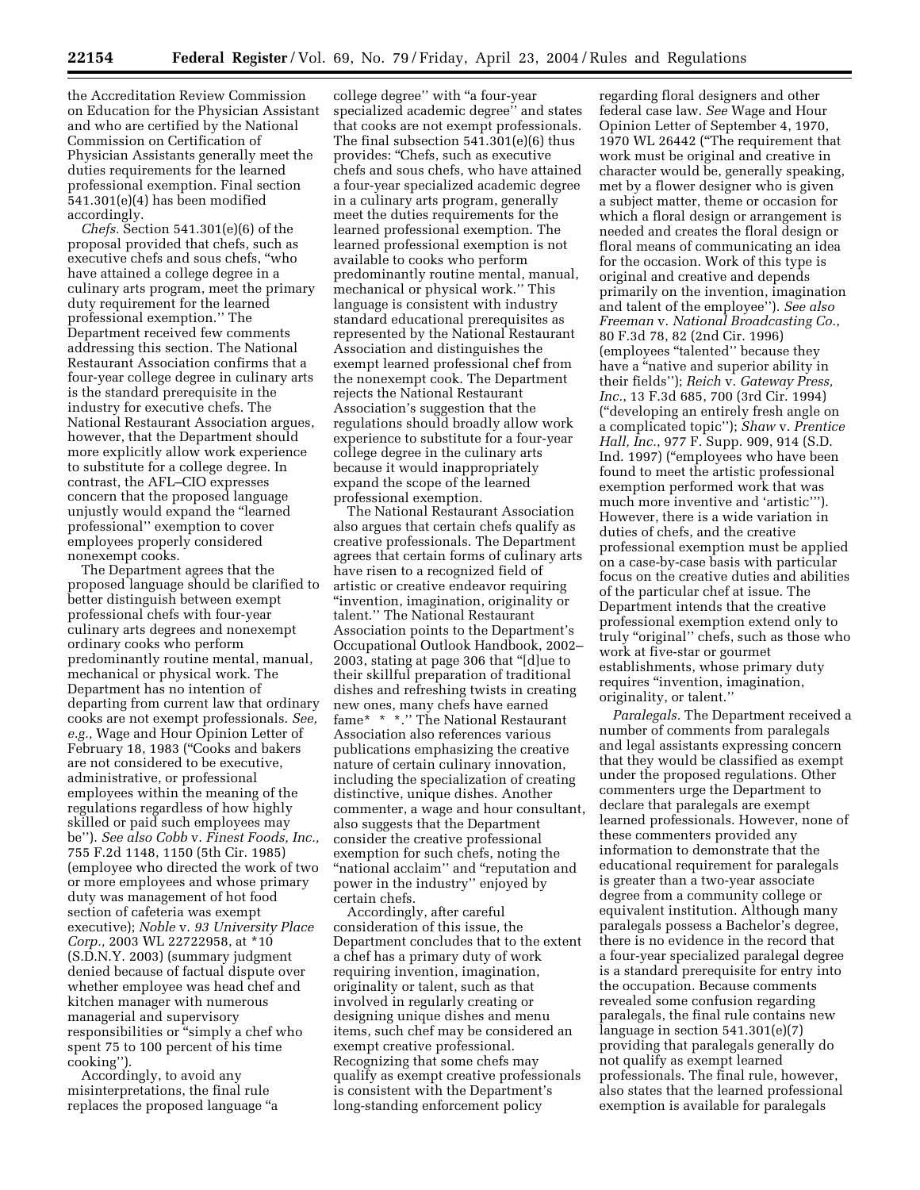the Accreditation Review Commission on Education for the Physician Assistant and who are certified by the National Commission on Certification of Physician Assistants generally meet the duties requirements for the learned professional exemption. Final section 541.301(e)(4) has been modified accordingly.

*Chefs.* Section 541.301(e)(6) of the proposal provided that chefs, such as executive chefs and sous chefs, "who have attained a college degree in a culinary arts program, meet the primary duty requirement for the learned professional exemption." The Department received few comments addressing this section. The National Restaurant Association confirms that a four-year college degree in culinary arts is the standard prerequisite in the industry for executive chefs. The National Restaurant Association argues, however, that the Department should more explicitly allow work experience to substitute for a college degree. In contrast, the AFL–CIO expresses concern that the proposed language unjustly would expand the "learned professional" exemption to cover employees properly considered nonexempt cooks.

The Department agrees that the proposed language should be clarified to better distinguish between exempt professional chefs with four-year culinary arts degrees and nonexempt ordinary cooks who perform predominantly routine mental, manual, mechanical or physical work. The Department has no intention of departing from current law that ordinary cooks are not exempt professionals. *See, e.g.,* Wage and Hour Opinion Letter of February 18, 1983 ("Cooks and bakers are not considered to be executive, administrative, or professional employees within the meaning of the regulations regardless of how highly skilled or paid such employees may be"). *See also Cobb* v. *Finest Foods, Inc.,* 755 F.2d 1148, 1150 (5th Cir. 1985) (employee who directed the work of two or more employees and whose primary duty was management of hot food section of cafeteria was exempt executive); *Noble* v. *93 University Place Corp.,* 2003 WL 22722958, at *10 (S.D.N.Y. 2003) (summary judgment denied because of factual dispute over whether employee was head chef and kitchen manager with numerous managerial and supervisory responsibilities or "simply a chef who spent 75 to 100 percent of his time cooking").

Accordingly, to avoid any misinterpretations, the final rule replaces the proposed language "a college degree" with "a four-year specialized academic degree" and states that cooks are not exempt professionals. The final subsection 541.301(e)(6) thus provides: "Chefs, such as executive chefs and sous chefs, who have attained a four-year specialized academic degree in a culinary arts program, generally meet the duties requirements for the learned professional exemption. The learned professional exemption is not available to cooks who perform predominantly routine mental, manual, mechanical or physical work." This language is consistent with industry standard educational prerequisites as represented by the National Restaurant Association and distinguishes the exempt learned professional chef from the nonexempt cook. The Department rejects the National Restaurant Association's suggestion that the regulations should broadly allow work experience to substitute for a four-year college degree in the culinary arts because it would inappropriately expand the scope of the learned professional exemption.

The National Restaurant Association also argues that certain chefs qualify as creative professionals. The Department agrees that certain forms of culinary arts have risen to a recognized field of artistic or creative endeavor requiring "invention, imagination, originality or talent." The National Restaurant Association points to the Department's Occupational Outlook Handbook, 2002–2003, stating at page 306 that "[d]ue to their skillful preparation of traditional dishes and refreshing twists in creating new ones, many chefs have earned fame* * *." The National Restaurant Association also references various publications emphasizing the creative nature of certain culinary innovation, including the specialization of creating distinctive, unique dishes. Another commenter, a wage and hour consultant, also suggests that the Department consider the creative professional exemption for such chefs, noting the "national acclaim" and "reputation and power in the industry" enjoyed by certain chefs.

Accordingly, after careful consideration of this issue, the Department concludes that to the extent a chef has a primary duty of work requiring invention, imagination, originality or talent, such as that involved in regularly creating or designing unique dishes and menu items, such chef may be considered an exempt creative professional. Recognizing that some chefs may qualify as exempt creative professionals is consistent with the Department's long-standing enforcement policy regarding floral designers and other federal case law. *See* Wage and Hour Opinion Letter of September 4, 1970, 1970 WL 26442 ("The requirement that work must be original and creative in character would be, generally speaking, met by a flower designer who is given a subject matter, theme or occasion for which a floral design or arrangement is needed and creates the floral design or floral means of communicating an idea for the occasion. Work of this type is original and creative and depends primarily on the invention, imagination and talent of the employee"). *See also Freeman* v. *National Broadcasting Co.*, 80 F.3d 78, 82 (2nd Cir. 1996) (employees "talented" because they have a "native and superior ability in their fields"); *Reich* v. *Gateway Press, Inc.*, 13 F.3d 685, 700 (3rd Cir. 1994) ("developing an entirely fresh angle on a complicated topic"); *Shaw* v. *Prentice Hall, Inc.*, 977 F. Supp. 909, 914 (S.D. Ind. 1997) ("employees who have been found to meet the artistic professional exemption performed work that was much more inventive and 'artistic'"). However, there is a wide variation in duties of chefs, and the creative professional exemption must be applied on a case-by-case basis with particular focus on the creative duties and abilities of the particular chef at issue. The Department intends that the creative professional exemption extend only to truly "original" chefs, such as those who work at five-star or gourmet establishments, whose primary duty requires "invention, imagination, originality, or talent."

*Paralegals.* The Department received a number of comments from paralegals and legal assistants expressing concern that they would be classified as exempt under the proposed regulations. Other commenters urge the Department to declare that paralegals are exempt learned professionals. However, none of these commenters provided any information to demonstrate that the educational requirement for paralegals is greater than a two-year associate degree from a community college or equivalent institution. Although many paralegals possess a Bachelor's degree, there is no evidence in the record that a four-year specialized paralegal degree is a standard prerequisite for entry into the occupation. Because comments revealed some confusion regarding paralegals, the final rule contains new language in section 541.301(e)(7) providing that paralegals generally do not qualify as exempt learned professionals. The final rule, however, also states that the learned professional exemption is available for paralegals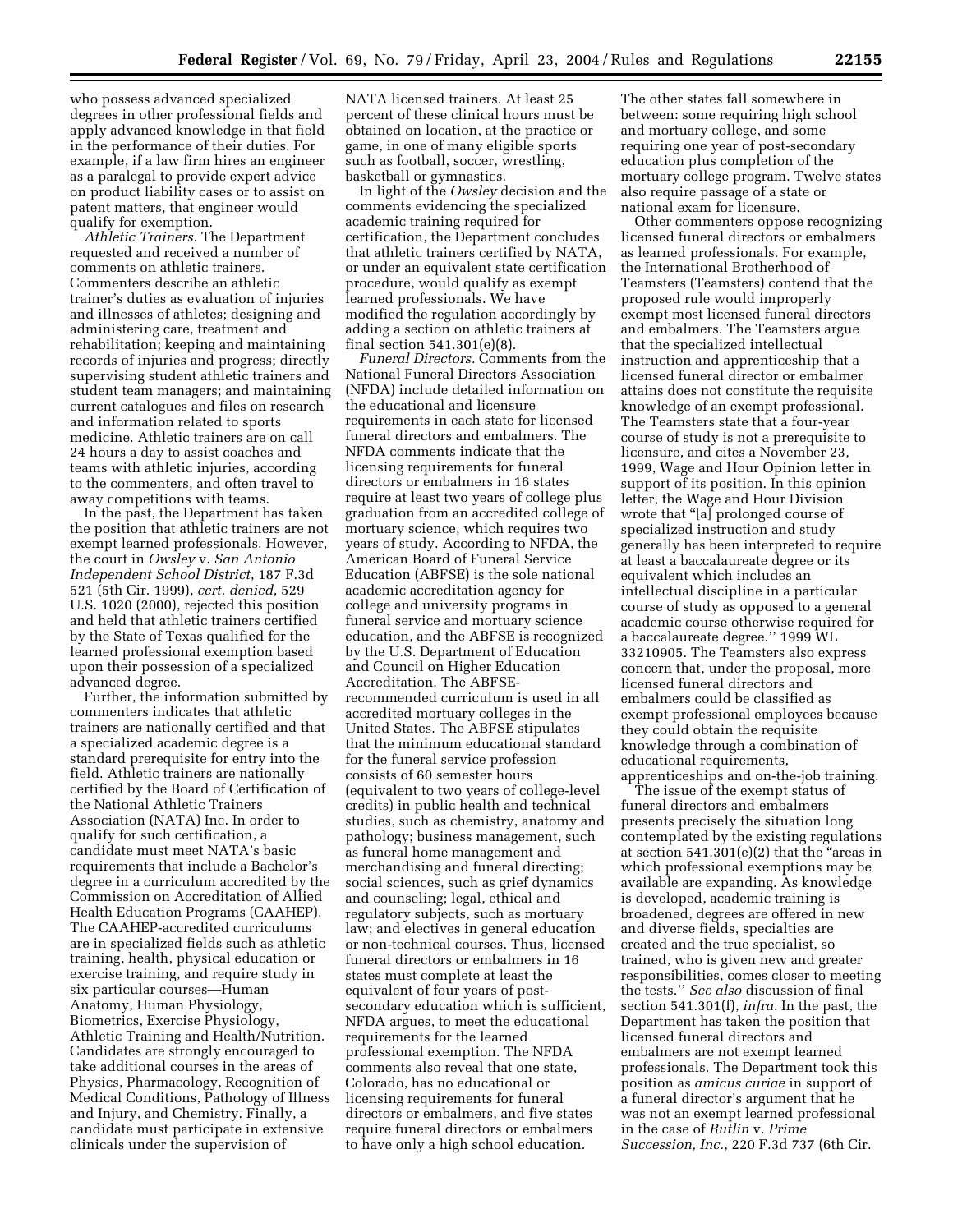who possess advanced specialized degrees in other professional fields and apply advanced knowledge in that field in the performance of their duties. For example, if a law firm hires an engineer as a paralegal to provide expert advice on product liability cases or to assist on patent matters, that engineer would qualify for exemption.

*Athletic Trainers.* The Department requested and received a number of comments on athletic trainers. Commenters describe an athletic trainer's duties as evaluation of injuries and illnesses of athletes; designing and administering care, treatment and rehabilitation; keeping and maintaining records of injuries and progress; directly supervising student athletic trainers and student team managers; and maintaining current catalogues and files on research and information related to sports medicine. Athletic trainers are on call 24 hours a day to assist coaches and teams with athletic injuries, according to the commenters, and often travel to away competitions with teams.

In the past, the Department has taken the position that athletic trainers are not exempt learned professionals. However, the court in *Owsley* v. *San Antonio Independent School District*, 187 F.3d 521 (5th Cir. 1999), *cert. denied*, 529 U.S. 1020 (2000), rejected this position and held that athletic trainers certified by the State of Texas qualified for the learned professional exemption based upon their possession of a specialized advanced degree.

Further, the information submitted by commenters indicates that athletic trainers are nationally certified and that a specialized academic degree is a standard prerequisite for entry into the field. Athletic trainers are nationally certified by the Board of Certification of the National Athletic Trainers Association (NATA) Inc. In order to qualify for such certification, a candidate must meet NATA's basic requirements that include a Bachelor's degree in a curriculum accredited by the Commission on Accreditation of Allied Health Education Programs (CAAHEP). The CAAHEP-accredited curriculums are in specialized fields such as athletic training, health, physical education or exercise training, and require study in six particular courses—Human Anatomy, Human Physiology, Biometrics, Exercise Physiology, Athletic Training and Health/Nutrition. Candidates are strongly encouraged to take additional courses in the areas of Physics, Pharmacology, Recognition of Medical Conditions, Pathology of Illness and Injury, and Chemistry. Finally, a candidate must participate in extensive clinicals under the supervision of NATA licensed trainers. At least 25 percent of these clinical hours must be obtained on location, at the practice or game, in one of many eligible sports such as football, soccer, wrestling, basketball or gymnastics.

In light of the *Owsley* decision and the comments evidencing the specialized academic training required for certification, the Department concludes that athletic trainers certified by NATA, or under an equivalent state certification procedure, would qualify as exempt learned professionals. We have modified the regulation accordingly by adding a section on athletic trainers at final section 541.301(e)(8).

*Funeral Directors.* Comments from the National Funeral Directors Association (NFDA) include detailed information on the educational and licensure requirements in each state for licensed funeral directors and embalmers. The NFDA comments indicate that the licensing requirements for funeral directors or embalmers in 16 states require at least two years of college plus graduation from an accredited college of mortuary science, which requires two years of study. According to NFDA, the American Board of Funeral Service Education (ABFSE) is the sole national academic accreditation agency for college and university programs in funeral service and mortuary science education, and the ABFSE is recognized by the U.S. Department of Education and Council on Higher Education Accreditation. The ABFSE-recommended curriculum is used in all accredited mortuary colleges in the United States. The ABFSE stipulates that the minimum educational standard for the funeral service profession consists of 60 semester hours (equivalent to two years of college-level credits) in public health and technical studies, such as chemistry, anatomy and pathology; business management, such as funeral home management and merchandising and funeral directing; social sciences, such as grief dynamics and counseling; legal, ethical and regulatory subjects, such as mortuary law; and electives in general education or non-technical courses. Thus, licensed funeral directors or embalmers in 16 states must complete at least the equivalent of four years of post-secondary education which is sufficient, NFDA argues, to meet the educational requirements for the learned professional exemption. The NFDA comments also reveal that one state, Colorado, has no educational or licensing requirements for funeral directors or embalmers, and five states require funeral directors or embalmers to have only a high school education. The other states fall somewhere in between: some requiring high school and mortuary college, and some requiring one year of post-secondary education plus completion of the mortuary college program. Twelve states also require passage of a state or national exam for licensure.

Other commenters oppose recognizing licensed funeral directors or embalmers as learned professionals. For example, the International Brotherhood of Teamsters (Teamsters) contend that the proposed rule would improperly exempt most licensed funeral directors and embalmers. The Teamsters argue that the specialized intellectual instruction and apprenticeship that a licensed funeral director or embalmer attains does not constitute the requisite knowledge of an exempt professional. The Teamsters state that a four-year course of study is not a prerequisite to licensure, and cites a November 23, 1999, Wage and Hour Opinion letter in support of its position. In this opinion letter, the Wage and Hour Division wrote that "[a] prolonged course of specialized instruction and study generally has been interpreted to require at least a baccalaureate degree or its equivalent which includes an intellectual discipline in a particular course of study as opposed to a general academic course otherwise required for a baccalaureate degree.'' 1999 WL 33210905. The Teamsters also express concern that, under the proposal, more licensed funeral directors and embalmers could be classified as exempt professional employees because they could obtain the requisite knowledge through a combination of educational requirements, apprenticeships and on-the-job training.

The issue of the exempt status of funeral directors and embalmers presents precisely the situation long contemplated by the existing regulations at section 541.301(e)(2) that the "areas in which professional exemptions may be available are expanding. As knowledge is developed, academic training is broadened, degrees are offered in new and diverse fields, specialties are created and the true specialist, so trained, who is given new and greater responsibilities, comes closer to meeting the tests.'' *See also* discussion of final section 541.301(f), *infra.* In the past, the Department has taken the position that licensed funeral directors and embalmers are not exempt learned professionals. The Department took this position as *amicus curiae* in support of a funeral director's argument that he was not an exempt learned professional in the case of *Rutlin* v. *Prime Succession, Inc.*, 220 F.3d 737 (6th Cir.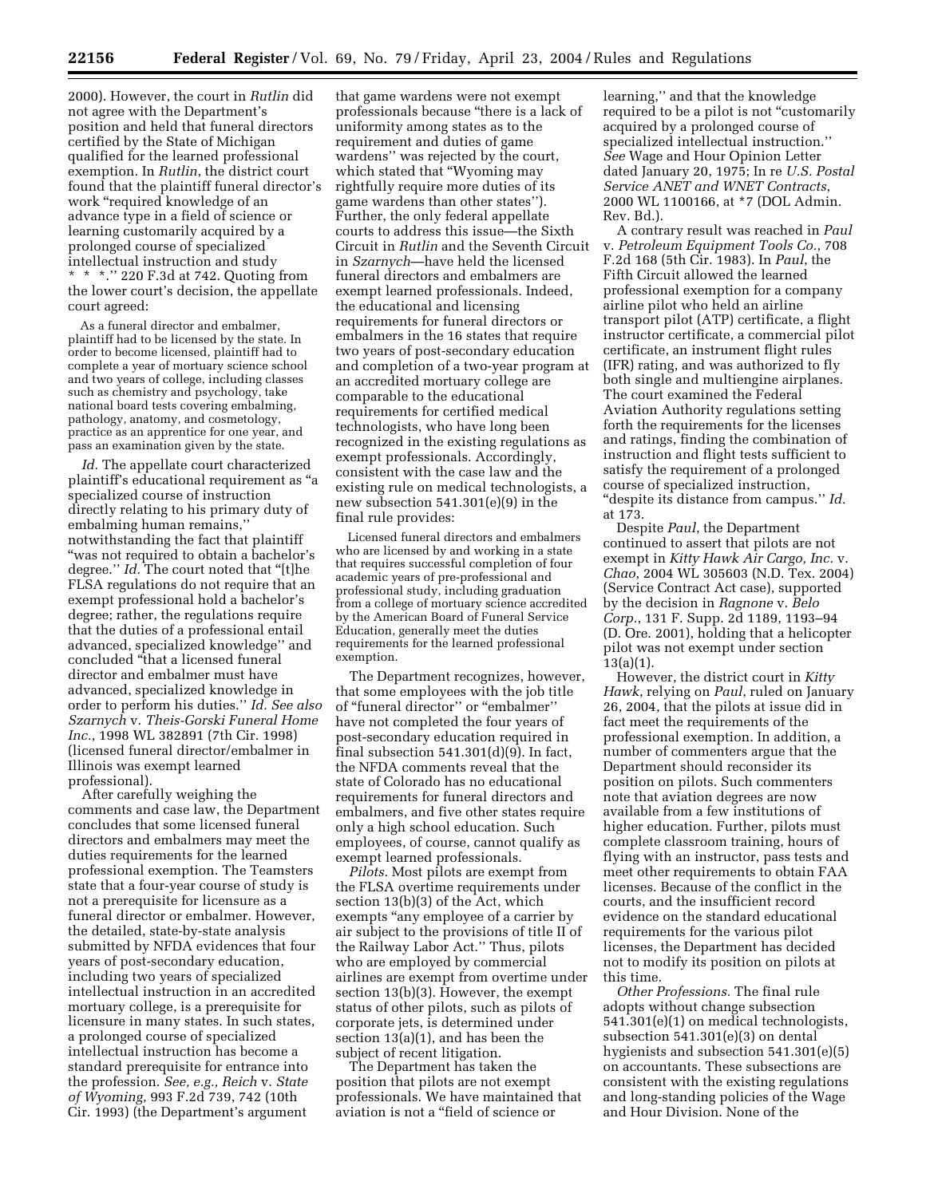2000). However, the court in *Rutlin* did not agree with the Department's position and held that funeral directors certified by the State of Michigan qualified for the learned professional exemption. In *Rutlin*, the district court found that the plaintiff funeral director's work "required knowledge of an advance type in a field of science or learning customarily acquired by a prolonged course of specialized intellectual instruction and study * * *." 220 F.3d at 742. Quoting from the lower court's decision, the appellate court agreed:

> As a funeral director and embalmer, plaintiff had to be licensed by the state. In order to become licensed, plaintiff had to complete a year of mortuary science school and two years of college, including classes such as chemistry and psychology, take national board tests covering embalming, pathology, anatomy, and cosmetology, practice as an apprentice for one year, and pass an examination given by the state.

*Id.* The appellate court characterized plaintiff's educational requirement as "a specialized course of instruction directly relating to his primary duty of embalming human remains," notwithstanding the fact that plaintiff "was not required to obtain a bachelor's degree." *Id.* The court noted that "[t]he FLSA regulations do not require that an exempt professional hold a bachelor's degree; rather, the regulations require that the duties of a professional entail advanced, specialized knowledge" and concluded "that a licensed funeral director and embalmer must have advanced, specialized knowledge in order to perform his duties." *Id. See also Szarnych* v. *Theis-Gorski Funeral Home Inc.*, 1998 WL 382891 (7th Cir. 1998) (licensed funeral director/embalmer in Illinois was exempt learned professional).

After carefully weighing the comments and case law, the Department concludes that some licensed funeral directors and embalmers may meet the duties requirements for the learned professional exemption. The Teamsters state that a four-year course of study is not a prerequisite for licensure as a funeral director or embalmer. However, the detailed, state-by-state analysis submitted by NFDA evidences that four years of post-secondary education, including two years of specialized intellectual instruction in an accredited mortuary college, is a prerequisite for licensure in many states. In such states, a prolonged course of specialized intellectual instruction has become a standard prerequisite for entrance into the profession. *See, e.g., Reich* v. *State of Wyoming*, 993 F.2d 739, 742 (10th Cir. 1993) (the Department's argument that game wardens were not exempt professionals because "there is a lack of uniformity among states as to the requirement and duties of game wardens" was rejected by the court, which stated that "Wyoming may rightfully require more duties of its game wardens than other states"). Further, the only federal appellate courts to address this issue—the Sixth Circuit in *Rutlin* and the Seventh Circuit in *Szarnych*—have held the licensed funeral directors and embalmers are exempt learned professionals. Indeed, the educational and licensing requirements for funeral directors or embalmers in the 16 states that require two years of post-secondary education and completion of a two-year program at an accredited mortuary college are comparable to the educational requirements for certified medical technologists, who have long been recognized in the existing regulations as exempt professionals. Accordingly, consistent with the case law and the existing rule on medical technologists, a new subsection 541.301(e)(9) in the final rule provides:

> Licensed funeral directors and embalmers who are licensed by and working in a state that requires successful completion of four academic years of pre-professional and professional study, including graduation from a college of mortuary science accredited by the American Board of Funeral Service Education, generally meet the duties requirements for the learned professional exemption.

The Department recognizes, however, that some employees with the job title of "funeral director" or "embalmer" have not completed the four years of post-secondary education required in final subsection 541.301(d)(9). In fact, the NFDA comments reveal that the state of Colorado has no educational requirements for funeral directors and embalmers, and five other states require only a high school education. Such employees, of course, cannot qualify as exempt learned professionals.

*Pilots.* Most pilots are exempt from the FLSA overtime requirements under section 13(b)(3) of the Act, which exempts "any employee of a carrier by air subject to the provisions of title II of the Railway Labor Act." Thus, pilots who are employed by commercial airlines are exempt from overtime under section 13(b)(3). However, the exempt status of other pilots, such as pilots of corporate jets, is determined under section 13(a)(1), and has been the subject of recent litigation.

The Department has taken the position that pilots are not exempt professionals. We have maintained that aviation is not a "field of science or learning," and that the knowledge required to be a pilot is not "customarily acquired by a prolonged course of specialized intellectual instruction." *See* Wage and Hour Opinion Letter dated January 20, 1975; In re *U.S. Postal Service ANET and WNET Contracts*, 2000 WL 1100166, at *7 (DOL Admin. Rev. Bd.).

A contrary result was reached in *Paul* v. *Petroleum Equipment Tools Co.*, 708 F.2d 168 (5th Cir. 1983). In *Paul*, the Fifth Circuit allowed the learned professional exemption for a company airline pilot who held an airline transport pilot (ATP) certificate, a flight instructor certificate, a commercial pilot certificate, an instrument flight rules (IFR) rating, and was authorized to fly both single and multiengine airplanes. The court examined the Federal Aviation Authority regulations setting forth the requirements for the licenses and ratings, finding the combination of instruction and flight tests sufficient to satisfy the requirement of a prolonged course of specialized instruction, "despite its distance from campus." *Id.* at 173.

Despite *Paul*, the Department continued to assert that pilots are not exempt in *Kitty Hawk Air Cargo, Inc.* v. *Chao*, 2004 WL 305603 (N.D. Tex. 2004) (Service Contract Act case), supported by the decision in *Ragnone* v. *Belo Corp.*, 131 F. Supp. 2d 1189, 1193–94 (D. Ore. 2001), holding that a helicopter pilot was not exempt under section 13(a)(1).

However, the district court in *Kitty Hawk*, relying on *Paul*, ruled on January 26, 2004, that the pilots at issue did in fact meet the requirements of the professional exemption. In addition, a number of commenters argue that the Department should reconsider its position on pilots. Such commenters note that aviation degrees are now available from a few institutions of higher education. Further, pilots must complete classroom training, hours of flying with an instructor, pass tests and meet other requirements to obtain FAA licenses. Because of the conflict in the courts, and the insufficient record evidence on the standard educational requirements for the various pilot licenses, the Department has decided not to modify its position on pilots at this time.

*Other Professions.* The final rule adopts without change subsection 541.301(e)(1) on medical technologists, subsection 541.301(e)(3) on dental hygienists and subsection 541.301(e)(5) on accountants. These subsections are consistent with the existing regulations and long-standing policies of the Wage and Hour Division. None of the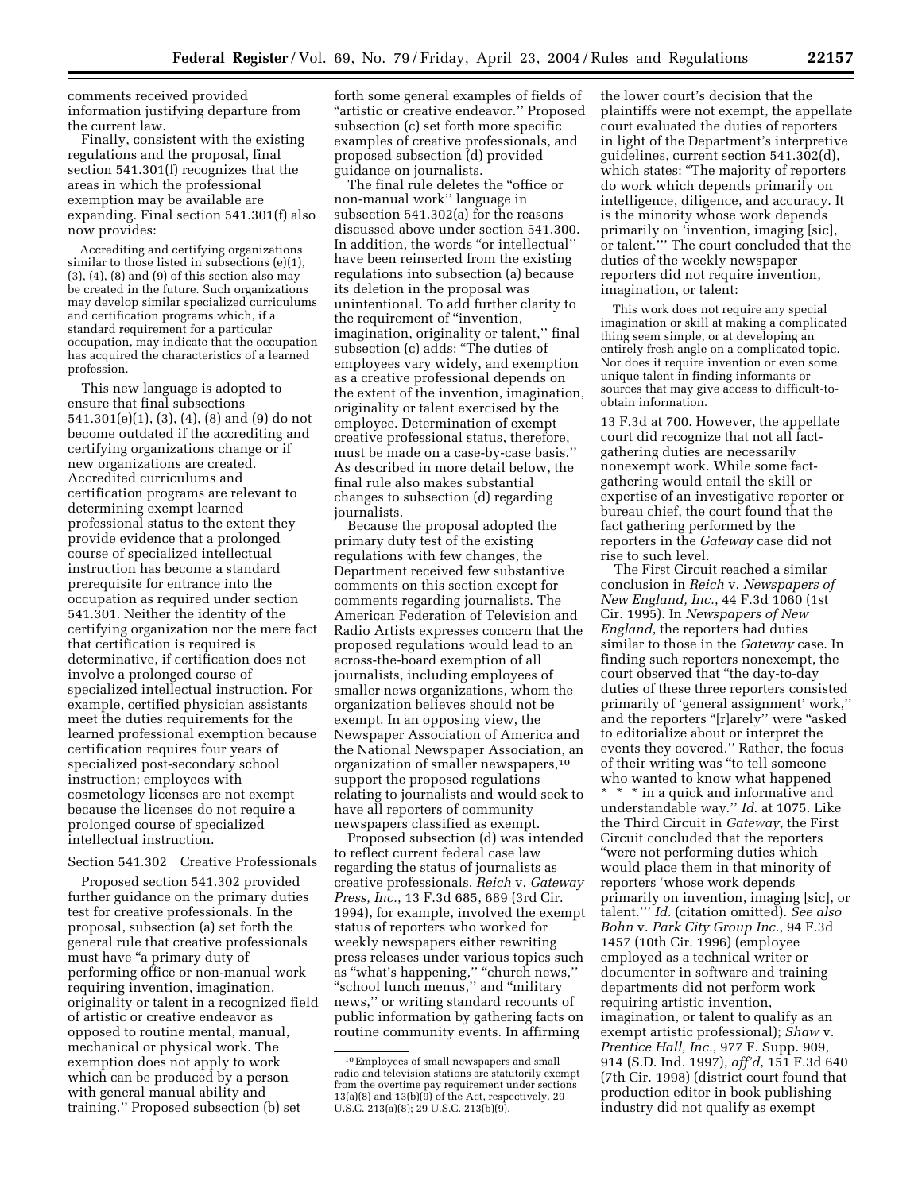comments received provided information justifying departure from the current law.

Finally, consistent with the existing regulations and the proposal, final section 541.301(f) recognizes that the areas in which the professional exemption may be available are expanding. Final section 541.301(f) also now provides:

> Accrediting and certifying organizations similar to those listed in subsections (e)(1), (3), (4), (8) and (9) of this section also may be created in the future. Such organizations may develop similar specialized curriculums and certification programs which, if a standard requirement for a particular occupation, may indicate that the occupation has acquired the characteristics of a learned profession.

This new language is adopted to ensure that final subsections 541.301(e)(1), (3), (4), (8) and (9) do not become outdated if the accrediting and certifying organizations change or if new organizations are created. Accredited curriculums and certification programs are relevant to determining exempt learned professional status to the extent they provide evidence that a prolonged course of specialized intellectual instruction has become a standard prerequisite for entrance into the occupation as required under section 541.301. Neither the identity of the certifying organization nor the mere fact that certification is required is determinative, if certification does not involve a prolonged course of specialized intellectual instruction. For example, certified physician assistants meet the duties requirements for the learned professional exemption because certification requires four years of specialized post-secondary school instruction; employees with cosmetology licenses are not exempt because the licenses do not require a prolonged course of specialized intellectual instruction.

### Section 541.302 Creative Professionals

Proposed section 541.302 provided further guidance on the primary duties test for creative professionals. In the proposal, subsection (a) set forth the general rule that creative professionals must have "a primary duty of performing office or non-manual work requiring invention, imagination, originality or talent in a recognized field of artistic or creative endeavor as opposed to routine mental, manual, mechanical or physical work. The exemption does not apply to work which can be produced by a person with general manual ability and training." Proposed subsection (b) set forth some general examples of fields of "artistic or creative endeavor." Proposed subsection (c) set forth more specific examples of creative professionals, and proposed subsection (d) provided guidance on journalists.

The final rule deletes the "office or non-manual work" language in subsection 541.302(a) for the reasons discussed above under section 541.300. In addition, the words "or intellectual" have been reinserted from the existing regulations into subsection (a) because its deletion in the proposal was unintentional. To add further clarity to the requirement of "invention, imagination, originality or talent," final subsection (c) adds: "The duties of employees vary widely, and exemption as a creative professional depends on the extent of the invention, imagination, originality or talent exercised by the employee. Determination of exempt creative professional status, therefore, must be made on a case-by-case basis." As described in more detail below, the final rule also makes substantial changes to subsection (d) regarding journalists.

Because the proposal adopted the primary duty test of the existing regulations with few changes, the Department received few substantive comments on this section except for comments regarding journalists. The American Federation of Television and Radio Artists expresses concern that the proposed regulations would lead to an across-the-board exemption of all journalists, including employees of smaller news organizations, whom the organization believes should not be exempt. In an opposing view, the Newspaper Association of America and the National Newspaper Association, an organization of smaller newspapers,[10] support the proposed regulations relating to journalists and would seek to have all reporters of community newspapers classified as exempt.

Proposed subsection (d) was intended to reflect current federal case law regarding the status of journalists as creative professionals. *Reich* v. *Gateway Press, Inc.*, 13 F.3d 685, 689 (3rd Cir. 1994), for example, involved the exempt status of reporters who worked for weekly newspapers either rewriting press releases under various topics such as "what's happening," "church news," "school lunch menus," and "military news," or writing standard recounts of public information by gathering facts on routine community events. In affirming the lower court's decision that the plaintiffs were not exempt, the appellate court evaluated the duties of reporters in light of the Department's interpretive guidelines, current section 541.302(d), which states: "The majority of reporters do work which depends primarily on intelligence, diligence, and accuracy. It is the minority whose work depends primarily on 'invention, imaging [sic], or talent.'" The court concluded that the duties of the weekly newspaper reporters did not require invention, imagination, or talent:

> This work does not require any special imagination or skill at making a complicated thing seem simple, or at developing an entirely fresh angle on a complicated topic. Nor does it require invention or even some unique talent in finding informants or sources that may give access to difficult-to-obtain information.

13 F.3d at 700. However, the appellate court did recognize that not all fact-gathering duties are necessarily nonexempt work. While some fact-gathering would entail the skill or expertise of an investigative reporter or bureau chief, the court found that the fact gathering performed by the reporters in the *Gateway* case did not rise to such level.

The First Circuit reached a similar conclusion in *Reich* v. *Newspapers of New England, Inc.*, 44 F.3d 1060 (1st Cir. 1995). In *Newspapers of New England*, the reporters had duties similar to those in the *Gateway* case. In finding such reporters nonexempt, the court observed that "the day-to-day duties of these three reporters consisted primarily of 'general assignment' work," and the reporters "[r]arely" were "asked to editorialize about or interpret the events they covered." Rather, the focus of their writing was "to tell someone who wanted to know what happened * * * in a quick and informative and understandable way." *Id.* at 1075. Like the Third Circuit in *Gateway*, the First Circuit concluded that the reporters "were not performing duties which would place them in that minority of reporters 'whose work depends primarily on invention, imaging [sic], or talent.'" *Id.* (citation omitted). *See also Bohn* v. *Park City Group Inc.*, 94 F.3d 1457 (10th Cir. 1996) (employee employed as a technical writer or documenter in software and training departments did not perform work requiring artistic invention, imagination, or talent to qualify as an exempt artistic professional); *Shaw* v. *Prentice Hall, Inc.*, 977 F. Supp. 909, 914 (S.D. Ind. 1997), *aff'd*, 151 F.3d 640 (7th Cir. 1998) (district court found that production editor in book publishing industry did not qualify as exempt

---

[10] Employees of small newspapers and small radio and television stations are statutorily exempt from the overtime pay requirement under sections 13(a)(8) and 13(b)(9) of the Act, respectively. 29 U.S.C. 213(a)(8); 29 U.S.C. 213(b)(9).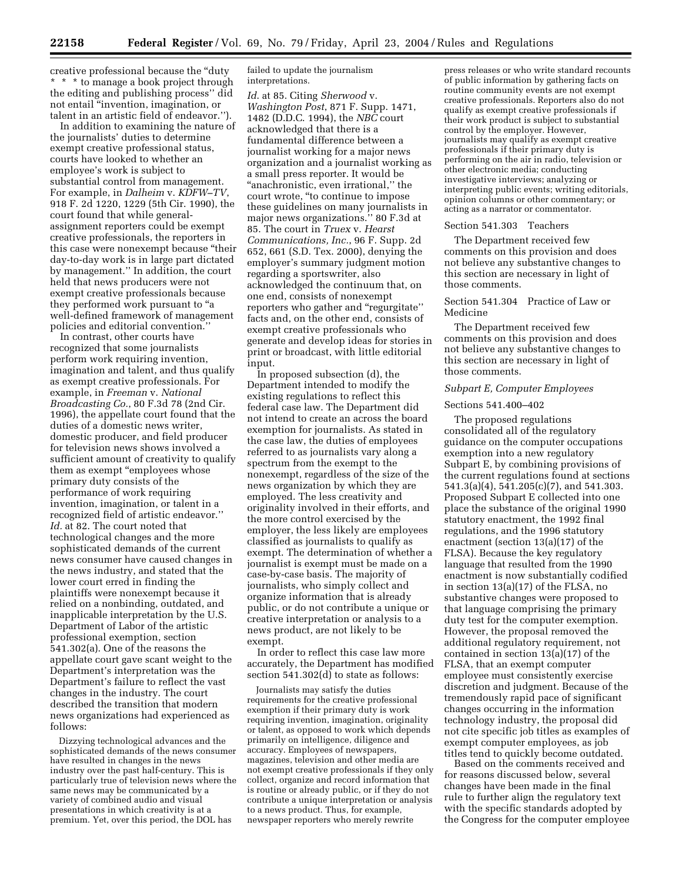creative professional because the "duty * * * to manage a book project through the editing and publishing process'' did not entail "invention, imagination, or talent in an artistic field of endeavor.'').

In addition to examining the nature of the journalists' duties to determine exempt creative professional status, courts have looked to whether an employee's work is subject to substantial control from management. For example, in *Dalheim* v. *KDFW–TV*, 918 F. 2d 1220, 1229 (5th Cir. 1990), the court found that while general-assignment reporters could be exempt creative professionals, the reporters in this case were nonexempt because "their day-to-day work is in large part dictated by management.'' In addition, the court held that news producers were not exempt creative professionals because they performed work pursuant to "a well-defined framework of management policies and editorial convention.''

In contrast, other courts have recognized that some journalists perform work requiring invention, imagination and talent, and thus qualify as exempt creative professionals. For example, in *Freeman* v. *National Broadcasting Co.*, 80 F.3d 78 (2nd Cir. 1996), the appellate court found that the duties of a domestic news writer, domestic producer, and field producer for television news shows involved a sufficient amount of creativity to qualify them as exempt "employees whose primary duty consists of the performance of work requiring invention, imagination, or talent in a recognized field of artistic endeavor.'' *Id.* at 82. The court noted that technological changes and the more sophisticated demands of the current news consumer have caused changes in the news industry, and stated that the lower court erred in finding the plaintiffs were nonexempt because it relied on a nonbinding, outdated, and inapplicable interpretation by the U.S. Department of Labor of the artistic professional exemption, section 541.302(a). One of the reasons the appellate court gave scant weight to the Department's interpretation was the Department's failure to reflect the vast changes in the industry. The court described the transition that modern news organizations had experienced as follows:

> Dizzying technological advances and the sophisticated demands of the news consumer have resulted in changes in the news industry over the past half-century. This is particularly true of television news where the same news may be communicated by a variety of combined audio and visual presentations in which creativity is at a premium. Yet, over this period, the DOL has failed to update the journalism interpretations.

*Id.* at 85. Citing *Sherwood* v. *Washington Post*, 871 F. Supp. 1471, 1482 (D.D.C. 1994), the *NBC* court acknowledged that there is a fundamental difference between a journalist working for a major news organization and a journalist working as a small press reporter. It would be "anachronistic, even irrational,'' the court wrote, "to continue to impose these guidelines on many journalists in major news organizations.'' 80 F.3d at 85. The court in *Truex* v. *Hearst Communications, Inc.*, 96 F. Supp. 2d 652, 661 (S.D. Tex. 2000), denying the employer's summary judgment motion regarding a sportswriter, also acknowledged the continuum that, on one end, consists of nonexempt reporters who gather and "regurgitate'' facts and, on the other end, consists of exempt creative professionals who generate and develop ideas for stories in print or broadcast, with little editorial input.

In proposed subsection (d), the Department intended to modify the existing regulations to reflect this federal case law. The Department did not intend to create an across the board exemption for journalists. As stated in the case law, the duties of employees referred to as journalists vary along a spectrum from the exempt to the nonexempt, regardless of the size of the news organization by which they are employed. The less creativity and originality involved in their efforts, and the more control exercised by the employer, the less likely are employees classified as journalists to qualify as exempt. The determination of whether a journalist is exempt must be made on a case-by-case basis. The majority of journalists, who simply collect and organize information that is already public, or do not contribute a unique or creative interpretation or analysis to a news product, are not likely to be exempt.

In order to reflect this case law more accurately, the Department has modified section 541.302(d) to state as follows:

> Journalists may satisfy the duties requirements for the creative professional exemption if their primary duty is work requiring invention, imagination, originality or talent, as opposed to work which depends primarily on intelligence, diligence and accuracy. Employees of newspapers, magazines, television and other media are not exempt creative professionals if they only collect, organize and record information that is routine or already public, or if they do not contribute a unique interpretation or analysis to a news product. Thus, for example, newspaper reporters who merely rewrite press releases or who write standard recounts of public information by gathering facts on routine community events are not exempt creative professionals. Reporters also do not qualify as exempt creative professionals if their work product is subject to substantial control by the employer. However, journalists may qualify as exempt creative professionals if their primary duty is performing on the air in radio, television or other electronic media; conducting investigative interviews; analyzing or interpreting public events; writing editorials, opinion columns or other commentary; or acting as a narrator or commentator.

Section 541.303 Teachers

The Department received few comments on this provision and does not believe any substantive changes to this section are necessary in light of those comments.

Section 541.304 Practice of Law or Medicine

The Department received few comments on this provision and does not believe any substantive changes to this section are necessary in light of those comments.

*Subpart E, Computer Employees*

Sections 541.400–402

The proposed regulations consolidated all of the regulatory guidance on the computer occupations exemption into a new regulatory Subpart E, by combining provisions of the current regulations found at sections 541.3(a)(4), 541.205(c)(7), and 541.303. Proposed Subpart E collected into one place the substance of the original 1990 statutory enactment, the 1992 final regulations, and the 1996 statutory enactment (section 13(a)(17) of the FLSA). Because the key regulatory language that resulted from the 1990 enactment is now substantially codified in section 13(a)(17) of the FLSA, no substantive changes were proposed to that language comprising the primary duty test for the computer exemption. However, the proposal removed the additional regulatory requirement, not contained in section 13(a)(17) of the FLSA, that an exempt computer employee must consistently exercise discretion and judgment. Because of the tremendously rapid pace of significant changes occurring in the information technology industry, the proposal did not cite specific job titles as examples of exempt computer employees, as job titles tend to quickly become outdated.

Based on the comments received and for reasons discussed below, several changes have been made in the final rule to further align the regulatory text with the specific standards adopted by the Congress for the computer employee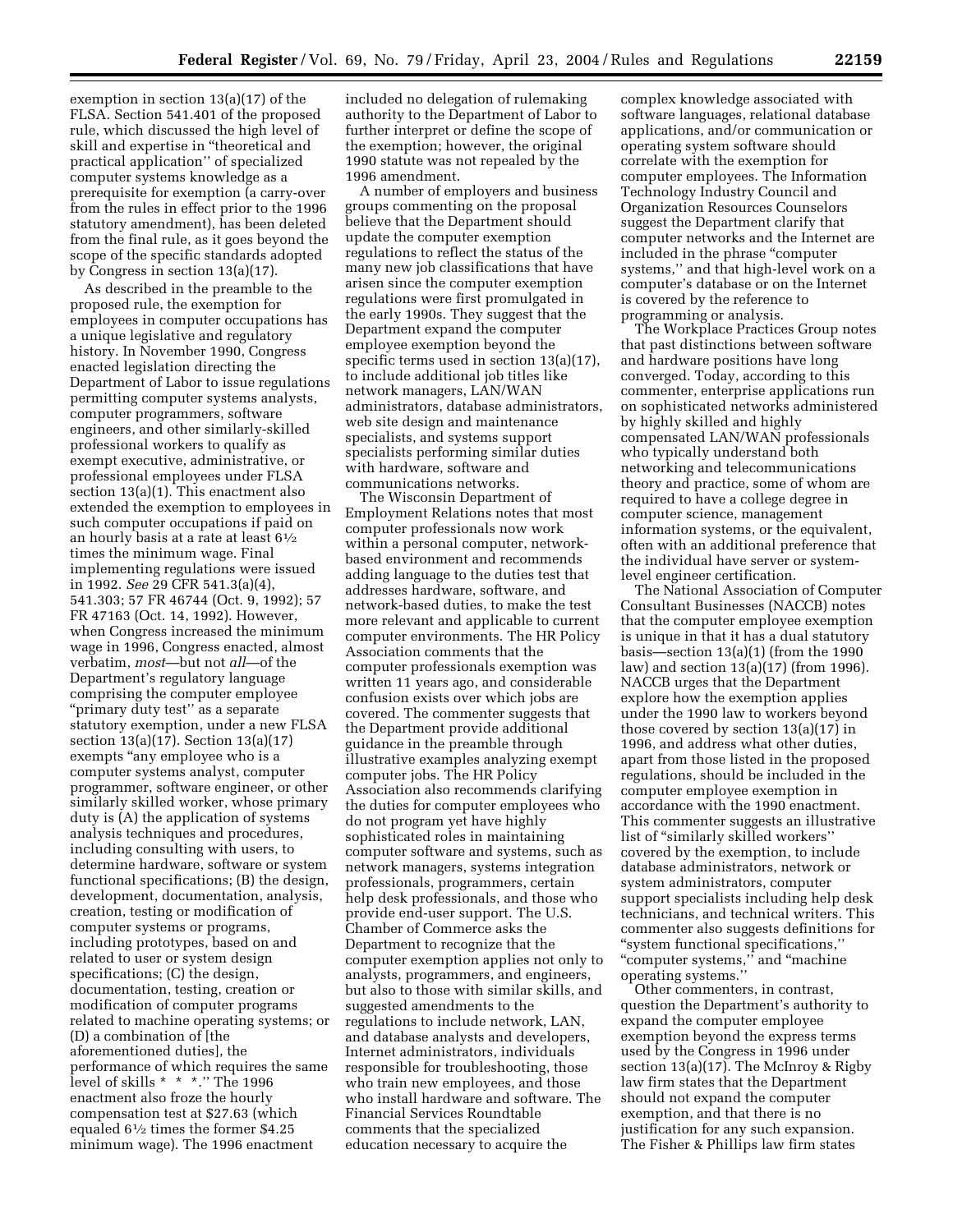exemption in section 13(a)(17) of the FLSA. Section 541.401 of the proposed rule, which discussed the high level of skill and expertise in "theoretical and practical application" of specialized computer systems knowledge as a prerequisite for exemption (a carry-over from the rules in effect prior to the 1996 statutory amendment), has been deleted from the final rule, as it goes beyond the scope of the specific standards adopted by Congress in section 13(a)(17).

As described in the preamble to the proposed rule, the exemption for employees in computer occupations has a unique legislative and regulatory history. In November 1990, Congress enacted legislation directing the Department of Labor to issue regulations permitting computer systems analysts, computer programmers, software engineers, and other similarly-skilled professional workers to qualify as exempt executive, administrative, or professional employees under FLSA section 13(a)(1). This enactment also extended the exemption to employees in such computer occupations if paid on an hourly basis at a rate at least 6½ times the minimum wage. Final implementing regulations were issued in 1992. *See* 29 CFR 541.3(a)(4), 541.303; 57 FR 46744 (Oct. 9, 1992); 57 FR 47163 (Oct. 14, 1992). However, when Congress increased the minimum wage in 1996, Congress enacted, almost verbatim, *most*—but not *all*—of the Department's regulatory language comprising the computer employee "primary duty test" as a separate statutory exemption, under a new FLSA section 13(a)(17). Section 13(a)(17) exempts "any employee who is a computer systems analyst, computer programmer, software engineer, or other similarly skilled worker, whose primary duty is (A) the application of systems analysis techniques and procedures, including consulting with users, to determine hardware, software or system functional specifications; (B) the design, development, documentation, analysis, creation, testing or modification of computer systems or programs, including prototypes, based on and related to user or system design specifications; (C) the design, documentation, testing, creation or modification of computer programs related to machine operating systems; or (D) a combination of [the aforementioned duties], the performance of which requires the same level of skills * * *." The 1996 enactment also froze the hourly compensation test at $27.63 (which equaled 6½ times the former $4.25 minimum wage). The 1996 enactment included no delegation of rulemaking authority to the Department of Labor to further interpret or define the scope of the exemption; however, the original 1990 statute was not repealed by the 1996 amendment.

A number of employers and business groups commenting on the proposal believe that the Department should update the computer exemption regulations to reflect the status of the many new job classifications that have arisen since the computer exemption regulations were first promulgated in the early 1990s. They suggest that the Department expand the computer employee exemption beyond the specific terms used in section 13(a)(17), to include additional job titles like network managers, LAN/WAN administrators, database administrators, web site design and maintenance specialists, and systems support specialists performing similar duties with hardware, software and communications networks.

The Wisconsin Department of Employment Relations notes that most computer professionals now work within a personal computer, network-based environment and recommends adding language to the duties test that addresses hardware, software, and network-based duties, to make the test more relevant and applicable to current computer environments. The HR Policy Association comments that the computer professionals exemption was written 11 years ago, and considerable confusion exists over which jobs are covered. The commenter suggests that the Department provide additional guidance in the preamble through illustrative examples analyzing exempt computer jobs. The HR Policy Association also recommends clarifying the duties for computer employees who do not program yet have highly sophisticated roles in maintaining computer software and systems, such as network managers, systems integration professionals, programmers, certain help desk professionals, and those who provide end-user support. The U.S. Chamber of Commerce asks the Department to recognize that the computer exemption applies not only to analysts, programmers, and engineers, but also to those with similar skills, and suggested amendments to the regulations to include network, LAN, and database analysts and developers, Internet administrators, individuals responsible for troubleshooting, those who train new employees, and those who install hardware and software. The Financial Services Roundtable comments that the specialized education necessary to acquire the complex knowledge associated with software languages, relational database applications, and/or communication or operating system software should correlate with the exemption for computer employees. The Information Technology Industry Council and Organization Resources Counselors suggest the Department clarify that computer networks and the Internet are included in the phrase "computer systems," and that high-level work on a computer's database or on the Internet is covered by the reference to programming or analysis.

The Workplace Practices Group notes that past distinctions between software and hardware positions have long converged. Today, according to this commenter, enterprise applications run on sophisticated networks administered by highly skilled and highly compensated LAN/WAN professionals who typically understand both networking and telecommunications theory and practice, some of whom are required to have a college degree in computer science, management information systems, or the equivalent, often with an additional preference that the individual have server or system-level engineer certification.

The National Association of Computer Consultant Businesses (NACCB) notes that the computer employee exemption is unique in that it has a dual statutory basis—section 13(a)(1) (from the 1990 law) and section 13(a)(17) (from 1996). NACCB urges that the Department explore how the exemption applies under the 1990 law to workers beyond those covered by section 13(a)(17) in 1996, and address what other duties, apart from those listed in the proposed regulations, should be included in the computer employee exemption in accordance with the 1990 enactment. This commenter suggests an illustrative list of "similarly skilled workers" covered by the exemption, to include database administrators, network or system administrators, computer support specialists including help desk technicians, and technical writers. This commenter also suggests definitions for "system functional specifications," "computer systems," and "machine operating systems."

Other commenters, in contrast, question the Department's authority to expand the computer employee exemption beyond the express terms used by the Congress in 1996 under section 13(a)(17). The McInroy & Rigby law firm states that the Department should not expand the computer exemption, and that there is no justification for any such expansion. The Fisher & Phillips law firm states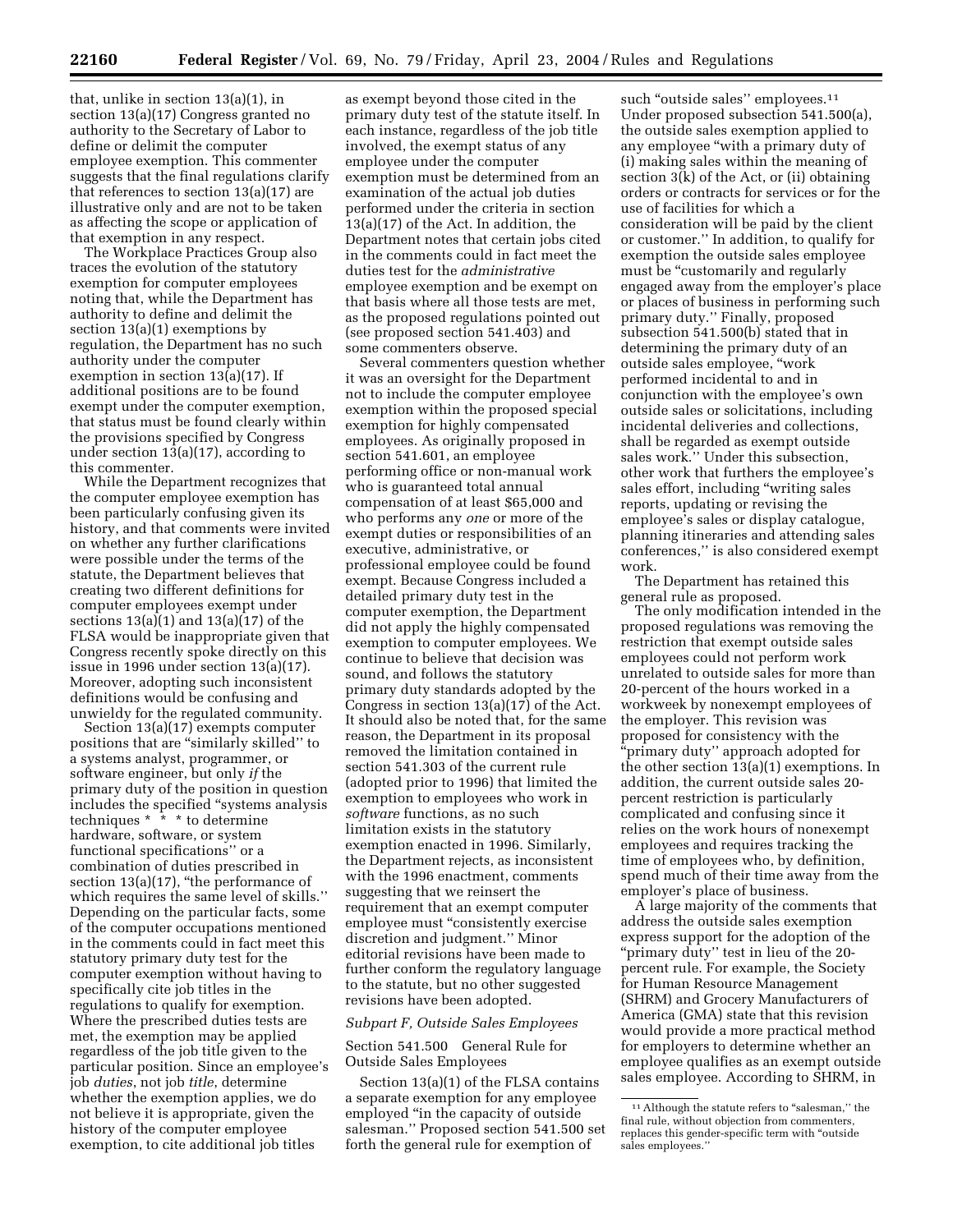that, unlike in section 13(a)(1), in section 13(a)(17) Congress granted no authority to the Secretary of Labor to define or delimit the computer employee exemption. This commenter suggests that the final regulations clarify that references to section 13(a)(17) are illustrative only and are not to be taken as affecting the scope or application of that exemption in any respect.

The Workplace Practices Group also traces the evolution of the statutory exemption for computer employees noting that, while the Department has authority to define and delimit the section 13(a)(1) exemptions by regulation, the Department has no such authority under the computer exemption in section 13(a)(17). If additional positions are to be found exempt under the computer exemption, that status must be found clearly within the provisions specified by Congress under section 13(a)(17), according to this commenter.

While the Department recognizes that the computer employee exemption has been particularly confusing given its history, and that comments were invited on whether any further clarifications were possible under the terms of the statute, the Department believes that creating two different definitions for computer employees exempt under sections 13(a)(1) and 13(a)(17) of the FLSA would be inappropriate given that Congress recently spoke directly on this issue in 1996 under section 13(a)(17). Moreover, adopting such inconsistent definitions would be confusing and unwieldy for the regulated community.

Section 13(a)(17) exempts computer positions that are "similarly skilled" to a systems analyst, programmer, or software engineer, but only *if* the primary duty of the position in question includes the specified "systems analysis techniques * * * to determine hardware, software, or system functional specifications" or a combination of duties prescribed in section 13(a)(17), "the performance of which requires the same level of skills." Depending on the particular facts, some of the computer occupations mentioned in the comments could in fact meet this statutory primary duty test for the computer exemption without having to specifically cite job titles in the regulations to qualify for exemption. Where the prescribed duties tests are met, the exemption may be applied regardless of the job title given to the particular position. Since an employee's job *duties*, not job *title*, determine whether the exemption applies, we do not believe it is appropriate, given the history of the computer employee exemption, to cite additional job titles as exempt beyond those cited in the primary duty test of the statute itself. In each instance, regardless of the job title involved, the exempt status of any employee under the computer exemption must be determined from an examination of the actual job duties performed under the criteria in section 13(a)(17) of the Act. In addition, the Department notes that certain jobs cited in the comments could in fact meet the duties test for the *administrative* employee exemption and be exempt on that basis where all those tests are met, as the proposed regulations pointed out (see proposed section 541.403) and some commenters observe.

Several commenters question whether it was an oversight for the Department not to include the computer employee exemption within the proposed special exemption for highly compensated employees. As originally proposed in section 541.601, an employee performing office or non-manual work who is guaranteed total annual compensation of at least $65,000 and who performs any *one* or more of the exempt duties or responsibilities of an executive, administrative, or professional employee could be found exempt. Because Congress included a detailed primary duty test in the computer exemption, the Department did not apply the highly compensated exemption to computer employees. We continue to believe that decision was sound, and follows the statutory primary duty standards adopted by the Congress in section 13(a)(17) of the Act. It should also be noted that, for the same reason, the Department in its proposal removed the limitation contained in section 541.303 of the current rule (adopted prior to 1996) that limited the exemption to employees who work in *software* functions, as no such limitation exists in the statutory exemption enacted in 1996. Similarly, the Department rejects, as inconsistent with the 1996 enactment, comments suggesting that we reinsert the requirement that an exempt computer employee must "consistently exercise discretion and judgment." Minor editorial revisions have been made to further conform the regulatory language to the statute, but no other suggested revisions have been adopted.

*Subpart F, Outside Sales Employees*

Section 541.500 General Rule for Outside Sales Employees

Section 13(a)(1) of the FLSA contains a separate exemption for any employee employed "in the capacity of outside salesman." Proposed section 541.500 set forth the general rule for exemption of such "outside sales" employees.[11] Under proposed subsection 541.500(a), the outside sales exemption applied to any employee "with a primary duty of (i) making sales within the meaning of section 3(k) of the Act, or (ii) obtaining orders or contracts for services or for the use of facilities for which a consideration will be paid by the client or customer." In addition, to qualify for exemption the outside sales employee must be "customarily and regularly engaged away from the employer's place or places of business in performing such primary duty." Finally, proposed subsection 541.500(b) stated that in determining the primary duty of an outside sales employee, "work performed incidental to and in conjunction with the employee's own outside sales or solicitations, including incidental deliveries and collections, shall be regarded as exempt outside sales work." Under this subsection, other work that furthers the employee's sales effort, including "writing sales reports, updating or revising the employee's sales or display catalogue, planning itineraries and attending sales conferences," is also considered exempt work.

The Department has retained this general rule as proposed.

The only modification intended in the proposed regulations was removing the restriction that exempt outside sales employees could not perform work unrelated to outside sales for more than 20-percent of the hours worked in a workweek by nonexempt employees of the employer. This revision was proposed for consistency with the "primary duty" approach adopted for the other section 13(a)(1) exemptions. In addition, the current outside sales 20-percent restriction is particularly complicated and confusing since it relies on the work hours of nonexempt employees and requires tracking the time of employees who, by definition, spend much of their time away from the employer's place of business.

A large majority of the comments that address the outside sales exemption express support for the adoption of the "primary duty" test in lieu of the 20-percent rule. For example, the Society for Human Resource Management (SHRM) and Grocery Manufacturers of America (GMA) state that this revision would provide a more practical method for employers to determine whether an employee qualifies as an exempt outside sales employee. According to SHRM, in

[11] Although the statute refers to "salesman," the final rule, without objection from commenters, replaces this gender-specific term with "outside sales employees."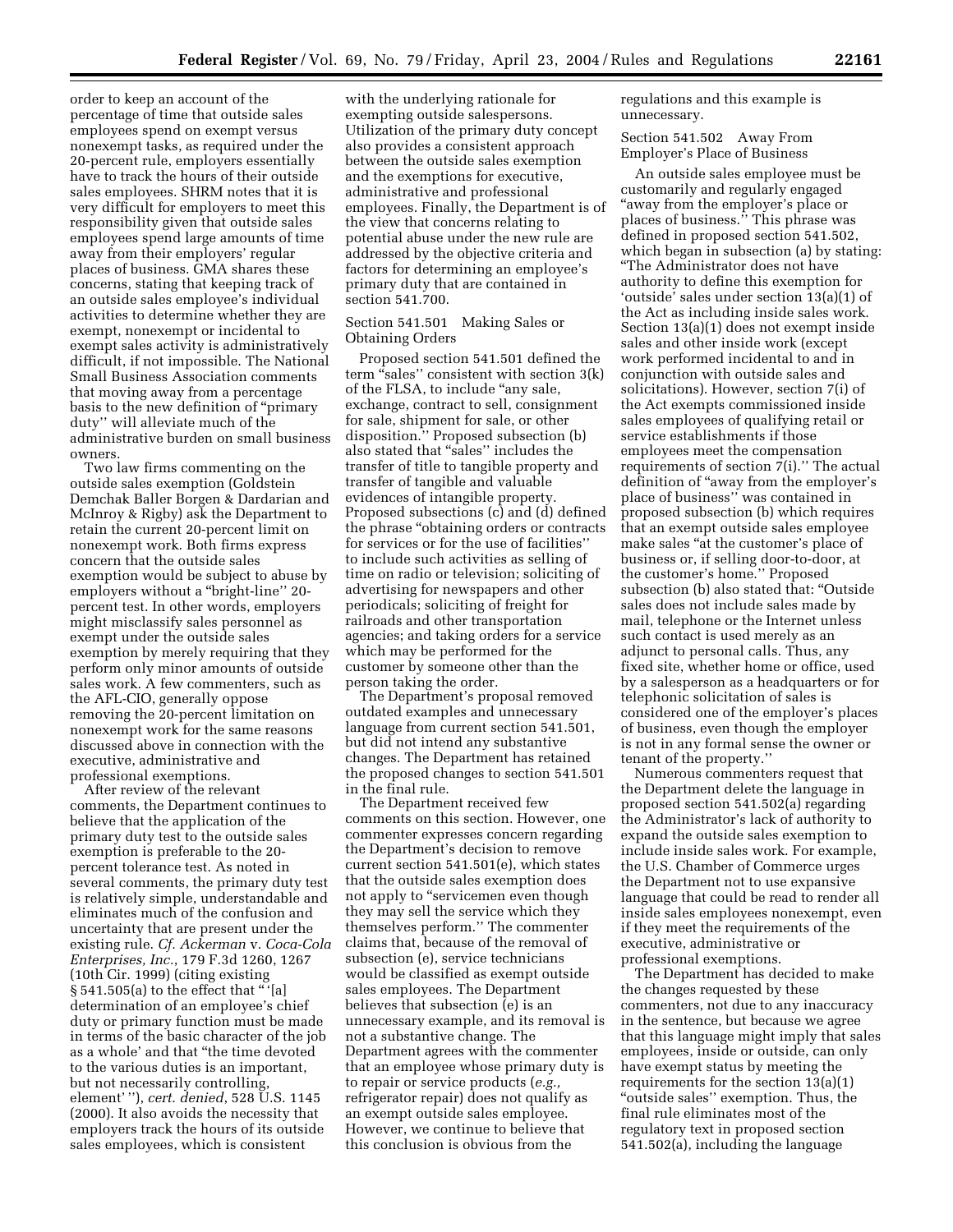order to keep an account of the percentage of time that outside sales employees spend on exempt versus nonexempt tasks, as required under the 20-percent rule, employers essentially have to track the hours of their outside sales employees. SHRM notes that it is very difficult for employers to meet this responsibility given that outside sales employees spend large amounts of time away from their employers' regular places of business. GMA shares these concerns, stating that keeping track of an outside sales employee's individual activities to determine whether they are exempt, nonexempt or incidental to exempt sales activity is administratively difficult, if not impossible. The National Small Business Association comments that moving away from a percentage basis to the new definition of "primary duty" will alleviate much of the administrative burden on small business owners.

Two law firms commenting on the outside sales exemption (Goldstein Demchak Baller Borgen & Dardarian and McInroy & Rigby) ask the Department to retain the current 20-percent limit on nonexempt work. Both firms express concern that the outside sales exemption would be subject to abuse by employers without a "bright-line" 20-percent test. In other words, employers might misclassify sales personnel as exempt under the outside sales exemption by merely requiring that they perform only minor amounts of outside sales work. A few commenters, such as the AFL-CIO, generally oppose removing the 20-percent limitation on nonexempt work for the same reasons discussed above in connection with the executive, administrative and professional exemptions.

After review of the relevant comments, the Department continues to believe that the application of the primary duty test to the outside sales exemption is preferable to the 20-percent tolerance test. As noted in several comments, the primary duty test is relatively simple, understandable and eliminates much of the confusion and uncertainty that are present under the existing rule. *Cf. Ackerman* v. *Coca-Cola Enterprises, Inc.*, 179 F.3d 1260, 1267 (10th Cir. 1999) (citing existing § 541.505(a) to the effect that "'[a] determination of an employee's chief duty or primary function must be made in terms of the basic character of the job as a whole' and that "the time devoted to the various duties is an important, but not necessarily controlling, element' "), *cert. denied*, 528 U.S. 1145 (2000). It also avoids the necessity that employers track the hours of its outside sales employees, which is consistent with the underlying rationale for exempting outside salespersons. Utilization of the primary duty concept also provides a consistent approach between the outside sales exemption and the exemptions for executive, administrative and professional employees. Finally, the Department is of the view that concerns relating to potential abuse under the new rule are addressed by the objective criteria and factors for determining an employee's primary duty that are contained in section 541.700.

### Section 541.501 Making Sales or Obtaining Orders

Proposed section 541.501 defined the term "sales" consistent with section 3(k) of the FLSA, to include "any sale, exchange, contract to sell, consignment for sale, shipment for sale, or other disposition." Proposed subsection (b) also stated that "sales" includes the transfer of title to tangible property and transfer of tangible and valuable evidences of intangible property. Proposed subsections (c) and (d) defined the phrase "obtaining orders or contracts for services or for the use of facilities" to include such activities as selling of time on radio or television; soliciting of advertising for newspapers and other periodicals; soliciting of freight for railroads and other transportation agencies; and taking orders for a service which may be performed for the customer by someone other than the person taking the order.

The Department's proposal removed outdated examples and unnecessary language from current section 541.501, but did not intend any substantive changes. The Department has retained the proposed changes to section 541.501 in the final rule.

The Department received few comments on this section. However, one commenter expresses concern regarding the Department's decision to remove current section 541.501(e), which states that the outside sales exemption does not apply to "servicemen even though they may sell the service which they themselves perform." The commenter claims that, because of the removal of subsection (e), service technicians would be classified as exempt outside sales employees. The Department believes that subsection (e) is an unnecessary example, and its removal is not a substantive change. The Department agrees with the commenter that an employee whose primary duty is to repair or service products (*e.g.,* refrigerator repair) does not qualify as an exempt outside sales employee. However, we continue to believe that this conclusion is obvious from the regulations and this example is unnecessary.

### Section 541.502 Away From Employer's Place of Business

An outside sales employee must be customarily and regularly engaged "away from the employer's place or places of business." This phrase was defined in proposed section 541.502, which began in subsection (a) by stating: "The Administrator does not have authority to define this exemption for 'outside' sales under section 13(a)(1) of the Act as including inside sales work. Section 13(a)(1) does not exempt inside sales and other inside work (except work performed incidental to and in conjunction with outside sales and solicitations). However, section 7(i) of the Act exempts commissioned inside sales employees of qualifying retail or service establishments if those employees meet the compensation requirements of section 7(i)." The actual definition of "away from the employer's place of business" was contained in proposed subsection (b) which requires that an exempt outside sales employee make sales "at the customer's place of business or, if selling door-to-door, at the customer's home." Proposed subsection (b) also stated that: "Outside sales does not include sales made by mail, telephone or the Internet unless such contact is used merely as an adjunct to personal calls. Thus, any fixed site, whether home or office, used by a salesperson as a headquarters or for telephonic solicitation of sales is considered one of the employer's places of business, even though the employer is not in any formal sense the owner or tenant of the property."

Numerous commenters request that the Department delete the language in proposed section 541.502(a) regarding the Administrator's lack of authority to expand the outside sales exemption to include inside sales work. For example, the U.S. Chamber of Commerce urges the Department not to use expansive language that could be read to render all inside sales employees nonexempt, even if they meet the requirements of the executive, administrative or professional exemptions.

The Department has decided to make the changes requested by these commenters, not due to any inaccuracy in the sentence, but because we agree that this language might imply that sales employees, inside or outside, can only have exempt status by meeting the requirements for the section 13(a)(1) "outside sales" exemption. Thus, the final rule eliminates most of the regulatory text in proposed section 541.502(a), including the language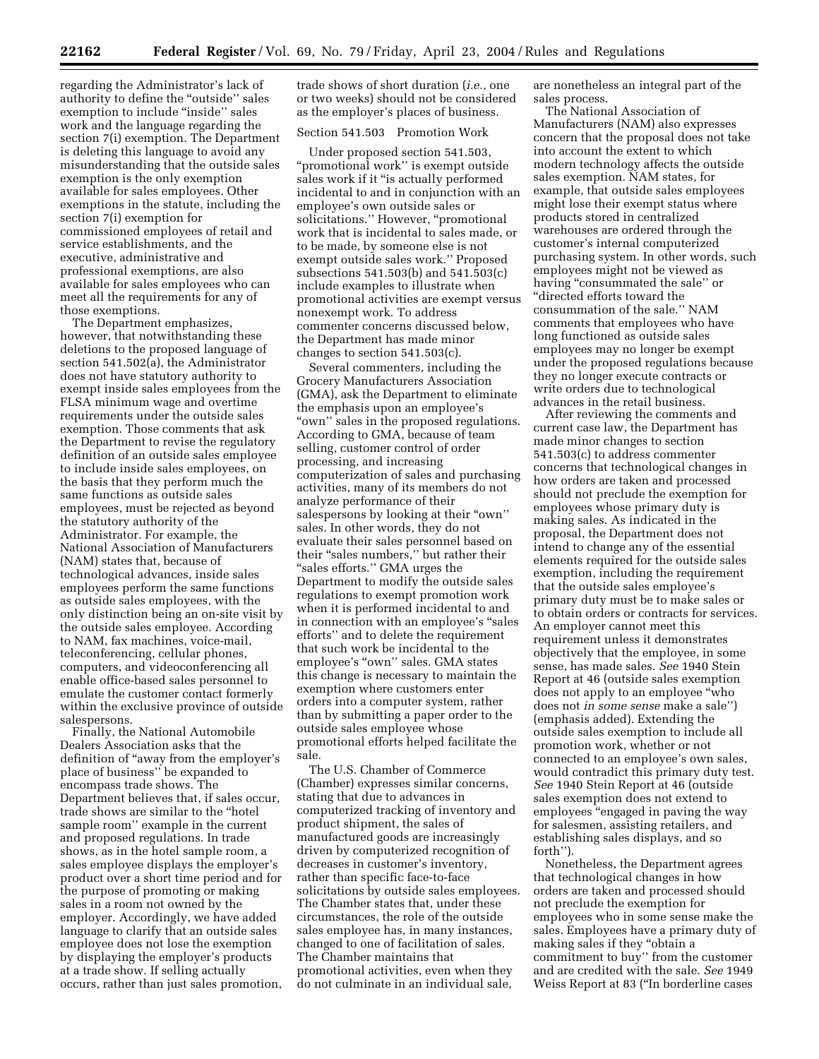regarding the Administrator's lack of authority to define the ''outside'' sales exemption to include ''inside'' sales work and the language regarding the section 7(i) exemption. The Department is deleting this language to avoid any misunderstanding that the outside sales exemption is the only exemption available for sales employees. Other exemptions in the statute, including the section 7(i) exemption for commissioned employees of retail and service establishments, and the executive, administrative and professional exemptions, are also available for sales employees who can meet all the requirements for any of those exemptions.

The Department emphasizes, however, that notwithstanding these deletions to the proposed language of section 541.502(a), the Administrator does not have statutory authority to exempt inside sales employees from the FLSA minimum wage and overtime requirements under the outside sales exemption. Those comments that ask the Department to revise the regulatory definition of an outside sales employee to include inside sales employees, on the basis that they perform much the same functions as outside sales employees, must be rejected as beyond the statutory authority of the Administrator. For example, the National Association of Manufacturers (NAM) states that, because of technological advances, inside sales employees perform the same functions as outside sales employees, with the only distinction being an on-site visit by the outside sales employee. According to NAM, fax machines, voice-mail, teleconferencing, cellular phones, computers, and videoconferencing all enable office-based sales personnel to emulate the customer contact formerly within the exclusive province of outside salespersons.

Finally, the National Automobile Dealers Association asks that the definition of ''away from the employer's place of business'' be expanded to encompass trade shows. The Department believes that, if sales occur, trade shows are similar to the ''hotel sample room'' example in the current and proposed regulations. In trade shows, as in the hotel sample room, a sales employee displays the employer's product over a short time period and for the purpose of promoting or making sales in a room not owned by the employer. Accordingly, we have added language to clarify that an outside sales employee does not lose the exemption by displaying the employer's products at a trade show. If selling actually occurs, rather than just sales promotion, trade shows of short duration (*i.e.,* one or two weeks) should not be considered as the employer's places of business.

Section 541.503 Promotion Work

Under proposed section 541.503, ''promotional work'' is exempt outside sales work if it ''is actually performed incidental to and in conjunction with an employee's own outside sales or solicitations.'' However, ''promotional work that is incidental to sales made, or to be made, by someone else is not exempt outside sales work.'' Proposed subsections 541.503(b) and 541.503(c) include examples to illustrate when promotional activities are exempt versus nonexempt work. To address commenter concerns discussed below, the Department has made minor changes to section 541.503(c).

Several commenters, including the Grocery Manufacturers Association (GMA), ask the Department to eliminate the emphasis upon an employee's ''own'' sales in the proposed regulations. According to GMA, because of team selling, customer control of order processing, and increasing computerization of sales and purchasing activities, many of its members do not analyze performance of their salespersons by looking at their ''own'' sales. In other words, they do not evaluate their sales personnel based on their ''sales numbers,'' but rather their ''sales efforts.'' GMA urges the Department to modify the outside sales regulations to exempt promotion work when it is performed incidental to and in connection with an employee's ''sales efforts'' and to delete the requirement that such work be incidental to the employee's ''own'' sales. GMA states this change is necessary to maintain the exemption where customers enter orders into a computer system, rather than by submitting a paper order to the outside sales employee whose promotional efforts helped facilitate the sale.

The U.S. Chamber of Commerce (Chamber) expresses similar concerns, stating that due to advances in computerized tracking of inventory and product shipment, the sales of manufactured goods are increasingly driven by computerized recognition of decreases in customer's inventory, rather than specific face-to-face solicitations by outside sales employees. The Chamber states that, under these circumstances, the role of the outside sales employee has, in many instances, changed to one of facilitation of sales. The Chamber maintains that promotional activities, even when they do not culminate in an individual sale, are nonetheless an integral part of the sales process.

The National Association of Manufacturers (NAM) also expresses concern that the proposal does not take into account the extent to which modern technology affects the outside sales exemption. NAM states, for example, that outside sales employees might lose their exempt status where products stored in centralized warehouses are ordered through the customer's internal computerized purchasing system. In other words, such employees might not be viewed as having ''consummated the sale'' or ''directed efforts toward the consummation of the sale.'' NAM comments that employees who have long functioned as outside sales employees may no longer be exempt under the proposed regulations because they no longer execute contracts or write orders due to technological advances in the retail business.

After reviewing the comments and current case law, the Department has made minor changes to section 541.503(c) to address commenter concerns that technological changes in how orders are taken and processed should not preclude the exemption for employees whose primary duty is making sales. As indicated in the proposal, the Department does not intend to change any of the essential elements required for the outside sales exemption, including the requirement that the outside sales employee's primary duty must be to make sales or to obtain orders or contracts for services. An employer cannot meet this requirement unless it demonstrates objectively that the employee, in some sense, has made sales. *See* 1940 Stein Report at 46 (outside sales exemption does not apply to an employee ''who does not *in some sense* make a sale'') (emphasis added). Extending the outside sales exemption to include all promotion work, whether or not connected to an employee's own sales, would contradict this primary duty test. *See* 1940 Stein Report at 46 (outside sales exemption does not extend to employees ''engaged in paving the way for salesmen, assisting retailers, and establishing sales displays, and so forth'').

Nonetheless, the Department agrees that technological changes in how orders are taken and processed should not preclude the exemption for employees who in some sense make the sales. Employees have a primary duty of making sales if they ''obtain a commitment to buy'' from the customer and are credited with the sale. *See* 1949 Weiss Report at 83 (''In borderline cases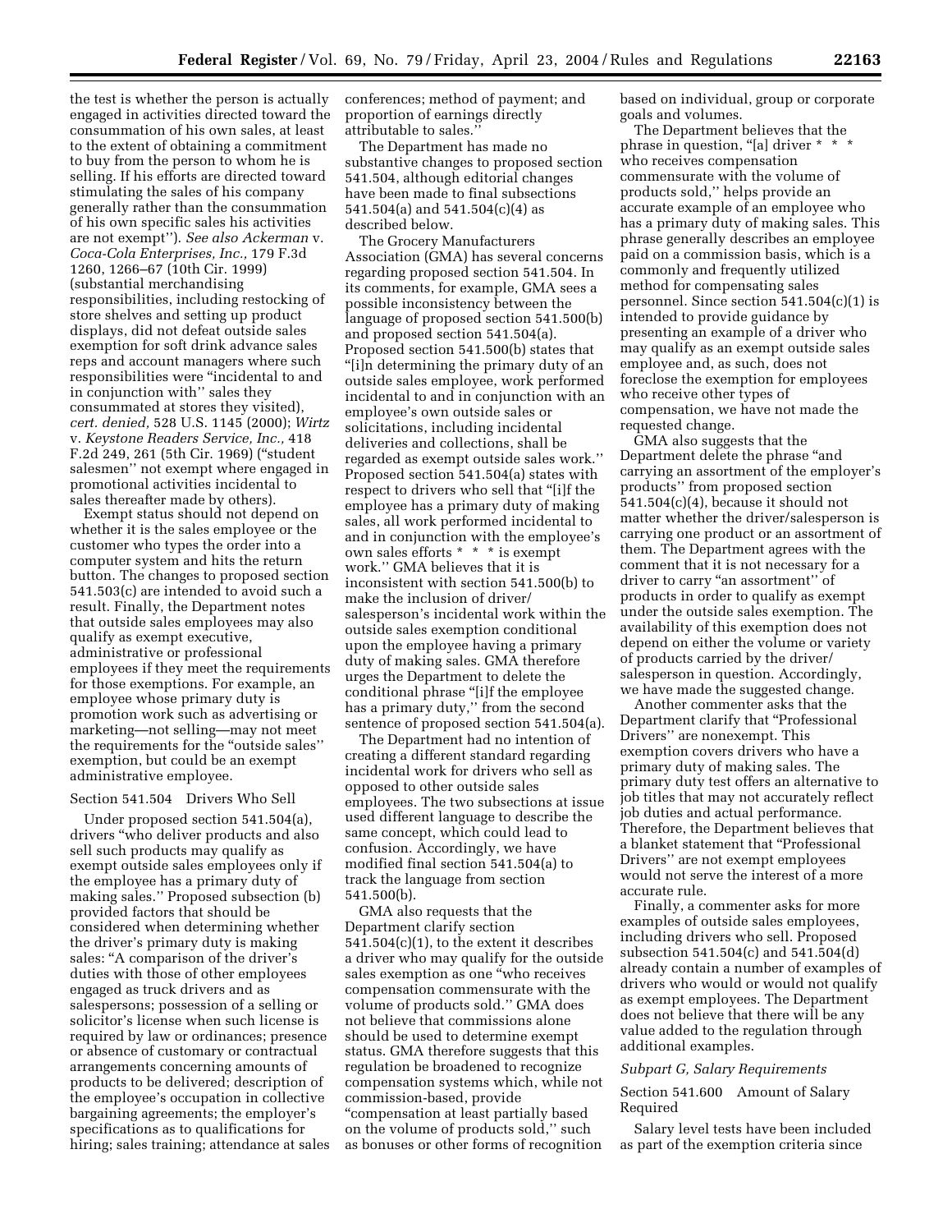the test is whether the person is actually engaged in activities directed toward the consummation of his own sales, at least to the extent of obtaining a commitment to buy from the person to whom he is selling. If his efforts are directed toward stimulating the sales of his company generally rather than the consummation of his own specific sales his activities are not exempt''). *See also Ackerman* v. *Coca-Cola Enterprises, Inc.,* 179 F.3d 1260, 1266–67 (10th Cir. 1999) (substantial merchandising responsibilities, including restocking of store shelves and setting up product displays, did not defeat outside sales exemption for soft drink advance sales reps and account managers where such responsibilities were "incidental to and in conjunction with'' sales they consummated at stores they visited), *cert. denied,* 528 U.S. 1145 (2000); *Wirtz* v. *Keystone Readers Service, Inc.,* 418 F.2d 249, 261 (5th Cir. 1969) ("student salesmen'' not exempt where engaged in promotional activities incidental to sales thereafter made by others).

Exempt status should not depend on whether it is the sales employee or the customer who types the order into a computer system and hits the return button. The changes to proposed section 541.503(c) are intended to avoid such a result. Finally, the Department notes that outside sales employees may also qualify as exempt executive, administrative or professional employees if they meet the requirements for those exemptions. For example, an employee whose primary duty is promotion work such as advertising or marketing—not selling—may not meet the requirements for the "outside sales'' exemption, but could be an exempt administrative employee.

Section 541.504 Drivers Who Sell

Under proposed section 541.504(a), drivers "who deliver products and also sell such products may qualify as exempt outside sales employees only if the employee has a primary duty of making sales.'' Proposed subsection (b) provided factors that should be considered when determining whether the driver's primary duty is making sales: "A comparison of the driver's duties with those of other employees engaged as truck drivers and as salespersons; possession of a selling or solicitor's license when such license is required by law or ordinances; presence or absence of customary or contractual arrangements concerning amounts of products to be delivered; description of the employee's occupation in collective bargaining agreements; the employer's specifications as to qualifications for hiring; sales training; attendance at sales conferences; method of payment; and proportion of earnings directly attributable to sales.''

The Department has made no substantive changes to proposed section 541.504, although editorial changes have been made to final subsections 541.504(a) and 541.504(c)(4) as described below.

The Grocery Manufacturers Association (GMA) has several concerns regarding proposed section 541.504. In its comments, for example, GMA sees a possible inconsistency between the language of proposed section 541.500(b) and proposed section 541.504(a). Proposed section 541.500(b) states that "[i]n determining the primary duty of an outside sales employee, work performed incidental to and in conjunction with an employee's own outside sales or solicitations, including incidental deliveries and collections, shall be regarded as exempt outside sales work.'' Proposed section 541.504(a) states with respect to drivers who sell that "[i]f the employee has a primary duty of making sales, all work performed incidental to and in conjunction with the employee's own sales efforts * * * is exempt work.'' GMA believes that it is inconsistent with section 541.500(b) to make the inclusion of driver/salesperson's incidental work within the outside sales exemption conditional upon the employee having a primary duty of making sales. GMA therefore urges the Department to delete the conditional phrase "[i]f the employee has a primary duty,'' from the second sentence of proposed section 541.504(a).

The Department had no intention of creating a different standard regarding incidental work for drivers who sell as opposed to other outside sales employees. The two subsections at issue used different language to describe the same concept, which could lead to confusion. Accordingly, we have modified final section 541.504(a) to track the language from section 541.500(b).

GMA also requests that the Department clarify section 541.504(c)(1), to the extent it describes a driver who may qualify for the outside sales exemption as one "who receives compensation commensurate with the volume of products sold.'' GMA does not believe that commissions alone should be used to determine exempt status. GMA therefore suggests that this regulation be broadened to recognize compensation systems which, while not commission-based, provide "compensation at least partially based on the volume of products sold,'' such as bonuses or other forms of recognition based on individual, group or corporate goals and volumes.

The Department believes that the phrase in question, "[a] driver * * * who receives compensation commensurate with the volume of products sold,'' helps provide an accurate example of an employee who has a primary duty of making sales. This phrase generally describes an employee paid on a commission basis, which is a commonly and frequently utilized method for compensating sales personnel. Since section 541.504(c)(1) is intended to provide guidance by presenting an example of a driver who may qualify as an exempt outside sales employee and, as such, does not foreclose the exemption for employees who receive other types of compensation, we have not made the requested change.

GMA also suggests that the Department delete the phrase "and carrying an assortment of the employer's products'' from proposed section 541.504(c)(4), because it should not matter whether the driver/salesperson is carrying one product or an assortment of them. The Department agrees with the comment that it is not necessary for a driver to carry "an assortment'' of products in order to qualify as exempt under the outside sales exemption. The availability of this exemption does not depend on either the volume or variety of products carried by the driver/salesperson in question. Accordingly, we have made the suggested change.

Another commenter asks that the Department clarify that "Professional Drivers'' are nonexempt. This exemption covers drivers who have a primary duty of making sales. The primary duty test offers an alternative to job titles that may not accurately reflect job duties and actual performance. Therefore, the Department believes that a blanket statement that "Professional Drivers'' are not exempt employees would not serve the interest of a more accurate rule.

Finally, a commenter asks for more examples of outside sales employees, including drivers who sell. Proposed subsection 541.504(c) and 541.504(d) already contain a number of examples of drivers who would or would not qualify as exempt employees. The Department does not believe that there will be any value added to the regulation through additional examples.

*Subpart G, Salary Requirements*

Section 541.600 Amount of Salary Required

Salary level tests have been included as part of the exemption criteria since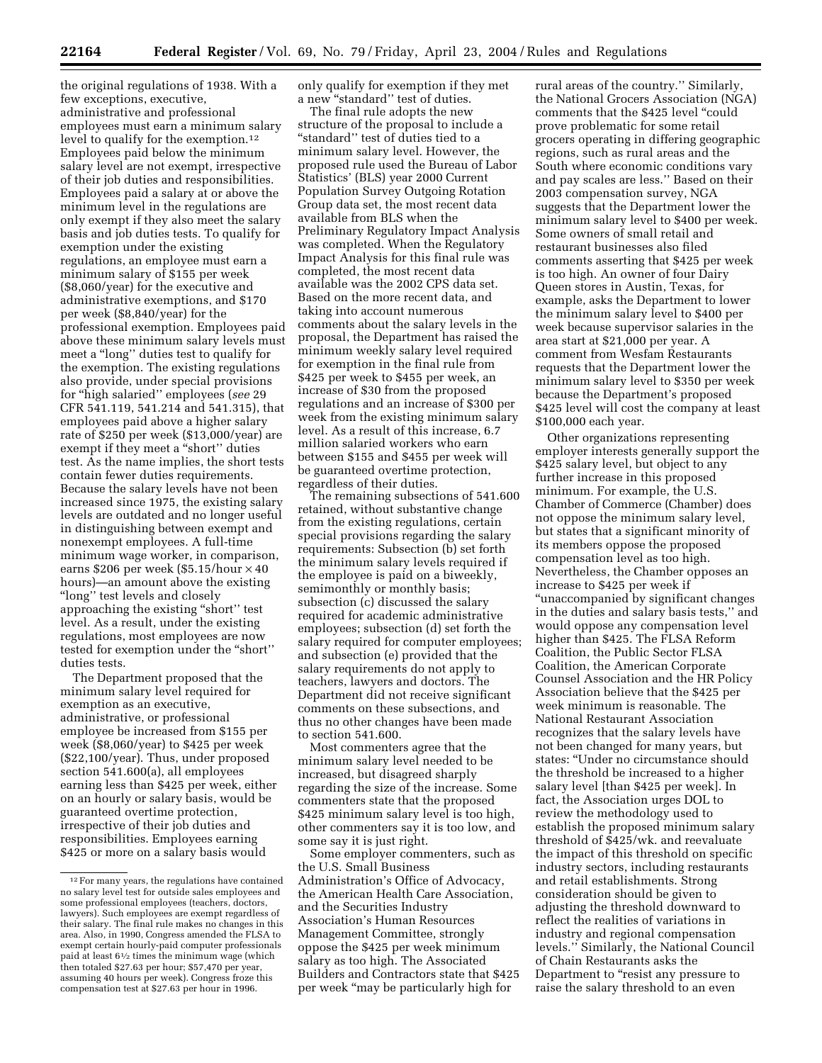the original regulations of 1938. With a few exceptions, executive, administrative and professional employees must earn a minimum salary level to qualify for the exemption.[12] Employees paid below the minimum salary level are not exempt, irrespective of their job duties and responsibilities. Employees paid a salary at or above the minimum level in the regulations are only exempt if they also meet the salary basis and job duties tests. To qualify for exemption under the existing regulations, an employee must earn a minimum salary of $155 per week ($8,060/year) for the executive and administrative exemptions, and $170 per week ($8,840/year) for the professional exemption. Employees paid above these minimum salary levels must meet a "long" duties test to qualify for the exemption. The existing regulations also provide, under special provisions for "high salaried" employees (*see* 29 CFR 541.119, 541.214 and 541.315), that employees paid above a higher salary rate of $250 per week ($13,000/year) are exempt if they meet a "short" duties test. As the name implies, the short tests contain fewer duties requirements. Because the salary levels have not been increased since 1975, the existing salary levels are outdated and no longer useful in distinguishing between exempt and nonexempt employees. A full-time minimum wage worker, in comparison, earns $206 per week ($5.15/hour × 40 hours)—an amount above the existing "long" test levels and closely approaching the existing "short" test level. As a result, under the existing regulations, most employees are now tested for exemption under the "short" duties tests.

The Department proposed that the minimum salary level required for exemption as an executive, administrative, or professional employee be increased from $155 per week ($8,060/year) to $425 per week ($22,100/year). Thus, under proposed section 541.600(a), all employees earning less than $425 per week, either on an hourly or salary basis, would be guaranteed overtime protection, irrespective of their job duties and responsibilities. Employees earning $425 or more on a salary basis would only qualify for exemption if they met a new "standard" test of duties.

The final rule adopts the new structure of the proposal to include a "standard" test of duties tied to a minimum salary level. However, the proposed rule used the Bureau of Labor Statistics' (BLS) year 2000 Current Population Survey Outgoing Rotation Group data set, the most recent data available from BLS when the Preliminary Regulatory Impact Analysis was completed. When the Regulatory Impact Analysis for this final rule was completed, the most recent data available was the 2002 CPS data set. Based on the more recent data, and taking into account numerous comments about the salary levels in the proposal, the Department has raised the minimum weekly salary level required for exemption in the final rule from $425 per week to $455 per week, an increase of $30 from the proposed regulations and an increase of $300 per week from the existing minimum salary level. As a result of this increase, 6.7 million salaried workers who earn between $155 and $455 per week will be guaranteed overtime protection, regardless of their duties.

The remaining subsections of 541.600 retained, without substantive change from the existing regulations, certain special provisions regarding the salary requirements: Subsection (b) set forth the minimum salary levels required if the employee is paid on a biweekly, semimonthly or monthly basis; subsection (c) discussed the salary required for academic administrative employees; subsection (d) set forth the salary required for computer employees; and subsection (e) provided that the salary requirements do not apply to teachers, lawyers and doctors. The Department did not receive significant comments on these subsections, and thus no other changes have been made to section 541.600.

Most commenters agree that the minimum salary level needed to be increased, but disagreed sharply regarding the size of the increase. Some commenters state that the proposed $425 minimum salary level is too high, other commenters say it is too low, and some say it is just right.

Some employer commenters, such as the U.S. Small Business Administration's Office of Advocacy, the American Health Care Association, and the Securities Industry Association's Human Resources Management Committee, strongly oppose the $425 per week minimum salary as too high. The Associated Builders and Contractors state that $425 per week "may be particularly high for rural areas of the country." Similarly, the National Grocers Association (NGA) comments that the $425 level "could prove problematic for some retail grocers operating in differing geographic regions, such as rural areas and the South where economic conditions vary and pay scales are less." Based on their 2003 compensation survey, NGA suggests that the Department lower the minimum salary level to $400 per week. Some owners of small retail and restaurant businesses also filed comments asserting that $425 per week is too high. An owner of four Dairy Queen stores in Austin, Texas, for example, asks the Department to lower the minimum salary level to $400 per week because supervisor salaries in the area start at $21,000 per year. A comment from Wesfam Restaurants requests that the Department lower the minimum salary level to $350 per week because the Department's proposed $425 level will cost the company at least $100,000 each year.

Other organizations representing employer interests generally support the $425 salary level, but object to any further increase in this proposed minimum. For example, the U.S. Chamber of Commerce (Chamber) does not oppose the minimum salary level, but states that a significant minority of its members oppose the proposed compensation level as too high. Nevertheless, the Chamber opposes an increase to $425 per week if "unaccompanied by significant changes in the duties and salary basis tests," and would oppose any compensation level higher than $425. The FLSA Reform Coalition, the Public Sector FLSA Coalition, the American Corporate Counsel Association and the HR Policy Association believe that the $425 per week minimum is reasonable. The National Restaurant Association recognizes that the salary levels have not been changed for many years, but states: "Under no circumstance should the threshold be increased to a higher salary level [than $425 per week]. In fact, the Association urges DOL to review the methodology used to establish the proposed minimum salary threshold of $425/wk. and reevaluate the impact of this threshold on specific industry sectors, including restaurants and retail establishments. Strong consideration should be given to adjusting the threshold downward to reflect the realities of variations in industry and regional compensation levels." Similarly, the National Council of Chain Restaurants asks the Department to "resist any pressure to raise the salary threshold to an even

---

[12] For many years, the regulations have contained no salary level test for outside sales employees and some professional employees (teachers, doctors, lawyers). Such employees are exempt regardless of their salary. The final rule makes no changes in this area. Also, in 1990, Congress amended the FLSA to exempt certain hourly-paid computer professionals paid at least 6½ times the minimum wage (which then totaled $27.63 per hour; $57,470 per year, assuming 40 hours per week). Congress froze this compensation test at $27.63 per hour in 1996.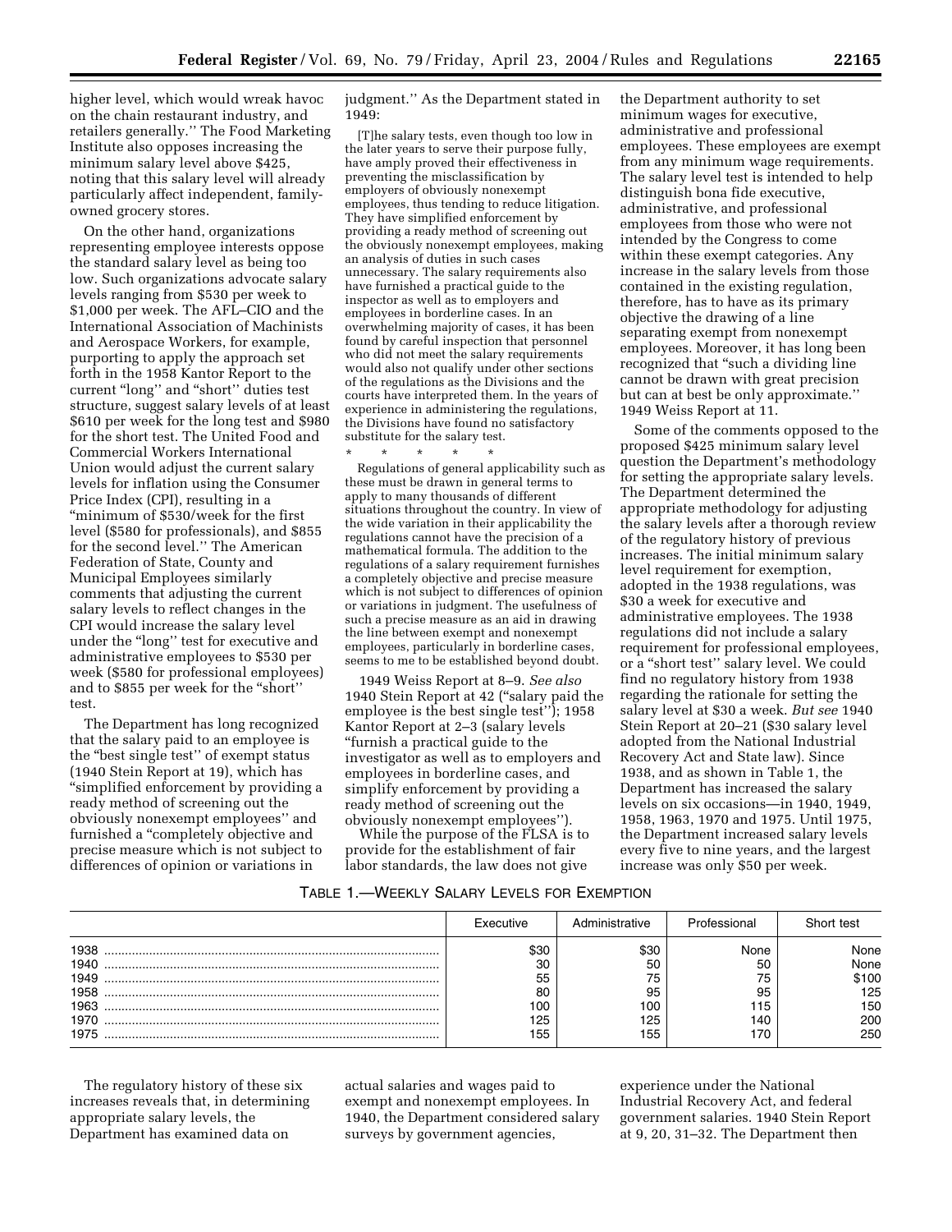higher level, which would wreak havoc on the chain restaurant industry, and retailers generally.'' The Food Marketing Institute also opposes increasing the minimum salary level above $425, noting that this salary level will already particularly affect independent, family-owned grocery stores.

On the other hand, organizations representing employee interests oppose the standard salary level as being too low. Such organizations advocate salary levels ranging from $530 per week to $1,000 per week. The AFL–CIO and the International Association of Machinists and Aerospace Workers, for example, purporting to apply the approach set forth in the 1958 Kantor Report to the current "long'' and "short'' duties test structure, suggest salary levels of at least $610 per week for the long test and $980 for the short test. The United Food and Commercial Workers International Union would adjust the current salary levels for inflation using the Consumer Price Index (CPI), resulting in a "minimum of $530/week for the first level ($580 for professionals), and $855 for the second level.'' The American Federation of State, County and Municipal Employees similarly comments that adjusting the current salary levels to reflect changes in the CPI would increase the salary level under the "long'' test for executive and administrative employees to $530 per week ($580 for professional employees) and to $855 per week for the "short'' test.

The Department has long recognized that the salary paid to an employee is the "best single test'' of exempt status (1940 Stein Report at 19), which has "simplified enforcement by providing a ready method of screening out the obviously nonexempt employees'' and furnished a "completely objective and precise measure which is not subject to differences of opinion or variations in judgment.'' As the Department stated in 1949:

> [T]he salary tests, even though too low in the later years to serve their purpose fully, have amply proved their effectiveness in preventing the misclassification by employers of obviously nonexempt employees, thus tending to reduce litigation. They have simplified enforcement by providing a ready method of screening out the obviously nonexempt employees, making an analysis of duties in such cases unnecessary. The salary requirements also have furnished a practical guide to the inspector as well as to employers and employees in borderline cases. In an overwhelming majority of cases, it has been found by careful inspection that personnel who did not meet the salary requirements would also not qualify under other sections of the regulations as the Divisions and the courts have interpreted them. In the years of experience in administering the regulations, the Divisions have found no satisfactory substitute for the salary test.
>
> \* \* \* \* \*
>
> Regulations of general applicability such as these must be drawn in general terms to apply to many thousands of different situations throughout the country. In view of the wide variation in their applicability the regulations cannot have the precision of a mathematical formula. The addition to the regulations of a salary requirement furnishes a completely objective and precise measure which is not subject to differences of opinion or variations in judgment. The usefulness of such a precise measure as an aid in drawing the line between exempt and nonexempt employees, particularly in borderline cases, seems to me to be established beyond doubt.

1949 Weiss Report at 8–9. *See also* 1940 Stein Report at 42 ("salary paid the employee is the best single test''); 1958 Kantor Report at 2–3 (salary levels "furnish a practical guide to the investigator as well as to employers and employees in borderline cases, and simplify enforcement by providing a ready method of screening out the obviously nonexempt employees'').

While the purpose of the FLSA is to provide for the establishment of fair labor standards, the law does not give the Department authority to set minimum wages for executive, administrative and professional employees. These employees are exempt from any minimum wage requirements. The salary level test is intended to help distinguish bona fide executive, administrative, and professional employees from those who were not intended by the Congress to come within these exempt categories. Any increase in the salary levels from those contained in the existing regulation, therefore, has to have as its primary objective the drawing of a line separating exempt from nonexempt employees. Moreover, it has long been recognized that "such a dividing line cannot be drawn with great precision but can at best be only approximate.'' 1949 Weiss Report at 11.

Some of the comments opposed to the proposed $425 minimum salary level question the Department's methodology for setting the appropriate salary levels. The Department determined the appropriate methodology for adjusting the salary levels after a thorough review of the regulatory history of previous increases. The initial minimum salary level requirement for exemption, adopted in the 1938 regulations, was $30 a week for executive and administrative employees. The 1938 regulations did not include a salary requirement for professional employees, or a "short test'' salary level. We could find no regulatory history from 1938 regarding the rationale for setting the salary level at $30 a week. *But see* 1940 Stein Report at 20–21 ($30 salary level adopted from the National Industrial Recovery Act and State law). Since 1938, and as shown in Table 1, the Department has increased the salary levels on six occasions—in 1940, 1949, 1958, 1963, 1970 and 1975. Until 1975, the Department increased salary levels every five to nine years, and the largest increase was only $50 per week.

TABLE 1.—WEEKLY SALARY LEVELS FOR EXEMPTION

| | Executive | Administrative | Professional | Short test |
|---|---|---|---|---|
| 1938 | $30 | $30 | None | None |
| 1940 | 30 | 50 | 50 | None |
| 1949 | 55 | 75 | 75 | $100 |
| 1958 | 80 | 95 | 95 | 125 |
| 1963 | 100 | 100 | 115 | 150 |
| 1970 | 125 | 125 | 140 | 200 |
| 1975 | 155 | 155 | 170 | 250 |

The regulatory history of these six increases reveals that, in determining appropriate salary levels, the Department has examined data on actual salaries and wages paid to exempt and nonexempt employees. In 1940, the Department considered salary surveys by government agencies, experience under the National Industrial Recovery Act, and federal government salaries. 1940 Stein Report at 9, 20, 31–32. The Department then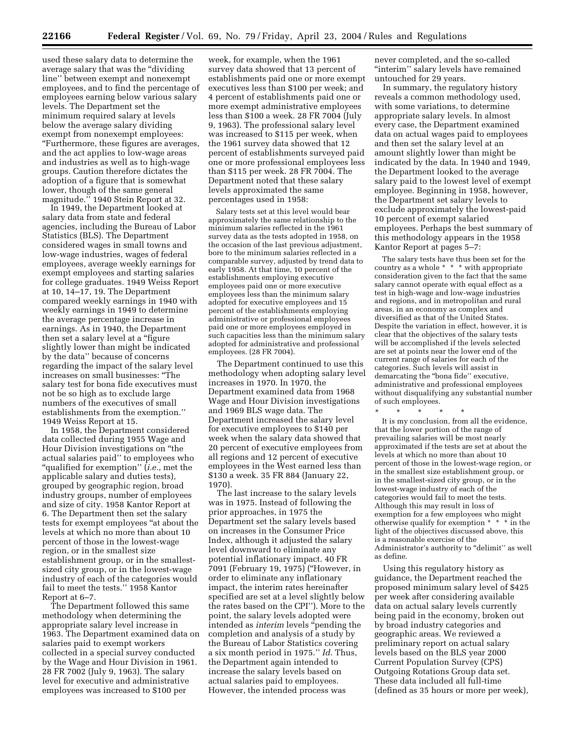used these salary data to determine the average salary that was the "dividing line'' between exempt and nonexempt employees, and to find the percentage of employees earning below various salary levels. The Department set the minimum required salary at levels below the average salary dividing exempt from nonexempt employees: "Furthermore, these figures are averages, and the act applies to low-wage areas and industries as well as to high-wage groups. Caution therefore dictates the adoption of a figure that is somewhat lower, though of the same general magnitude.'' 1940 Stein Report at 32.

In 1949, the Department looked at salary data from state and federal agencies, including the Bureau of Labor Statistics (BLS). The Department considered wages in small towns and low-wage industries, wages of federal employees, average weekly earnings for exempt employees and starting salaries for college graduates. 1949 Weiss Report at 10, 14–17, 19. The Department compared weekly earnings in 1940 with weekly earnings in 1949 to determine the average percentage increase in earnings. As in 1940, the Department then set a salary level at a "figure slightly lower than might be indicated by the data'' because of concerns regarding the impact of the salary level increases on small businesses: "The salary test for bona fide executives must not be so high as to exclude large numbers of the executives of small establishments from the exemption.'' 1949 Weiss Report at 15.

In 1958, the Department considered data collected during 1955 Wage and Hour Division investigations on "the actual salaries paid'' to employees who "qualified for exemption'' (*i.e.,* met the applicable salary and duties tests), grouped by geographic region, broad industry groups, number of employees and size of city. 1958 Kantor Report at 6. The Department then set the salary tests for exempt employees "at about the levels at which no more than about 10 percent of those in the lowest-wage region, or in the smallest size establishment group, or in the smallest-sized city group, or in the lowest-wage industry of each of the categories would fail to meet the tests.'' 1958 Kantor Report at 6–7.

The Department followed this same methodology when determining the appropriate salary level increase in 1963. The Department examined data on salaries paid to exempt workers collected in a special survey conducted by the Wage and Hour Division in 1961. 28 FR 7002 (July 9, 1963). The salary level for executive and administrative employees was increased to $100 per week, for example, when the 1961 survey data showed that 13 percent of establishments paid one or more exempt executives less than $100 per week; and 4 percent of establishments paid one or more exempt administrative employees less than $100 a week. 28 FR 7004 (July 9, 1963). The professional salary level was increased to $115 per week, when the 1961 survey data showed that 12 percent of establishments surveyed paid one or more professional employees less than $115 per week. 28 FR 7004. The Department noted that these salary levels approximated the same percentages used in 1958:

> Salary tests set at this level would bear approximately the same relationship to the minimum salaries reflected in the 1961 survey data as the tests adopted in 1958, on the occasion of the last previous adjustment, bore to the minimum salaries reflected in a comparable survey, adjusted by trend data to early 1958. At that time, 10 percent of the establishments employing executive employees paid one or more executive employees less than the minimum salary adopted for executive employees and 15 percent of the establishments employing administrative or professional employees paid one or more employees employed in such capacities less than the minimum salary adopted for administrative and professional employees. (28 FR 7004).

The Department continued to use this methodology when adopting salary level increases in 1970. In 1970, the Department examined data from 1968 Wage and Hour Division investigations and 1969 BLS wage data. The Department increased the salary level for executive employees to $140 per week when the salary data showed that 20 percent of executive employees from all regions and 12 percent of executive employees in the West earned less than $130 a week. 35 FR 884 (January 22, 1970).

The last increase to the salary levels was in 1975. Instead of following the prior approaches, in 1975 the Department set the salary levels based on increases in the Consumer Price Index, although it adjusted the salary level downward to eliminate any potential inflationary impact. 40 FR 7091 (February 19, 1975) ("However, in order to eliminate any inflationary impact, the interim rates hereinafter specified are set at a level slightly below the rates based on the CPI''). More to the point, the salary levels adopted were intended as *interim* levels "pending the completion and analysis of a study by the Bureau of Labor Statistics covering a six month period in 1975.'' *Id.* Thus, the Department again intended to increase the salary levels based on actual salaries paid to employees. However, the intended process was never completed, and the so-called "interim'' salary levels have remained untouched for 29 years.

In summary, the regulatory history reveals a common methodology used, with some variations, to determine appropriate salary levels. In almost every case, the Department examined data on actual wages paid to employees and then set the salary level at an amount slightly lower than might be indicated by the data. In 1940 and 1949, the Department looked to the average salary paid to the lowest level of exempt employee. Beginning in 1958, however, the Department set salary levels to exclude approximately the lowest-paid 10 percent of exempt salaried employees. Perhaps the best summary of this methodology appears in the 1958 Kantor Report at pages 5–7:

> The salary tests have thus been set for the country as a whole * * * with appropriate consideration given to the fact that the same salary cannot operate with equal effect as a test in high-wage and low-wage industries and regions, and in metropolitan and rural areas, in an economy as complex and diversified as that of the United States. Despite the variation in effect, however, it is clear that the objectives of the salary tests will be accomplished if the levels selected are set at points near the lower end of the current range of salaries for each of the categories. Such levels will assist in demarcating the "bona fide'' executive, administrative and professional employees without disqualifying any substantial number of such employees.
>
> \* \* \* \* \*
>
> It is my conclusion, from all the evidence, that the lower portion of the range of prevailing salaries will be most nearly approximated if the tests are set at about the levels at which no more than about 10 percent of those in the lowest-wage region, or in the smallest size establishment group, or in the smallest-sized city group, or in the lowest-wage industry of each of the categories would fail to meet the tests. Although this may result in loss of exemption for a few employees who might otherwise qualify for exemption * * * in the light of the objectives discussed above, this is a reasonable exercise of the Administrator's authority to "delimit'' as well as define.

Using this regulatory history as guidance, the Department reached the proposed minimum salary level of $425 per week after considering available data on actual salary levels currently being paid in the economy, broken out by broad industry categories and geographic areas. We reviewed a preliminary report on actual salary levels based on the BLS year 2000 Current Population Survey (CPS) Outgoing Rotations Group data set. These data included all full-time (defined as 35 hours or more per week),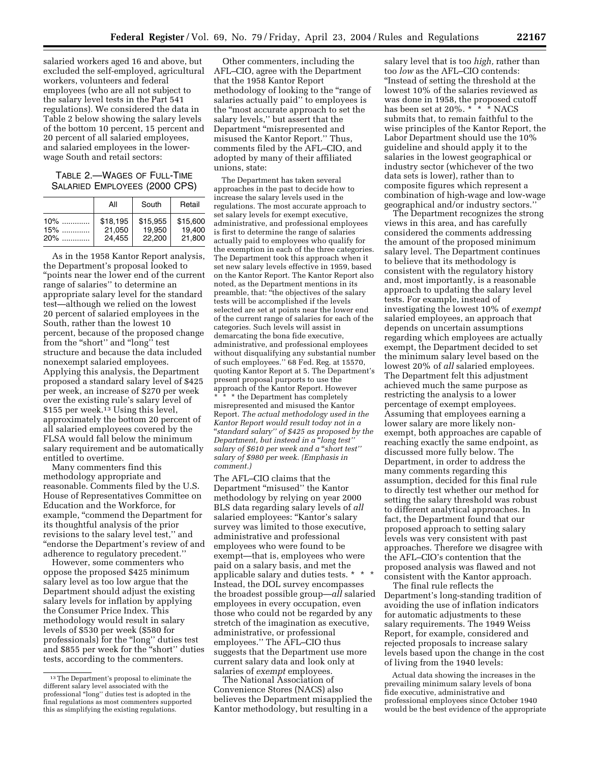salaried workers aged 16 and above, but excluded the self-employed, agricultural workers, volunteers and federal employees (who are all not subject to the salary level tests in the Part 541 regulations). We considered the data in Table 2 below showing the salary levels of the bottom 10 percent, 15 percent and 20 percent of all salaried employees, and salaried employees in the lower-wage South and retail sectors:

TABLE 2.—WAGES OF FULL-TIME SALARIED EMPLOYEES (2000 CPS)

| | All | South | Retail |
|---|---|---|---|
| 10% ............ | $18,195 | $15,955 | $15,600 |
| 15% ............ | 21,050 | 19,950 | 19,400 |
| 20% ............ | 24,455 | 22,200 | 21,800 |

As in the 1958 Kantor Report analysis, the Department's proposal looked to "points near the lower end of the current range of salaries" to determine an appropriate salary level for the standard test—although we relied on the lowest 20 percent of salaried employees in the South, rather than the lowest 10 percent, because of the proposed change from the "short" and "long" test structure and because the data included nonexempt salaried employees. Applying this analysis, the Department proposed a standard salary level of $425 per week, an increase of $270 per week over the existing rule's salary level of $155 per week.[13] Using this level, approximately the bottom 20 percent of all salaried employees covered by the FLSA would fall below the minimum salary requirement and be automatically entitled to overtime.

Many commenters find this methodology appropriate and reasonable. Comments filed by the U.S. House of Representatives Committee on Education and the Workforce, for example, "commend the Department for its thoughtful analysis of the prior revisions to the salary level test," and "endorse the Department's review of and adherence to regulatory precedent."

However, some commenters who oppose the proposed $425 minimum salary level as too low argue that the Department should adjust the existing salary levels for inflation by applying the Consumer Price Index. This methodology would result in salary levels of $530 per week ($580 for professionals) for the "long" duties test and $855 per week for the "short" duties tests, according to the commenters.

[13] The Department's proposal to eliminate the different salary level associated with the professional "long" duties test is adopted in the final regulations as most commenters supported this as simplifying the existing regulations.

Other commenters, including the AFL–CIO, agree with the Department that the 1958 Kantor Report methodology of looking to the "range of salaries actually paid" to employees is the "most accurate approach to set the salary levels," but assert that the Department "misrepresented and misused the Kantor Report." Thus, comments filed by the AFL–CIO, and adopted by many of their affiliated unions, state:

> The Department has taken several approaches in the past to decide how to increase the salary levels used in the regulations. The most accurate approach to set salary levels for exempt executive, administrative, and professional employees is first to determine the range of salaries actually paid to employees who qualify for the exemption in each of the three categories. The Department took this approach when it set new salary levels effective in 1959, based on the Kantor Report. The Kantor Report also noted, as the Department mentions in its preamble, that: "the objectives of the salary tests will be accomplished if the levels selected are set at points near the lower end of the current range of salaries for each of the categories. Such levels will assist in demarcating the bona fide executive, administrative, and professional employees without disqualifying any substantial number of such employees." 68 Fed. Reg. at 15570, quoting Kantor Report at 5. The Department's present proposal purports to use the approach of the Kantor Report. However * * * the Department has completely misrepresented and misused the Kantor Report. *The actual methodology used in the Kantor Report would result today not in a "standard salary" of $425 as proposed by the Department, but instead in a "long test" salary of $610 per week and a "short test" salary of $980 per week. (Emphasis in comment.)*

The AFL–CIO claims that the Department "misused" the Kantor methodology by relying on year 2000 BLS data regarding salary levels of *all* salaried employees: "Kantor's salary survey was limited to those executive, administrative and professional employees who were found to be exempt—that is, employees who were paid on a salary basis, and met the applicable salary and duties tests. * * * Instead, the DOL survey encompasses the broadest possible group—*all* salaried employees in every occupation, even those who could not be regarded by any stretch of the imagination as executive, administrative, or professional employees." The AFL–CIO thus suggests that the Department use more current salary data and look only at salaries of *exempt* employees.

The National Association of Convenience Stores (NACS) also believes the Department misapplied the Kantor methodology, but resulting in a salary level that is too *high,* rather than too *low* as the AFL–CIO contends: "Instead of setting the threshold at the lowest 10% of the salaries reviewed as was done in 1958, the proposed cutoff has been set at 20%. * * * NACS submits that, to remain faithful to the wise principles of the Kantor Report, the Labor Department should use the 10% guideline and should apply it to the salaries in the lowest geographical or industry sector (whichever of the two data sets is lower), rather than to composite figures which represent a combination of high-wage and low-wage geographical and/or industry sectors."

The Department recognizes the strong views in this area, and has carefully considered the comments addressing the amount of the proposed minimum salary level. The Department continues to believe that its methodology is consistent with the regulatory history and, most importantly, is a reasonable approach to updating the salary level tests. For example, instead of investigating the lowest 10% of *exempt* salaried employees, an approach that depends on uncertain assumptions regarding which employees are actually exempt, the Department decided to set the minimum salary level based on the lowest 20% of *all* salaried employees. The Department felt this adjustment achieved much the same purpose as restricting the analysis to a lower percentage of exempt employees. Assuming that employees earning a lower salary are more likely non-exempt, both approaches are capable of reaching exactly the same endpoint, as discussed more fully below. The Department, in order to address the many comments regarding this assumption, decided for this final rule to directly test whether our method for setting the salary threshold was robust to different analytical approaches. In fact, the Department found that our proposed approach to setting salary levels was very consistent with past approaches. Therefore we disagree with the AFL–CIO's contention that the proposed analysis was flawed and not consistent with the Kantor approach.

The final rule reflects the Department's long-standing tradition of avoiding the use of inflation indicators for automatic adjustments to these salary requirements. The 1949 Weiss Report, for example, considered and rejected proposals to increase salary levels based upon the change in the cost of living from the 1940 levels:

> Actual data showing the increases in the prevailing minimum salary levels of bona fide executive, administrative and professional employees since October 1940 would be the best evidence of the appropriate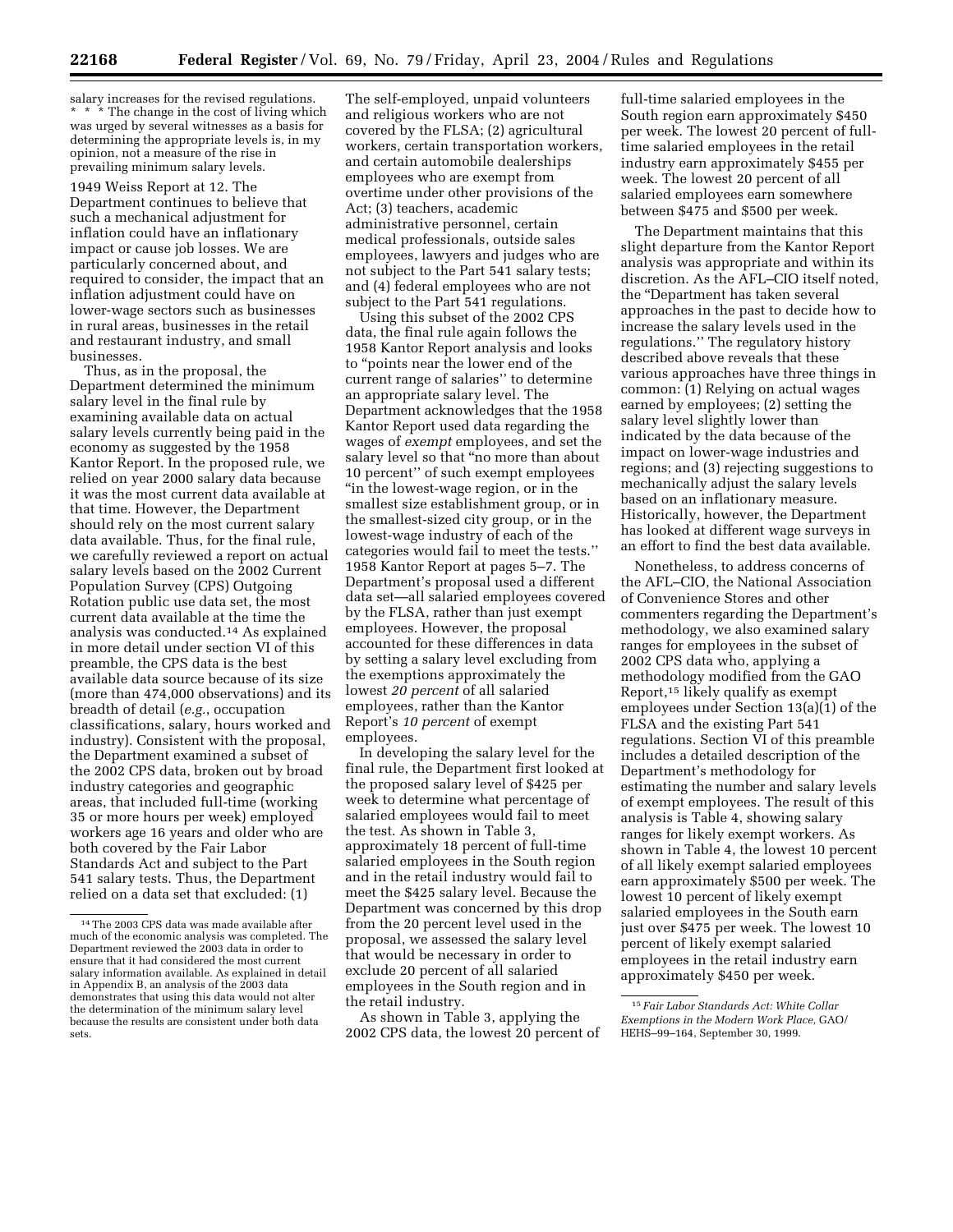salary increases for the revised regulations. * * * The change in the cost of living which was urged by several witnesses as a basis for determining the appropriate levels is, in my opinion, not a measure of the rise in prevailing minimum salary levels.

1949 Weiss Report at 12. The Department continues to believe that such a mechanical adjustment for inflation could have an inflationary impact or cause job losses. We are particularly concerned about, and required to consider, the impact that an inflation adjustment could have on lower-wage sectors such as businesses in rural areas, businesses in the retail and restaurant industry, and small businesses.

Thus, as in the proposal, the Department determined the minimum salary level in the final rule by examining available data on actual salary levels currently being paid in the economy as suggested by the 1958 Kantor Report. In the proposed rule, we relied on year 2000 salary data because it was the most current data available at that time. However, the Department should rely on the most current salary data available. Thus, for the final rule, we carefully reviewed a report on actual salary levels based on the 2002 Current Population Survey (CPS) Outgoing Rotation public use data set, the most current data available at the time the analysis was conducted.[14] As explained in more detail under section VI of this preamble, the CPS data is the best available data source because of its size (more than 474,000 observations) and its breadth of detail (*e.g.*, occupation classifications, salary, hours worked and industry). Consistent with the proposal, the Department examined a subset of the 2002 CPS data, broken out by broad industry categories and geographic areas, that included full-time (working 35 or more hours per week) employed workers age 16 years and older who are both covered by the Fair Labor Standards Act and subject to the Part 541 salary tests. Thus, the Department relied on a data set that excluded: (1) The self-employed, unpaid volunteers and religious workers who are not covered by the FLSA; (2) agricultural workers, certain transportation workers, and certain automobile dealerships employees who are exempt from overtime under other provisions of the Act; (3) teachers, academic administrative personnel, certain medical professionals, outside sales employees, lawyers and judges who are not subject to the Part 541 salary tests; and (4) federal employees who are not subject to the Part 541 regulations.

Using this subset of the 2002 CPS data, the final rule again follows the 1958 Kantor Report analysis and looks to "points near the lower end of the current range of salaries" to determine an appropriate salary level. The Department acknowledges that the 1958 Kantor Report used data regarding the wages of *exempt* employees, and set the salary level so that "no more than about 10 percent" of such exempt employees "in the lowest-wage region, or in the smallest size establishment group, or in the smallest-sized city group, or in the lowest-wage industry of each of the categories would fail to meet the tests." 1958 Kantor Report at pages 5–7. The Department's proposal used a different data set—all salaried employees covered by the FLSA, rather than just exempt employees. However, the proposal accounted for these differences in data by setting a salary level excluding from the exemptions approximately the lowest *20 percent* of all salaried employees, rather than the Kantor Report's *10 percent* of exempt employees.

In developing the salary level for the final rule, the Department first looked at the proposed salary level of $425 per week to determine what percentage of salaried employees would fail to meet the test. As shown in Table 3, approximately 18 percent of full-time salaried employees in the South region and in the retail industry would fail to meet the $425 salary level. Because the Department was concerned by this drop from the 20 percent level used in the proposal, we assessed the salary level that would be necessary in order to exclude 20 percent of all salaried employees in the South region and in the retail industry.

As shown in Table 3, applying the 2002 CPS data, the lowest 20 percent of full-time salaried employees in the South region earn approximately $450 per week. The lowest 20 percent of full-time salaried employees in the retail industry earn approximately $455 per week. The lowest 20 percent of all salaried employees earn somewhere between $475 and $500 per week.

The Department maintains that this slight departure from the Kantor Report analysis was appropriate and within its discretion. As the AFL–CIO itself noted, the "Department has taken several approaches in the past to decide how to increase the salary levels used in the regulations.'' The regulatory history described above reveals that these various approaches have three things in common: (1) Relying on actual wages earned by employees; (2) setting the salary level slightly lower than indicated by the data because of the impact on lower-wage industries and regions; and (3) rejecting suggestions to mechanically adjust the salary levels based on an inflationary measure. Historically, however, the Department has looked at different wage surveys in an effort to find the best data available.

Nonetheless, to address concerns of the AFL–CIO, the National Association of Convenience Stores and other commenters regarding the Department's methodology, we also examined salary ranges for employees in the subset of 2002 CPS data who, applying a methodology modified from the GAO Report,[15] likely qualify as exempt employees under Section 13(a)(1) of the FLSA and the existing Part 541 regulations. Section VI of this preamble includes a detailed description of the Department's methodology for estimating the number and salary levels of exempt employees. The result of this analysis is Table 4, showing salary ranges for likely exempt workers. As shown in Table 4, the lowest 10 percent of all likely exempt salaried employees earn approximately $500 per week. The lowest 10 percent of likely exempt salaried employees in the South earn just over $475 per week. The lowest 10 percent of likely exempt salaried employees in the retail industry earn approximately $450 per week.

---

[14] The 2003 CPS data was made available after much of the economic analysis was completed. The Department reviewed the 2003 data in order to ensure that it had considered the most current salary information available. As explained in detail in Appendix B, an analysis of the 2003 data demonstrates that using this data would not alter the determination of the minimum salary level because the results are consistent under both data sets.

[15] *Fair Labor Standards Act: White Collar Exemptions in the Modern Work Place,* GAO/HEHS–99–164, September 30, 1999.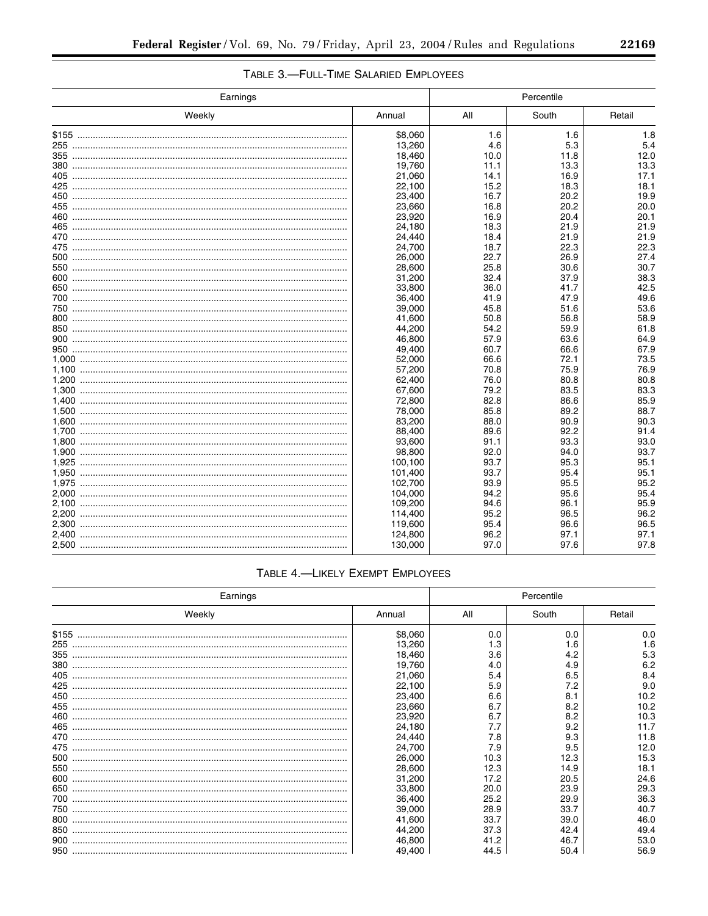### TABLE 3.—FULL-TIME SALARIED EMPLOYEES

| Earnings | | Percentile | | |
|---|---|---|---|---|
| Weekly | Annual | All | South | Retail |
| $155 | $8,060 | 1.6 | 1.6 | 1.8 |
| 255 | 13,260 | 4.6 | 5.3 | 5.4 |
| 355 | 18,460 | 10.0 | 11.8 | 12.0 |
| 380 | 19,760 | 11.1 | 13.3 | 13.3 |
| 405 | 21,060 | 14.1 | 16.9 | 17.1 |
| 425 | 22,100 | 15.2 | 18.3 | 18.1 |
| 450 | 23,400 | 16.7 | 20.2 | 19.9 |
| 455 | 23,660 | 16.8 | 20.2 | 20.0 |
| 460 | 23,920 | 16.9 | 20.4 | 20.1 |
| 465 | 24,180 | 18.3 | 21.9 | 21.9 |
| 470 | 24,440 | 18.4 | 21.9 | 21.9 |
| 475 | 24,700 | 18.7 | 22.3 | 22.3 |
| 500 | 26,000 | 22.7 | 26.9 | 27.4 |
| 550 | 28,600 | 25.8 | 30.6 | 30.7 |
| 600 | 31,200 | 32.4 | 37.9 | 38.3 |
| 650 | 33,800 | 36.0 | 41.7 | 42.5 |
| 700 | 36,400 | 41.9 | 47.9 | 49.6 |
| 750 | 39,000 | 45.8 | 51.6 | 53.6 |
| 800 | 41,600 | 50.8 | 56.8 | 58.9 |
| 850 | 44,200 | 54.2 | 59.9 | 61.8 |
| 900 | 46,800 | 57.9 | 63.6 | 64.9 |
| 950 | 49,400 | 60.7 | 66.6 | 67.9 |
| 1,000 | 52,000 | 66.6 | 72.1 | 73.5 |
| 1,100 | 57,200 | 70.8 | 75.9 | 76.9 |
| 1,200 | 62,400 | 76.0 | 80.8 | 80.8 |
| 1,300 | 67,600 | 79.2 | 83.5 | 83.3 |
| 1,400 | 72,800 | 82.8 | 86.6 | 85.9 |
| 1,500 | 78,000 | 85.8 | 89.2 | 88.7 |
| 1,600 | 83,200 | 88.0 | 90.9 | 90.3 |
| 1,700 | 88,400 | 89.6 | 92.2 | 91.4 |
| 1,800 | 93,600 | 91.1 | 93.3 | 93.0 |
| 1,900 | 98,800 | 92.0 | 94.0 | 93.7 |
| 1,925 | 100,100 | 93.7 | 95.3 | 95.1 |
| 1,950 | 101,400 | 93.7 | 95.4 | 95.1 |
| 1,975 | 102,700 | 93.9 | 95.5 | 95.2 |
| 2,000 | 104,000 | 94.2 | 95.6 | 95.4 |
| 2,100 | 109,200 | 94.6 | 96.1 | 95.9 |
| 2,200 | 114,400 | 95.2 | 96.5 | 96.2 |
| 2,300 | 119,600 | 95.4 | 96.6 | 96.5 |
| 2,400 | 124,800 | 96.2 | 97.1 | 97.1 |
| 2,500 | 130,000 | 97.0 | 97.6 | 97.8 |

### TABLE 4.—LIKELY EXEMPT EMPLOYEES

| Earnings | | Percentile | | |
|---|---|---|---|---|
| Weekly | Annual | All | South | Retail |
| $155 | $8,060 | 0.0 | 0.0 | 0.0 |
| 255 | 13,260 | 1.3 | 1.6 | 1.6 |
| 355 | 18,460 | 3.6 | 4.2 | 5.3 |
| 380 | 19,760 | 4.0 | 4.9 | 6.2 |
| 405 | 21,060 | 5.4 | 6.5 | 8.4 |
| 425 | 22,100 | 5.9 | 7.2 | 9.0 |
| 450 | 23,400 | 6.6 | 8.1 | 10.2 |
| 455 | 23,660 | 6.7 | 8.2 | 10.2 |
| 460 | 23,920 | 6.7 | 8.2 | 10.3 |
| 465 | 24,180 | 7.7 | 9.2 | 11.7 |
| 470 | 24,440 | 7.8 | 9.3 | 11.8 |
| 475 | 24,700 | 7.9 | 9.5 | 12.0 |
| 500 | 26,000 | 10.3 | 12.3 | 15.3 |
| 550 | 28,600 | 12.3 | 14.9 | 18.1 |
| 600 | 31,200 | 17.2 | 20.5 | 24.6 |
| 650 | 33,800 | 20.0 | 23.9 | 29.3 |
| 700 | 36,400 | 25.2 | 29.9 | 36.3 |
| 750 | 39,000 | 28.9 | 33.7 | 40.7 |
| 800 | 41,600 | 33.7 | 39.0 | 46.0 |
| 850 | 44,200 | 37.3 | 42.4 | 49.4 |
| 900 | 46,800 | 41.2 | 46.7 | 53.0 |
| 950 | 49,400 | 44.5 | 50.4 | 56.9 |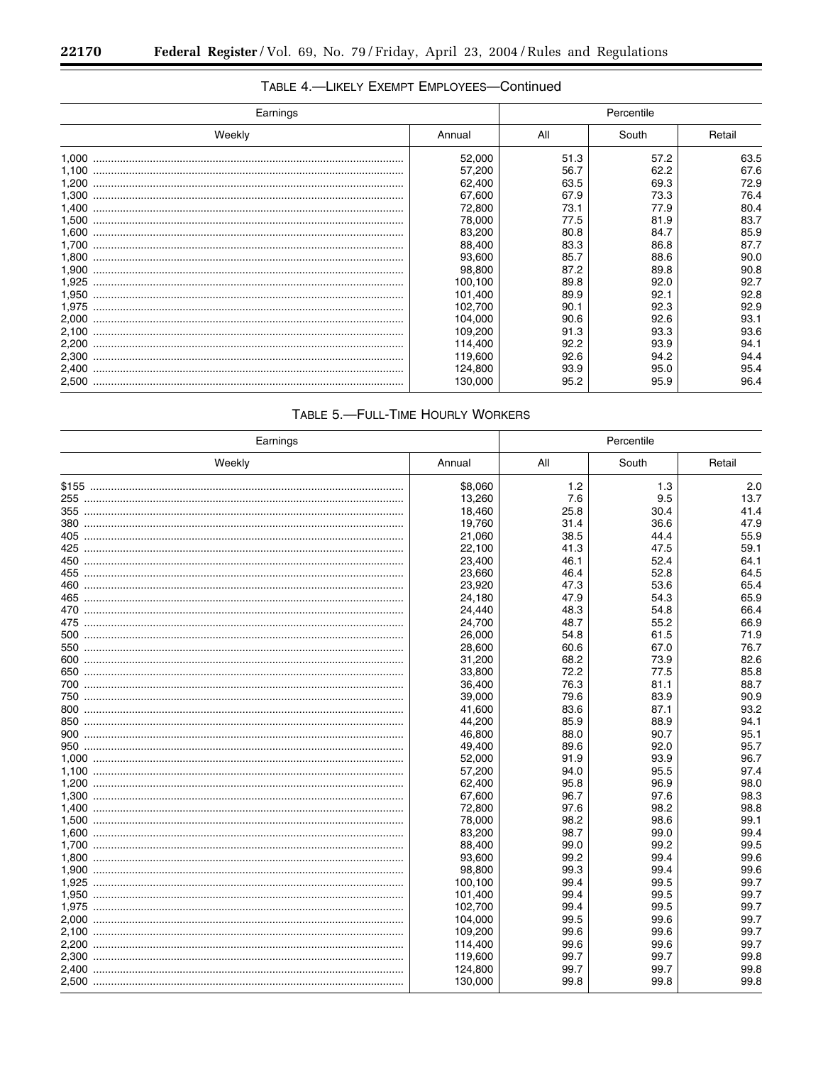TABLE 4.—LIKELY EXEMPT EMPLOYEES—Continued

| Earnings | | Percentile | | |
|---|---|---|---|---|
| Weekly | Annual | All | South | Retail |
| 1,000 | 52,000 | 51.3 | 57.2 | 63.5 |
| 1,100 | 57,200 | 56.7 | 62.2 | 67.6 |
| 1,200 | 62,400 | 63.5 | 69.3 | 72.9 |
| 1,300 | 67,600 | 67.9 | 73.3 | 76.4 |
| 1,400 | 72,800 | 73.1 | 77.9 | 80.4 |
| 1,500 | 78,000 | 77.5 | 81.9 | 83.7 |
| 1,600 | 83,200 | 80.8 | 84.7 | 85.9 |
| 1,700 | 88,400 | 83.3 | 86.8 | 87.7 |
| 1,800 | 93,600 | 85.7 | 88.6 | 90.0 |
| 1,900 | 98,800 | 87.2 | 89.8 | 90.8 |
| 1,925 | 100,100 | 89.8 | 92.0 | 92.7 |
| 1,950 | 101,400 | 89.9 | 92.1 | 92.8 |
| 1,975 | 102,700 | 90.1 | 92.3 | 92.9 |
| 2,000 | 104,000 | 90.6 | 92.6 | 93.1 |
| 2,100 | 109,200 | 91.3 | 93.3 | 93.6 |
| 2,200 | 114,400 | 92.2 | 93.9 | 94.1 |
| 2,300 | 119,600 | 92.6 | 94.2 | 94.4 |
| 2,400 | 124,800 | 93.9 | 95.0 | 95.4 |
| 2,500 | 130,000 | 95.2 | 95.9 | 96.4 |

TABLE 5.—FULL-TIME HOURLY WORKERS

| Earnings | | Percentile | | |
|---|---|---|---|---|
| Weekly | Annual | All | South | Retail |
| $155 | $8,060 | 1.2 | 1.3 | 2.0 |
| 255 | 13,260 | 7.6 | 9.5 | 13.7 |
| 355 | 18,460 | 25.8 | 30.4 | 41.4 |
| 380 | 19,760 | 31.4 | 36.6 | 47.9 |
| 405 | 21,060 | 38.5 | 44.4 | 55.9 |
| 425 | 22,100 | 41.3 | 47.5 | 59.1 |
| 450 | 23,400 | 46.1 | 52.4 | 64.1 |
| 455 | 23,660 | 46.4 | 52.8 | 64.5 |
| 460 | 23,920 | 47.3 | 53.6 | 65.4 |
| 465 | 24,180 | 47.9 | 54.3 | 65.9 |
| 470 | 24,440 | 48.3 | 54.8 | 66.4 |
| 475 | 24,700 | 48.7 | 55.2 | 66.9 |
| 500 | 26,000 | 54.8 | 61.5 | 71.9 |
| 550 | 28,600 | 60.6 | 67.0 | 76.7 |
| 600 | 31,200 | 68.2 | 73.9 | 82.6 |
| 650 | 33,800 | 72.2 | 77.5 | 85.8 |
| 700 | 36,400 | 76.3 | 81.1 | 88.7 |
| 750 | 39,000 | 79.6 | 83.9 | 90.9 |
| 800 | 41,600 | 83.6 | 87.1 | 93.2 |
| 850 | 44,200 | 85.9 | 88.9 | 94.1 |
| 900 | 46,800 | 88.0 | 90.7 | 95.1 |
| 950 | 49,400 | 89.6 | 92.0 | 95.7 |
| 1,000 | 52,000 | 91.9 | 93.9 | 96.7 |
| 1,100 | 57,200 | 94.0 | 95.5 | 97.4 |
| 1,200 | 62,400 | 95.8 | 96.9 | 98.0 |
| 1,300 | 67,600 | 96.7 | 97.6 | 98.3 |
| 1,400 | 72,800 | 97.6 | 98.2 | 98.8 |
| 1,500 | 78,000 | 98.2 | 98.6 | 99.1 |
| 1,600 | 83,200 | 98.7 | 99.0 | 99.4 |
| 1,700 | 88,400 | 99.0 | 99.2 | 99.5 |
| 1,800 | 93,600 | 99.2 | 99.4 | 99.6 |
| 1,900 | 98,800 | 99.3 | 99.4 | 99.6 |
| 1,925 | 100,100 | 99.4 | 99.5 | 99.7 |
| 1,950 | 101,400 | 99.4 | 99.5 | 99.7 |
| 1,975 | 102,700 | 99.4 | 99.5 | 99.7 |
| 2,000 | 104,000 | 99.5 | 99.6 | 99.7 |
| 2,100 | 109,200 | 99.6 | 99.6 | 99.7 |
| 2,200 | 114,400 | 99.6 | 99.6 | 99.7 |
| 2,300 | 119,600 | 99.7 | 99.7 | 99.8 |
| 2,400 | 124,800 | 99.7 | 99.7 | 99.8 |
| 2,500 | 130,000 | 99.8 | 99.8 | 99.8 |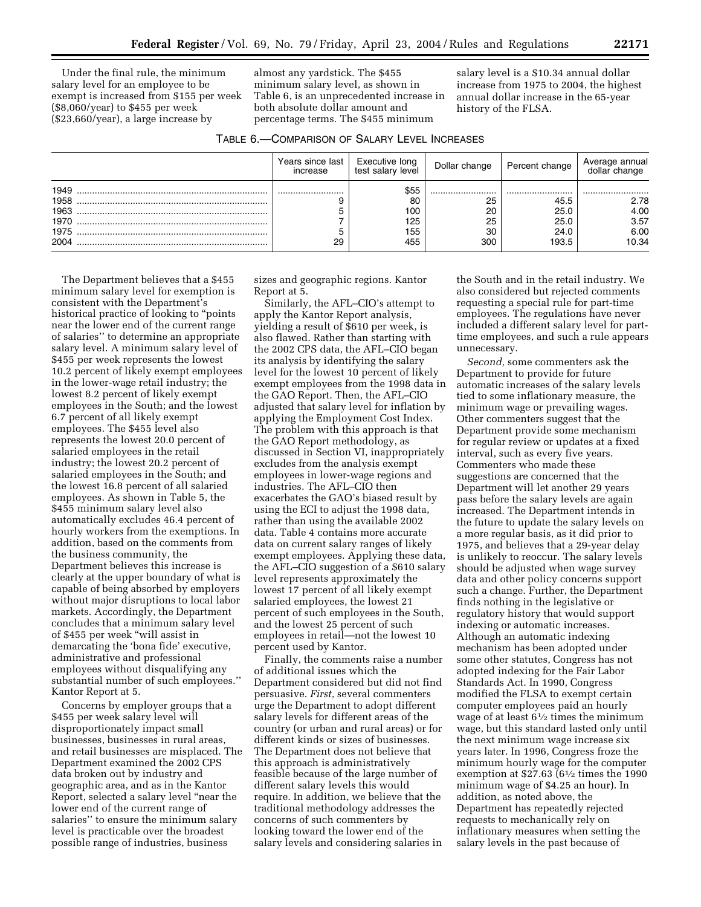Under the final rule, the minimum salary level for an employee to be exempt is increased from $155 per week ($8,060/year) to $455 per week ($23,660/year), a large increase by almost any yardstick. The $455 minimum salary level, as shown in Table 6, is an unprecedented increase in both absolute dollar amount and percentage terms. The $455 minimum salary level is a $10.34 annual dollar increase from 1975 to 2004, the highest annual dollar increase in the 65-year history of the FLSA.

TABLE 6.—COMPARISON OF SALARY LEVEL INCREASES

| | Years since last increase | Executive long test salary level | Dollar change | Percent change | Average annual dollar change |
|---|---|---|---|---|---|
| 1949 | | $55 | | | |
| 1958 | 9 | 80 | 25 | 45.5 | 2.78 |
| 1963 | 5 | 100 | 20 | 25.0 | 4.00 |
| 1970 | 7 | 125 | 25 | 25.0 | 3.57 |
| 1975 | 5 | 155 | 30 | 24.0 | 6.00 |
| 2004 | 29 | 455 | 300 | 193.5 | 10.34 |

The Department believes that a $455 minimum salary level for exemption is consistent with the Department's historical practice of looking to "points near the lower end of the current range of salaries'' to determine an appropriate salary level. A minimum salary level of $455 per week represents the lowest 10.2 percent of likely exempt employees in the lower-wage retail industry; the lowest 8.2 percent of likely exempt employees in the South; and the lowest 6.7 percent of all likely exempt employees. The $455 level also represents the lowest 20.0 percent of salaried employees in the retail industry; the lowest 20.2 percent of salaried employees in the South; and the lowest 16.8 percent of all salaried employees. As shown in Table 5, the $455 minimum salary level also automatically excludes 46.4 percent of hourly workers from the exemptions. In addition, based on the comments from the business community, the Department believes this increase is clearly at the upper boundary of what is capable of being absorbed by employers without major disruptions to local labor markets. Accordingly, the Department concludes that a minimum salary level of $455 per week "will assist in demarcating the 'bona fide' executive, administrative and professional employees without disqualifying any substantial number of such employees.'' Kantor Report at 5.

Concerns by employer groups that a $455 per week salary level will disproportionately impact small businesses, businesses in rural areas, and retail businesses are misplaced. The Department examined the 2002 CPS data broken out by industry and geographic area, and as in the Kantor Report, selected a salary level "near the lower end of the current range of salaries'' to ensure the minimum salary level is practicable over the broadest possible range of industries, business sizes and geographic regions. Kantor Report at 5.

Similarly, the AFL–CIO's attempt to apply the Kantor Report analysis, yielding a result of $610 per week, is also flawed. Rather than starting with the 2002 CPS data, the AFL–CIO began its analysis by identifying the salary level for the lowest 10 percent of likely exempt employees from the 1998 data in the GAO Report. Then, the AFL–CIO adjusted that salary level for inflation by applying the Employment Cost Index. The problem with this approach is that the GAO Report methodology, as discussed in Section VI, inappropriately excludes from the analysis exempt employees in lower-wage regions and industries. The AFL–CIO then exacerbates the GAO's biased result by using the ECI to adjust the 1998 data, rather than using the available 2002 data. Table 4 contains more accurate data on current salary ranges of likely exempt employees. Applying these data, the AFL–CIO suggestion of a $610 salary level represents approximately the lowest 17 percent of all likely exempt salaried employees, the lowest 21 percent of such employees in the South, and the lowest 25 percent of such employees in retail—not the lowest 10 percent used by Kantor.

Finally, the comments raise a number of additional issues which the Department considered but did not find persuasive. *First,* several commenters urge the Department to adopt different salary levels for different areas of the country (or urban and rural areas) or for different kinds or sizes of businesses. The Department does not believe that this approach is administratively feasible because of the large number of different salary levels this would require. In addition, we believe that the traditional methodology addresses the concerns of such commenters by looking toward the lower end of the salary levels and considering salaries in the South and in the retail industry. We also considered but rejected comments requesting a special rule for part-time employees. The regulations have never included a different salary level for part-time employees, and such a rule appears unnecessary.

*Second,* some commenters ask the Department to provide for future automatic increases of the salary levels tied to some inflationary measure, the minimum wage or prevailing wages. Other commenters suggest that the Department provide some mechanism for regular review or updates at a fixed interval, such as every five years. Commenters who made these suggestions are concerned that the Department will let another 29 years pass before the salary levels are again increased. The Department intends in the future to update the salary levels on a more regular basis, as it did prior to 1975, and believes that a 29-year delay is unlikely to reoccur. The salary levels should be adjusted when wage survey data and other policy concerns support such a change. Further, the Department finds nothing in the legislative or regulatory history that would support indexing or automatic increases. Although an automatic indexing mechanism has been adopted under some other statutes, Congress has not adopted indexing for the Fair Labor Standards Act. In 1990, Congress modified the FLSA to exempt certain computer employees paid an hourly wage of at least 6½ times the minimum wage, but this standard lasted only until the next minimum wage increase six years later. In 1996, Congress froze the minimum hourly wage for the computer exemption at $27.63 (6½ times the 1990 minimum wage of $4.25 an hour). In addition, as noted above, the Department has repeatedly rejected requests to mechanically rely on inflationary measures when setting the salary levels in the past because of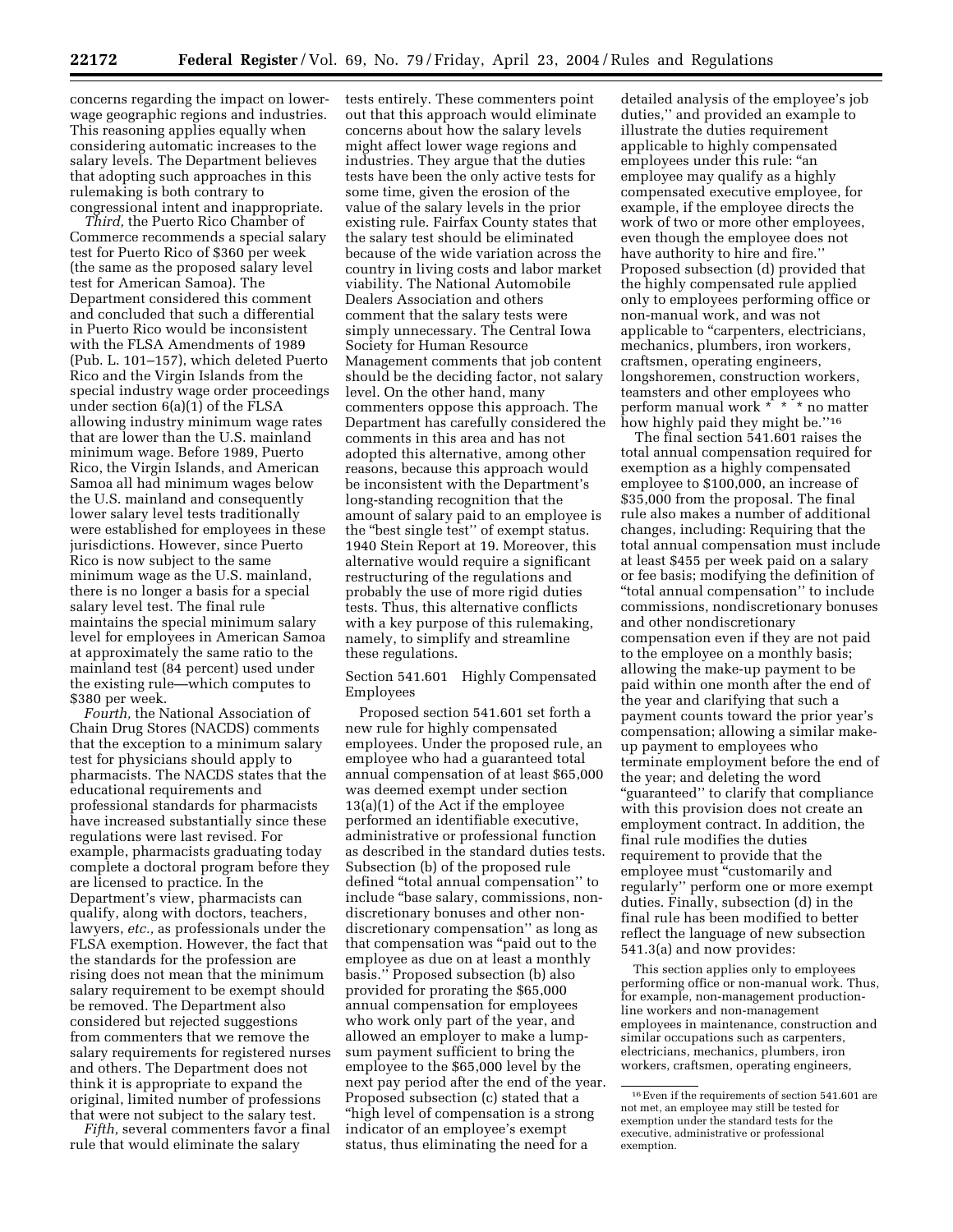concerns regarding the impact on lower-wage geographic regions and industries. This reasoning applies equally when considering automatic increases to the salary levels. The Department believes that adopting such approaches in this rulemaking is both contrary to congressional intent and inappropriate.

*Third,* the Puerto Rico Chamber of Commerce recommends a special salary test for Puerto Rico of $360 per week (the same as the proposed salary level test for American Samoa). The Department considered this comment and concluded that such a differential in Puerto Rico would be inconsistent with the FLSA Amendments of 1989 (Pub. L. 101–157), which deleted Puerto Rico and the Virgin Islands from the special industry wage order proceedings under section 6(a)(1) of the FLSA allowing industry minimum wage rates that are lower than the U.S. mainland minimum wage. Before 1989, Puerto Rico, the Virgin Islands, and American Samoa all had minimum wages below the U.S. mainland and consequently lower salary level tests traditionally were established for employees in these jurisdictions. However, since Puerto Rico is now subject to the same minimum wage as the U.S. mainland, there is no longer a basis for a special salary level test. The final rule maintains the special minimum salary level for employees in American Samoa at approximately the same ratio to the mainland test (84 percent) used under the existing rule—which computes to $380 per week.

*Fourth,* the National Association of Chain Drug Stores (NACDS) comments that the exception to a minimum salary test for physicians should apply to pharmacists. The NACDS states that the educational requirements and professional standards for pharmacists have increased substantially since these regulations were last revised. For example, pharmacists graduating today complete a doctoral program before they are licensed to practice. In the Department's view, pharmacists can qualify, along with doctors, teachers, lawyers, *etc.,* as professionals under the FLSA exemption. However, the fact that the standards for the profession are rising does not mean that the minimum salary requirement to be exempt should be removed. The Department also considered but rejected suggestions from commenters that we remove the salary requirements for registered nurses and others. The Department does not think it is appropriate to expand the original, limited number of professions that were not subject to the salary test.

*Fifth,* several commenters favor a final rule that would eliminate the salary tests entirely. These commenters point out that this approach would eliminate concerns about how the salary levels might affect lower wage regions and industries. They argue that the duties tests have been the only active tests for some time, given the erosion of the value of the salary levels in the prior existing rule. Fairfax County states that the salary test should be eliminated because of the wide variation across the country in living costs and labor market viability. The National Automobile Dealers Association and others comment that the salary tests were simply unnecessary. The Central Iowa Society for Human Resource Management comments that job content should be the deciding factor, not salary level. On the other hand, many commenters oppose this approach. The Department has carefully considered the comments in this area and has not adopted this alternative, among other reasons, because this approach would be inconsistent with the Department's long-standing recognition that the amount of salary paid to an employee is the "best single test" of exempt status. 1940 Stein Report at 19. Moreover, this alternative would require a significant restructuring of the regulations and probably the use of more rigid duties tests. Thus, this alternative conflicts with a key purpose of this rulemaking, namely, to simplify and streamline these regulations.

### Section 541.601 Highly Compensated Employees

Proposed section 541.601 set forth a new rule for highly compensated employees. Under the proposed rule, an employee who had a guaranteed total annual compensation of at least $65,000 was deemed exempt under section 13(a)(1) of the Act if the employee performed an identifiable executive, administrative or professional function as described in the standard duties tests. Subsection (b) of the proposed rule defined "total annual compensation" to include "base salary, commissions, non-discretionary bonuses and other non-discretionary compensation" as long as that compensation was "paid out to the employee as due on at least a monthly basis." Proposed subsection (b) also provided for prorating the $65,000 annual compensation for employees who work only part of the year, and allowed an employer to make a lump-sum payment sufficient to bring the employee to the $65,000 level by the next pay period after the end of the year. Proposed subsection (c) stated that a "high level of compensation is a strong indicator of an employee's exempt status, thus eliminating the need for a detailed analysis of the employee's job duties," and provided an example to illustrate the duties requirement applicable to highly compensated employees under this rule: "an employee may qualify as a highly compensated executive employee, for example, if the employee directs the work of two or more other employees, even though the employee does not have authority to hire and fire." Proposed subsection (d) provided that the highly compensated rule applied only to employees performing office or non-manual work, and was not applicable to "carpenters, electricians, mechanics, plumbers, iron workers, craftsmen, operating engineers, longshoremen, construction workers, teamsters and other employees who perform manual work * * * no matter how highly paid they might be."[16]

The final section 541.601 raises the total annual compensation required for exemption as a highly compensated employee to $100,000, an increase of $35,000 from the proposal. The final rule also makes a number of additional changes, including: Requiring that the total annual compensation must include at least $455 per week paid on a salary or fee basis; modifying the definition of "total annual compensation" to include commissions, nondiscretionary bonuses and other nondiscretionary compensation even if they are not paid to the employee on a monthly basis; allowing the make-up payment to be paid within one month after the end of the year and clarifying that such a payment counts toward the prior year's compensation; allowing a similar make-up payment to employees who terminate employment before the end of the year; and deleting the word "guaranteed" to clarify that compliance with this provision does not create an employment contract. In addition, the final rule modifies the duties requirement to provide that the employee must "customarily and regularly" perform one or more exempt duties. Finally, subsection (d) in the final rule has been modified to better reflect the language of new subsection 541.3(a) and now provides:

> This section applies only to employees performing office or non-manual work. Thus, for example, non-management production-line workers and non-management employees in maintenance, construction and similar occupations such as carpenters, electricians, mechanics, plumbers, iron workers, craftsmen, operating engineers,

[16] Even if the requirements of section 541.601 are not met, an employee may still be tested for exemption under the standard tests for the executive, administrative or professional exemption.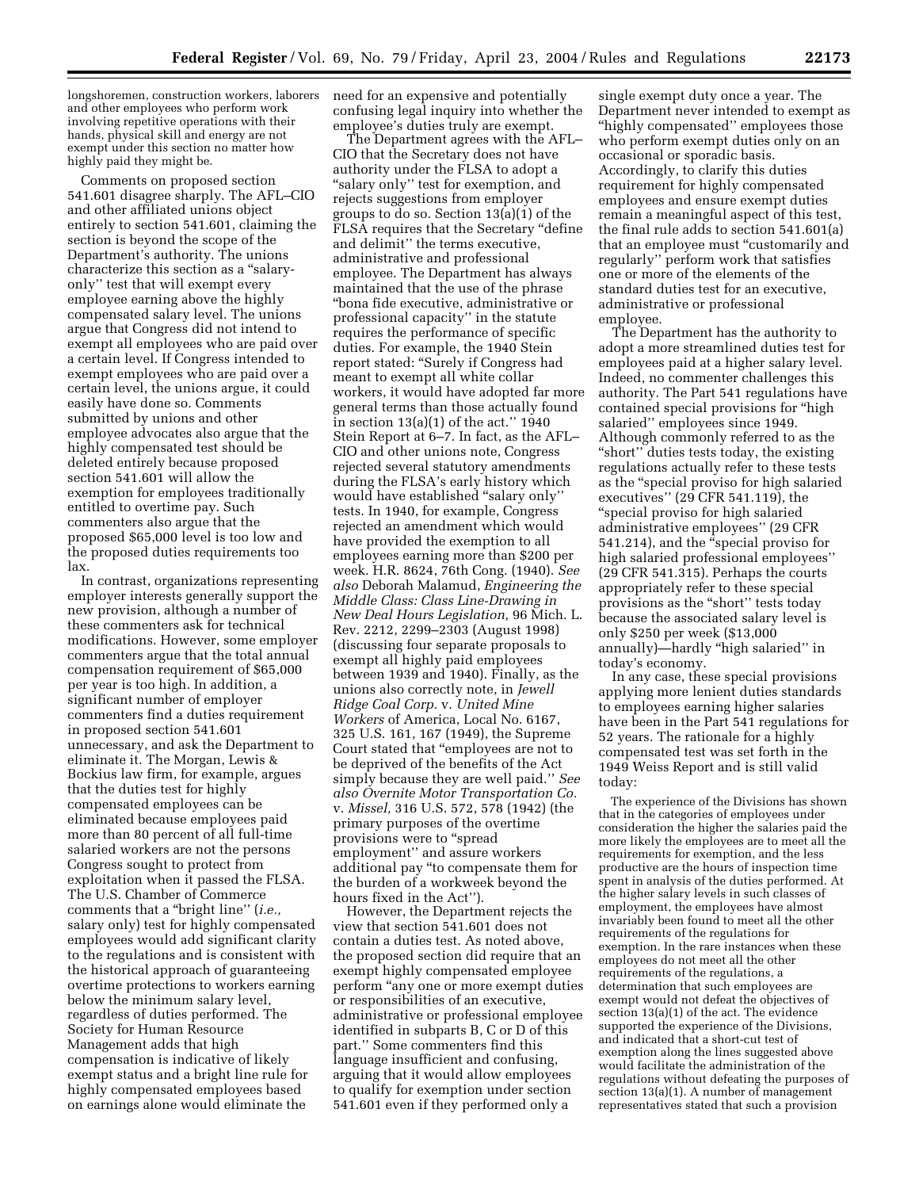longshoremen, construction workers, laborers and other employees who perform work involving repetitive operations with their hands, physical skill and energy are not exempt under this section no matter how highly paid they might be.

Comments on proposed section 541.601 disagree sharply. The AFL–CIO and other affiliated unions object entirely to section 541.601, claiming the section is beyond the scope of the Department's authority. The unions characterize this section as a "salary-only" test that will exempt every employee earning above the highly compensated salary level. The unions argue that Congress did not intend to exempt all employees who are paid over a certain level. If Congress intended to exempt employees who are paid over a certain level, the unions argue, it could easily have done so. Comments submitted by unions and other employee advocates also argue that the highly compensated test should be deleted entirely because proposed section 541.601 will allow the exemption for employees traditionally entitled to overtime pay. Such commenters also argue that the proposed $65,000 level is too low and the proposed duties requirements too lax.

In contrast, organizations representing employer interests generally support the new provision, although a number of these commenters ask for technical modifications. However, some employer commenters argue that the total annual compensation requirement of $65,000 per year is too high. In addition, a significant number of employer commenters find a duties requirement in proposed section 541.601 unnecessary, and ask the Department to eliminate it. The Morgan, Lewis & Bockius law firm, for example, argues that the duties test for highly compensated employees can be eliminated because employees paid more than 80 percent of all full-time salaried workers are not the persons Congress sought to protect from exploitation when it passed the FLSA. The U.S. Chamber of Commerce comments that a "bright line" (*i.e.,* salary only) test for highly compensated employees would add significant clarity to the regulations and is consistent with the historical approach of guaranteeing overtime protections to workers earning below the minimum salary level, regardless of duties performed. The Society for Human Resource Management adds that high compensation is indicative of likely exempt status and a bright line rule for highly compensated employees based on earnings alone would eliminate the need for an expensive and potentially confusing legal inquiry into whether the employee's duties truly are exempt.

The Department agrees with the AFL–CIO that the Secretary does not have authority under the FLSA to adopt a "salary only" test for exemption, and rejects suggestions from employer groups to do so. Section 13(a)(1) of the FLSA requires that the Secretary "define and delimit" the terms executive, administrative and professional employee. The Department has always maintained that the use of the phrase "bona fide executive, administrative or professional capacity" in the statute requires the performance of specific duties. For example, the 1940 Stein report stated: "Surely if Congress had meant to exempt all white collar workers, it would have adopted far more general terms than those actually found in section 13(a)(1) of the act." 1940 Stein Report at 6–7. In fact, as the AFL–CIO and other unions note, Congress rejected several statutory amendments during the FLSA's early history which would have established "salary only" tests. In 1940, for example, Congress rejected an amendment which would have provided the exemption to all employees earning more than $200 per week. H.R. 8624, 76th Cong. (1940). *See also* Deborah Malamud, *Engineering the Middle Class: Class Line-Drawing in New Deal Hours Legislation,* 96 Mich. L. Rev. 2212, 2299–2303 (August 1998) (discussing four separate proposals to exempt all highly paid employees between 1939 and 1940). Finally, as the unions also correctly note, in *Jewell Ridge Coal Corp.* v. *United Mine Workers* of America, Local No. 6167, 325 U.S. 161, 167 (1949), the Supreme Court stated that "employees are not to be deprived of the benefits of the Act simply because they are well paid." *See also Overnite Motor Transportation Co.* v. *Missel,* 316 U.S. 572, 578 (1942) (the primary purposes of the overtime provisions were to "spread employment" and assure workers additional pay "to compensate them for the burden of a workweek beyond the hours fixed in the Act").

However, the Department rejects the view that section 541.601 does not contain a duties test. As noted above, the proposed section did require that an exempt highly compensated employee perform "any one or more exempt duties or responsibilities of an executive, administrative or professional employee identified in subparts B, C or D of this part." Some commenters find this language insufficient and confusing, arguing that it would allow employees to qualify for exemption under section 541.601 even if they performed only a single exempt duty once a year. The Department never intended to exempt as "highly compensated" employees those who perform exempt duties only on an occasional or sporadic basis. Accordingly, to clarify this duties requirement for highly compensated employees and ensure exempt duties remain a meaningful aspect of this test, the final rule adds to section 541.601(a) that an employee must "customarily and regularly" perform work that satisfies one or more of the elements of the standard duties test for an executive, administrative or professional employee.

The Department has the authority to adopt a more streamlined duties test for employees paid at a higher salary level. Indeed, no commenter challenges this authority. The Part 541 regulations have contained special provisions for "high salaried" employees since 1949. Although commonly referred to as the "short" duties tests today, the existing regulations actually refer to these tests as the "special proviso for high salaried executives" (29 CFR 541.119), the "special proviso for high salaried administrative employees" (29 CFR 541.214), and the "special proviso for high salaried professional employees" (29 CFR 541.315). Perhaps the courts appropriately refer to these special provisions as the "short" tests today because the associated salary level is only $250 per week ($13,000 annually)—hardly "high salaried" in today's economy.

In any case, these special provisions applying more lenient duties standards to employees earning higher salaries have been in the Part 541 regulations for 52 years. The rationale for a highly compensated test was set forth in the 1949 Weiss Report and is still valid today:

> The experience of the Divisions has shown that in the categories of employees under consideration the higher the salaries paid the more likely the employees are to meet all the requirements for exemption, and the less productive are the hours of inspection time spent in analysis of the duties performed. At the higher salary levels in such classes of employment, the employees have almost invariably been found to meet all the other requirements of the regulations for exemption. In the rare instances when these employees do not meet all the other requirements of the regulations, a determination that such employees are exempt would not defeat the objectives of section 13(a)(1) of the act. The evidence supported the experience of the Divisions, and indicated that a short-cut test of exemption along the lines suggested above would facilitate the administration of the regulations without defeating the purposes of section 13(a)(1). A number of management representatives stated that such a provision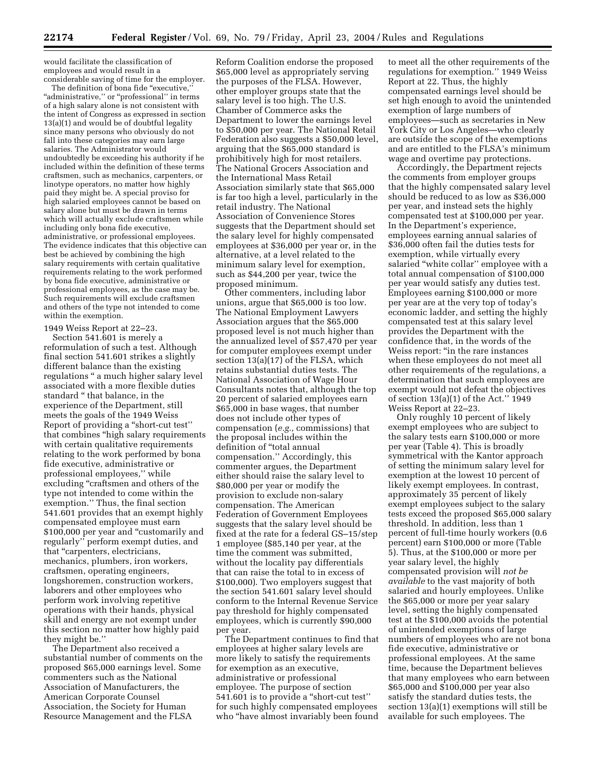would facilitate the classification of employees and would result in a considerable saving of time for the employer.

The definition of bona fide "executive," "administrative," or "professional" in terms of a high salary alone is not consistent with the intent of Congress as expressed in section 13(a)(1) and would be of doubtful legality since many persons who obviously do not fall into these categories may earn large salaries. The Administrator would undoubtedly be exceeding his authority if he included within the definition of these terms craftsmen, such as mechanics, carpenters, or linotype operators, no matter how highly paid they might be. A special proviso for high salaried employees cannot be based on salary alone but must be drawn in terms which will actually exclude craftsmen while including only bona fide executive, administrative, or professional employees. The evidence indicates that this objective can best be achieved by combining the high salary requirements with certain qualitative requirements relating to the work performed by bona fide executive, administrative or professional employees, as the case may be. Such requirements will exclude craftsmen and others of the type not intended to come within the exemption.

1949 Weiss Report at 22–23.

Section 541.601 is merely a reformulation of such a test. Although final section 541.601 strikes a slightly different balance than the existing regulations " a much higher salary level associated with a more flexible duties standard " that balance, in the experience of the Department, still meets the goals of the 1949 Weiss Report of providing a "short-cut test" that combines "high salary requirements with certain qualitative requirements relating to the work performed by bona fide executive, administrative or professional employees," while excluding "craftsmen and others of the type not intended to come within the exemption." Thus, the final section 541.601 provides that an exempt highly compensated employee must earn $100,000 per year and "customarily and regularly" perform exempt duties, and that "carpenters, electricians, mechanics, plumbers, iron workers, craftsmen, operating engineers, longshoremen, construction workers, laborers and other employees who perform work involving repetitive operations with their hands, physical skill and energy are not exempt under this section no matter how highly paid they might be."

The Department also received a substantial number of comments on the proposed $65,000 earnings level. Some commenters such as the National Association of Manufacturers, the American Corporate Counsel Association, the Society for Human Resource Management and the FLSA Reform Coalition endorse the proposed $65,000 level as appropriately serving the purposes of the FLSA. However, other employer groups state that the salary level is too high. The U.S. Chamber of Commerce asks the Department to lower the earnings level to $50,000 per year. The National Retail Federation also suggests a $50,000 level, arguing that the $65,000 standard is prohibitively high for most retailers. The National Grocers Association and the International Mass Retail Association similarly state that $65,000 is far too high a level, particularly in the retail industry. The National Association of Convenience Stores suggests that the Department should set the salary level for highly compensated employees at $36,000 per year or, in the alternative, at a level related to the minimum salary level for exemption, such as $44,200 per year, twice the proposed minimum.

Other commenters, including labor unions, argue that $65,000 is too low. The National Employment Lawyers Association argues that the $65,000 proposed level is not much higher than the annualized level of $57,470 per year for computer employees exempt under section 13(a)(17) of the FLSA, which retains substantial duties tests. The National Association of Wage Hour Consultants notes that, although the top 20 percent of salaried employees earn $65,000 in base wages, that number does not include other types of compensation (*e.g.,* commissions) that the proposal includes within the definition of "total annual compensation." Accordingly, this commenter argues, the Department either should raise the salary level to $80,000 per year or modify the provision to exclude non-salary compensation. The American Federation of Government Employees suggests that the salary level should be fixed at the rate for a federal GS–15/step 1 employee ($85,140 per year, at the time the comment was submitted, without the locality pay differentials that can raise the total to in excess of $100,000). Two employers suggest that the section 541.601 salary level should conform to the Internal Revenue Service pay threshold for highly compensated employees, which is currently $90,000 per year.

The Department continues to find that employees at higher salary levels are more likely to satisfy the requirements for exemption as an executive, administrative or professional employee. The purpose of section 541.601 is to provide a "short-cut test" for such highly compensated employees who "have almost invariably been found to meet all the other requirements of the regulations for exemption." 1949 Weiss Report at 22. Thus, the highly compensated earnings level should be set high enough to avoid the unintended exemption of large numbers of employees—such as secretaries in New York City or Los Angeles—who clearly are outside the scope of the exemptions and are entitled to the FLSA's minimum wage and overtime pay protections.

Accordingly, the Department rejects the comments from employer groups that the highly compensated salary level should be reduced to as low as $36,000 per year, and instead sets the highly compensated test at $100,000 per year. In the Department's experience, employees earning annual salaries of $36,000 often fail the duties tests for exemption, while virtually every salaried "white collar" employee with a total annual compensation of $100,000 per year would satisfy any duties test. Employees earning $100,000 or more per year are at the very top of today's economic ladder, and setting the highly compensated test at this salary level provides the Department with the confidence that, in the words of the Weiss report: "in the rare instances when these employees do not meet all other requirements of the regulations, a determination that such employees are exempt would not defeat the objectives of section 13(a)(1) of the Act." 1949 Weiss Report at 22–23.

Only roughly 10 percent of likely exempt employees who are subject to the salary tests earn $100,000 or more per year (Table 4). This is broadly symmetrical with the Kantor approach of setting the minimum salary level for exemption at the lowest 10 percent of likely exempt employees. In contrast, approximately 35 percent of likely exempt employees subject to the salary tests exceed the proposed $65,000 salary threshold. In addition, less than 1 percent of full-time hourly workers (0.6 percent) earn $100,000 or more (Table 5). Thus, at the $100,000 or more per year salary level, the highly compensated provision will *not be available* to the vast majority of both salaried and hourly employees. Unlike the $65,000 or more per year salary level, setting the highly compensated test at the $100,000 avoids the potential of unintended exemptions of large numbers of employees who are not bona fide executive, administrative or professional employees. At the same time, because the Department believes that many employees who earn between $65,000 and $100,000 per year also satisfy the standard duties tests, the section 13(a)(1) exemptions will still be available for such employees. The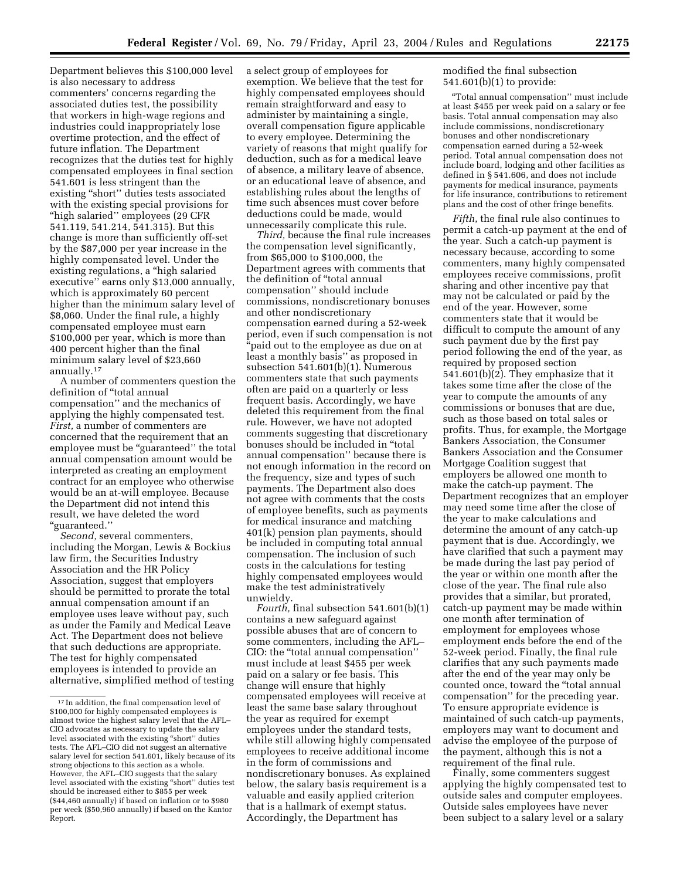Department believes this $100,000 level is also necessary to address commenters' concerns regarding the associated duties test, the possibility that workers in high-wage regions and industries could inappropriately lose overtime protection, and the effect of future inflation. The Department recognizes that the duties test for highly compensated employees in final section 541.601 is less stringent than the existing "short" duties tests associated with the existing special provisions for "high salaried" employees (29 CFR 541.119, 541.214, 541.315). But this change is more than sufficiently off-set by the $87,000 per year increase in the highly compensated level. Under the existing regulations, a "high salaried executive" earns only $13,000 annually, which is approximately 60 percent higher than the minimum salary level of $8,060. Under the final rule, a highly compensated employee must earn $100,000 per year, which is more than 400 percent higher than the final minimum salary level of $23,660 annually.[17]

A number of commenters question the definition of "total annual compensation" and the mechanics of applying the highly compensated test. *First,* a number of commenters are concerned that the requirement that an employee must be "guaranteed" the total annual compensation amount would be interpreted as creating an employment contract for an employee who otherwise would be an at-will employee. Because the Department did not intend this result, we have deleted the word "guaranteed."

*Second,* several commenters, including the Morgan, Lewis & Bockius law firm, the Securities Industry Association and the HR Policy Association, suggest that employers should be permitted to prorate the total annual compensation amount if an employee uses leave without pay, such as under the Family and Medical Leave Act. The Department does not believe that such deductions are appropriate. The test for highly compensated employees is intended to provide an alternative, simplified method of testing a select group of employees for exemption. We believe that the test for highly compensated employees should remain straightforward and easy to administer by maintaining a single, overall compensation figure applicable to every employee. Determining the variety of reasons that might qualify for deduction, such as for a medical leave of absence, a military leave of absence, or an educational leave of absence, and establishing rules about the lengths of time such absences must cover before deductions could be made, would unnecessarily complicate this rule.

*Third,* because the final rule increases the compensation level significantly, from $65,000 to $100,000, the Department agrees with comments that the definition of "total annual compensation" should include commissions, nondiscretionary bonuses and other nondiscretionary compensation earned during a 52-week period, even if such compensation is not "paid out to the employee as due on at least a monthly basis" as proposed in subsection 541.601(b)(1). Numerous commenters state that such payments often are paid on a quarterly or less frequent basis. Accordingly, we have deleted this requirement from the final rule. However, we have not adopted comments suggesting that discretionary bonuses should be included in "total annual compensation" because there is not enough information in the record on the frequency, size and types of such payments. The Department also does not agree with comments that the costs of employee benefits, such as payments for medical insurance and matching 401(k) pension plan payments, should be included in computing total annual compensation. The inclusion of such costs in the calculations for testing highly compensated employees would make the test administratively unwieldy.

*Fourth,* final subsection 541.601(b)(1) contains a new safeguard against possible abuses that are of concern to some commenters, including the AFL–CIO: the "total annual compensation" must include at least $455 per week paid on a salary or fee basis. This change will ensure that highly compensated employees will receive at least the same base salary throughout the year as required for exempt employees under the standard tests, while still allowing highly compensated employees to receive additional income in the form of commissions and nondiscretionary bonuses. As explained below, the salary basis requirement is a valuable and easily applied criterion that is a hallmark of exempt status. Accordingly, the Department has modified the final subsection 541.601(b)(1) to provide:

> "Total annual compensation" must include at least $455 per week paid on a salary or fee basis. Total annual compensation may also include commissions, nondiscretionary bonuses and other nondiscretionary compensation earned during a 52-week period. Total annual compensation does not include board, lodging and other facilities as defined in § 541.606, and does not include payments for medical insurance, payments for life insurance, contributions to retirement plans and the cost of other fringe benefits.

*Fifth,* the final rule also continues to permit a catch-up payment at the end of the year. Such a catch-up payment is necessary because, according to some commenters, many highly compensated employees receive commissions, profit sharing and other incentive pay that may not be calculated or paid by the end of the year. However, some commenters state that it would be difficult to compute the amount of any such payment due by the first pay period following the end of the year, as required by proposed section 541.601(b)(2). They emphasize that it takes some time after the close of the year to compute the amounts of any commissions or bonuses that are due, such as those based on total sales or profits. Thus, for example, the Mortgage Bankers Association, the Consumer Bankers Association and the Consumer Mortgage Coalition suggest that employers be allowed one month to make the catch-up payment. The Department recognizes that an employer may need some time after the close of the year to make calculations and determine the amount of any catch-up payment that is due. Accordingly, we have clarified that such a payment may be made during the last pay period of the year or within one month after the close of the year. The final rule also provides that a similar, but prorated, catch-up payment may be made within one month after termination of employment for employees whose employment ends before the end of the 52-week period. Finally, the final rule clarifies that any such payments made after the end of the year may only be counted once, toward the "total annual compensation" for the preceding year. To ensure appropriate evidence is maintained of such catch-up payments, employers may want to document and advise the employee of the purpose of the payment, although this is not a requirement of the final rule.

Finally, some commenters suggest applying the highly compensated test to outside sales and computer employees. Outside sales employees have never been subject to a salary level or a salary

---

[17] In addition, the final compensation level of $100,000 for highly compensated employees is almost twice the highest salary level that the AFL–CIO advocates as necessary to update the salary level associated with the existing "short" duties tests. The AFL–CIO did not suggest an alternative salary level for section 541.601, likely because of its strong objections to this section as a whole. However, the AFL–CIO suggests that the salary level associated with the existing "short" duties test should be increased either to $855 per week ($44,460 annually) if based on inflation or to $980 per week ($50,960 annually) if based on the Kantor Report.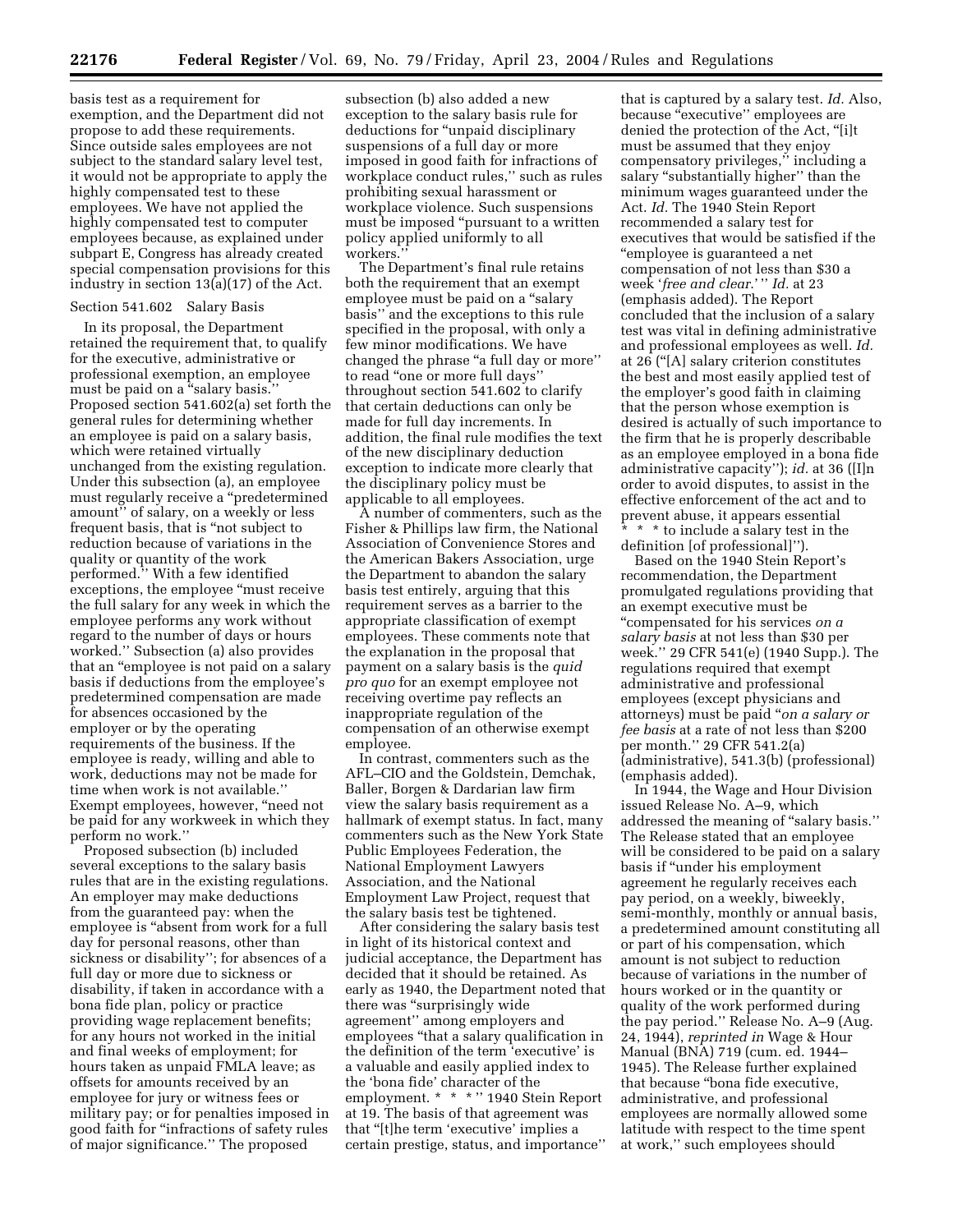basis test as a requirement for exemption, and the Department did not propose to add these requirements. Since outside sales employees are not subject to the standard salary level test, it would not be appropriate to apply the highly compensated test to these employees. We have not applied the highly compensated test to computer employees because, as explained under subpart E, Congress has already created special compensation provisions for this industry in section 13(a)(17) of the Act.

### Section 541.602 Salary Basis

In its proposal, the Department retained the requirement that, to qualify for the executive, administrative or professional exemption, an employee must be paid on a "salary basis." Proposed section 541.602(a) set forth the general rules for determining whether an employee is paid on a salary basis, which were retained virtually unchanged from the existing regulation. Under this subsection (a), an employee must regularly receive a "predetermined amount" of salary, on a weekly or less frequent basis, that is "not subject to reduction because of variations in the quality or quantity of the work performed." With a few identified exceptions, the employee "must receive the full salary for any week in which the employee performs any work without regard to the number of days or hours worked." Subsection (a) also provides that an "employee is not paid on a salary basis if deductions from the employee's predetermined compensation are made for absences occasioned by the employer or by the operating requirements of the business. If the employee is ready, willing and able to work, deductions may not be made for time when work is not available." Exempt employees, however, "need not be paid for any workweek in which they perform no work."

Proposed subsection (b) included several exceptions to the salary basis rules that are in the existing regulations. An employer may make deductions from the guaranteed pay: when the employee is "absent from work for a full day for personal reasons, other than sickness or disability"; for absences of a full day or more due to sickness or disability, if taken in accordance with a bona fide plan, policy or practice providing wage replacement benefits; for any hours not worked in the initial and final weeks of employment; for hours taken as unpaid FMLA leave; as offsets for amounts received by an employee for jury or witness fees or military pay; or for penalties imposed in good faith for "infractions of safety rules of major significance." The proposed subsection (b) also added a new exception to the salary basis rule for deductions for "unpaid disciplinary suspensions of a full day or more imposed in good faith for infractions of workplace conduct rules," such as rules prohibiting sexual harassment or workplace violence. Such suspensions must be imposed "pursuant to a written policy applied uniformly to all workers."

The Department's final rule retains both the requirement that an exempt employee must be paid on a "salary basis" and the exceptions to this rule specified in the proposal, with only a few minor modifications. We have changed the phrase "a full day or more" to read "one or more full days" throughout section 541.602 to clarify that certain deductions can only be made for full day increments. In addition, the final rule modifies the text of the new disciplinary deduction exception to indicate more clearly that the disciplinary policy must be applicable to all employees.

A number of commenters, such as the Fisher & Phillips law firm, the National Association of Convenience Stores and the American Bakers Association, urge the Department to abandon the salary basis test entirely, arguing that this requirement serves as a barrier to the appropriate classification of exempt employees. These comments note that the explanation in the proposal that payment on a salary basis is the *quid pro quo* for an exempt employee not receiving overtime pay reflects an inappropriate regulation of the compensation of an otherwise exempt employee.

In contrast, commenters such as the AFL–CIO and the Goldstein, Demchak, Baller, Borgen & Dardarian law firm view the salary basis requirement as a hallmark of exempt status. In fact, many commenters such as the New York State Public Employees Federation, the National Employment Lawyers Association, and the National Employment Law Project, request that the salary basis test be tightened.

After considering the salary basis test in light of its historical context and judicial acceptance, the Department has decided that it should be retained. As early as 1940, the Department noted that there was "surprisingly wide agreement" among employers and employees "that a salary qualification in the definition of the term 'executive' is a valuable and easily applied index to the 'bona fide' character of the employment. * * * " 1940 Stein Report at 19. The basis of that agreement was that "[t]he term 'executive' implies a certain prestige, status, and importance" that is captured by a salary test. *Id.* Also, because "executive" employees are denied the protection of the Act, "[i]t must be assumed that they enjoy compensatory privileges," including a salary "substantially higher" than the minimum wages guaranteed under the Act. *Id.* The 1940 Stein Report recommended a salary test for executives that would be satisfied if the "employee is guaranteed a net compensation of not less than $30 a week '*free and clear.*' " *Id.* at 23 (emphasis added). The Report concluded that the inclusion of a salary test was vital in defining administrative and professional employees as well. *Id.* at 26 ("[A] salary criterion constitutes the best and most easily applied test of the employer's good faith in claiming that the person whose exemption is desired is actually of such importance to the firm that he is properly describable as an employee employed in a bona fide administrative capacity"); *id.* at 36 ([I]n order to avoid disputes, to assist in the effective enforcement of the act and to prevent abuse, it appears essential * * * to include a salary test in the definition [of professional]").

Based on the 1940 Stein Report's recommendation, the Department promulgated regulations providing that an exempt executive must be "compensated for his services *on a salary basis* at not less than $30 per week." 29 CFR 541(e) (1940 Supp.). The regulations required that exempt administrative and professional employees (except physicians and attorneys) must be paid "*on a salary or fee basis* at a rate of not less than $200 per month." 29 CFR 541.2(a) (administrative), 541.3(b) (professional) (emphasis added).

In 1944, the Wage and Hour Division issued Release No. A–9, which addressed the meaning of "salary basis." The Release stated that an employee will be considered to be paid on a salary basis if "under his employment agreement he regularly receives each pay period, on a weekly, biweekly, semi-monthly, monthly or annual basis, a predetermined amount constituting all or part of his compensation, which amount is not subject to reduction because of variations in the number of hours worked or in the quantity or quality of the work performed during the pay period." Release No. A–9 (Aug. 24, 1944), *reprinted in* Wage & Hour Manual (BNA) 719 (cum. ed. 1944–1945). The Release further explained that because "bona fide executive, administrative, and professional employees are normally allowed some latitude with respect to the time spent at work," such employees should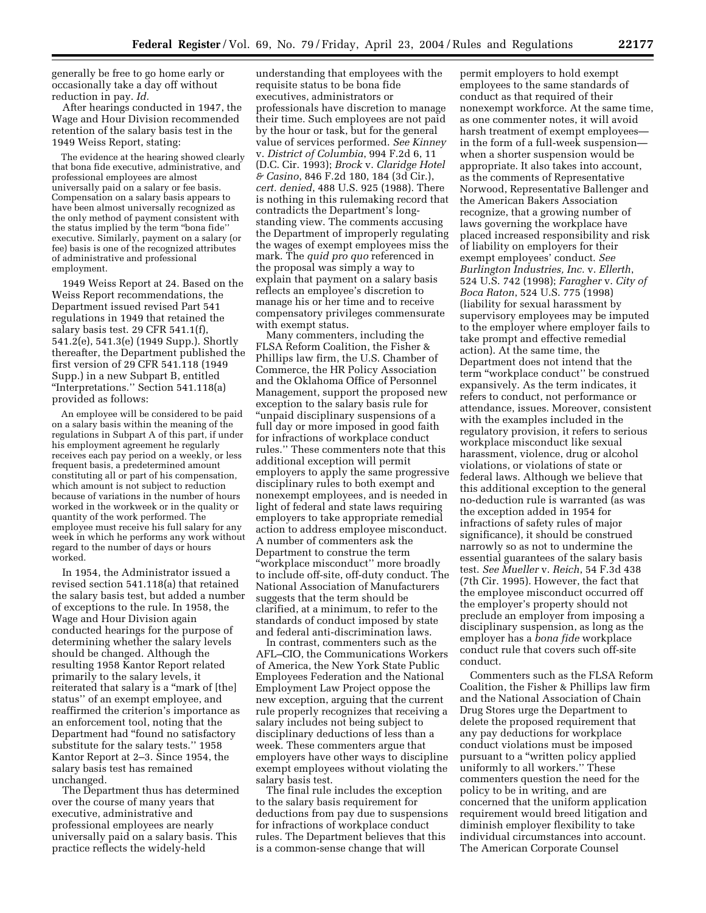generally be free to go home early or occasionally take a day off without reduction in pay. *Id.*

After hearings conducted in 1947, the Wage and Hour Division recommended retention of the salary basis test in the 1949 Weiss Report, stating:

> The evidence at the hearing showed clearly that bona fide executive, administrative, and professional employees are almost universally paid on a salary or fee basis. Compensation on a salary basis appears to have been almost universally recognized as the only method of payment consistent with the status implied by the term "bona fide" executive. Similarly, payment on a salary (or fee) basis is one of the recognized attributes of administrative and professional employment.

1949 Weiss Report at 24. Based on the Weiss Report recommendations, the Department issued revised Part 541 regulations in 1949 that retained the salary basis test. 29 CFR 541.1(f), 541.2(e), 541.3(e) (1949 Supp.). Shortly thereafter, the Department published the first version of 29 CFR 541.118 (1949 Supp.) in a new Subpart B, entitled "Interpretations." Section 541.118(a) provided as follows:

> An employee will be considered to be paid on a salary basis within the meaning of the regulations in Subpart A of this part, if under his employment agreement he regularly receives each pay period on a weekly, or less frequent basis, a predetermined amount constituting all or part of his compensation, which amount is not subject to reduction because of variations in the number of hours worked in the workweek or in the quality or quantity of the work performed. The employee must receive his full salary for any week in which he performs any work without regard to the number of days or hours worked.

In 1954, the Administrator issued a revised section 541.118(a) that retained the salary basis test, but added a number of exceptions to the rule. In 1958, the Wage and Hour Division again conducted hearings for the purpose of determining whether the salary levels should be changed. Although the resulting 1958 Kantor Report related primarily to the salary levels, it reiterated that salary is a "mark of [the] status" of an exempt employee, and reaffirmed the criterion's importance as an enforcement tool, noting that the Department had "found no satisfactory substitute for the salary tests." 1958 Kantor Report at 2–3. Since 1954, the salary basis test has remained unchanged.

The Department thus has determined over the course of many years that executive, administrative and professional employees are nearly universally paid on a salary basis. This practice reflects the widely-held understanding that employees with the requisite status to be bona fide executives, administrators or professionals have discretion to manage their time. Such employees are not paid by the hour or task, but for the general value of services performed. *See Kinney* v. *District of Columbia*, 994 F.2d 6, 11 (D.C. Cir. 1993); *Brock* v. *Claridge Hotel & Casino*, 846 F.2d 180, 184 (3d Cir.), *cert. denied*, 488 U.S. 925 (1988). There is nothing in this rulemaking record that contradicts the Department's long-standing view. The comments accusing the Department of improperly regulating the wages of exempt employees miss the mark. The *quid pro quo* referenced in the proposal was simply a way to explain that payment on a salary basis reflects an employee's discretion to manage his or her time and to receive compensatory privileges commensurate with exempt status.

Many commenters, including the FLSA Reform Coalition, the Fisher & Phillips law firm, the U.S. Chamber of Commerce, the HR Policy Association and the Oklahoma Office of Personnel Management, support the proposed new exception to the salary basis rule for "unpaid disciplinary suspensions of a full day or more imposed in good faith for infractions of workplace conduct rules." These commenters note that this additional exception will permit employers to apply the same progressive disciplinary rules to both exempt and nonexempt employees, and is needed in light of federal and state laws requiring employers to take appropriate remedial action to address employee misconduct. A number of commenters ask the Department to construe the term "workplace misconduct" more broadly to include off-site, off-duty conduct. The National Association of Manufacturers suggests that the term should be clarified, at a minimum, to refer to the standards of conduct imposed by state and federal anti-discrimination laws.

In contrast, commenters such as the AFL–CIO, the Communications Workers of America, the New York State Public Employees Federation and the National Employment Law Project oppose the new exception, arguing that the current rule properly recognizes that receiving a salary includes not being subject to disciplinary deductions of less than a week. These commenters argue that employers have other ways to discipline exempt employees without violating the salary basis test.

The final rule includes the exception to the salary basis requirement for deductions from pay due to suspensions for infractions of workplace conduct rules. The Department believes that this is a common-sense change that will permit employers to hold exempt employees to the same standards of conduct as that required of their nonexempt workforce. At the same time, as one commenter notes, it will avoid harsh treatment of exempt employees—in the form of a full-week suspension—when a shorter suspension would be appropriate. It also takes into account, as the comments of Representative Norwood, Representative Ballenger and the American Bakers Association recognize, that a growing number of laws governing the workplace have placed increased responsibility and risk of liability on employers for their exempt employees' conduct. *See Burlington Industries, Inc.* v. *Ellerth*, 524 U.S. 742 (1998); *Faragher* v. *City of Boca Raton*, 524 U.S. 775 (1998) (liability for sexual harassment by supervisory employees may be imputed to the employer where employer fails to take prompt and effective remedial action). At the same time, the Department does not intend that the term "workplace conduct" be construed expansively. As the term indicates, it refers to conduct, not performance or attendance, issues. Moreover, consistent with the examples included in the regulatory provision, it refers to serious workplace misconduct like sexual harassment, violence, drug or alcohol violations, or violations of state or federal laws. Although we believe that this additional exception to the general no-deduction rule is warranted (as was the exception added in 1954 for infractions of safety rules of major significance), it should be construed narrowly so as not to undermine the essential guarantees of the salary basis test. *See Mueller* v. *Reich*, 54 F.3d 438 (7th Cir. 1995). However, the fact that the employee misconduct occurred off the employer's property should not preclude an employer from imposing a disciplinary suspension, as long as the employer has a *bona fide* workplace conduct rule that covers such off-site conduct.

Commenters such as the FLSA Reform Coalition, the Fisher & Phillips law firm and the National Association of Chain Drug Stores urge the Department to delete the proposed requirement that any pay deductions for workplace conduct violations must be imposed pursuant to a "written policy applied uniformly to all workers." These commenters question the need for the policy to be in writing, and are concerned that the uniform application requirement would breed litigation and diminish employer flexibility to take individual circumstances into account. The American Corporate Counsel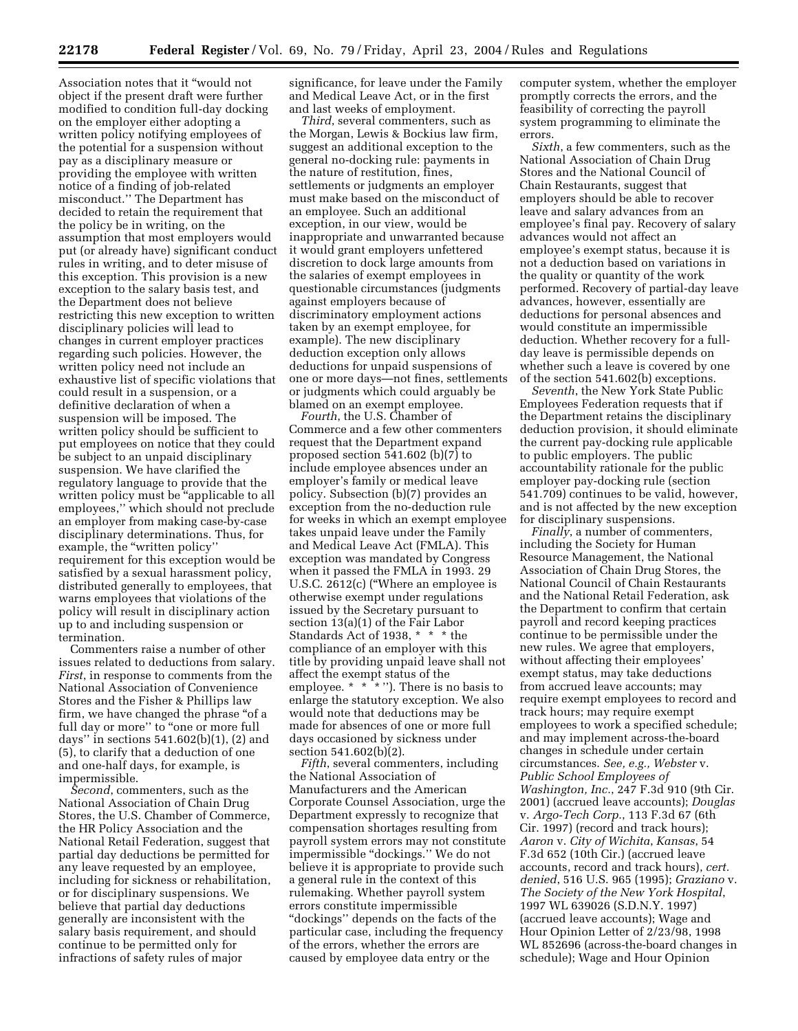Association notes that it "would not object if the present draft were further modified to condition full-day docking on the employer either adopting a written policy notifying employees of the potential for a suspension without pay as a disciplinary measure or providing the employee with written notice of a finding of job-related misconduct." The Department has decided to retain the requirement that the policy be in writing, on the assumption that most employers would put (or already have) significant conduct rules in writing, and to deter misuse of this exception. This provision is a new exception to the salary basis test, and the Department does not believe restricting this new exception to written disciplinary policies will lead to changes in current employer practices regarding such policies. However, the written policy need not include an exhaustive list of specific violations that could result in a suspension, or a definitive declaration of when a suspension will be imposed. The written policy should be sufficient to put employees on notice that they could be subject to an unpaid disciplinary suspension. We have clarified the regulatory language to provide that the written policy must be "applicable to all employees," which should not preclude an employer from making case-by-case disciplinary determinations. Thus, for example, the "written policy" requirement for this exception would be satisfied by a sexual harassment policy, distributed generally to employees, that warns employees that violations of the policy will result in disciplinary action up to and including suspension or termination.

Commenters raise a number of other issues related to deductions from salary. *First*, in response to comments from the National Association of Convenience Stores and the Fisher & Phillips law firm, we have changed the phrase "of a full day or more" to "one or more full days" in sections 541.602(b)(1), (2) and (5), to clarify that a deduction of one and one-half days, for example, is impermissible.

*Second*, commenters, such as the National Association of Chain Drug Stores, the U.S. Chamber of Commerce, the HR Policy Association and the National Retail Federation, suggest that partial day deductions be permitted for any leave requested by an employee, including for sickness or rehabilitation, or for disciplinary suspensions. We believe that partial day deductions generally are inconsistent with the salary basis requirement, and should continue to be permitted only for infractions of safety rules of major significance, for leave under the Family and Medical Leave Act, or in the first and last weeks of employment.

*Third*, several commenters, such as the Morgan, Lewis & Bockius law firm, suggest an additional exception to the general no-docking rule: payments in the nature of restitution, fines, settlements or judgments an employer must make based on the misconduct of an employee. Such an additional exception, in our view, would be inappropriate and unwarranted because it would grant employers unfettered discretion to dock large amounts from the salaries of exempt employees in questionable circumstances (judgments against employers because of discriminatory employment actions taken by an exempt employee, for example). The new disciplinary deduction exception only allows deductions for unpaid suspensions of one or more days—not fines, settlements or judgments which could arguably be blamed on an exempt employee.

*Fourth*, the U.S. Chamber of Commerce and a few other commenters request that the Department expand proposed section 541.602 (b)(7) to include employee absences under an employer's family or medical leave policy. Subsection (b)(7) provides an exception from the no-deduction rule for weeks in which an exempt employee takes unpaid leave under the Family and Medical Leave Act (FMLA). This exception was mandated by Congress when it passed the FMLA in 1993. 29 U.S.C. 2612(c) ("Where an employee is otherwise exempt under regulations issued by the Secretary pursuant to section 13(a)(1) of the Fair Labor Standards Act of 1938, * * * the compliance of an employer with this title by providing unpaid leave shall not affect the exempt status of the employee. * * *"). There is no basis to enlarge the statutory exception. We also would note that deductions may be made for absences of one or more full days occasioned by sickness under section 541.602(b)(2).

*Fifth*, several commenters, including the National Association of Manufacturers and the American Corporate Counsel Association, urge the Department expressly to recognize that compensation shortages resulting from payroll system errors may not constitute impermissible "dockings." We do not believe it is appropriate to provide such a general rule in the context of this rulemaking. Whether payroll system errors constitute impermissible "dockings" depends on the facts of the particular case, including the frequency of the errors, whether the errors are caused by employee data entry or the computer system, whether the employer promptly corrects the errors, and the feasibility of correcting the payroll system programming to eliminate the errors.

*Sixth*, a few commenters, such as the National Association of Chain Drug Stores and the National Council of Chain Restaurants, suggest that employers should be able to recover leave and salary advances from an employee's final pay. Recovery of salary advances would not affect an employee's exempt status, because it is not a deduction based on variations in the quality or quantity of the work performed. Recovery of partial-day leave advances, however, essentially are deductions for personal absences and would constitute an impermissible deduction. Whether recovery for a full-day leave is permissible depends on whether such a leave is covered by one of the section 541.602(b) exceptions.

*Seventh*, the New York State Public Employees Federation requests that if the Department retains the disciplinary deduction provision, it should eliminate the current pay-docking rule applicable to public employers. The public accountability rationale for the public employer pay-docking rule (section 541.709) continues to be valid, however, and is not affected by the new exception for disciplinary suspensions.

*Finally*, a number of commenters, including the Society for Human Resource Management, the National Association of Chain Drug Stores, the National Council of Chain Restaurants and the National Retail Federation, ask the Department to confirm that certain payroll and record keeping practices continue to be permissible under the new rules. We agree that employers, without affecting their employees' exempt status, may take deductions from accrued leave accounts; may require exempt employees to record and track hours; may require exempt employees to work a specified schedule; and may implement across-the-board changes in schedule under certain circumstances. *See, e.g., Webster* v. *Public School Employees of Washington, Inc.*, 247 F.3d 910 (9th Cir. 2001) (accrued leave accounts); *Douglas* v. *Argo-Tech Corp.*, 113 F.3d 67 (6th Cir. 1997) (record and track hours); *Aaron* v. *City of Wichita, Kansas*, 54 F.3d 652 (10th Cir.) (accrued leave accounts, record and track hours), *cert. denied*, 516 U.S. 965 (1995); *Graziano* v. *The Society of the New York Hospital*, 1997 WL 639026 (S.D.N.Y. 1997) (accrued leave accounts); Wage and Hour Opinion Letter of 2/23/98, 1998 WL 852696 (across-the-board changes in schedule); Wage and Hour Opinion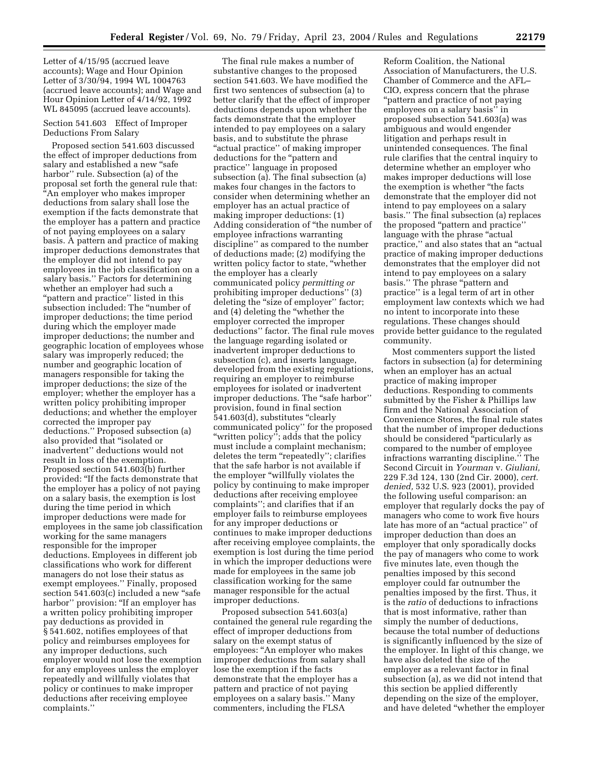Letter of 4/15/95 (accrued leave accounts); Wage and Hour Opinion Letter of 3/30/94, 1994 WL 1004763 (accrued leave accounts); and Wage and Hour Opinion Letter of 4/14/92, 1992 WL 845095 (accrued leave accounts).

Section 541.603 Effect of Improper Deductions From Salary

Proposed section 541.603 discussed the effect of improper deductions from salary and established a new "safe harbor'' rule. Subsection (a) of the proposal set forth the general rule that: "An employer who makes improper deductions from salary shall lose the exemption if the facts demonstrate that the employer has a pattern and practice of not paying employees on a salary basis. A pattern and practice of making improper deductions demonstrates that the employer did not intend to pay employees in the job classification on a salary basis.'' Factors for determining whether an employer had such a "pattern and practice'' listed in this subsection included: The "number of improper deductions; the time period during which the employer made improper deductions; the number and geographic location of employees whose salary was improperly reduced; the number and geographic location of managers responsible for taking the improper deductions; the size of the employer; whether the employer has a written policy prohibiting improper deductions; and whether the employer corrected the improper pay deductions.'' Proposed subsection (a) also provided that "isolated or inadvertent'' deductions would not result in loss of the exemption. Proposed section 541.603(b) further provided: "If the facts demonstrate that the employer has a policy of not paying on a salary basis, the exemption is lost during the time period in which improper deductions were made for employees in the same job classification working for the same managers responsible for the improper deductions. Employees in different job classifications who work for different managers do not lose their status as exempt employees.'' Finally, proposed section 541.603(c) included a new "safe harbor'' provision: "If an employer has a written policy prohibiting improper pay deductions as provided in § 541.602, notifies employees of that policy and reimburses employees for any improper deductions, such employer would not lose the exemption for any employees unless the employer repeatedly and willfully violates that policy or continues to make improper deductions after receiving employee complaints.''

The final rule makes a number of substantive changes to the proposed section 541.603. We have modified the first two sentences of subsection (a) to better clarify that the effect of improper deductions depends upon whether the facts demonstrate that the employer intended to pay employees on a salary basis, and to substitute the phrase "actual practice'' of making improper deductions for the "pattern and practice'' language in proposed subsection (a). The final subsection (a) makes four changes in the factors to consider when determining whether an employer has an actual practice of making improper deductions: (1) Adding consideration of "the number of employee infractions warranting discipline'' as compared to the number of deductions made; (2) modifying the written policy factor to state, "whether the employer has a clearly communicated policy *permitting or* prohibiting improper deductions'' (3) deleting the "size of employer'' factor; and (4) deleting the "whether the employer corrected the improper deductions'' factor. The final rule moves the language regarding isolated or inadvertent improper deductions to subsection (c), and inserts language, developed from the existing regulations, requiring an employer to reimburse employees for isolated or inadvertent improper deductions. The "safe harbor'' provision, found in final section 541.603(d), substitutes "clearly communicated policy'' for the proposed "written policy''; adds that the policy must include a complaint mechanism; deletes the term "repeatedly''; clarifies that the safe harbor is not available if the employer "willfully violates the policy by continuing to make improper deductions after receiving employee complaints''; and clarifies that if an employer fails to reimburse employees for any improper deductions or continues to make improper deductions after receiving employee complaints, the exemption is lost during the time period in which the improper deductions were made for employees in the same job classification working for the same manager responsible for the actual improper deductions.

Proposed subsection 541.603(a) contained the general rule regarding the effect of improper deductions from salary on the exempt status of employees: "An employer who makes improper deductions from salary shall lose the exemption if the facts demonstrate that the employer has a pattern and practice of not paying employees on a salary basis.'' Many commenters, including the FLSA Reform Coalition, the National Association of Manufacturers, the U.S. Chamber of Commerce and the AFL–CIO, express concern that the phrase "pattern and practice of not paying employees on a salary basis'' in proposed subsection 541.603(a) was ambiguous and would engender litigation and perhaps result in unintended consequences. The final rule clarifies that the central inquiry to determine whether an employer who makes improper deductions will lose the exemption is whether "the facts demonstrate that the employer did not intend to pay employees on a salary basis.'' The final subsection (a) replaces the proposed "pattern and practice'' language with the phrase "actual practice,'' and also states that an "actual practice of making improper deductions demonstrates that the employer did not intend to pay employees on a salary basis.'' The phrase "pattern and practice'' is a legal term of art in other employment law contexts which we had no intent to incorporate into these regulations. These changes should provide better guidance to the regulated community.

Most commenters support the listed factors in subsection (a) for determining when an employer has an actual practice of making improper deductions. Responding to comments submitted by the Fisher & Phillips law firm and the National Association of Convenience Stores, the final rule states that the number of improper deductions should be considered "particularly as compared to the number of employee infractions warranting discipline.'' The Second Circuit in *Yourman* v. *Giuliani,* 229 F.3d 124, 130 (2nd Cir. 2000), *cert. denied,* 532 U.S. 923 (2001), provided the following useful comparison: an employer that regularly docks the pay of managers who come to work five hours late has more of an "actual practice'' of improper deduction than does an employer that only sporadically docks the pay of managers who come to work five minutes late, even though the penalties imposed by this second employer could far outnumber the penalties imposed by the first. Thus, it is the *ratio* of deductions to infractions that is most informative, rather than simply the number of deductions, because the total number of deductions is significantly influenced by the size of the employer. In light of this change, we have also deleted the size of the employer as a relevant factor in final subsection (a), as we did not intend that this section be applied differently depending on the size of the employer, and have deleted "whether the employer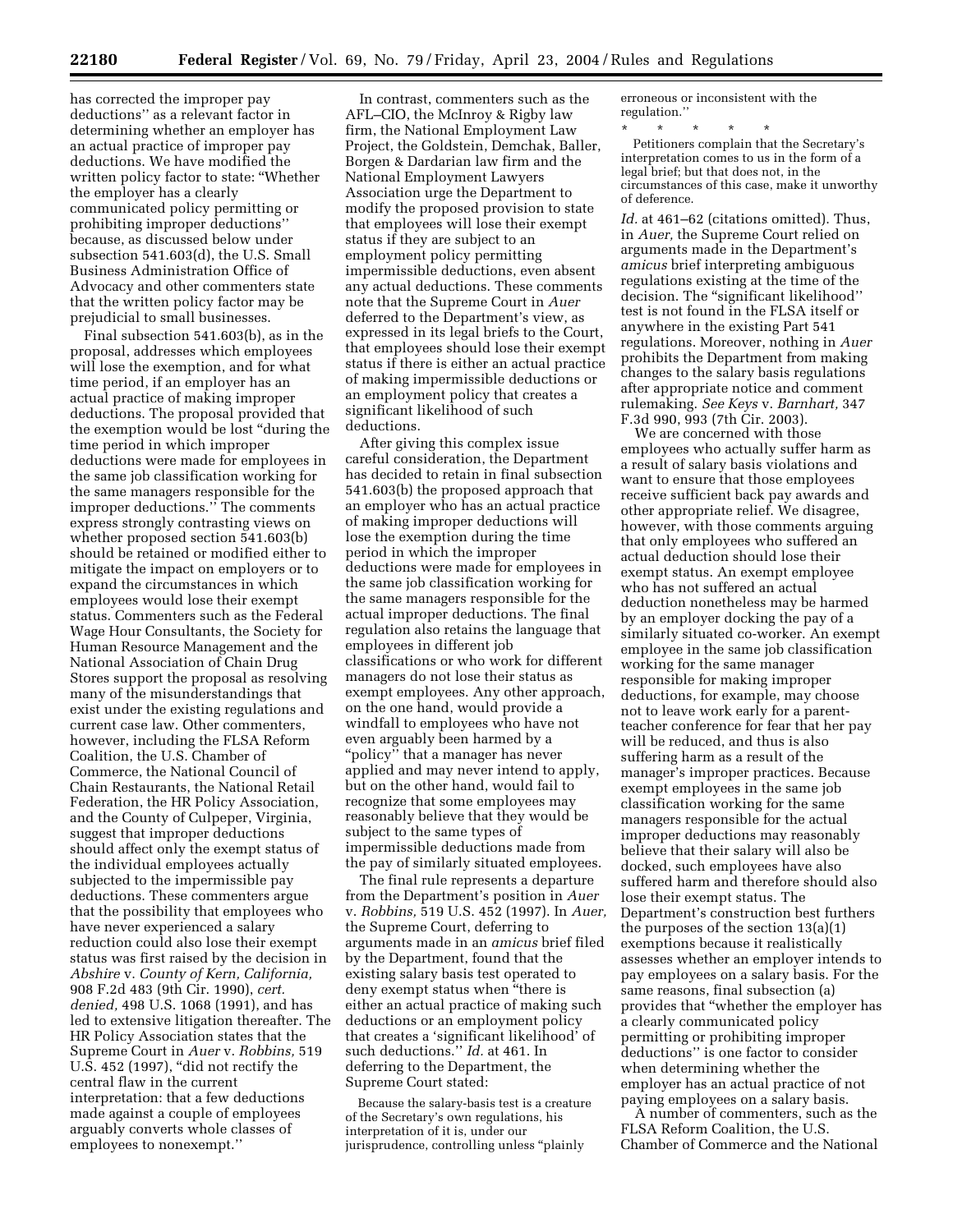has corrected the improper pay deductions'' as a relevant factor in determining whether an employer has an actual practice of improper pay deductions. We have modified the written policy factor to state: "Whether the employer has a clearly communicated policy permitting or prohibiting improper deductions'' because, as discussed below under subsection 541.603(d), the U.S. Small Business Administration Office of Advocacy and other commenters state that the written policy factor may be prejudicial to small businesses.

Final subsection 541.603(b), as in the proposal, addresses which employees will lose the exemption, and for what time period, if an employer has an actual practice of making improper deductions. The proposal provided that the exemption would be lost "during the time period in which improper deductions were made for employees in the same job classification working for the same managers responsible for the improper deductions.'' The comments express strongly contrasting views on whether proposed section 541.603(b) should be retained or modified either to mitigate the impact on employers or to expand the circumstances in which employees would lose their exempt status. Commenters such as the Federal Wage Hour Consultants, the Society for Human Resource Management and the National Association of Chain Drug Stores support the proposal as resolving many of the misunderstandings that exist under the existing regulations and current case law. Other commenters, however, including the FLSA Reform Coalition, the U.S. Chamber of Commerce, the National Council of Chain Restaurants, the National Retail Federation, the HR Policy Association, and the County of Culpeper, Virginia, suggest that improper deductions should affect only the exempt status of the individual employees actually subjected to the impermissible pay deductions. These commenters argue that the possibility that employees who have never experienced a salary reduction could also lose their exempt status was first raised by the decision in *Abshire* v. *County of Kern, California,* 908 F.2d 483 (9th Cir. 1990), *cert. denied,* 498 U.S. 1068 (1991), and has led to extensive litigation thereafter. The HR Policy Association states that the Supreme Court in *Auer* v. *Robbins,* 519 U.S. 452 (1997), "did not rectify the central flaw in the current interpretation: that a few deductions made against a couple of employees arguably converts whole classes of employees to nonexempt.''

In contrast, commenters such as the AFL–CIO, the McInroy & Rigby law firm, the National Employment Law Project, the Goldstein, Demchak, Baller, Borgen & Dardarian law firm and the National Employment Lawyers Association urge the Department to modify the proposed provision to state that employees will lose their exempt status if they are subject to an employment policy permitting impermissible deductions, even absent any actual deductions. These comments note that the Supreme Court in *Auer* deferred to the Department's view, as expressed in its legal briefs to the Court, that employees should lose their exempt status if there is either an actual practice of making impermissible deductions or an employment policy that creates a significant likelihood of such deductions.

After giving this complex issue careful consideration, the Department has decided to retain in final subsection 541.603(b) the proposed approach that an employer who has an actual practice of making improper deductions will lose the exemption during the time period in which the improper deductions were made for employees in the same job classification working for the same managers responsible for the actual improper deductions. The final regulation also retains the language that employees in different job classifications or who work for different managers do not lose their status as exempt employees. Any other approach, on the one hand, would provide a windfall to employees who have not even arguably been harmed by a "policy'' that a manager has never applied and may never intend to apply, but on the other hand, would fail to recognize that some employees may reasonably believe that they would be subject to the same types of impermissible deductions made from the pay of similarly situated employees.

The final rule represents a departure from the Department's position in *Auer* v. *Robbins,* 519 U.S. 452 (1997). In *Auer,* the Supreme Court, deferring to arguments made in an *amicus* brief filed by the Department, found that the existing salary basis test operated to deny exempt status when "there is either an actual practice of making such deductions or an employment policy that creates a 'significant likelihood' of such deductions.'' *Id.* at 461. In deferring to the Department, the Supreme Court stated:

> Because the salary-basis test is a creature of the Secretary's own regulations, his interpretation of it is, under our jurisprudence, controlling unless "plainly erroneous or inconsistent with the regulation.''
>
> \* \* \* \* \*
>
> Petitioners complain that the Secretary's interpretation comes to us in the form of a legal brief; but that does not, in the circumstances of this case, make it unworthy of deference.

*Id.* at 461–62 (citations omitted). Thus, in *Auer,* the Supreme Court relied on arguments made in the Department's *amicus* brief interpreting ambiguous regulations existing at the time of the decision. The "significant likelihood'' test is not found in the FLSA itself or anywhere in the existing Part 541 regulations. Moreover, nothing in *Auer* prohibits the Department from making changes to the salary basis regulations after appropriate notice and comment rulemaking. *See Keys* v. *Barnhart,* 347 F.3d 990, 993 (7th Cir. 2003).

We are concerned with those employees who actually suffer harm as a result of salary basis violations and want to ensure that those employees receive sufficient back pay awards and other appropriate relief. We disagree, however, with those comments arguing that only employees who suffered an actual deduction should lose their exempt status. An exempt employee who has not suffered an actual deduction nonetheless may be harmed by an employer docking the pay of a similarly situated co-worker. An exempt employee in the same job classification working for the same manager responsible for making improper deductions, for example, may choose not to leave work early for a parent-teacher conference for fear that her pay will be reduced, and thus is also suffering harm as a result of the manager's improper practices. Because exempt employees in the same job classification working for the same managers responsible for the actual improper deductions may reasonably believe that their salary will also be docked, such employees have also suffered harm and therefore should also lose their exempt status. The Department's construction best furthers the purposes of the section 13(a)(1) exemptions because it realistically assesses whether an employer intends to pay employees on a salary basis. For the same reasons, final subsection (a) provides that "whether the employer has a clearly communicated policy permitting or prohibiting improper deductions'' is one factor to consider when determining whether the employer has an actual practice of not paying employees on a salary basis.

A number of commenters, such as the FLSA Reform Coalition, the U.S. Chamber of Commerce and the National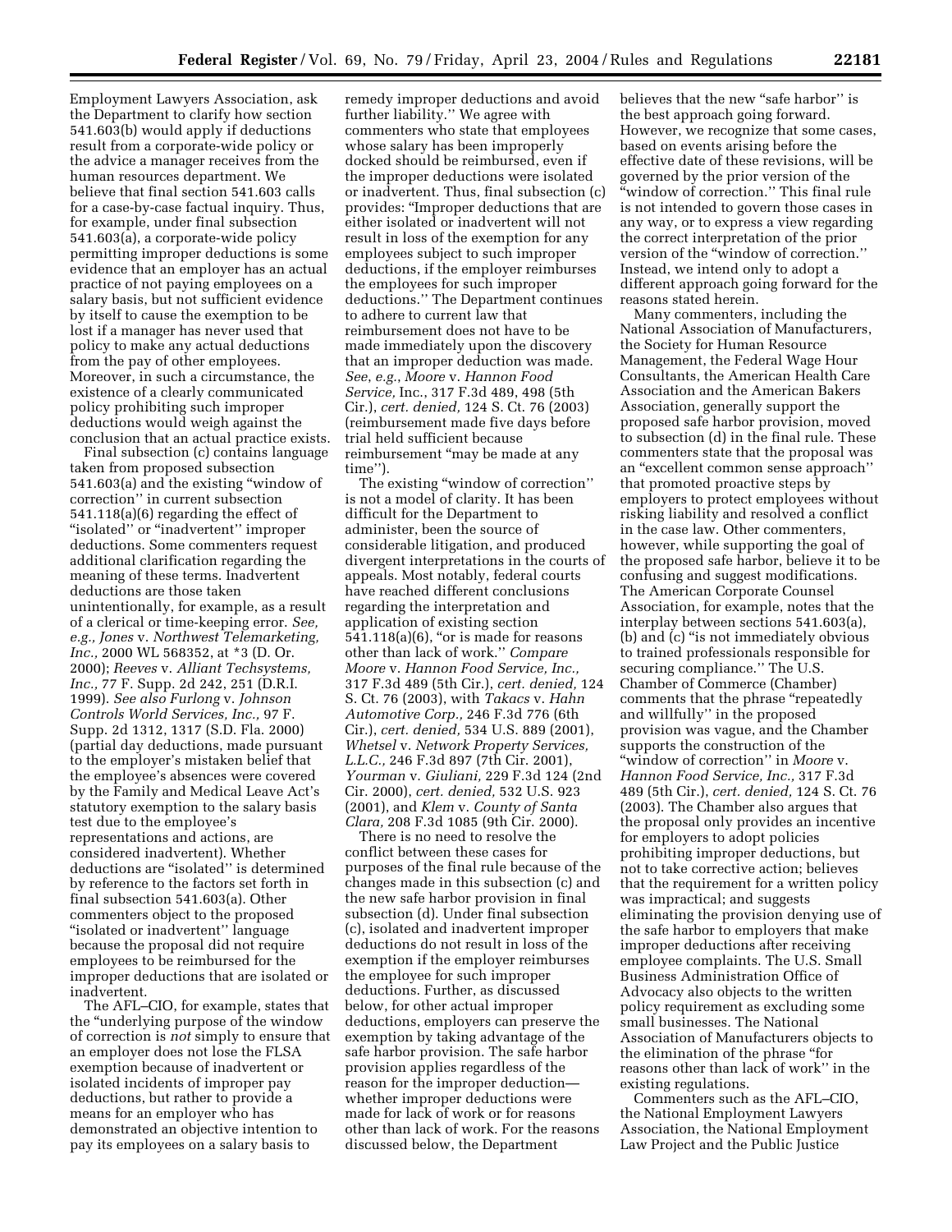Employment Lawyers Association, ask the Department to clarify how section 541.603(b) would apply if deductions result from a corporate-wide policy or the advice a manager receives from the human resources department. We believe that final section 541.603 calls for a case-by-case factual inquiry. Thus, for example, under final subsection 541.603(a), a corporate-wide policy permitting improper deductions is some evidence that an employer has an actual practice of not paying employees on a salary basis, but not sufficient evidence by itself to cause the exemption to be lost if a manager has never used that policy to make any actual deductions from the pay of other employees. Moreover, in such a circumstance, the existence of a clearly communicated policy prohibiting such improper deductions would weigh against the conclusion that an actual practice exists.

Final subsection (c) contains language taken from proposed subsection 541.603(a) and the existing "window of correction" in current subsection 541.118(a)(6) regarding the effect of "isolated" or "inadvertent" improper deductions. Some commenters request additional clarification regarding the meaning of these terms. Inadvertent deductions are those taken unintentionally, for example, as a result of a clerical or time-keeping error. *See, e.g., Jones* v. *Northwest Telemarketing, Inc.,* 2000 WL 568352, at *3 (D. Or. 2000); *Reeves* v. *Alliant Techsystems, Inc.,* 77 F. Supp. 2d 242, 251 (D.R.I. 1999). *See also Furlong* v. *Johnson Controls World Services, Inc.,* 97 F. Supp. 2d 1312, 1317 (S.D. Fla. 2000) (partial day deductions, made pursuant to the employer's mistaken belief that the employee's absences were covered by the Family and Medical Leave Act's statutory exemption to the salary basis test due to the employee's representations and actions, are considered inadvertent). Whether deductions are "isolated" is determined by reference to the factors set forth in final subsection 541.603(a). Other commenters object to the proposed "isolated or inadvertent" language because the proposal did not require employees to be reimbursed for the improper deductions that are isolated or inadvertent.

The AFL–CIO, for example, states that the "underlying purpose of the window of correction is *not* simply to ensure that an employer does not lose the FLSA exemption because of inadvertent or isolated incidents of improper pay deductions, but rather to provide a means for an employer who has demonstrated an objective intention to pay its employees on a salary basis to remedy improper deductions and avoid further liability." We agree with commenters who state that employees whose salary has been improperly docked should be reimbursed, even if the improper deductions were isolated or inadvertent. Thus, final subsection (c) provides: "Improper deductions that are either isolated or inadvertent will not result in loss of the exemption for any employees subject to such improper deductions, if the employer reimburses the employees for such improper deductions." The Department continues to adhere to current law that reimbursement does not have to be made immediately upon the discovery that an improper deduction was made. *See, e.g., Moore* v. *Hannon Food Service,* Inc., 317 F.3d 489, 498 (5th Cir.), *cert. denied,* 124 S. Ct. 76 (2003) (reimbursement made five days before trial held sufficient because reimbursement "may be made at any time").

The existing "window of correction" is not a model of clarity. It has been difficult for the Department to administer, been the source of considerable litigation, and produced divergent interpretations in the courts of appeals. Most notably, federal courts have reached different conclusions regarding the interpretation and application of existing section 541.118(a)(6), "or is made for reasons other than lack of work." *Compare Moore* v. *Hannon Food Service, Inc.,* 317 F.3d 489 (5th Cir.), *cert. denied,* 124 S. Ct. 76 (2003), with *Takacs* v. *Hahn Automotive Corp.,* 246 F.3d 776 (6th Cir.), *cert. denied,* 534 U.S. 889 (2001), *Whetsel* v. *Network Property Services, L.L.C.,* 246 F.3d 897 (7th Cir. 2001), *Yourman* v. *Giuliani,* 229 F.3d 124 (2nd Cir. 2000), *cert. denied,* 532 U.S. 923 (2001), and *Klem* v. *County of Santa Clara,* 208 F.3d 1085 (9th Cir. 2000).

There is no need to resolve the conflict between these cases for purposes of the final rule because of the changes made in this subsection (c) and the new safe harbor provision in final subsection (d). Under final subsection (c), isolated and inadvertent improper deductions do not result in loss of the exemption if the employer reimburses the employee for such improper deductions. Further, as discussed below, for other actual improper deductions, employers can preserve the exemption by taking advantage of the safe harbor provision. The safe harbor provision applies regardless of the reason for the improper deduction—whether improper deductions were made for lack of work or for reasons other than lack of work. For the reasons discussed below, the Department believes that the new "safe harbor" is the best approach going forward. However, we recognize that some cases, based on events arising before the effective date of these revisions, will be governed by the prior version of the "window of correction." This final rule is not intended to govern those cases in any way, or to express a view regarding the correct interpretation of the prior version of the "window of correction." Instead, we intend only to adopt a different approach going forward for the reasons stated herein.

Many commenters, including the National Association of Manufacturers, the Society for Human Resource Management, the Federal Wage Hour Consultants, the American Health Care Association and the American Bakers Association, generally support the proposed safe harbor provision, moved to subsection (d) in the final rule. These commenters state that the proposal was an "excellent common sense approach" that promoted proactive steps by employers to protect employees without risking liability and resolved a conflict in the case law. Other commenters, however, while supporting the goal of the proposed safe harbor, believe it to be confusing and suggest modifications. The American Corporate Counsel Association, for example, notes that the interplay between sections 541.603(a), (b) and (c) "is not immediately obvious to trained professionals responsible for securing compliance." The U.S. Chamber of Commerce (Chamber) comments that the phrase "repeatedly and willfully" in the proposed provision was vague, and the Chamber supports the construction of the "window of correction" in *Moore* v. *Hannon Food Service, Inc.,* 317 F.3d 489 (5th Cir.), *cert. denied,* 124 S. Ct. 76 (2003). The Chamber also argues that the proposal only provides an incentive for employers to adopt policies prohibiting improper deductions, but not to take corrective action; believes that the requirement for a written policy was impractical; and suggests eliminating the provision denying use of the safe harbor to employers that make improper deductions after receiving employee complaints. The U.S. Small Business Administration Office of Advocacy also objects to the written policy requirement as excluding some small businesses. The National Association of Manufacturers objects to the elimination of the phrase "for reasons other than lack of work" in the existing regulations.

Commenters such as the AFL–CIO, the National Employment Lawyers Association, the National Employment Law Project and the Public Justice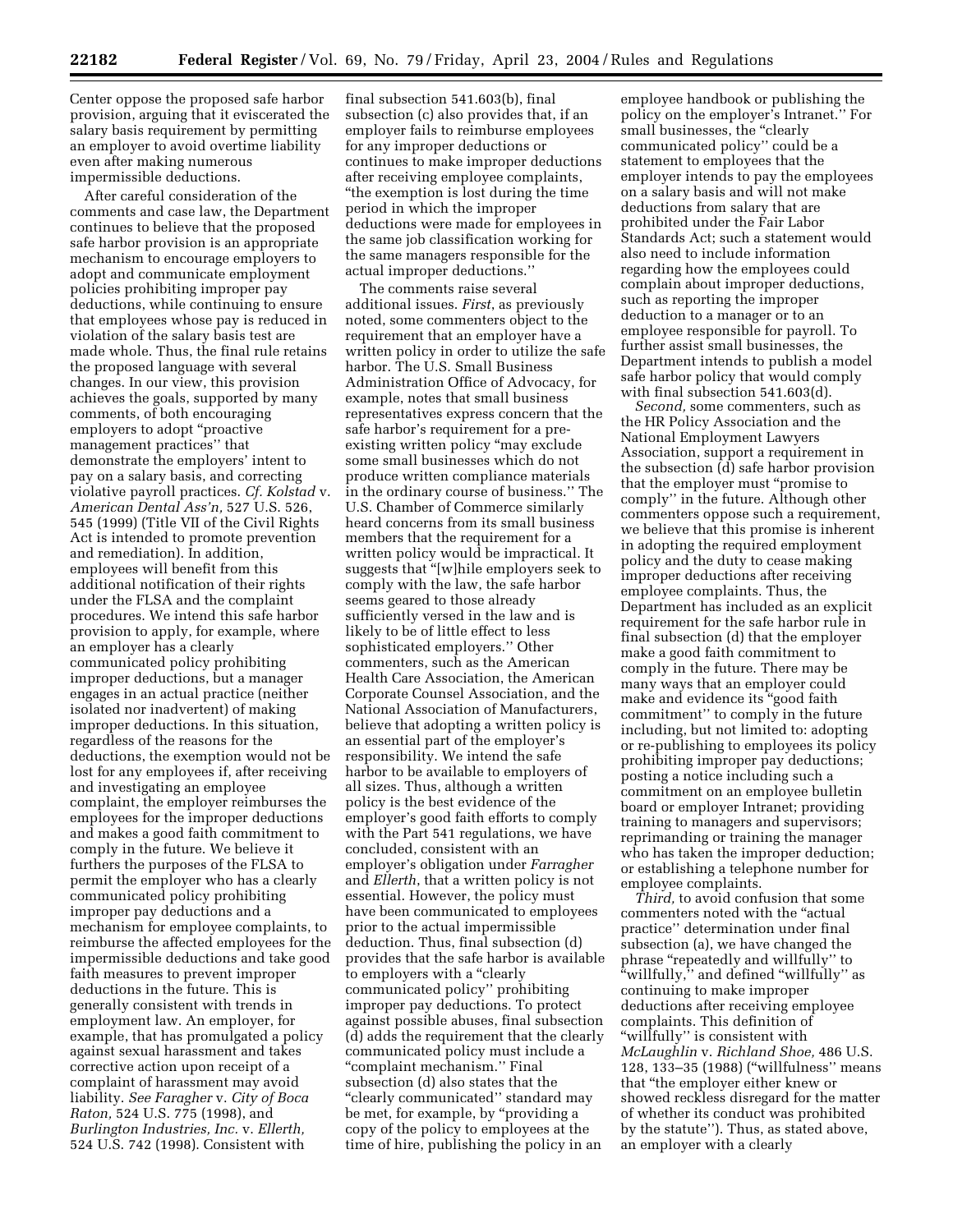Center oppose the proposed safe harbor provision, arguing that it eviscerated the salary basis requirement by permitting an employer to avoid overtime liability even after making numerous impermissible deductions.

After careful consideration of the comments and case law, the Department continues to believe that the proposed safe harbor provision is an appropriate mechanism to encourage employers to adopt and communicate employment policies prohibiting improper pay deductions, while continuing to ensure that employees whose pay is reduced in violation of the salary basis test are made whole. Thus, the final rule retains the proposed language with several changes. In our view, this provision achieves the goals, supported by many comments, of both encouraging employers to adopt "proactive management practices" that demonstrate the employers' intent to pay on a salary basis, and correcting violative payroll practices. *Cf. Kolstad* v. *American Dental Ass'n,* 527 U.S. 526, 545 (1999) (Title VII of the Civil Rights Act is intended to promote prevention and remediation). In addition, employees will benefit from this additional notification of their rights under the FLSA and the complaint procedures. We intend this safe harbor provision to apply, for example, where an employer has a clearly communicated policy prohibiting improper deductions, but a manager engages in an actual practice (neither isolated nor inadvertent) of making improper deductions. In this situation, regardless of the reasons for the deductions, the exemption would not be lost for any employees if, after receiving and investigating an employee complaint, the employer reimburses the employees for the improper deductions and makes a good faith commitment to comply in the future. We believe it furthers the purposes of the FLSA to permit the employer who has a clearly communicated policy prohibiting improper pay deductions and a mechanism for employee complaints, to reimburse the affected employees for the impermissible deductions and take good faith measures to prevent improper deductions in the future. This is generally consistent with trends in employment law. An employer, for example, that has promulgated a policy against sexual harassment and takes corrective action upon receipt of a complaint of harassment may avoid liability. *See Faragher* v. *City of Boca Raton,* 524 U.S. 775 (1998), and *Burlington Industries, Inc.* v. *Ellerth,* 524 U.S. 742 (1998). Consistent with final subsection 541.603(b), final subsection (c) also provides that, if an employer fails to reimburse employees for any improper deductions or continues to make improper deductions after receiving employee complaints, "the exemption is lost during the time period in which the improper deductions were made for employees in the same job classification working for the same managers responsible for the actual improper deductions."

The comments raise several additional issues. *First*, as previously noted, some commenters object to the requirement that an employer have a written policy in order to utilize the safe harbor. The U.S. Small Business Administration Office of Advocacy, for example, notes that small business representatives express concern that the safe harbor's requirement for a pre-existing written policy "may exclude some small businesses which do not produce written compliance materials in the ordinary course of business." The U.S. Chamber of Commerce similarly heard concerns from its small business members that the requirement for a written policy would be impractical. It suggests that "[w]hile employers seek to comply with the law, the safe harbor seems geared to those already sufficiently versed in the law and is likely to be of little effect to less sophisticated employers." Other commenters, such as the American Health Care Association, the American Corporate Counsel Association, and the National Association of Manufacturers, believe that adopting a written policy is an essential part of the employer's responsibility. We intend the safe harbor to be available to employers of all sizes. Thus, although a written policy is the best evidence of the employer's good faith efforts to comply with the Part 541 regulations, we have concluded, consistent with an employer's obligation under *Farragher* and *Ellerth*, that a written policy is not essential. However, the policy must have been communicated to employees prior to the actual impermissible deduction. Thus, final subsection (d) provides that the safe harbor is available to employers with a "clearly communicated policy" prohibiting improper pay deductions. To protect against possible abuses, final subsection (d) adds the requirement that the clearly communicated policy must include a "complaint mechanism." Final subsection (d) also states that the "clearly communicated" standard may be met, for example, by "providing a copy of the policy to employees at the time of hire, publishing the policy in an employee handbook or publishing the policy on the employer's Intranet." For small businesses, the "clearly communicated policy" could be a statement to employees that the employer intends to pay the employees on a salary basis and will not make deductions from salary that are prohibited under the Fair Labor Standards Act; such a statement would also need to include information regarding how the employees could complain about improper deductions, such as reporting the improper deduction to a manager or to an employee responsible for payroll. To further assist small businesses, the Department intends to publish a model safe harbor policy that would comply with final subsection 541.603(d).

*Second,* some commenters, such as the HR Policy Association and the National Employment Lawyers Association, support a requirement in the subsection (d) safe harbor provision that the employer must "promise to comply" in the future. Although other commenters oppose such a requirement, we believe that this promise is inherent in adopting the required employment policy and the duty to cease making improper deductions after receiving employee complaints. Thus, the Department has included as an explicit requirement for the safe harbor rule in final subsection (d) that the employer make a good faith commitment to comply in the future. There may be many ways that an employer could make and evidence its "good faith commitment" to comply in the future including, but not limited to: adopting or re-publishing to employees its policy prohibiting improper pay deductions; posting a notice including such a commitment on an employee bulletin board or employer Intranet; providing training to managers and supervisors; reprimanding or training the manager who has taken the improper deduction; or establishing a telephone number for employee complaints.

*Third,* to avoid confusion that some commenters noted with the "actual practice" determination under final subsection (a), we have changed the phrase "repeatedly and willfully" to "willfully," and defined "willfully" as continuing to make improper deductions after receiving employee complaints. This definition of "willfully" is consistent with *McLaughlin* v. *Richland Shoe,* 486 U.S. 128, 133–35 (1988) ("willfulness" means that "the employer either knew or showed reckless disregard for the matter of whether its conduct was prohibited by the statute"). Thus, as stated above, an employer with a clearly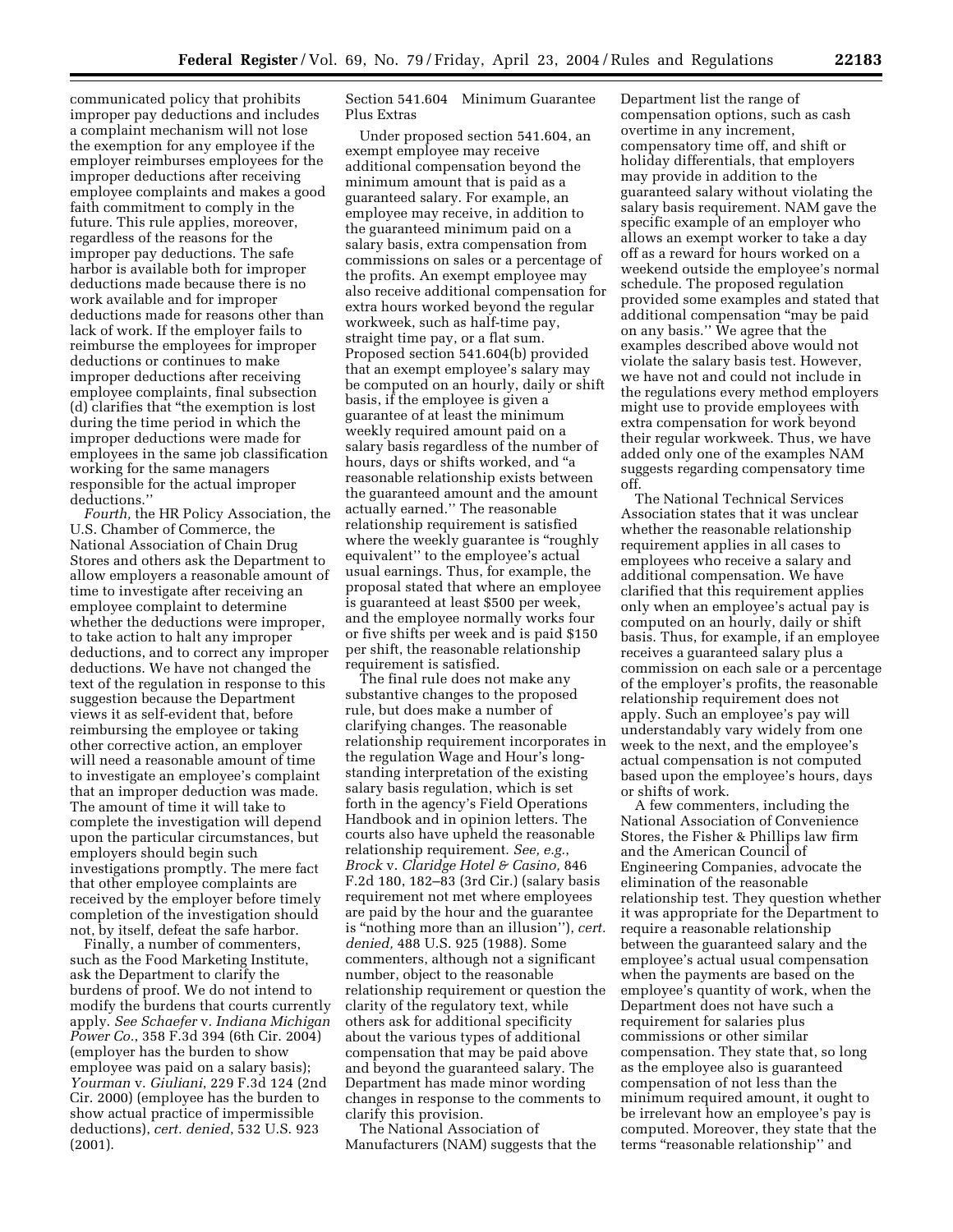communicated policy that prohibits improper pay deductions and includes a complaint mechanism will not lose the exemption for any employee if the employer reimburses employees for the improper deductions after receiving employee complaints and makes a good faith commitment to comply in the future. This rule applies, moreover, regardless of the reasons for the improper pay deductions. The safe harbor is available both for improper deductions made because there is no work available and for improper deductions made for reasons other than lack of work. If the employer fails to reimburse the employees for improper deductions or continues to make improper deductions after receiving employee complaints, final subsection (d) clarifies that "the exemption is lost during the time period in which the improper deductions were made for employees in the same job classification working for the same managers responsible for the actual improper deductions."

*Fourth,* the HR Policy Association, the U.S. Chamber of Commerce, the National Association of Chain Drug Stores and others ask the Department to allow employers a reasonable amount of time to investigate after receiving an employee complaint to determine whether the deductions were improper, to take action to halt any improper deductions, and to correct any improper deductions. We have not changed the text of the regulation in response to this suggestion because the Department views it as self-evident that, before reimbursing the employee or taking other corrective action, an employer will need a reasonable amount of time to investigate an employee's complaint that an improper deduction was made. The amount of time it will take to complete the investigation will depend upon the particular circumstances, but employers should begin such investigations promptly. The mere fact that other employee complaints are received by the employer before timely completion of the investigation should not, by itself, defeat the safe harbor.

Finally, a number of commenters, such as the Food Marketing Institute, ask the Department to clarify the burdens of proof. We do not intend to modify the burdens that courts currently apply. *See Schaefer* v. *Indiana Michigan Power Co.*, 358 F.3d 394 (6th Cir. 2004) (employer has the burden to show employee was paid on a salary basis); *Yourman* v. *Giuliani*, 229 F.3d 124 (2nd Cir. 2000) (employee has the burden to show actual practice of impermissible deductions), *cert. denied*, 532 U.S. 923 (2001).

Section 541.604 Minimum Guarantee Plus Extras

Under proposed section 541.604, an exempt employee may receive additional compensation beyond the minimum amount that is paid as a guaranteed salary. For example, an employee may receive, in addition to the guaranteed minimum paid on a salary basis, extra compensation from commissions on sales or a percentage of the profits. An exempt employee may also receive additional compensation for extra hours worked beyond the regular workweek, such as half-time pay, straight time pay, or a flat sum. Proposed section 541.604(b) provided that an exempt employee's salary may be computed on an hourly, daily or shift basis, if the employee is given a guarantee of at least the minimum weekly required amount paid on a salary basis regardless of the number of hours, days or shifts worked, and "a reasonable relationship exists between the guaranteed amount and the amount actually earned." The reasonable relationship requirement is satisfied where the weekly guarantee is "roughly equivalent" to the employee's actual usual earnings. Thus, for example, the proposal stated that where an employee is guaranteed at least $500 per week, and the employee normally works four or five shifts per week and is paid $150 per shift, the reasonable relationship requirement is satisfied.

The final rule does not make any substantive changes to the proposed rule, but does make a number of clarifying changes. The reasonable relationship requirement incorporates in the regulation Wage and Hour's long-standing interpretation of the existing salary basis regulation, which is set forth in the agency's Field Operations Handbook and in opinion letters. The courts also have upheld the reasonable relationship requirement. *See, e.g.*, *Brock* v. *Claridge Hotel & Casino,* 846 F.2d 180, 182–83 (3rd Cir.) (salary basis requirement not met where employees are paid by the hour and the guarantee is "nothing more than an illusion"), *cert. denied,* 488 U.S. 925 (1988). Some commenters, although not a significant number, object to the reasonable relationship requirement or question the clarity of the regulatory text, while others ask for additional specificity about the various types of additional compensation that may be paid above and beyond the guaranteed salary. The Department has made minor wording changes in response to the comments to clarify this provision.

The National Association of Manufacturers (NAM) suggests that the Department list the range of compensation options, such as cash overtime in any increment, compensatory time off, and shift or holiday differentials, that employers may provide in addition to the guaranteed salary without violating the salary basis requirement. NAM gave the specific example of an employer who allows an exempt worker to take a day off as a reward for hours worked on a weekend outside the employee's normal schedule. The proposed regulation provided some examples and stated that additional compensation "may be paid on any basis." We agree that the examples described above would not violate the salary basis test. However, we have not and could not include in the regulations every method employers might use to provide employees with extra compensation for work beyond their regular workweek. Thus, we have added only one of the examples NAM suggests regarding compensatory time off.

The National Technical Services Association states that it was unclear whether the reasonable relationship requirement applies in all cases to employees who receive a salary and additional compensation. We have clarified that this requirement applies only when an employee's actual pay is computed on an hourly, daily or shift basis. Thus, for example, if an employee receives a guaranteed salary plus a commission on each sale or a percentage of the employer's profits, the reasonable relationship requirement does not apply. Such an employee's pay will understandably vary widely from one week to the next, and the employee's actual compensation is not computed based upon the employee's hours, days or shifts of work.

A few commenters, including the National Association of Convenience Stores, the Fisher & Phillips law firm and the American Council of Engineering Companies, advocate the elimination of the reasonable relationship test. They question whether it was appropriate for the Department to require a reasonable relationship between the guaranteed salary and the employee's actual usual compensation when the payments are based on the employee's quantity of work, when the Department does not have such a requirement for salaries plus commissions or other similar compensation. They state that, so long as the employee also is guaranteed compensation of not less than the minimum required amount, it ought to be irrelevant how an employee's pay is computed. Moreover, they state that the terms "reasonable relationship" and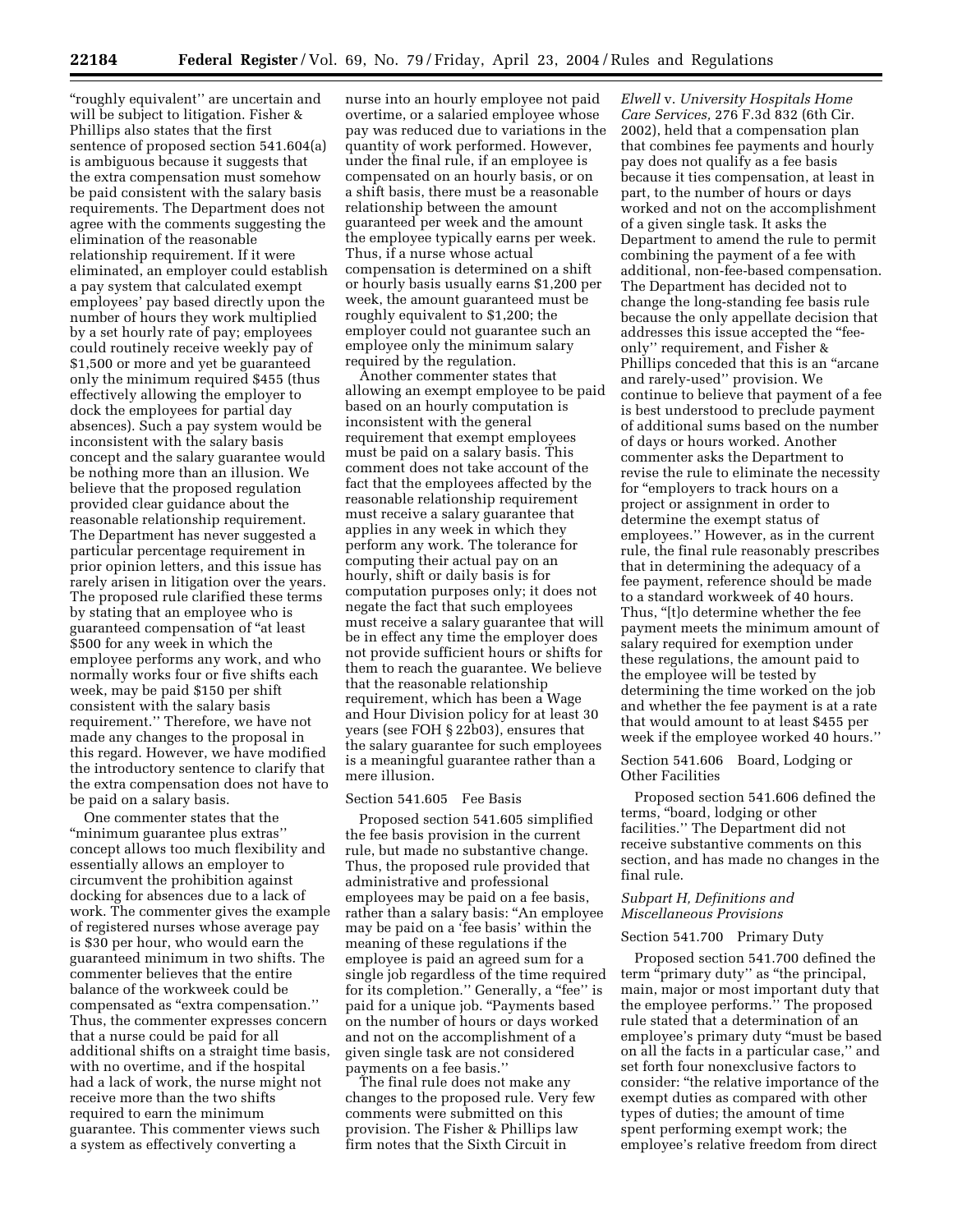"roughly equivalent'' are uncertain and will be subject to litigation. Fisher & Phillips also states that the first sentence of proposed section 541.604(a) is ambiguous because it suggests that the extra compensation must somehow be paid consistent with the salary basis requirements. The Department does not agree with the comments suggesting the elimination of the reasonable relationship requirement. If it were eliminated, an employer could establish a pay system that calculated exempt employees' pay based directly upon the number of hours they work multiplied by a set hourly rate of pay; employees could routinely receive weekly pay of $1,500 or more and yet be guaranteed only the minimum required $455 (thus effectively allowing the employer to dock the employees for partial day absences). Such a pay system would be inconsistent with the salary basis concept and the salary guarantee would be nothing more than an illusion. We believe that the proposed regulation provided clear guidance about the reasonable relationship requirement. The Department has never suggested a particular percentage requirement in prior opinion letters, and this issue has rarely arisen in litigation over the years. The proposed rule clarified these terms by stating that an employee who is guaranteed compensation of "at least $500 for any week in which the employee performs any work, and who normally works four or five shifts each week, may be paid $150 per shift consistent with the salary basis requirement.'' Therefore, we have not made any changes to the proposal in this regard. However, we have modified the introductory sentence to clarify that the extra compensation does not have to be paid on a salary basis.

One commenter states that the "minimum guarantee plus extras'' concept allows too much flexibility and essentially allows an employer to circumvent the prohibition against docking for absences due to a lack of work. The commenter gives the example of registered nurses whose average pay is $30 per hour, who would earn the guaranteed minimum in two shifts. The commenter believes that the entire balance of the workweek could be compensated as "extra compensation.'' Thus, the commenter expresses concern that a nurse could be paid for all additional shifts on a straight time basis, with no overtime, and if the hospital had a lack of work, the nurse might not receive more than the two shifts required to earn the minimum guarantee. This commenter views such a system as effectively converting a nurse into an hourly employee not paid overtime, or a salaried employee whose pay was reduced due to variations in the quantity of work performed. However, under the final rule, if an employee is compensated on an hourly basis, or on a shift basis, there must be a reasonable relationship between the amount guaranteed per week and the amount the employee typically earns per week. Thus, if a nurse whose actual compensation is determined on a shift or hourly basis usually earns $1,200 per week, the amount guaranteed must be roughly equivalent to $1,200; the employer could not guarantee such an employee only the minimum salary required by the regulation.

Another commenter states that allowing an exempt employee to be paid based on an hourly computation is inconsistent with the general requirement that exempt employees must be paid on a salary basis. This comment does not take account of the fact that the employees affected by the reasonable relationship requirement must receive a salary guarantee that applies in any week in which they perform any work. The tolerance for computing their actual pay on an hourly, shift or daily basis is for computation purposes only; it does not negate the fact that such employees must receive a salary guarantee that will be in effect any time the employer does not provide sufficient hours or shifts for them to reach the guarantee. We believe that the reasonable relationship requirement, which has been a Wage and Hour Division policy for at least 30 years (see FOH § 22b03), ensures that the salary guarantee for such employees is a meaningful guarantee rather than a mere illusion.

Section 541.605 Fee Basis

Proposed section 541.605 simplified the fee basis provision in the current rule, but made no substantive change. Thus, the proposed rule provided that administrative and professional employees may be paid on a fee basis, rather than a salary basis: "An employee may be paid on a 'fee basis' within the meaning of these regulations if the employee is paid an agreed sum for a single job regardless of the time required for its completion.'' Generally, a "fee'' is paid for a unique job. "Payments based on the number of hours or days worked and not on the accomplishment of a given single task are not considered payments on a fee basis.''

The final rule does not make any changes to the proposed rule. Very few comments were submitted on this provision. The Fisher & Phillips law firm notes that the Sixth Circuit in *Elwell* v. *University Hospitals Home Care Services,* 276 F.3d 832 (6th Cir. 2002), held that a compensation plan that combines fee payments and hourly pay does not qualify as a fee basis because it ties compensation, at least in part, to the number of hours or days worked and not on the accomplishment of a given single task. It asks the Department to amend the rule to permit combining the payment of a fee with additional, non-fee-based compensation. The Department has decided not to change the long-standing fee basis rule because the only appellate decision that addresses this issue accepted the "fee-only'' requirement, and Fisher & Phillips conceded that this is an "arcane and rarely-used'' provision. We continue to believe that payment of a fee is best understood to preclude payment of additional sums based on the number of days or hours worked. Another commenter asks the Department to revise the rule to eliminate the necessity for "employers to track hours on a project or assignment in order to determine the exempt status of employees.'' However, as in the current rule, the final rule reasonably prescribes that in determining the adequacy of a fee payment, reference should be made to a standard workweek of 40 hours. Thus, "[t]o determine whether the fee payment meets the minimum amount of salary required for exemption under these regulations, the amount paid to the employee will be tested by determining the time worked on the job and whether the fee payment is at a rate that would amount to at least $455 per week if the employee worked 40 hours.''

Section 541.606 Board, Lodging or Other Facilities

Proposed section 541.606 defined the terms, "board, lodging or other facilities.'' The Department did not receive substantive comments on this section, and has made no changes in the final rule.

*Subpart H, Definitions and Miscellaneous Provisions*

Section 541.700 Primary Duty

Proposed section 541.700 defined the term "primary duty'' as "the principal, main, major or most important duty that the employee performs.'' The proposed rule stated that a determination of an employee's primary duty "must be based on all the facts in a particular case,'' and set forth four nonexclusive factors to consider: "the relative importance of the exempt duties as compared with other types of duties; the amount of time spent performing exempt work; the employee's relative freedom from direct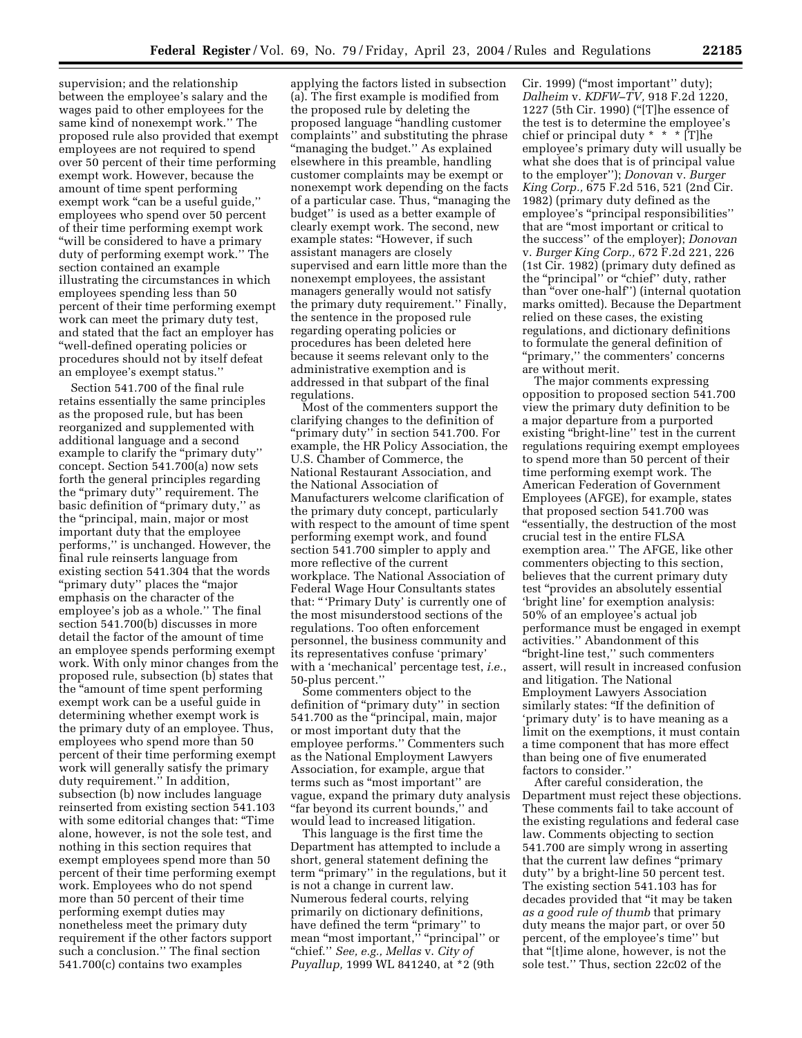supervision; and the relationship between the employee's salary and the wages paid to other employees for the same kind of nonexempt work.'' The proposed rule also provided that exempt employees are not required to spend over 50 percent of their time performing exempt work. However, because the amount of time spent performing exempt work ''can be a useful guide,'' employees who spend over 50 percent of their time performing exempt work ''will be considered to have a primary duty of performing exempt work.'' The section contained an example illustrating the circumstances in which employees spending less than 50 percent of their time performing exempt work can meet the primary duty test, and stated that the fact an employer has ''well-defined operating policies or procedures should not by itself defeat an employee's exempt status.''

Section 541.700 of the final rule retains essentially the same principles as the proposed rule, but has been reorganized and supplemented with additional language and a second example to clarify the ''primary duty'' concept. Section 541.700(a) now sets forth the general principles regarding the ''primary duty'' requirement. The basic definition of ''primary duty,'' as the ''principal, main, major or most important duty that the employee performs,'' is unchanged. However, the final rule reinserts language from existing section 541.304 that the words ''primary duty'' places the ''major emphasis on the character of the employee's job as a whole.'' The final section 541.700(b) discusses in more detail the factor of the amount of time an employee spends performing exempt work. With only minor changes from the proposed rule, subsection (b) states that the ''amount of time spent performing exempt work can be a useful guide in determining whether exempt work is the primary duty of an employee. Thus, employees who spend more than 50 percent of their time performing exempt work will generally satisfy the primary duty requirement.'' In addition, subsection (b) now includes language reinserted from existing section 541.103 with some editorial changes that: ''Time alone, however, is not the sole test, and nothing in this section requires that exempt employees spend more than 50 percent of their time performing exempt work. Employees who do not spend more than 50 percent of their time performing exempt duties may nonetheless meet the primary duty requirement if the other factors support such a conclusion.'' The final section 541.700(c) contains two examples applying the factors listed in subsection (a). The first example is modified from the proposed rule by deleting the proposed language ''handling customer complaints'' and substituting the phrase ''managing the budget.'' As explained elsewhere in this preamble, handling customer complaints may be exempt or nonexempt work depending on the facts of a particular case. Thus, ''managing the budget'' is used as a better example of clearly exempt work. The second, new example states: ''However, if such assistant managers are closely supervised and earn little more than the nonexempt employees, the assistant managers generally would not satisfy the primary duty requirement.'' Finally, the sentence in the proposed rule regarding operating policies or procedures has been deleted here because it seems relevant only to the administrative exemption and is addressed in that subpart of the final regulations.

Most of the commenters support the clarifying changes to the definition of ''primary duty'' in section 541.700. For example, the HR Policy Association, the U.S. Chamber of Commerce, the National Restaurant Association, and the National Association of Manufacturers welcome clarification of the primary duty concept, particularly with respect to the amount of time spent performing exempt work, and found section 541.700 simpler to apply and more reflective of the current workplace. The National Association of Federal Wage Hour Consultants states that: '' 'Primary Duty' is currently one of the most misunderstood sections of the regulations. Too often enforcement personnel, the business community and its representatives confuse 'primary' with a 'mechanical' percentage test, *i.e.*, 50-plus percent.''

Some commenters object to the definition of ''primary duty'' in section 541.700 as the ''principal, main, major or most important duty that the employee performs.'' Commenters such as the National Employment Lawyers Association, for example, argue that terms such as ''most important'' are vague, expand the primary duty analysis ''far beyond its current bounds,'' and would lead to increased litigation.

This language is the first time the Department has attempted to include a short, general statement defining the term ''primary'' in the regulations, but it is not a change in current law. Numerous federal courts, relying primarily on dictionary definitions, have defined the term ''primary'' to mean ''most important,'' ''principal'' or ''chief.'' *See, e.g., Mellas* v. *City of Puyallup,* 1999 WL 841240, at *2 (9th Cir. 1999) (''most important'' duty); *Dalheim* v. *KDFW–TV,* 918 F.2d 1220, 1227 (5th Cir. 1990) (''[T]he essence of the test is to determine the employee's chief or principal duty * * * [T]he employee's primary duty will usually be what she does that is of principal value to the employer''); *Donovan* v. *Burger King Corp.,* 675 F.2d 516, 521 (2nd Cir. 1982) (primary duty defined as the employee's ''principal responsibilities'' that are ''most important or critical to the success'' of the employer); *Donovan* v. *Burger King Corp.,* 672 F.2d 221, 226 (1st Cir. 1982) (primary duty defined as the ''principal'' or ''chief'' duty, rather than ''over one-half'') (internal quotation marks omitted). Because the Department relied on these cases, the existing regulations, and dictionary definitions to formulate the general definition of ''primary,'' the commenters' concerns are without merit.

The major comments expressing opposition to proposed section 541.700 view the primary duty definition to be a major departure from a purported existing ''bright-line'' test in the current regulations requiring exempt employees to spend more than 50 percent of their time performing exempt work. The American Federation of Government Employees (AFGE), for example, states that proposed section 541.700 was ''essentially, the destruction of the most crucial test in the entire FLSA exemption area.'' The AFGE, like other commenters objecting to this section, believes that the current primary duty test ''provides an absolutely essential 'bright line' for exemption analysis: 50% of an employee's actual job performance must be engaged in exempt activities.'' Abandonment of this ''bright-line test,'' such commenters assert, will result in increased confusion and litigation. The National Employment Lawyers Association similarly states: ''If the definition of 'primary duty' is to have meaning as a limit on the exemptions, it must contain a time component that has more effect than being one of five enumerated factors to consider.''

After careful consideration, the Department must reject these objections. These comments fail to take account of the existing regulations and federal case law. Comments objecting to section 541.700 are simply wrong in asserting that the current law defines ''primary duty'' by a bright-line 50 percent test. The existing section 541.103 has for decades provided that ''it may be taken *as a good rule of thumb* that primary duty means the major part, or over 50 percent, of the employee's time'' but that ''[t]ime alone, however, is not the sole test.'' Thus, section 22c02 of the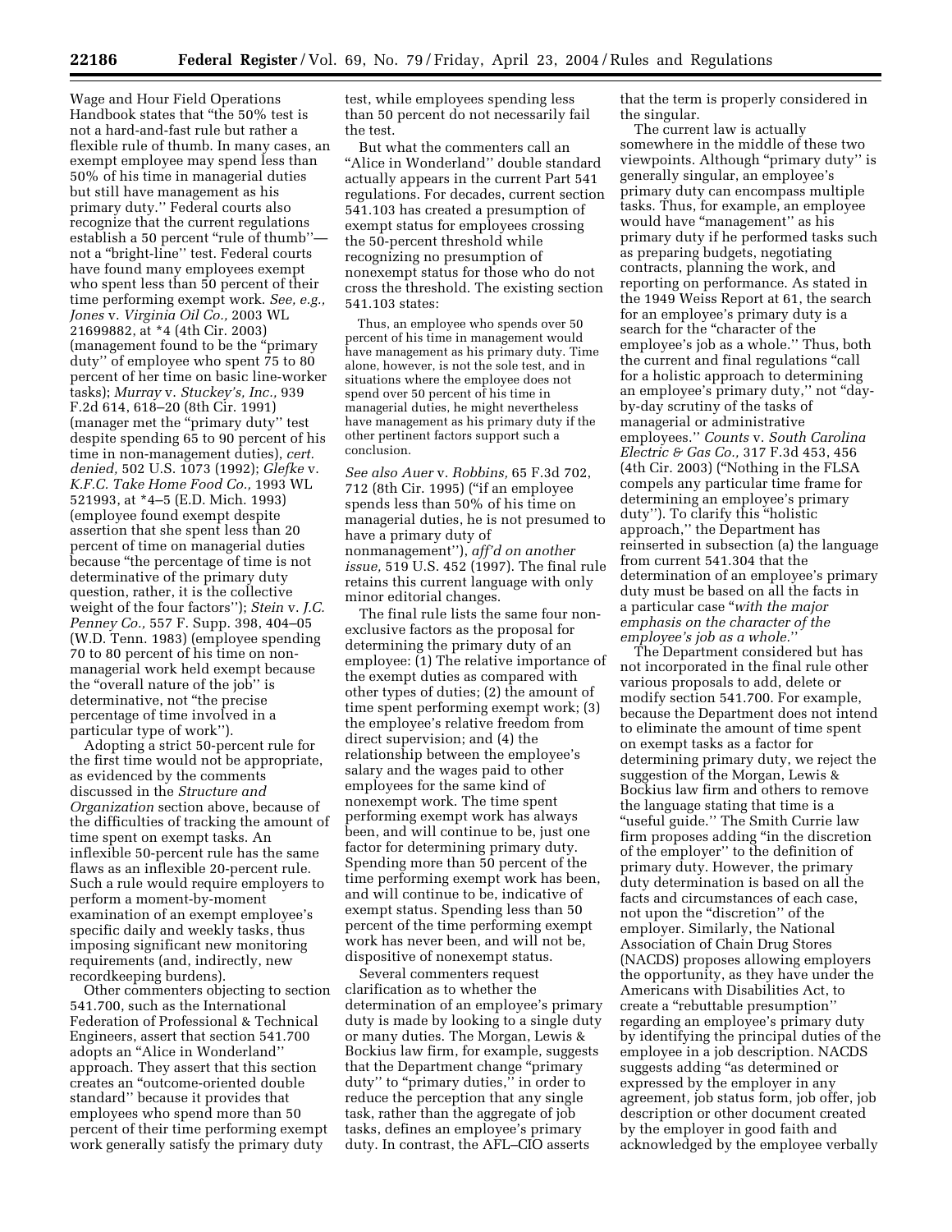Wage and Hour Field Operations Handbook states that "the 50% test is not a hard-and-fast rule but rather a flexible rule of thumb. In many cases, an exempt employee may spend less than 50% of his time in managerial duties but still have management as his primary duty." Federal courts also recognize that the current regulations establish a 50 percent "rule of thumb"—not a "bright-line" test. Federal courts have found many employees exempt who spent less than 50 percent of their time performing exempt work. *See, e.g., Jones* v. *Virginia Oil Co.,* 2003 WL 21699882, at *4 (4th Cir. 2003) (management found to be the "primary duty" of employee who spent 75 to 80 percent of her time on basic line-worker tasks); *Murray* v. *Stuckey's, Inc.,* 939 F.2d 614, 618–20 (8th Cir. 1991) (manager met the "primary duty" test despite spending 65 to 90 percent of his time in non-management duties), *cert. denied,* 502 U.S. 1073 (1992); *Glefke* v. *K.F.C. Take Home Food Co.,* 1993 WL 521993, at *4–5 (E.D. Mich. 1993) (employee found exempt despite assertion that she spent less than 20 percent of time on managerial duties because "the percentage of time is not determinative of the primary duty question, rather, it is the collective weight of the four factors"); *Stein* v. *J.C. Penney Co.,* 557 F. Supp. 398, 404–05 (W.D. Tenn. 1983) (employee spending 70 to 80 percent of his time on non-managerial work held exempt because the "overall nature of the job" is determinative, not "the precise percentage of time involved in a particular type of work").

Adopting a strict 50-percent rule for the first time would not be appropriate, as evidenced by the comments discussed in the *Structure and Organization* section above, because of the difficulties of tracking the amount of time spent on exempt tasks. An inflexible 50-percent rule has the same flaws as an inflexible 20-percent rule. Such a rule would require employers to perform a moment-by-moment examination of an exempt employee's specific daily and weekly tasks, thus imposing significant new monitoring requirements (and, indirectly, new recordkeeping burdens).

Other commenters objecting to section 541.700, such as the International Federation of Professional & Technical Engineers, assert that section 541.700 adopts an "Alice in Wonderland" approach. They assert that this section creates an "outcome-oriented double standard" because it provides that employees who spend more than 50 percent of their time performing exempt work generally satisfy the primary duty test, while employees spending less than 50 percent do not necessarily fail the test.

But what the commenters call an "Alice in Wonderland" double standard actually appears in the current Part 541 regulations. For decades, current section 541.103 has created a presumption of exempt status for employees crossing the 50-percent threshold while recognizing no presumption of nonexempt status for those who do not cross the threshold. The existing section 541.103 states:

> Thus, an employee who spends over 50 percent of his time in management would have management as his primary duty. Time alone, however, is not the sole test, and in situations where the employee does not spend over 50 percent of his time in managerial duties, he might nevertheless have management as his primary duty if the other pertinent factors support such a conclusion.

*See also Auer* v. *Robbins,* 65 F.3d 702, 712 (8th Cir. 1995) ("if an employee spends less than 50% of his time on managerial duties, he is not presumed to have a primary duty of nonmanagement"), *aff'd on another issue,* 519 U.S. 452 (1997). The final rule retains this current language with only minor editorial changes.

The final rule lists the same four non-exclusive factors as the proposal for determining the primary duty of an employee: (1) The relative importance of the exempt duties as compared with other types of duties; (2) the amount of time spent performing exempt work; (3) the employee's relative freedom from direct supervision; and (4) the relationship between the employee's salary and the wages paid to other employees for the same kind of nonexempt work. The time spent performing exempt work has always been, and will continue to be, just one factor for determining primary duty. Spending more than 50 percent of the time performing exempt work has been, and will continue to be, indicative of exempt status. Spending less than 50 percent of the time performing exempt work has never been, and will not be, dispositive of nonexempt status.

Several commenters request clarification as to whether the determination of an employee's primary duty is made by looking to a single duty or many duties. The Morgan, Lewis & Bockius law firm, for example, suggests that the Department change "primary duty" to "primary duties," in order to reduce the perception that any single task, rather than the aggregate of job tasks, defines an employee's primary duty. In contrast, the AFL–CIO asserts that the term is properly considered in the singular.

The current law is actually somewhere in the middle of these two viewpoints. Although "primary duty" is generally singular, an employee's primary duty can encompass multiple tasks. Thus, for example, an employee would have "management" as his primary duty if he performed tasks such as preparing budgets, negotiating contracts, planning the work, and reporting on performance. As stated in the 1949 Weiss Report at 61, the search for an employee's primary duty is a search for the "character of the employee's job as a whole." Thus, both the current and final regulations "call for a holistic approach to determining an employee's primary duty," not "day-by-day scrutiny of the tasks of managerial or administrative employees." *Counts* v. *South Carolina Electric & Gas Co.,* 317 F.3d 453, 456 (4th Cir. 2003) ("Nothing in the FLSA compels any particular time frame for determining an employee's primary duty"). To clarify this "holistic approach," the Department has reinserted in subsection (a) the language from current 541.304 that the determination of an employee's primary duty must be based on all the facts in a particular case "*with the major emphasis on the character of the employee's job as a whole.*"

The Department considered but has not incorporated in the final rule other various proposals to add, delete or modify section 541.700. For example, because the Department does not intend to eliminate the amount of time spent on exempt tasks as a factor for determining primary duty, we reject the suggestion of the Morgan, Lewis & Bockius law firm and others to remove the language stating that time is a "useful guide." The Smith Currie law firm proposes adding "in the discretion of the employer" to the definition of primary duty. However, the primary duty determination is based on all the facts and circumstances of each case, not upon the "discretion" of the employer. Similarly, the National Association of Chain Drug Stores (NACDS) proposes allowing employers the opportunity, as they have under the Americans with Disabilities Act, to create a "rebuttable presumption" regarding an employee's primary duty by identifying the principal duties of the employee in a job description. NACDS suggests adding "as determined or expressed by the employer in any agreement, job status form, job offer, job description or other document created by the employer in good faith and acknowledged by the employee verbally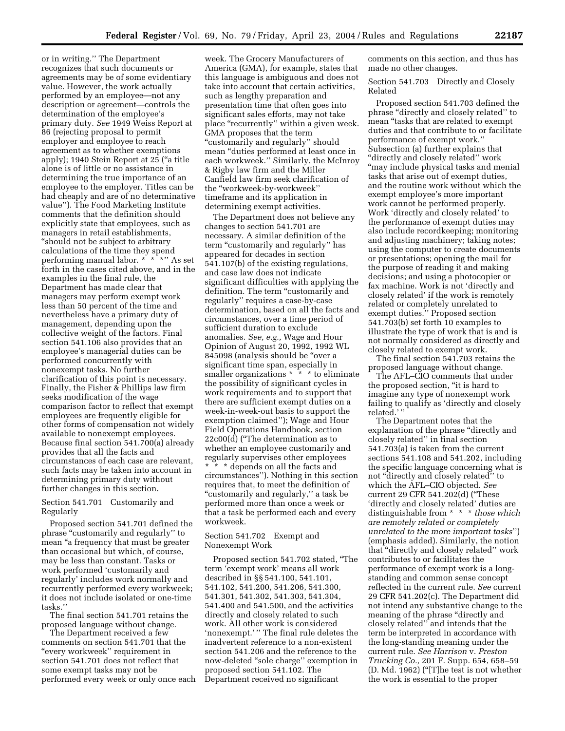or in writing.'' The Department recognizes that such documents or agreements may be of some evidentiary value. However, the work actually performed by an employee—not any description or agreement—controls the determination of the employee's primary duty. *See* 1949 Weiss Report at 86 (rejecting proposal to permit employer and employee to reach agreement as to whether exemptions apply); 1940 Stein Report at 25 (''a title alone is of little or no assistance in determining the true importance of an employee to the employer. Titles can be had cheaply and are of no determinative value''). The Food Marketing Institute comments that the definition should explicitly state that employees, such as managers in retail establishments, ''should not be subject to arbitrary calculations of the time they spend performing manual labor. * * *'' As set forth in the cases cited above, and in the examples in the final rule, the Department has made clear that managers may perform exempt work less than 50 percent of the time and nevertheless have a primary duty of management, depending upon the collective weight of the factors. Final section 541.106 also provides that an employee's managerial duties can be performed concurrently with nonexempt tasks. No further clarification of this point is necessary. Finally, the Fisher & Phillips law firm seeks modification of the wage comparison factor to reflect that exempt employees are frequently eligible for other forms of compensation not widely available to nonexempt employees. Because final section 541.700(a) already provides that all the facts and circumstances of each case are relevant, such facts may be taken into account in determining primary duty without further changes in this section.

Section 541.701 Customarily and Regularly

Proposed section 541.701 defined the phrase ''customarily and regularly'' to mean ''a frequency that must be greater than occasional but which, of course, may be less than constant. Tasks or work performed 'customarily and regularly' includes work normally and recurrently performed every workweek; it does not include isolated or one-time tasks.''

The final section 541.701 retains the proposed language without change.

The Department received a few comments on section 541.701 that the ''every workweek'' requirement in section 541.701 does not reflect that some exempt tasks may not be performed every week or only once each week. The Grocery Manufacturers of America (GMA), for example, states that this language is ambiguous and does not take into account that certain activities, such as lengthy preparation and presentation time that often goes into significant sales efforts, may not take place ''recurrently'' within a given week. GMA proposes that the term ''customarily and regularly'' should mean ''duties performed at least once in each workweek.'' Similarly, the McInroy & Rigby law firm and the Miller Canfield law firm seek clarification of the ''workweek-by-workweek'' timeframe and its application in determining exempt activities.

The Department does not believe any changes to section 541.701 are necessary. A similar definition of the term ''customarily and regularly'' has appeared for decades in section 541.107(b) of the existing regulations, and case law does not indicate significant difficulties with applying the definition. The term ''customarily and regularly'' requires a case-by-case determination, based on all the facts and circumstances, over a time period of sufficient duration to exclude anomalies. *See, e.g.,* Wage and Hour Opinion of August 20, 1992, 1992 WL 845098 (analysis should be ''over a significant time span, especially in smaller organizations * * * to eliminate the possibility of significant cycles in work requirements and to support that there are sufficient exempt duties on a week-in-week-out basis to support the exemption claimed''); Wage and Hour Field Operations Handbook, section 22c00(d) (''The determination as to whether an employee customarily and regularly supervises other employees * * * depends on all the facts and circumstances''). Nothing in this section requires that, to meet the definition of ''customarily and regularly,'' a task be performed more than once a week or that a task be performed each and every workweek.

Section 541.702 Exempt and Nonexempt Work

Proposed section 541.702 stated, ''The term 'exempt work' means all work described in §§ 541.100, 541.101, 541.102, 541.200, 541.206, 541.300, 541.301, 541.302, 541.303, 541.304, 541.400 and 541.500, and the activities directly and closely related to such work. All other work is considered 'nonexempt.' '' The final rule deletes the inadvertent reference to a non-existent section 541.206 and the reference to the now-deleted ''sole charge'' exemption in proposed section 541.102. The Department received no significant comments on this section, and thus has made no other changes.

Section 541.703 Directly and Closely Related

Proposed section 541.703 defined the phrase ''directly and closely related'' to mean ''tasks that are related to exempt duties and that contribute to or facilitate performance of exempt work.'' Subsection (a) further explains that ''directly and closely related'' work ''may include physical tasks and menial tasks that arise out of exempt duties, and the routine work without which the exempt employee's more important work cannot be performed properly. Work 'directly and closely related' to the performance of exempt duties may also include recordkeeping; monitoring and adjusting machinery; taking notes; using the computer to create documents or presentations; opening the mail for the purpose of reading it and making decisions; and using a photocopier or fax machine. Work is not 'directly and closely related' if the work is remotely related or completely unrelated to exempt duties.'' Proposed section 541.703(b) set forth 10 examples to illustrate the type of work that is and is not normally considered as directly and closely related to exempt work.

The final section 541.703 retains the proposed language without change.

The AFL–CIO comments that under the proposed section, ''it is hard to imagine any type of nonexempt work failing to qualify as 'directly and closely related.' ''

The Department notes that the explanation of the phrase ''directly and closely related'' in final section 541.703(a) is taken from the current sections 541.108 and 541.202, including the specific language concerning what is not ''directly and closely related'' to which the AFL–CIO objected. *See* current 29 CFR 541.202(d) (''These 'directly and closely related' duties are distinguishable from * * * *those which are remotely related or completely unrelated to the more important tasks*'') (emphasis added). Similarly, the notion that ''directly and closely related'' work contributes to or facilitates the performance of exempt work is a long-standing and common sense concept reflected in the current rule. *See* current 29 CFR 541.202(c). The Department did not intend any substantive change to the meaning of the phrase ''directly and closely related'' and intends that the term be interpreted in accordance with the long-standing meaning under the current rule. *See Harrison* v. *Preston Trucking Co.,* 201 F. Supp. 654, 658–59 (D. Md. 1962) (''[T]he test is not whether the work is essential to the proper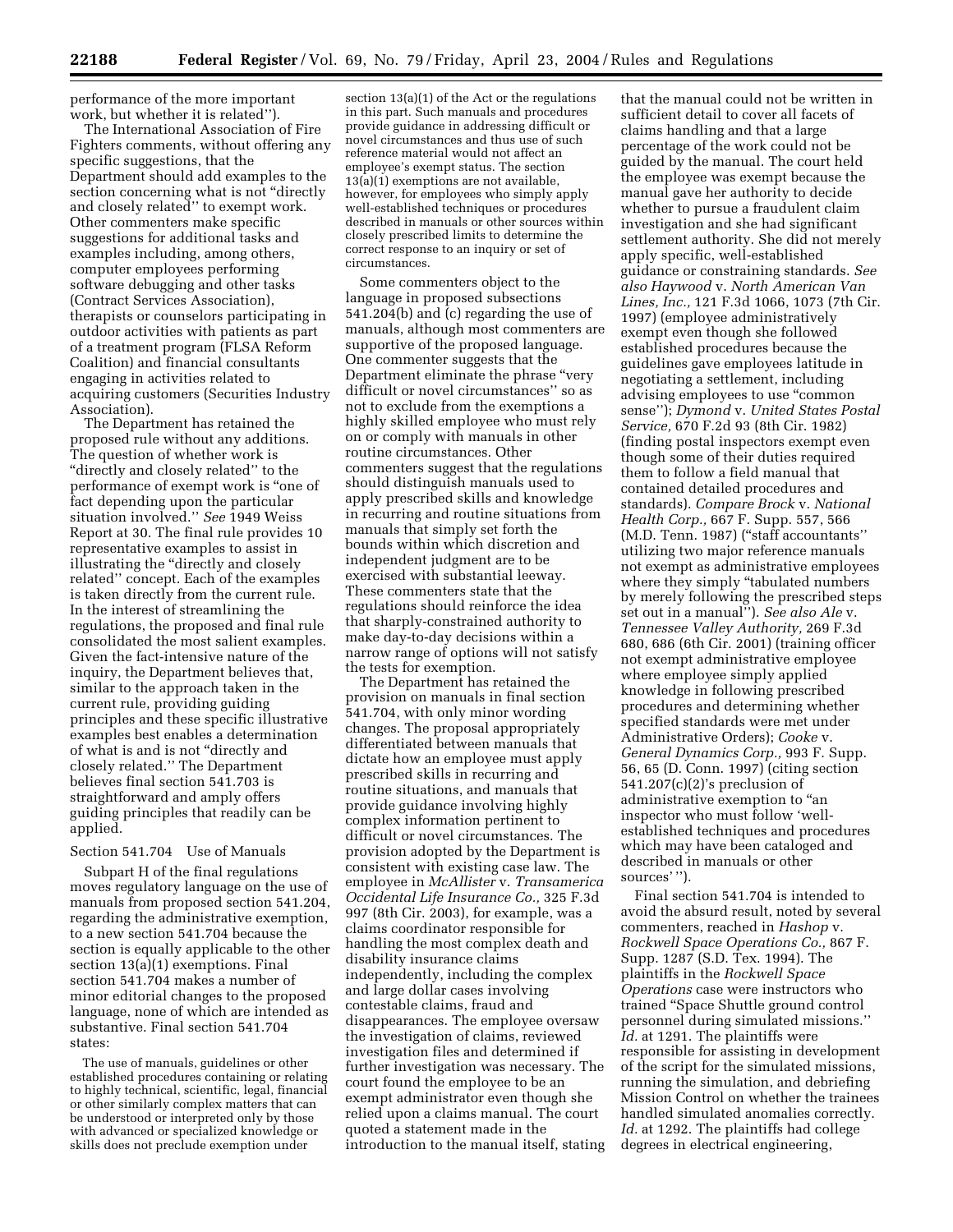performance of the more important work, but whether it is related'').

The International Association of Fire Fighters comments, without offering any specific suggestions, that the Department should add examples to the section concerning what is not ''directly and closely related'' to exempt work. Other commenters make specific suggestions for additional tasks and examples including, among others, computer employees performing software debugging and other tasks (Contract Services Association), therapists or counselors participating in outdoor activities with patients as part of a treatment program (FLSA Reform Coalition) and financial consultants engaging in activities related to acquiring customers (Securities Industry Association).

The Department has retained the proposed rule without any additions. The question of whether work is ''directly and closely related'' to the performance of exempt work is ''one of fact depending upon the particular situation involved.'' *See* 1949 Weiss Report at 30. The final rule provides 10 representative examples to assist in illustrating the ''directly and closely related'' concept. Each of the examples is taken directly from the current rule. In the interest of streamlining the regulations, the proposed and final rule consolidated the most salient examples. Given the fact-intensive nature of the inquiry, the Department believes that, similar to the approach taken in the current rule, providing guiding principles and these specific illustrative examples best enables a determination of what is and is not ''directly and closely related.'' The Department believes final section 541.703 is straightforward and amply offers guiding principles that readily can be applied.

Section 541.704 Use of Manuals

Subpart H of the final regulations moves regulatory language on the use of manuals from proposed section 541.204, regarding the administrative exemption, to a new section 541.704 because the section is equally applicable to the other section 13(a)(1) exemptions. Final section 541.704 makes a number of minor editorial changes to the proposed language, none of which are intended as substantive. Final section 541.704 states:

> The use of manuals, guidelines or other established procedures containing or relating to highly technical, scientific, legal, financial or other similarly complex matters that can be understood or interpreted only by those with advanced or specialized knowledge or skills does not preclude exemption under section 13(a)(1) of the Act or the regulations in this part. Such manuals and procedures provide guidance in addressing difficult or novel circumstances and thus use of such reference material would not affect an employee's exempt status. The section 13(a)(1) exemptions are not available, however, for employees who simply apply well-established techniques or procedures described in manuals or other sources within closely prescribed limits to determine the correct response to an inquiry or set of circumstances.

Some commenters object to the language in proposed subsections 541.204(b) and (c) regarding the use of manuals, although most commenters are supportive of the proposed language. One commenter suggests that the Department eliminate the phrase ''very difficult or novel circumstances'' so as not to exclude from the exemptions a highly skilled employee who must rely on or comply with manuals in other routine circumstances. Other commenters suggest that the regulations should distinguish manuals used to apply prescribed skills and knowledge in recurring and routine situations from manuals that simply set forth the bounds within which discretion and independent judgment are to be exercised with substantial leeway. These commenters state that the regulations should reinforce the idea that sharply-constrained authority to make day-to-day decisions within a narrow range of options will not satisfy the tests for exemption.

The Department has retained the provision on manuals in final section 541.704, with only minor wording changes. The proposal appropriately differentiated between manuals that dictate how an employee must apply prescribed skills in recurring and routine situations, and manuals that provide guidance involving highly complex information pertinent to difficult or novel circumstances. The provision adopted by the Department is consistent with existing case law. The employee in *McAllister* v. *Transamerica Occidental Life Insurance Co.,* 325 F.3d 997 (8th Cir. 2003), for example, was a claims coordinator responsible for handling the most complex death and disability insurance claims independently, including the complex and large dollar cases involving contestable claims, fraud and disappearances. The employee oversaw the investigation of claims, reviewed investigation files and determined if further investigation was necessary. The court found the employee to be an exempt administrator even though she relied upon a claims manual. The court quoted a statement made in the introduction to the manual itself, stating that the manual could not be written in sufficient detail to cover all facets of claims handling and that a large percentage of the work could not be guided by the manual. The court held the employee was exempt because the manual gave her authority to decide whether to pursue a fraudulent claim investigation and she had significant settlement authority. She did not merely apply specific, well-established guidance or constraining standards. *See also Haywood* v. *North American Van Lines, Inc.,* 121 F.3d 1066, 1073 (7th Cir. 1997) (employee administratively exempt even though she followed established procedures because the guidelines gave employees latitude in negotiating a settlement, including advising employees to use ''common sense''); *Dymond* v. *United States Postal Service,* 670 F.2d 93 (8th Cir. 1982) (finding postal inspectors exempt even though some of their duties required them to follow a field manual that contained detailed procedures and standards). *Compare Brock* v. *National Health Corp.,* 667 F. Supp. 557, 566 (M.D. Tenn. 1987) (''staff accountants'' utilizing two major reference manuals not exempt as administrative employees where they simply ''tabulated numbers by merely following the prescribed steps set out in a manual''). *See also Ale* v. *Tennessee Valley Authority,* 269 F.3d 680, 686 (6th Cir. 2001) (training officer not exempt administrative employee where employee simply applied knowledge in following prescribed procedures and determining whether specified standards were met under Administrative Orders); *Cooke* v. *General Dynamics Corp.,* 993 F. Supp. 56, 65 (D. Conn. 1997) (citing section 541.207(c)(2)'s preclusion of administrative exemption to ''an inspector who must follow 'well-established techniques and procedures which may have been cataloged and described in manuals or other sources' '').

Final section 541.704 is intended to avoid the absurd result, noted by several commenters, reached in *Hashop* v. *Rockwell Space Operations Co.,* 867 F. Supp. 1287 (S.D. Tex. 1994). The plaintiffs in the *Rockwell Space Operations* case were instructors who trained ''Space Shuttle ground control personnel during simulated missions.'' *Id.* at 1291. The plaintiffs were responsible for assisting in development of the script for the simulated missions, running the simulation, and debriefing Mission Control on whether the trainees handled simulated anomalies correctly. *Id.* at 1292. The plaintiffs had college degrees in electrical engineering,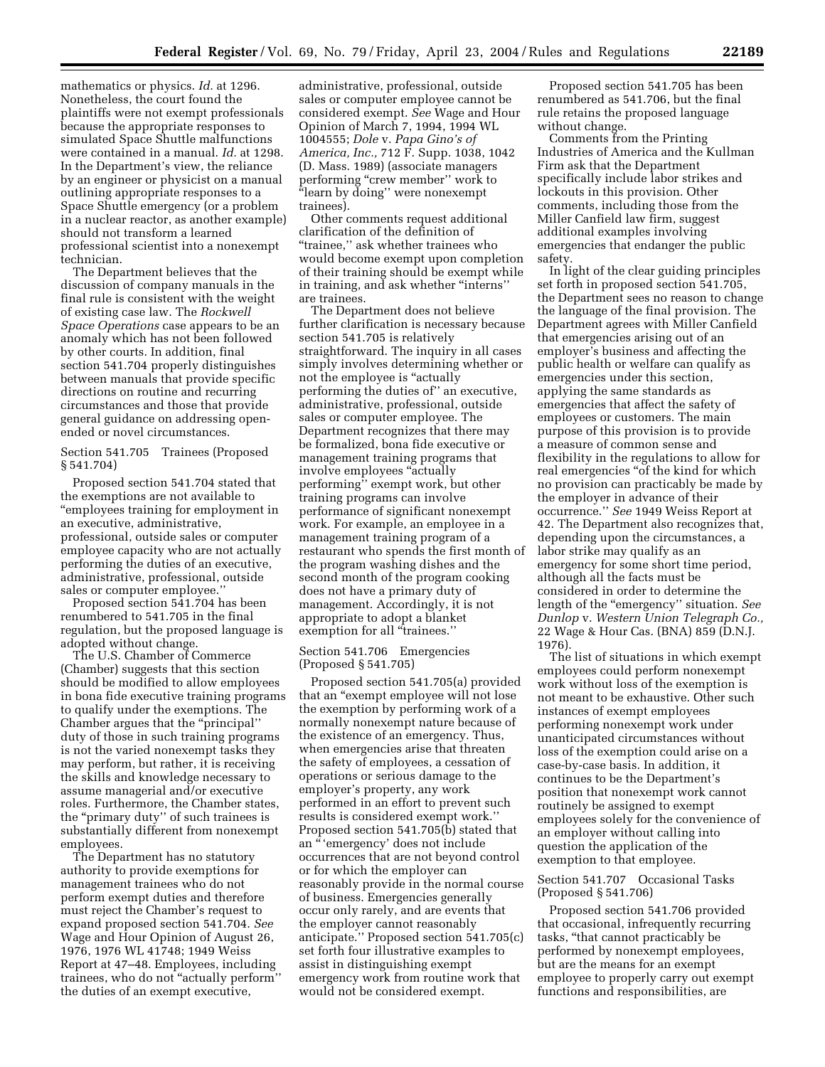mathematics or physics. *Id.* at 1296. Nonetheless, the court found the plaintiffs were not exempt professionals because the appropriate responses to simulated Space Shuttle malfunctions were contained in a manual. *Id.* at 1298. In the Department's view, the reliance by an engineer or physicist on a manual outlining appropriate responses to a Space Shuttle emergency (or a problem in a nuclear reactor, as another example) should not transform a learned professional scientist into a nonexempt technician.

The Department believes that the discussion of company manuals in the final rule is consistent with the weight of existing case law. The *Rockwell Space Operations* case appears to be an anomaly which has not been followed by other courts. In addition, final section 541.704 properly distinguishes between manuals that provide specific directions on routine and recurring circumstances and those that provide general guidance on addressing open-ended or novel circumstances.

Section 541.705 Trainees (Proposed § 541.704)

Proposed section 541.704 stated that the exemptions are not available to "employees training for employment in an executive, administrative, professional, outside sales or computer employee capacity who are not actually performing the duties of an executive, administrative, professional, outside sales or computer employee."

Proposed section 541.704 has been renumbered to 541.705 in the final regulation, but the proposed language is adopted without change.

The U.S. Chamber of Commerce (Chamber) suggests that this section should be modified to allow employees in bona fide executive training programs to qualify under the exemptions. The Chamber argues that the "principal" duty of those in such training programs is not the varied nonexempt tasks they may perform, but rather, it is receiving the skills and knowledge necessary to assume managerial and/or executive roles. Furthermore, the Chamber states, the "primary duty" of such trainees is substantially different from nonexempt employees.

The Department has no statutory authority to provide exemptions for management trainees who do not perform exempt duties and therefore must reject the Chamber's request to expand proposed section 541.704. *See* Wage and Hour Opinion of August 26, 1976, 1976 WL 41748; 1949 Weiss Report at 47–48. Employees, including trainees, who do not "actually perform" the duties of an exempt executive, administrative, professional, outside sales or computer employee cannot be considered exempt. *See* Wage and Hour Opinion of March 7, 1994, 1994 WL 1004555; *Dole* v. *Papa Gino's of America, Inc.,* 712 F. Supp. 1038, 1042 (D. Mass. 1989) (associate managers performing "crew member" work to "learn by doing" were nonexempt trainees).

Other comments request additional clarification of the definition of "trainee," ask whether trainees who would become exempt upon completion of their training should be exempt while in training, and ask whether "interns" are trainees.

The Department does not believe further clarification is necessary because section 541.705 is relatively straightforward. The inquiry in all cases simply involves determining whether or not the employee is "actually performing the duties of" an executive, administrative, professional, outside sales or computer employee. The Department recognizes that there may be formalized, bona fide executive or management training programs that involve employees "actually performing" exempt work, but other training programs can involve performance of significant nonexempt work. For example, an employee in a management training program of a restaurant who spends the first month of the program washing dishes and the second month of the program cooking does not have a primary duty of management. Accordingly, it is not appropriate to adopt a blanket exemption for all "trainees."

Section 541.706 Emergencies (Proposed § 541.705)

Proposed section 541.705(a) provided that an "exempt employee will not lose the exemption by performing work of a normally nonexempt nature because of the existence of an emergency. Thus, when emergencies arise that threaten the safety of employees, a cessation of operations or serious damage to the employer's property, any work performed in an effort to prevent such results is considered exempt work." Proposed section 541.705(b) stated that an "'emergency' does not include occurrences that are not beyond control or for which the employer can reasonably provide in the normal course of business. Emergencies generally occur only rarely, and are events that the employer cannot reasonably anticipate." Proposed section 541.705(c) set forth four illustrative examples to assist in distinguishing exempt emergency work from routine work that would not be considered exempt.

Proposed section 541.705 has been renumbered as 541.706, but the final rule retains the proposed language without change.

Comments from the Printing Industries of America and the Kullman Firm ask that the Department specifically include labor strikes and lockouts in this provision. Other comments, including those from the Miller Canfield law firm, suggest additional examples involving emergencies that endanger the public safety.

In light of the clear guiding principles set forth in proposed section 541.705, the Department sees no reason to change the language of the final provision. The Department agrees with Miller Canfield that emergencies arising out of an employer's business and affecting the public health or welfare can qualify as emergencies under this section, applying the same standards as emergencies that affect the safety of employees or customers. The main purpose of this provision is to provide a measure of common sense and flexibility in the regulations to allow for real emergencies "of the kind for which no provision can practicably be made by the employer in advance of their occurrence." *See* 1949 Weiss Report at 42. The Department also recognizes that, depending upon the circumstances, a labor strike may qualify as an emergency for some short time period, although all the facts must be considered in order to determine the length of the "emergency" situation. *See Dunlop* v. *Western Union Telegraph Co.,* 22 Wage & Hour Cas. (BNA) 859 (D.N.J. 1976).

The list of situations in which exempt employees could perform nonexempt work without loss of the exemption is not meant to be exhaustive. Other such instances of exempt employees performing nonexempt work under unanticipated circumstances without loss of the exemption could arise on a case-by-case basis. In addition, it continues to be the Department's position that nonexempt work cannot routinely be assigned to exempt employees solely for the convenience of an employer without calling into question the application of the exemption to that employee.

Section 541.707 Occasional Tasks (Proposed § 541.706)

Proposed section 541.706 provided that occasional, infrequently recurring tasks, "that cannot practicably be performed by nonexempt employees, but are the means for an exempt employee to properly carry out exempt functions and responsibilities, are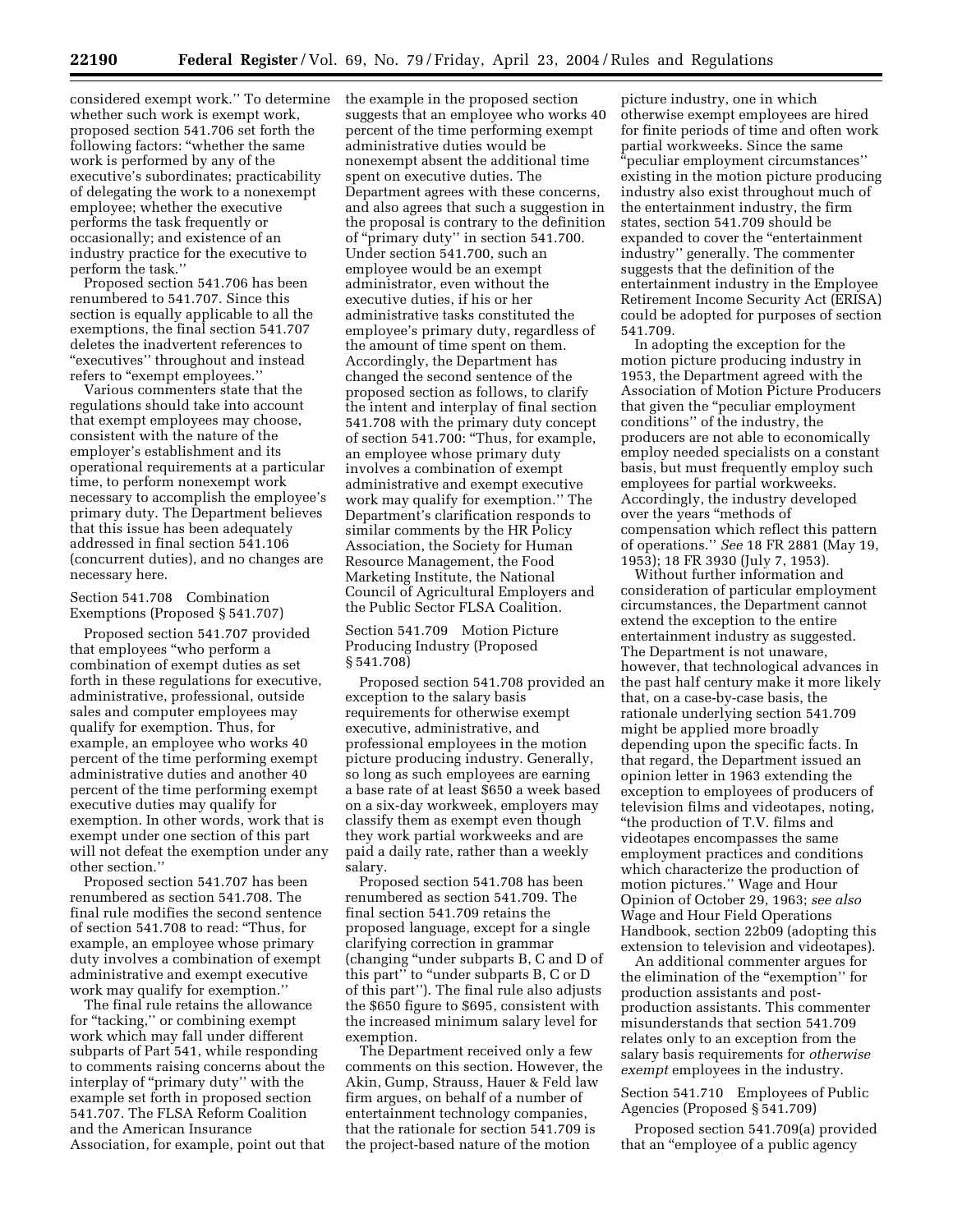considered exempt work.'' To determine whether such work is exempt work, proposed section 541.706 set forth the following factors: "whether the same work is performed by any of the executive's subordinates; practicability of delegating the work to a nonexempt employee; whether the executive performs the task frequently or occasionally; and existence of an industry practice for the executive to perform the task.''

Proposed section 541.706 has been renumbered to 541.707. Since this section is equally applicable to all the exemptions, the final section 541.707 deletes the inadvertent references to "executives'' throughout and instead refers to "exempt employees.''

Various commenters state that the regulations should take into account that exempt employees may choose, consistent with the nature of the employer's establishment and its operational requirements at a particular time, to perform nonexempt work necessary to accomplish the employee's primary duty. The Department believes that this issue has been adequately addressed in final section 541.106 (concurrent duties), and no changes are necessary here.

Section 541.708 Combination Exemptions (Proposed § 541.707)

Proposed section 541.707 provided that employees "who perform a combination of exempt duties as set forth in these regulations for executive, administrative, professional, outside sales and computer employees may qualify for exemption. Thus, for example, an employee who works 40 percent of the time performing exempt administrative duties and another 40 percent of the time performing exempt executive duties may qualify for exemption. In other words, work that is exempt under one section of this part will not defeat the exemption under any other section.''

Proposed section 541.707 has been renumbered as section 541.708. The final rule modifies the second sentence of section 541.708 to read: "Thus, for example, an employee whose primary duty involves a combination of exempt administrative and exempt executive work may qualify for exemption.''

The final rule retains the allowance for "tacking,'' or combining exempt work which may fall under different subparts of Part 541, while responding to comments raising concerns about the interplay of "primary duty'' with the example set forth in proposed section 541.707. The FLSA Reform Coalition and the American Insurance Association, for example, point out that the example in the proposed section suggests that an employee who works 40 percent of the time performing exempt administrative duties would be nonexempt absent the additional time spent on executive duties. The Department agrees with these concerns, and also agrees that such a suggestion in the proposal is contrary to the definition of "primary duty'' in section 541.700. Under section 541.700, such an employee would be an exempt administrator, even without the executive duties, if his or her administrative tasks constituted the employee's primary duty, regardless of the amount of time spent on them. Accordingly, the Department has changed the second sentence of the proposed section as follows, to clarify the intent and interplay of final section 541.708 with the primary duty concept of section 541.700: "Thus, for example, an employee whose primary duty involves a combination of exempt administrative and exempt executive work may qualify for exemption.'' The Department's clarification responds to similar comments by the HR Policy Association, the Society for Human Resource Management, the Food Marketing Institute, the National Council of Agricultural Employers and the Public Sector FLSA Coalition.

Section 541.709 Motion Picture Producing Industry (Proposed § 541.708)

Proposed section 541.708 provided an exception to the salary basis requirements for otherwise exempt executive, administrative, and professional employees in the motion picture producing industry. Generally, so long as such employees are earning a base rate of at least $650 a week based on a six-day workweek, employers may classify them as exempt even though they work partial workweeks and are paid a daily rate, rather than a weekly salary.

Proposed section 541.708 has been renumbered as section 541.709. The final section 541.709 retains the proposed language, except for a single clarifying correction in grammar (changing "under subparts B, C and D of this part'' to "under subparts B, C or D of this part''). The final rule also adjusts the $650 figure to $695, consistent with the increased minimum salary level for exemption.

The Department received only a few comments on this section. However, the Akin, Gump, Strauss, Hauer & Feld law firm argues, on behalf of a number of entertainment technology companies, that the rationale for section 541.709 is the project-based nature of the motion picture industry, one in which otherwise exempt employees are hired for finite periods of time and often work partial workweeks. Since the same "peculiar employment circumstances'' existing in the motion picture producing industry also exist throughout much of the entertainment industry, the firm states, section 541.709 should be expanded to cover the "entertainment industry'' generally. The commenter suggests that the definition of the entertainment industry in the Employee Retirement Income Security Act (ERISA) could be adopted for purposes of section 541.709.

In adopting the exception for the motion picture producing industry in 1953, the Department agreed with the Association of Motion Picture Producers that given the "peculiar employment conditions'' of the industry, the producers are not able to economically employ needed specialists on a constant basis, but must frequently employ such employees for partial workweeks. Accordingly, the industry developed over the years "methods of compensation which reflect this pattern of operations.'' *See* 18 FR 2881 (May 19, 1953); 18 FR 3930 (July 7, 1953).

Without further information and consideration of particular employment circumstances, the Department cannot extend the exception to the entire entertainment industry as suggested. The Department is not unaware, however, that technological advances in the past half century make it more likely that, on a case-by-case basis, the rationale underlying section 541.709 might be applied more broadly depending upon the specific facts. In that regard, the Department issued an opinion letter in 1963 extending the exception to employees of producers of television films and videotapes, noting, "the production of T.V. films and videotapes encompasses the same employment practices and conditions which characterize the production of motion pictures.'' Wage and Hour Opinion of October 29, 1963; *see also* Wage and Hour Field Operations Handbook, section 22b09 (adopting this extension to television and videotapes).

An additional commenter argues for the elimination of the "exemption'' for production assistants and post-production assistants. This commenter misunderstands that section 541.709 relates only to an exception from the salary basis requirements for *otherwise exempt* employees in the industry.

Section 541.710 Employees of Public Agencies (Proposed § 541.709)

Proposed section 541.709(a) provided that an "employee of a public agency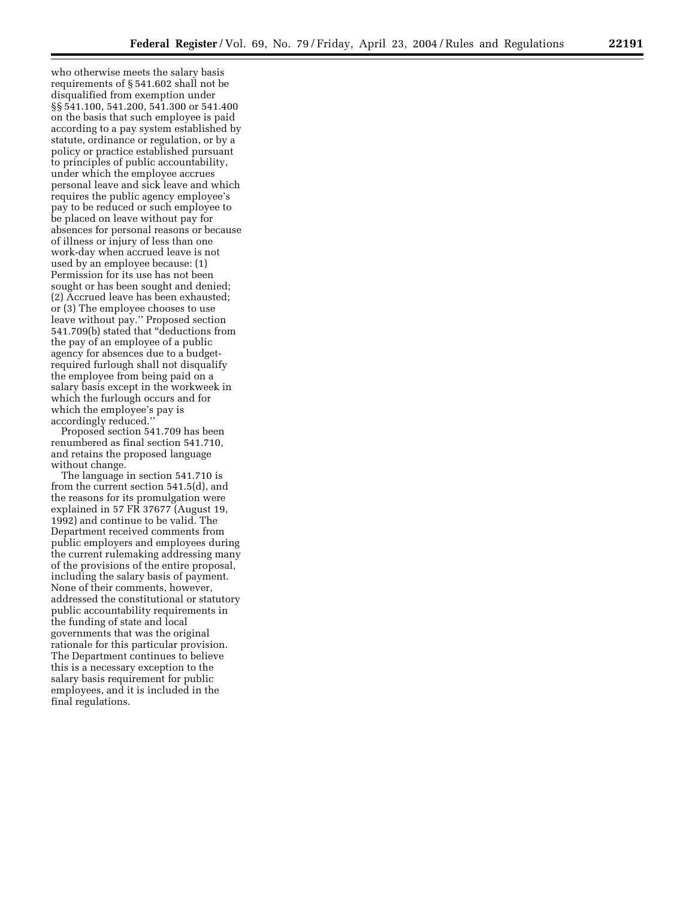who otherwise meets the salary basis requirements of § 541.602 shall not be disqualified from exemption under §§ 541.100, 541.200, 541.300 or 541.400 on the basis that such employee is paid according to a pay system established by statute, ordinance or regulation, or by a policy or practice established pursuant to principles of public accountability, under which the employee accrues personal leave and sick leave and which requires the public agency employee's pay to be reduced or such employee to be placed on leave without pay for absences for personal reasons or because of illness or injury of less than one work-day when accrued leave is not used by an employee because: (1) Permission for its use has not been sought or has been sought and denied; (2) Accrued leave has been exhausted; or (3) The employee chooses to use leave without pay.'' Proposed section 541.709(b) stated that "deductions from the pay of an employee of a public agency for absences due to a budget-required furlough shall not disqualify the employee from being paid on a salary basis except in the workweek in which the furlough occurs and for which the employee's pay is accordingly reduced.''

Proposed section 541.709 has been renumbered as final section 541.710, and retains the proposed language without change.

The language in section 541.710 is from the current section 541.5(d), and the reasons for its promulgation were explained in 57 FR 37677 (August 19, 1992) and continue to be valid. The Department received comments from public employers and employees during the current rulemaking addressing many of the provisions of the entire proposal, including the salary basis of payment. None of their comments, however, addressed the constitutional or statutory public accountability requirements in the funding of state and local governments that was the original rationale for this particular provision. The Department continues to believe this is a necessary exception to the salary basis requirement for public employees, and it is included in the final regulations.